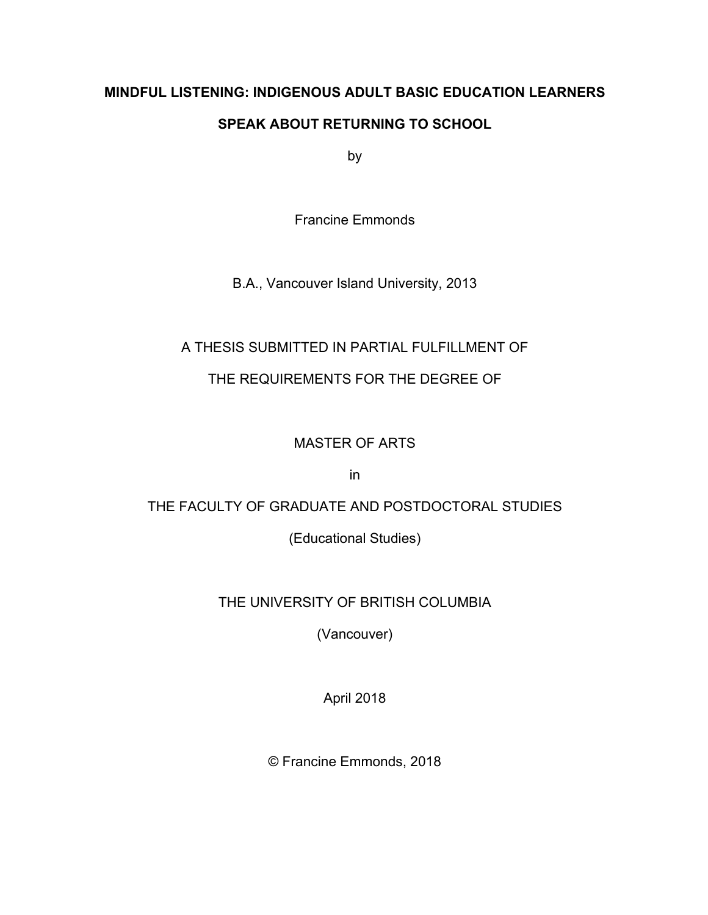# MINDFUL LISTENING: INDIGENOUS ADULT BASIC EDUCATION LEARNERS SPEAK ABOUT RETURNING TO SCHOOL

by

Francine Emmonds

B.A., Vancouver Island University, 2013

A THESIS SUBMITTED IN PARTIAL FULFILLMENT OF

THE REQUIREMENTS FOR THE DEGREE OF

MASTER OF ARTS

in

THE FACULTY OF GRADUATE AND POSTDOCTORAL STUDIES

(Educational Studies)

THE UNIVERSITY OF BRITISH COLUMBIA

(Vancouver)

April 2018

© Francine Emmonds, 2018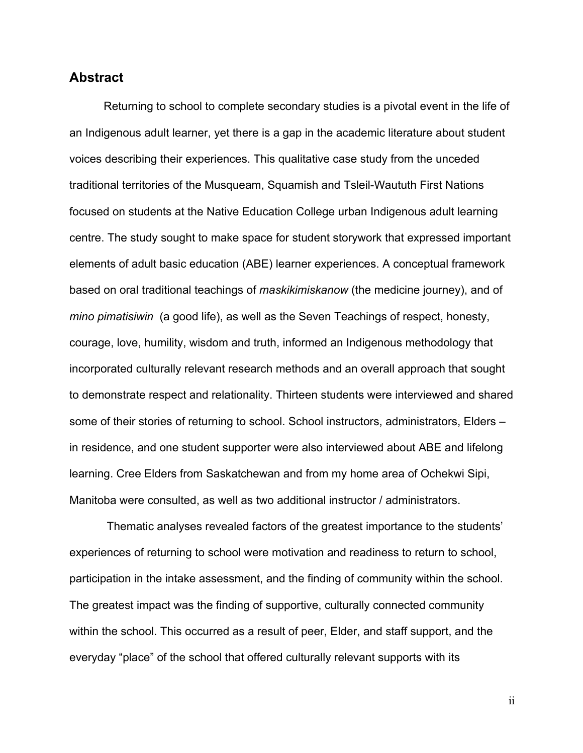## Abstract

Returning to school to complete secondary studies is a pivotal event in the life of an Indigenous adult learner, yet there is a gap in the academic literature about student voices describing their experiences. This qualitative case study from the unceded traditional territories of the Musqueam, Squamish and Tsleil-Waututh First Nations focused on students at the Native Education College urban Indigenous adult learning centre. The study sought to make space for student storywork that expressed important elements of adult basic education (ABE) learner experiences. A conceptual framework based on oral traditional teachings of *maskikimiskanow* (the medicine journey), and of *mino pimatisiwin* (a good life), as well as the Seven Teachings of respect, honesty, courage, love, humility, wisdom and truth, informed an Indigenous methodology that incorporated culturally relevant research methods and an overall approach that sought to demonstrate respect and relationality. Thirteen students were interviewed and shared some of their stories of returning to school. School instructors, administrators, Elders – in residence, and one student supporter were also interviewed about ABE and lifelong learning. Cree Elders from Saskatchewan and from my home area of Ochekwi Sipi, Manitoba were consulted, as well as two additional instructor / administrators.

Thematic analyses revealed factors of the greatest importance to the students' experiences of returning to school were motivation and readiness to return to school, participation in the intake assessment, and the finding of community within the school. The greatest impact was the finding of supportive, culturally connected community within the school. This occurred as a result of peer, Elder, and staff support, and the everyday "place" of the school that offered culturally relevant supports with its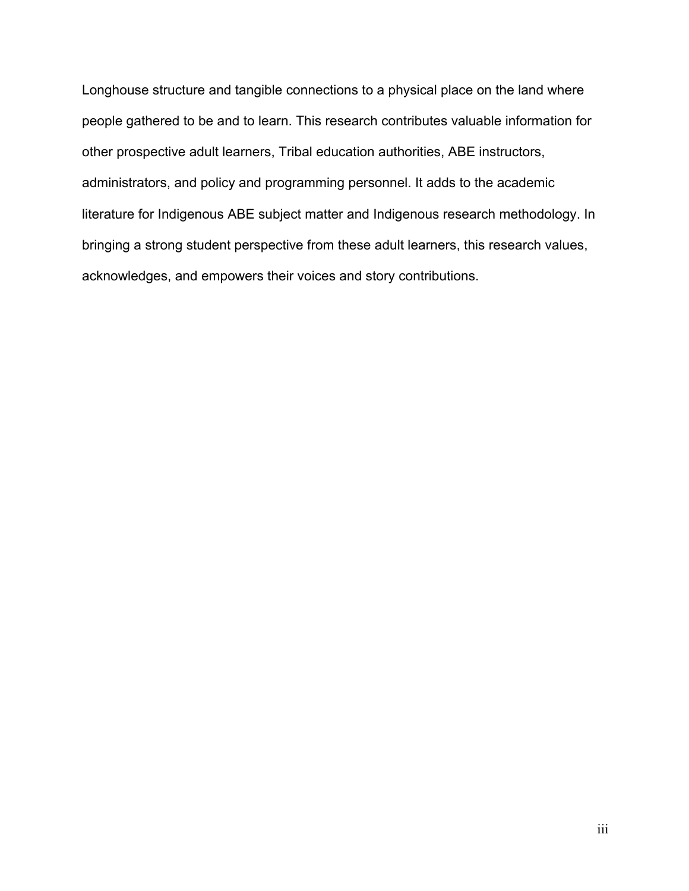Longhouse structure and tangible connections to a physical place on the land where people gathered to be and to learn. This research contributes valuable information for other prospective adult learners, Tribal education authorities, ABE instructors, administrators, and policy and programming personnel. It adds to the academic literature for Indigenous ABE subject matter and Indigenous research methodology. In bringing a strong student perspective from these adult learners, this research values, acknowledges, and empowers their voices and story contributions.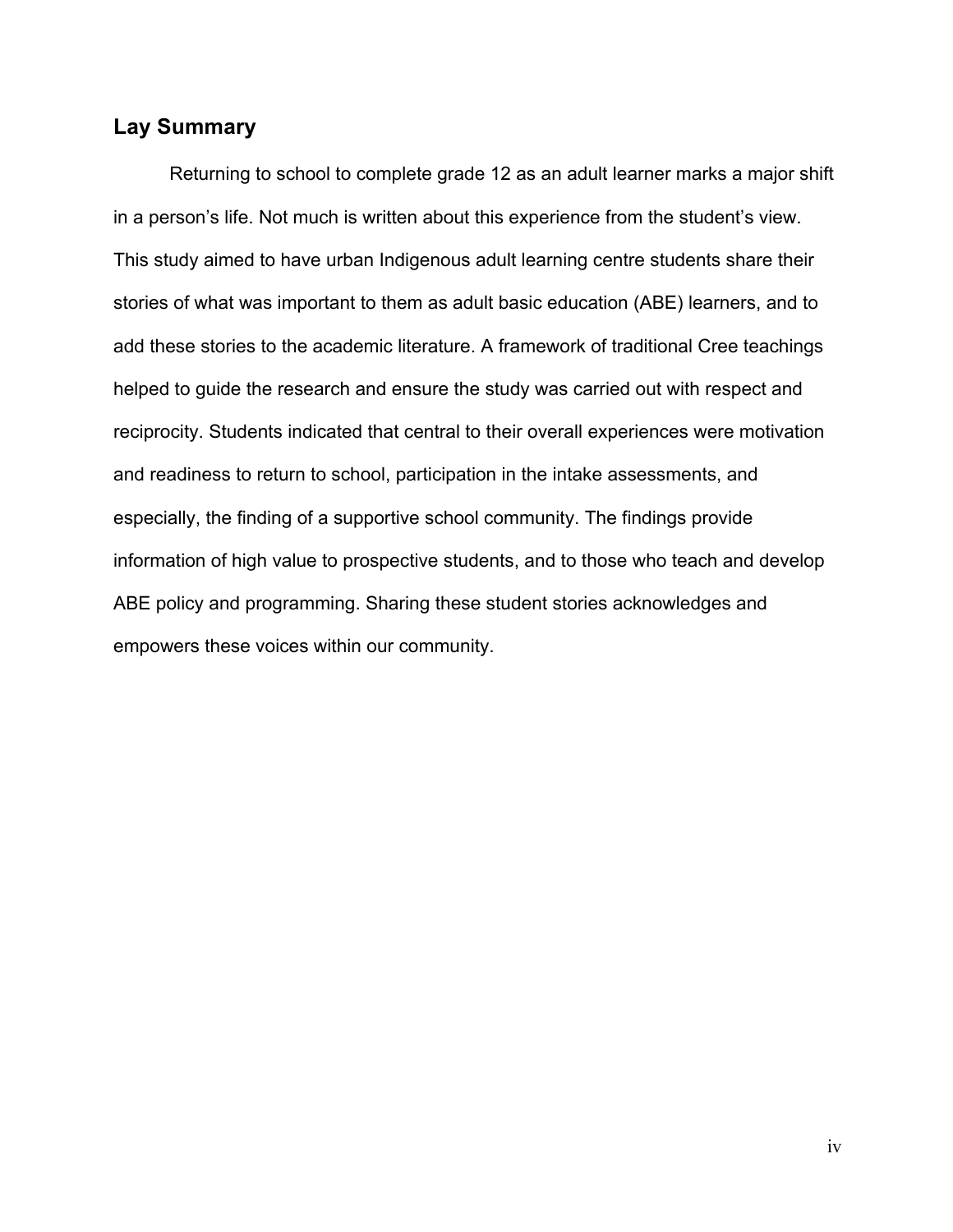## Lay Summary

Returning to school to complete grade 12 as an adult learner marks a major shift in a person's life. Not much is written about this experience from the student's view. This study aimed to have urban Indigenous adult learning centre students share their stories of what was important to them as adult basic education (ABE) learners, and to add these stories to the academic literature. A framework of traditional Cree teachings helped to guide the research and ensure the study was carried out with respect and reciprocity. Students indicated that central to their overall experiences were motivation and readiness to return to school, participation in the intake assessments, and especially, the finding of a supportive school community. The findings provide information of high value to prospective students, and to those who teach and develop ABE policy and programming. Sharing these student stories acknowledges and empowers these voices within our community.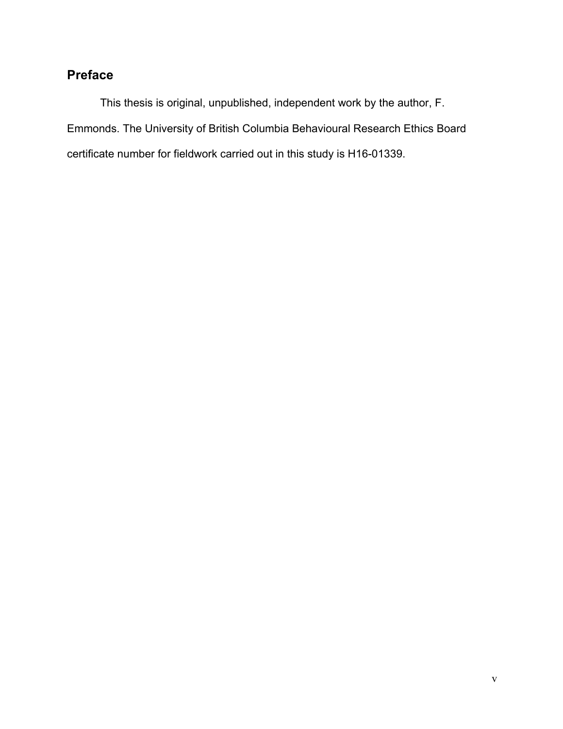## Preface

This thesis is original, unpublished, independent work by the author, F. Emmonds. The University of British Columbia Behavioural Research Ethics Board certificate number for fieldwork carried out in this study is H16-01339.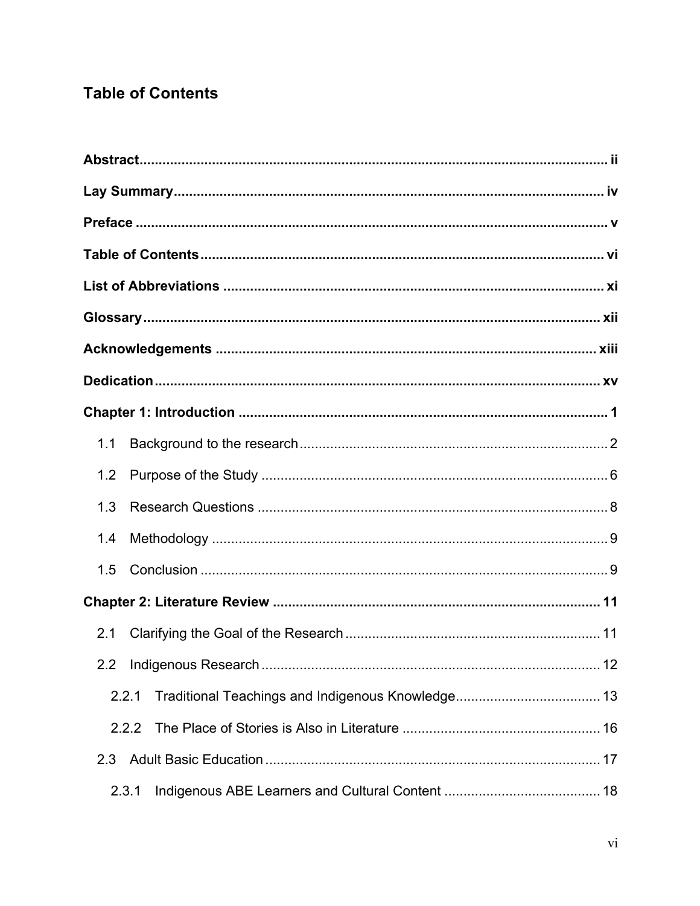## Table of Contents

**Abstract** ........................................................................................................ ii

**Lay Summary** ................................................................................................ iv

**Preface** .......................................................................................................... v

**Table of Contents** ......................................................................................... vi

**List of Abbreviations** ................................................................................... xi

**Glossary** ........................................................................................................ xii

**Acknowledgements** ..................................................................................... xiii

**Dedication** ..................................................................................................... xv

**Chapter 1: Introduction** ................................................................................ 1

- 1.1 Background to the research ........................................................................ 2
- 1.2 Purpose of the Study ................................................................................... 6
- 1.3 Research Questions ..................................................................................... 8
- 1.4 Methodology ................................................................................................ 9
- 1.5 Conclusion ................................................................................................... 9

**Chapter 2: Literature Review** ....................................................................... 11

- 2.1 Clarifying the Goal of the Research .......................................................... 11
- 2.2 Indigenous Research .................................................................................. 12
  - 2.2.1 Traditional Teachings and Indigenous Knowledge ................................ 13
  - 2.2.2 The Place of Stories is Also in Literature ............................................. 16
- 2.3 Adult Basic Education ................................................................................ 17
  - 2.3.1 Indigenous ABE Learners and Cultural Content ................................... 18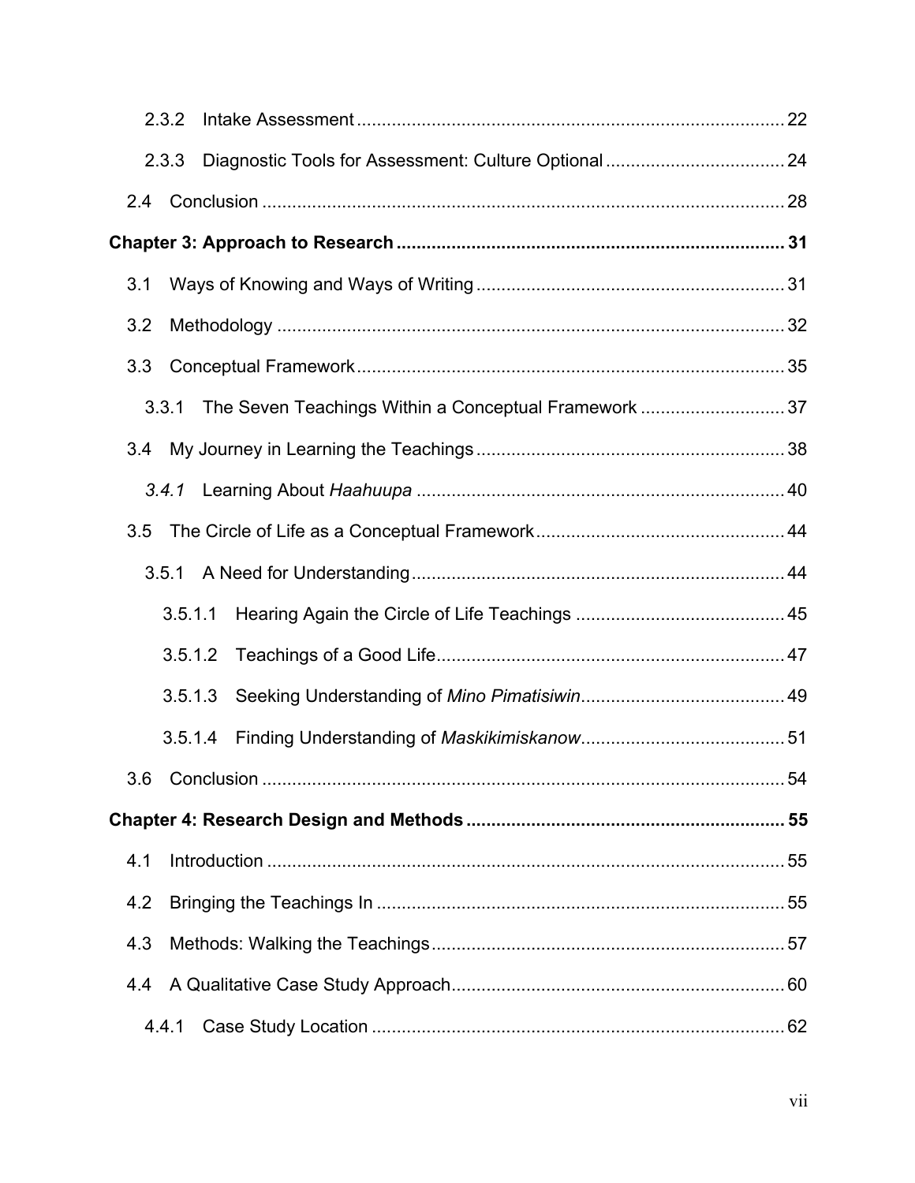2.3.2 Intake Assessment ..................................................................................... 22

2.3.3 Diagnostic Tools for Assessment: Culture Optional .................................... 24

2.4 Conclusion ......................................................................................................... 28

**Chapter 3: Approach to Research ............................................................................. 31**

3.1 Ways of Knowing and Ways of Writing ............................................................. 31

3.2 Methodology ...................................................................................................... 32

3.3 Conceptual Framework ..................................................................................... 35

3.3.1 The Seven Teachings Within a Conceptual Framework ............................. 37

3.4 My Journey in Learning the Teachings ............................................................. 38

*3.4.1* Learning About *Haahuupa* .......................................................................... 40

3.5 The Circle of Life as a Conceptual Framework ................................................. 44

3.5.1 A Need for Understanding ........................................................................... 44

3.5.1.1 Hearing Again the Circle of Life Teachings .......................................... 45

3.5.1.2 Teachings of a Good Life ...................................................................... 47

3.5.1.3 Seeking Understanding of *Mino Pimatisiwin* ......................................... 49

3.5.1.4 Finding Understanding of *Maskikimiskanow* ......................................... 51

3.6 Conclusion ......................................................................................................... 54

**Chapter 4: Research Design and Methods ................................................................ 55**

4.1 Introduction ....................................................................................................... 55

4.2 Bringing the Teachings In ................................................................................. 55

4.3 Methods: Walking the Teachings ...................................................................... 57

4.4 A Qualitative Case Study Approach .................................................................. 60

4.4.1 Case Study Location ................................................................................... 62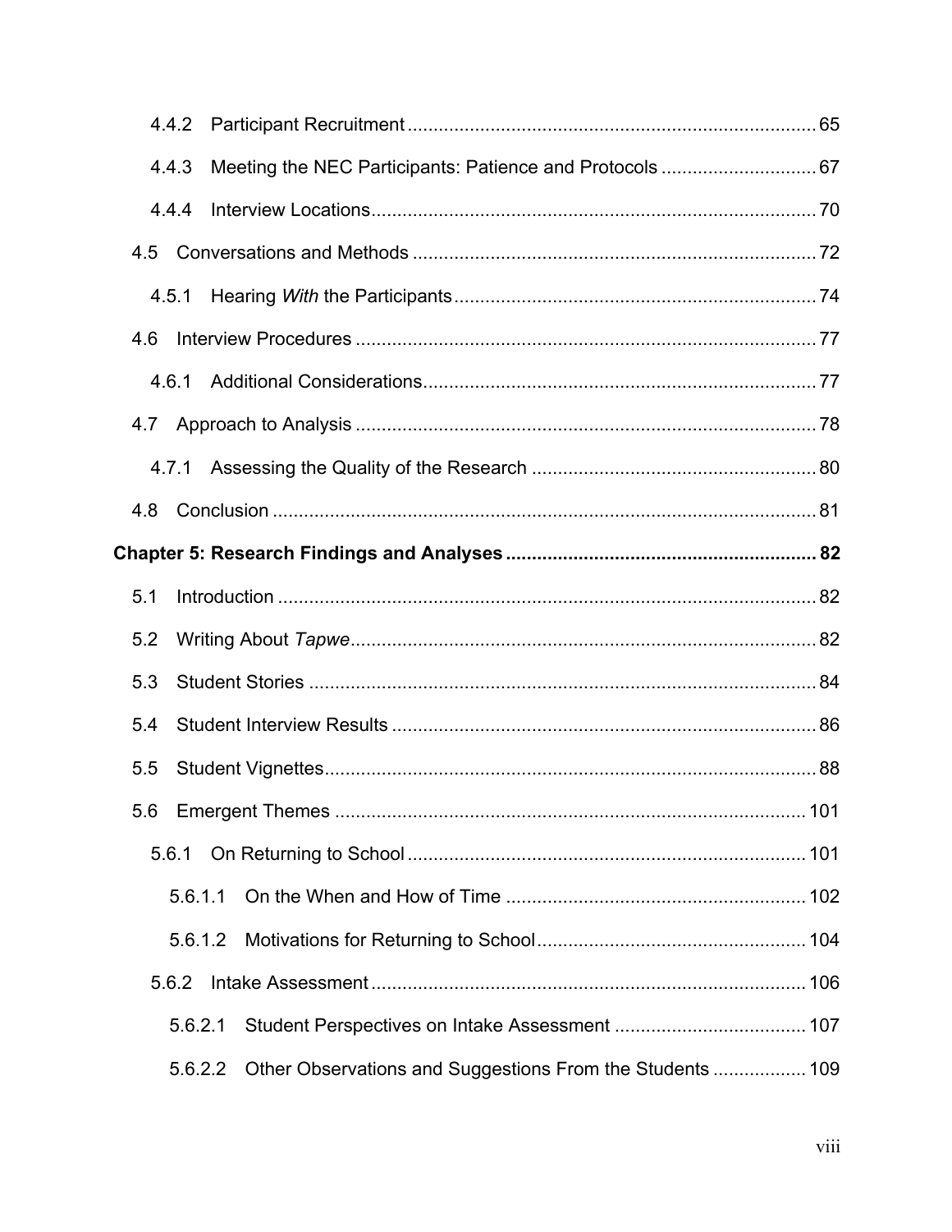4.4.2 Participant Recruitment ..... 65

4.4.3 Meeting the NEC Participants: Patience and Protocols ..... 67

4.4.4 Interview Locations ..... 70

4.5 Conversations and Methods ..... 72

4.5.1 Hearing *With* the Participants ..... 74

4.6 Interview Procedures ..... 77

4.6.1 Additional Considerations ..... 77

4.7 Approach to Analysis ..... 78

4.7.1 Assessing the Quality of the Research ..... 80

4.8 Conclusion ..... 81

**Chapter 5: Research Findings and Analyses ..... 82**

5.1 Introduction ..... 82

5.2 Writing About *Tapwe* ..... 82

5.3 Student Stories ..... 84

5.4 Student Interview Results ..... 86

5.5 Student Vignettes ..... 88

5.6 Emergent Themes ..... 101

5.6.1 On Returning to School ..... 101

5.6.1.1 On the When and How of Time ..... 102

5.6.1.2 Motivations for Returning to School ..... 104

5.6.2 Intake Assessment ..... 106

5.6.2.1 Student Perspectives on Intake Assessment ..... 107

5.6.2.2 Other Observations and Suggestions From the Students ..... 109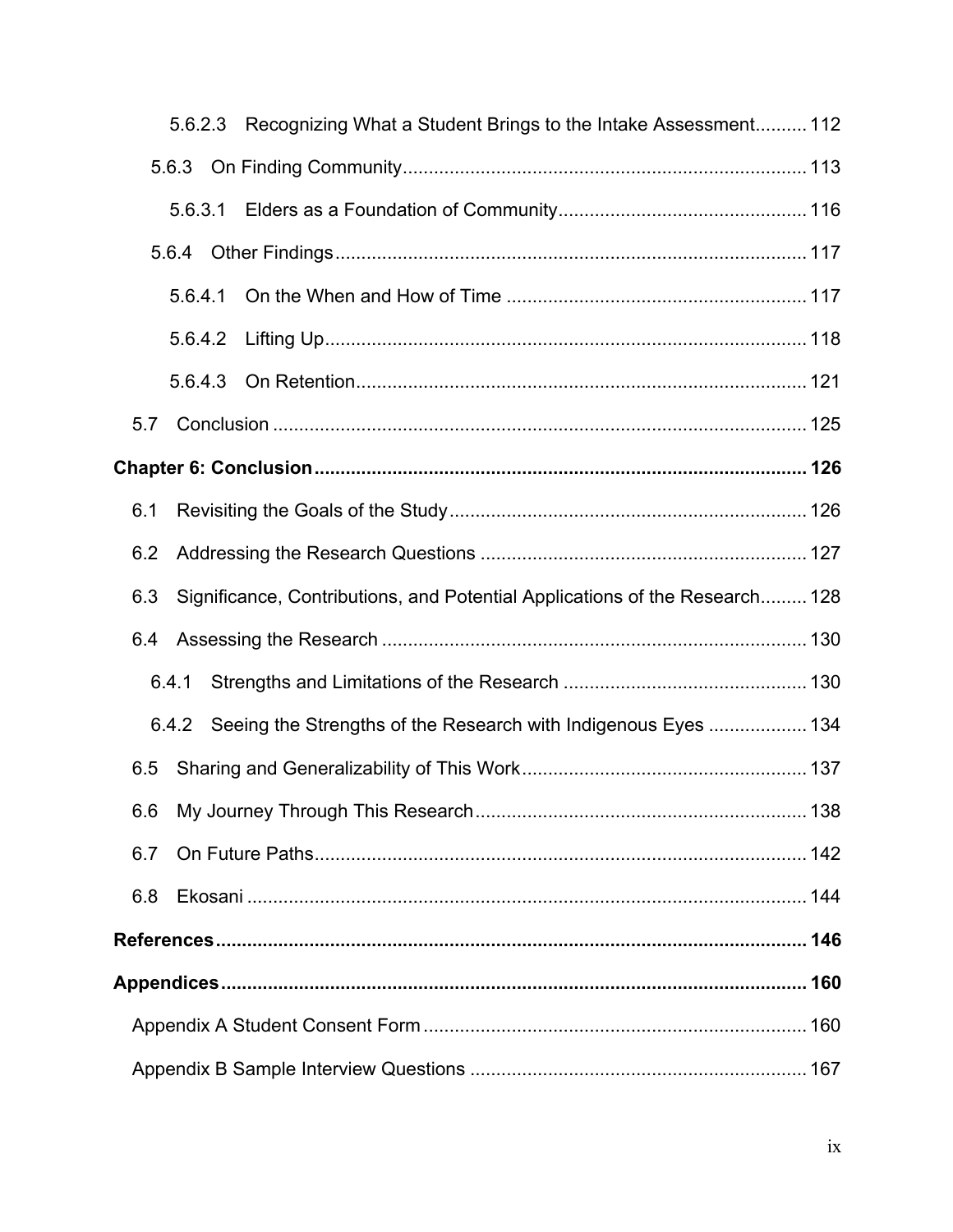5.6.2.3 Recognizing What a Student Brings to the Intake Assessment.......... 112

5.6.3 On Finding Community............................................................................. 113

5.6.3.1 Elders as a Foundation of Community............................................... 116

5.6.4 Other Findings.......................................................................................... 117

5.6.4.1 On the When and How of Time ......................................................... 117

5.6.4.2 Lifting Up............................................................................................ 118

5.6.4.3 On Retention...................................................................................... 121

5.7 Conclusion ...................................................................................................... 125

**Chapter 6: Conclusion............................................................................................ 126**

6.1 Revisiting the Goals of the Study.................................................................... 126

6.2 Addressing the Research Questions .............................................................. 127

6.3 Significance, Contributions, and Potential Applications of the Research......... 128

6.4 Assessing the Research ................................................................................. 130

6.4.1 Strengths and Limitations of the Research .............................................. 130

6.4.2 Seeing the Strengths of the Research with Indigenous Eyes .................. 134

6.5 Sharing and Generalizability of This Work...................................................... 137

6.6 My Journey Through This Research............................................................... 138

6.7 On Future Paths.............................................................................................. 142

6.8 Ekosani ........................................................................................................... 144

**References................................................................................................................ 146**

**Appendices................................................................................................................ 160**

Appendix A Student Consent Form......................................................................... 160

Appendix B Sample Interview Questions ................................................................ 167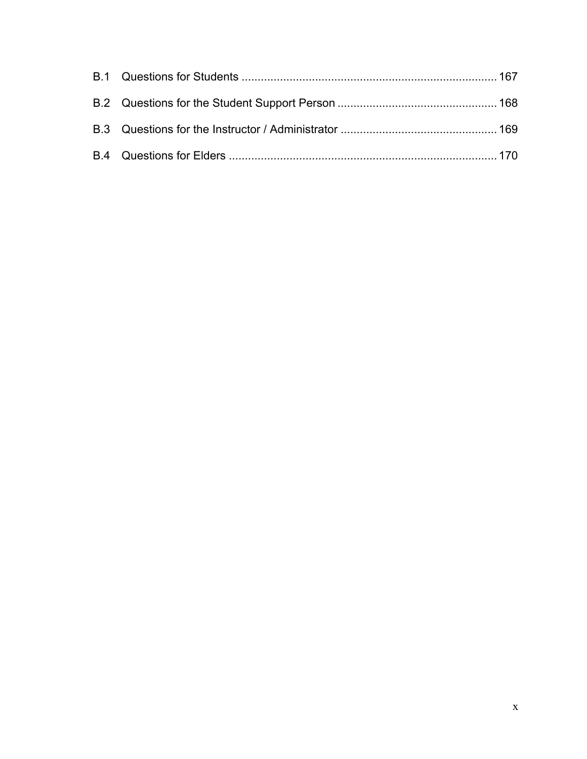B.1 Questions for Students ............................................................................... 167

B.2 Questions for the Student Support Person .................................................. 168

B.3 Questions for the Instructor / Administrator ................................................ 169

B.4 Questions for Elders .................................................................................... 170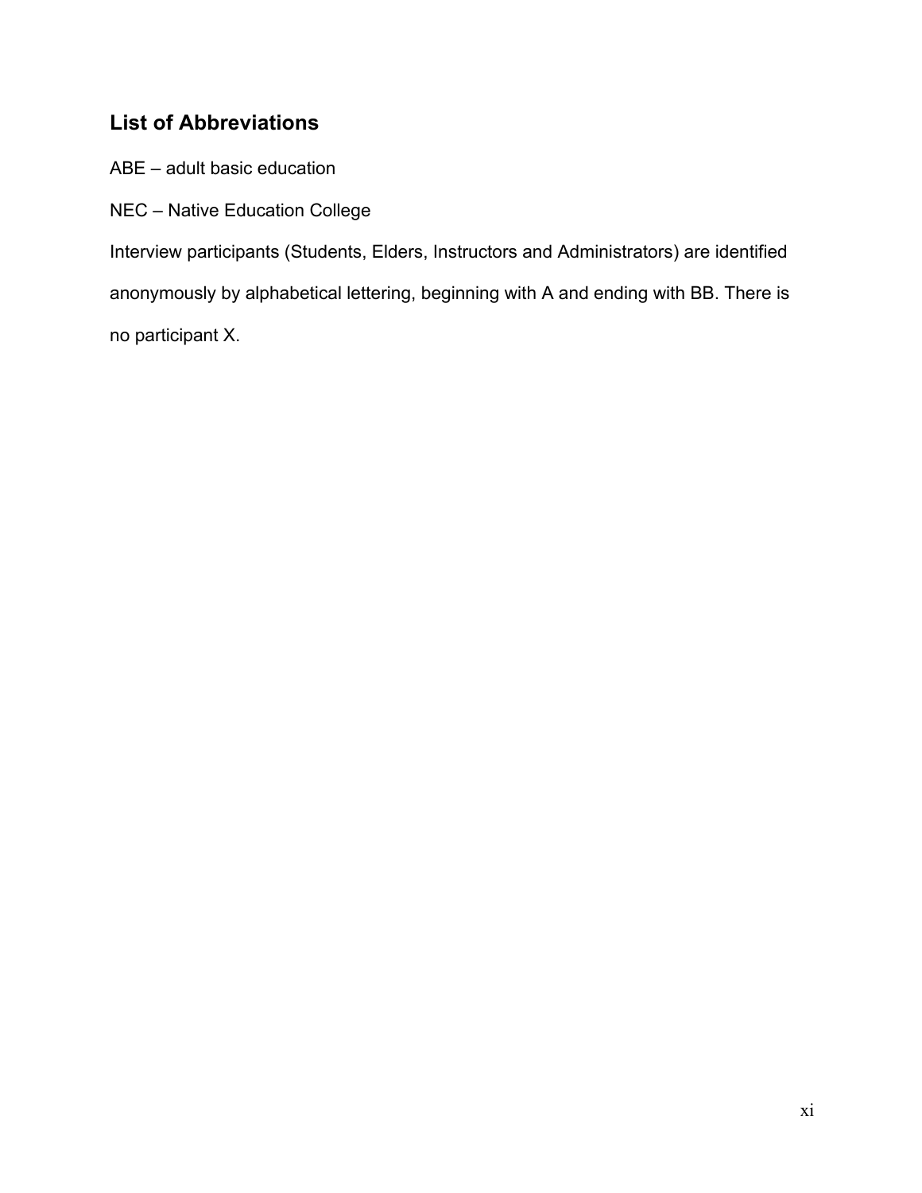## List of Abbreviations

ABE – adult basic education

NEC – Native Education College

Interview participants (Students, Elders, Instructors and Administrators) are identified anonymously by alphabetical lettering, beginning with A and ending with BB. There is no participant X.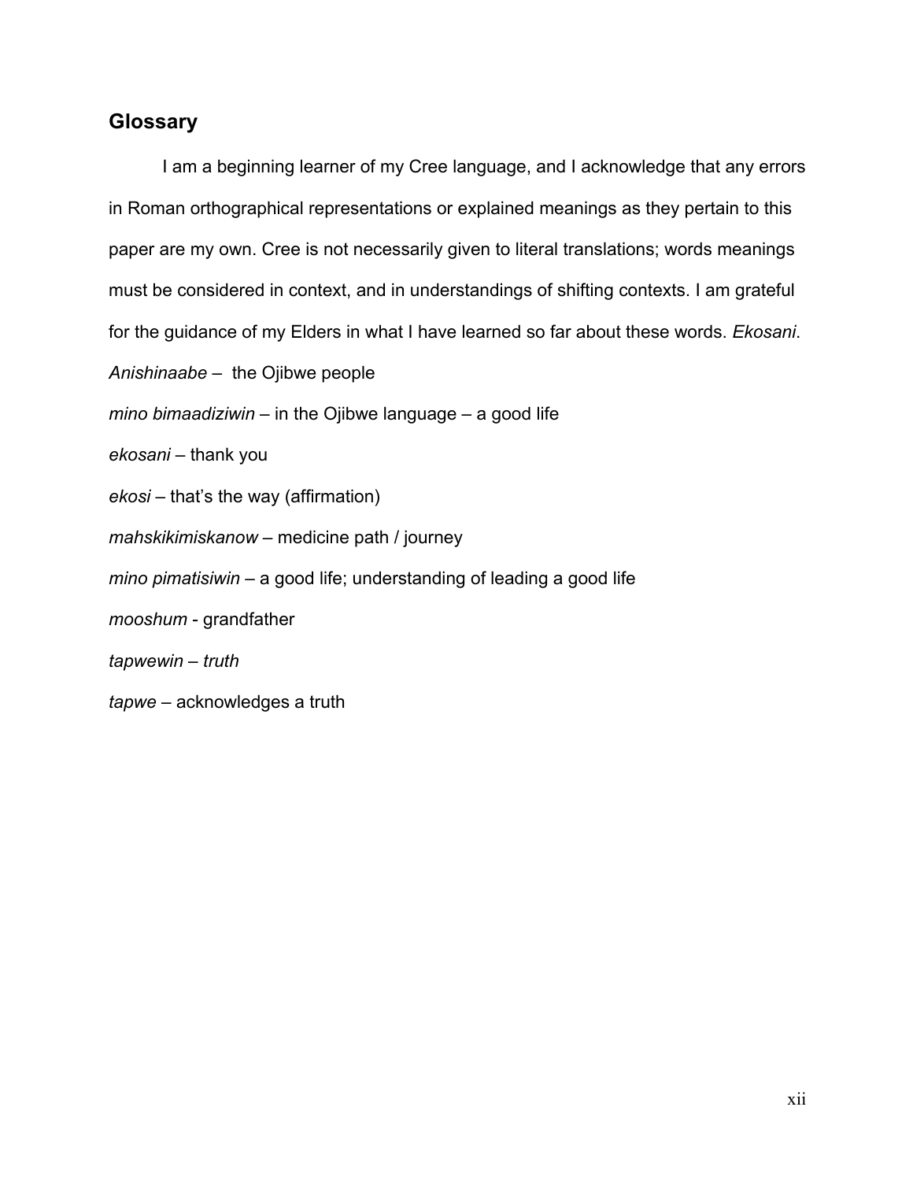## Glossary

I am a beginning learner of my Cree language, and I acknowledge that any errors in Roman orthographical representations or explained meanings as they pertain to this paper are my own. Cree is not necessarily given to literal translations; words meanings must be considered in context, and in understandings of shifting contexts. I am grateful for the guidance of my Elders in what I have learned so far about these words. *Ekosani*.

*Anishinaabe* – the Ojibwe people

*mino bimaadiziwin* – in the Ojibwe language – a good life

*ekosani* – thank you

*ekosi* – that's the way (affirmation)

*mahskikimiskanow* – medicine path / journey

*mino pimatisiwin* – a good life; understanding of leading a good life

*mooshum* - grandfather

*tapwewin – truth*

*tapwe* – acknowledges a truth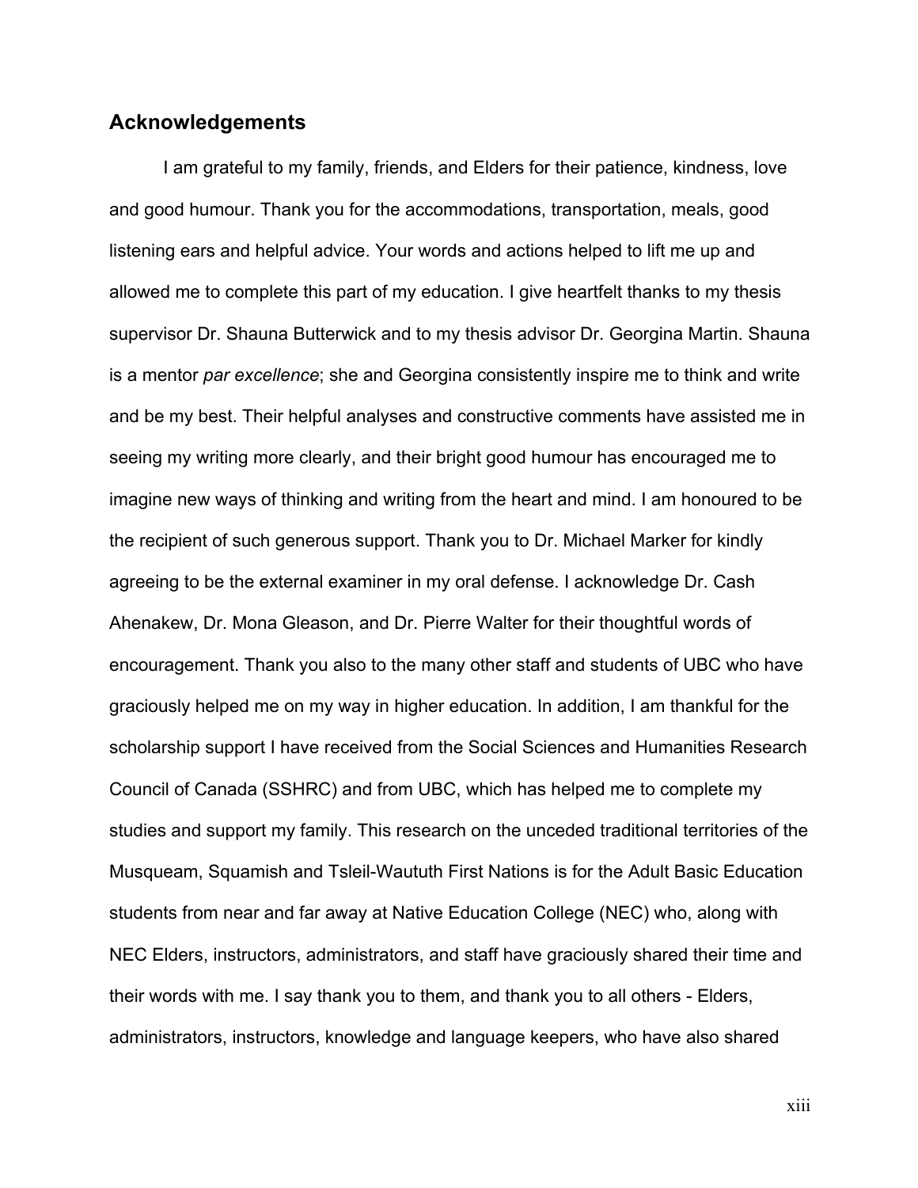## Acknowledgements

I am grateful to my family, friends, and Elders for their patience, kindness, love and good humour. Thank you for the accommodations, transportation, meals, good listening ears and helpful advice. Your words and actions helped to lift me up and allowed me to complete this part of my education. I give heartfelt thanks to my thesis supervisor Dr. Shauna Butterwick and to my thesis advisor Dr. Georgina Martin. Shauna is a mentor *par excellence*; she and Georgina consistently inspire me to think and write and be my best. Their helpful analyses and constructive comments have assisted me in seeing my writing more clearly, and their bright good humour has encouraged me to imagine new ways of thinking and writing from the heart and mind. I am honoured to be the recipient of such generous support. Thank you to Dr. Michael Marker for kindly agreeing to be the external examiner in my oral defense. I acknowledge Dr. Cash Ahenakew, Dr. Mona Gleason, and Dr. Pierre Walter for their thoughtful words of encouragement. Thank you also to the many other staff and students of UBC who have graciously helped me on my way in higher education. In addition, I am thankful for the scholarship support I have received from the Social Sciences and Humanities Research Council of Canada (SSHRC) and from UBC, which has helped me to complete my studies and support my family. This research on the unceded traditional territories of the Musqueam, Squamish and Tsleil-Waututh First Nations is for the Adult Basic Education students from near and far away at Native Education College (NEC) who, along with NEC Elders, instructors, administrators, and staff have graciously shared their time and their words with me. I say thank you to them, and thank you to all others - Elders, administrators, instructors, knowledge and language keepers, who have also shared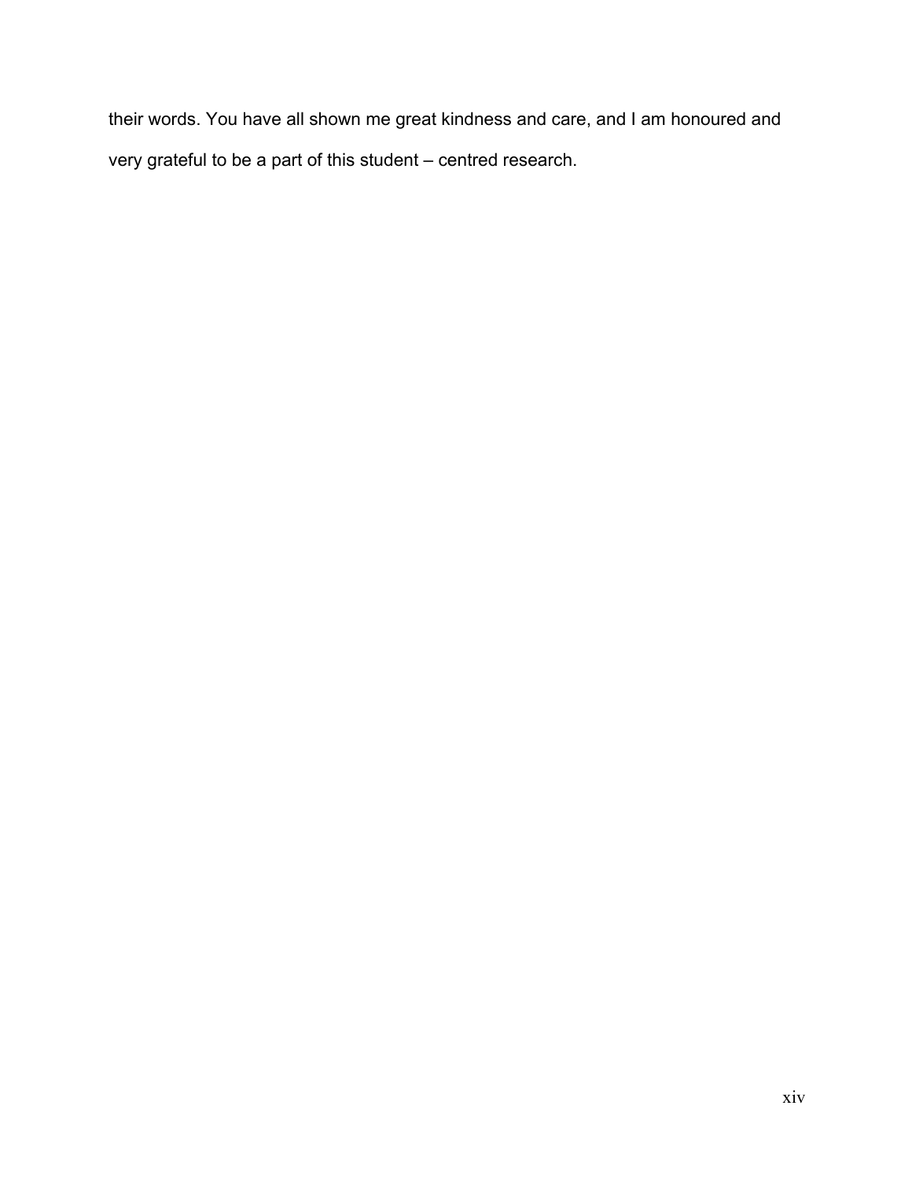their words. You have all shown me great kindness and care, and I am honoured and very grateful to be a part of this student – centred research.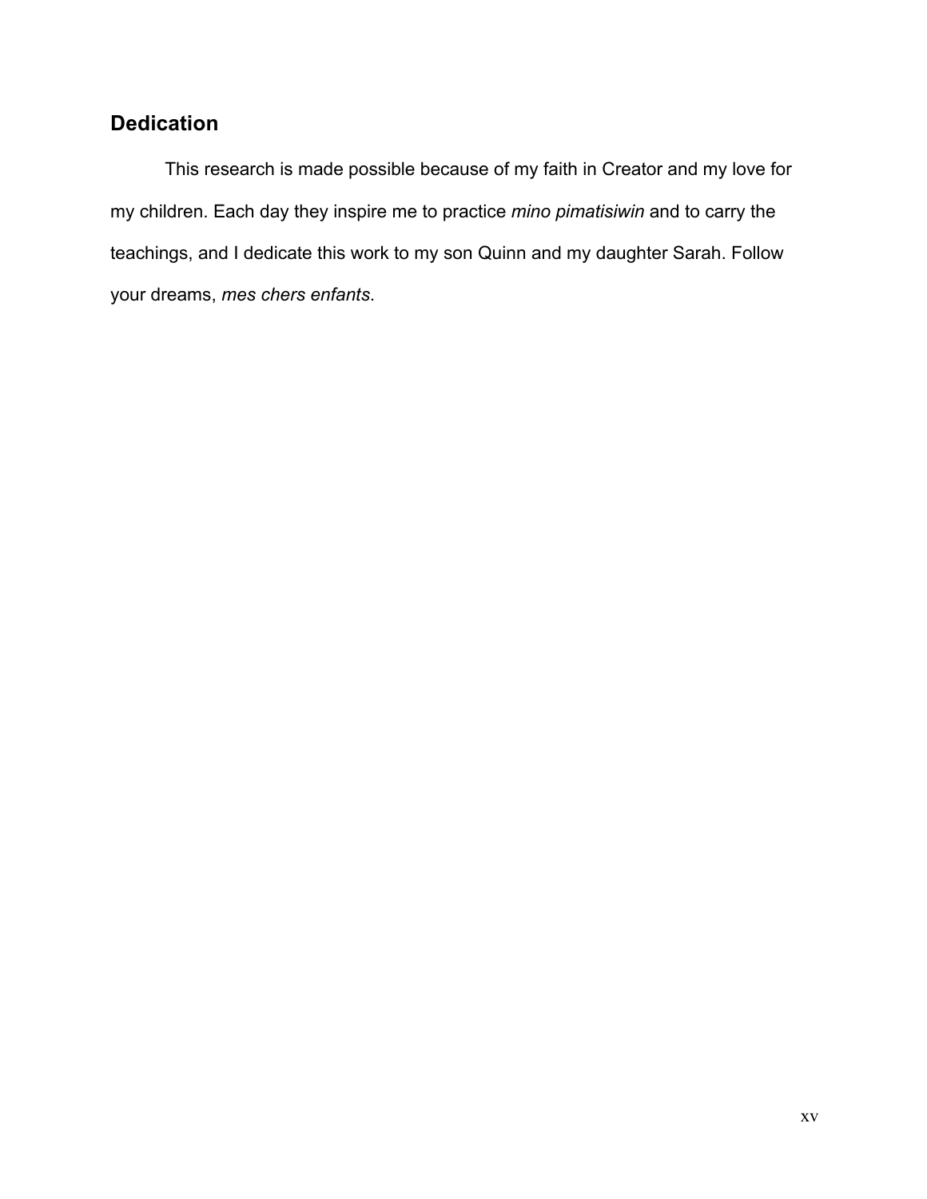## Dedication

This research is made possible because of my faith in Creator and my love for my children. Each day they inspire me to practice *mino pimatisiwin* and to carry the teachings, and I dedicate this work to my son Quinn and my daughter Sarah. Follow your dreams, *mes chers enfants*.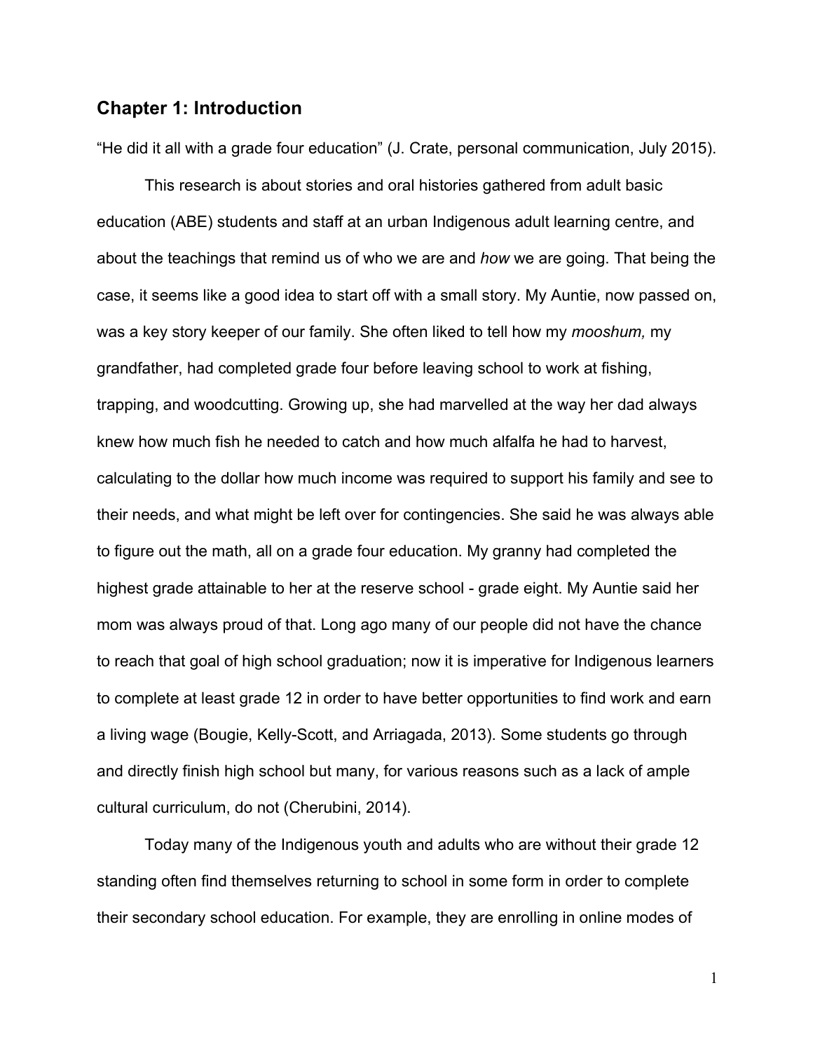## Chapter 1: Introduction

"He did it all with a grade four education" (J. Crate, personal communication, July 2015).

This research is about stories and oral histories gathered from adult basic education (ABE) students and staff at an urban Indigenous adult learning centre, and about the teachings that remind us of who we are and *how* we are going. That being the case, it seems like a good idea to start off with a small story. My Auntie, now passed on, was a key story keeper of our family. She often liked to tell how my *mooshum,* my grandfather, had completed grade four before leaving school to work at fishing, trapping, and woodcutting. Growing up, she had marvelled at the way her dad always knew how much fish he needed to catch and how much alfalfa he had to harvest, calculating to the dollar how much income was required to support his family and see to their needs, and what might be left over for contingencies. She said he was always able to figure out the math, all on a grade four education. My granny had completed the highest grade attainable to her at the reserve school - grade eight. My Auntie said her mom was always proud of that. Long ago many of our people did not have the chance to reach that goal of high school graduation; now it is imperative for Indigenous learners to complete at least grade 12 in order to have better opportunities to find work and earn a living wage (Bougie, Kelly-Scott, and Arriagada, 2013). Some students go through and directly finish high school but many, for various reasons such as a lack of ample cultural curriculum, do not (Cherubini, 2014).

Today many of the Indigenous youth and adults who are without their grade 12 standing often find themselves returning to school in some form in order to complete their secondary school education. For example, they are enrolling in online modes of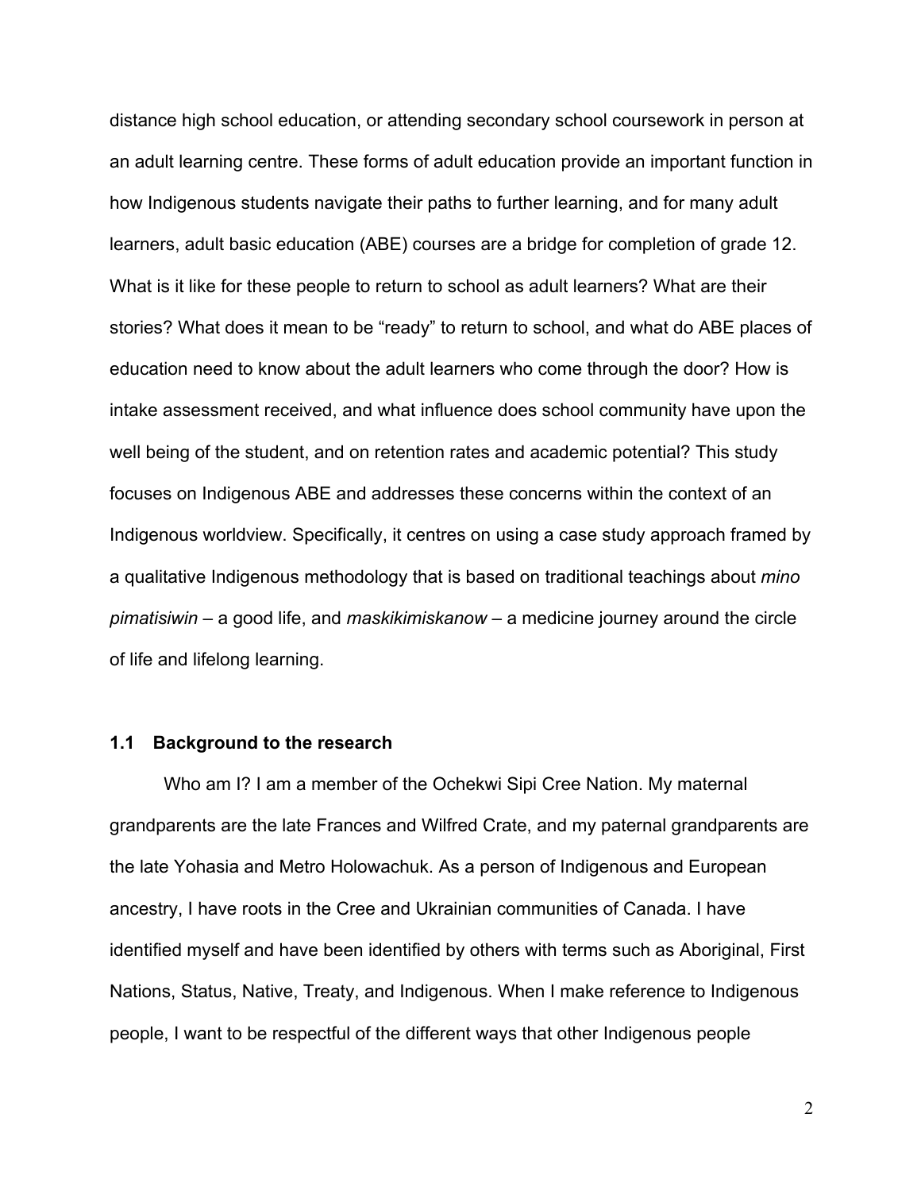distance high school education, or attending secondary school coursework in person at an adult learning centre. These forms of adult education provide an important function in how Indigenous students navigate their paths to further learning, and for many adult learners, adult basic education (ABE) courses are a bridge for completion of grade 12. What is it like for these people to return to school as adult learners? What are their stories? What does it mean to be "ready" to return to school, and what do ABE places of education need to know about the adult learners who come through the door? How is intake assessment received, and what influence does school community have upon the well being of the student, and on retention rates and academic potential? This study focuses on Indigenous ABE and addresses these concerns within the context of an Indigenous worldview. Specifically, it centres on using a case study approach framed by a qualitative Indigenous methodology that is based on traditional teachings about *mino pimatisiwin* – a good life, and *maskikimiskanow* – a medicine journey around the circle of life and lifelong learning.

## 1.1 Background to the research

Who am I? I am a member of the Ochekwi Sipi Cree Nation. My maternal grandparents are the late Frances and Wilfred Crate, and my paternal grandparents are the late Yohasia and Metro Holowachuk. As a person of Indigenous and European ancestry, I have roots in the Cree and Ukrainian communities of Canada. I have identified myself and have been identified by others with terms such as Aboriginal, First Nations, Status, Native, Treaty, and Indigenous. When I make reference to Indigenous people, I want to be respectful of the different ways that other Indigenous people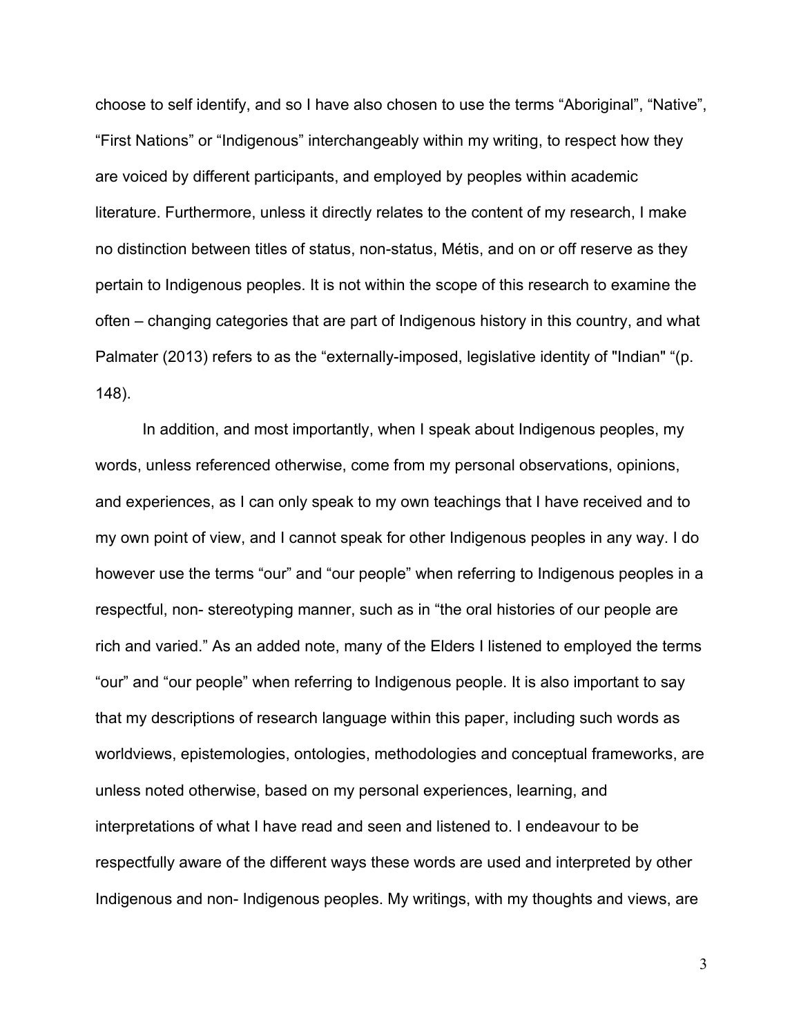choose to self identify, and so I have also chosen to use the terms “Aboriginal”, “Native”, “First Nations” or “Indigenous” interchangeably within my writing, to respect how they are voiced by different participants, and employed by peoples within academic literature. Furthermore, unless it directly relates to the content of my research, I make no distinction between titles of status, non-status, Métis, and on or off reserve as they pertain to Indigenous peoples. It is not within the scope of this research to examine the often – changing categories that are part of Indigenous history in this country, and what Palmater (2013) refers to as the “externally-imposed, legislative identity of "Indian" “(p. 148).

In addition, and most importantly, when I speak about Indigenous peoples, my words, unless referenced otherwise, come from my personal observations, opinions, and experiences, as I can only speak to my own teachings that I have received and to my own point of view, and I cannot speak for other Indigenous peoples in any way. I do however use the terms “our” and “our people” when referring to Indigenous peoples in a respectful, non- stereotyping manner, such as in “the oral histories of our people are rich and varied.” As an added note, many of the Elders I listened to employed the terms “our” and “our people” when referring to Indigenous people. It is also important to say that my descriptions of research language within this paper, including such words as worldviews, epistemologies, ontologies, methodologies and conceptual frameworks, are unless noted otherwise, based on my personal experiences, learning, and interpretations of what I have read and seen and listened to. I endeavour to be respectfully aware of the different ways these words are used and interpreted by other Indigenous and non- Indigenous peoples. My writings, with my thoughts and views, are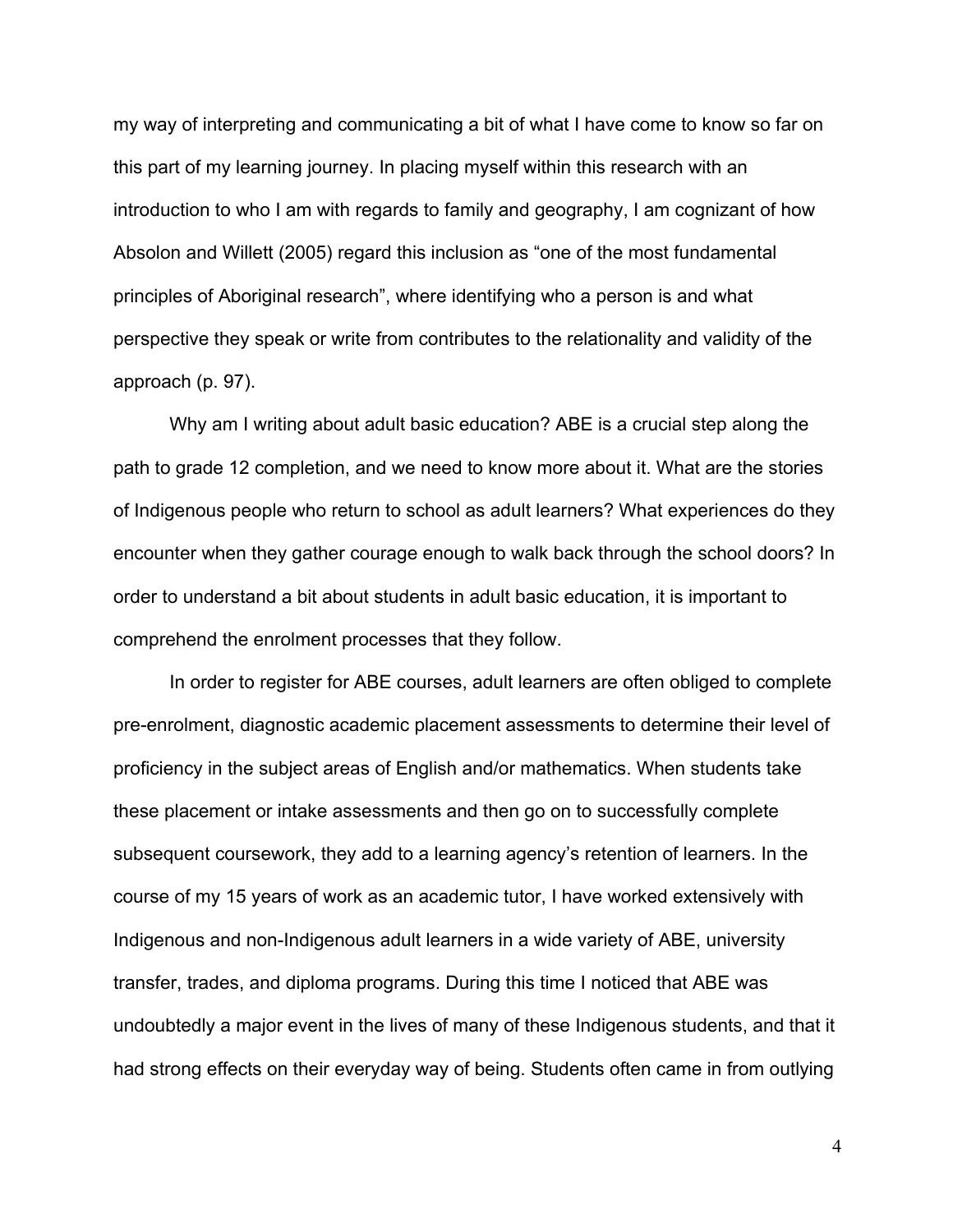my way of interpreting and communicating a bit of what I have come to know so far on this part of my learning journey. In placing myself within this research with an introduction to who I am with regards to family and geography, I am cognizant of how Absolon and Willett (2005) regard this inclusion as "one of the most fundamental principles of Aboriginal research", where identifying who a person is and what perspective they speak or write from contributes to the relationality and validity of the approach (p. 97).

Why am I writing about adult basic education? ABE is a crucial step along the path to grade 12 completion, and we need to know more about it. What are the stories of Indigenous people who return to school as adult learners? What experiences do they encounter when they gather courage enough to walk back through the school doors? In order to understand a bit about students in adult basic education, it is important to comprehend the enrolment processes that they follow.

In order to register for ABE courses, adult learners are often obliged to complete pre-enrolment, diagnostic academic placement assessments to determine their level of proficiency in the subject areas of English and/or mathematics. When students take these placement or intake assessments and then go on to successfully complete subsequent coursework, they add to a learning agency's retention of learners. In the course of my 15 years of work as an academic tutor, I have worked extensively with Indigenous and non-Indigenous adult learners in a wide variety of ABE, university transfer, trades, and diploma programs. During this time I noticed that ABE was undoubtedly a major event in the lives of many of these Indigenous students, and that it had strong effects on their everyday way of being. Students often came in from outlying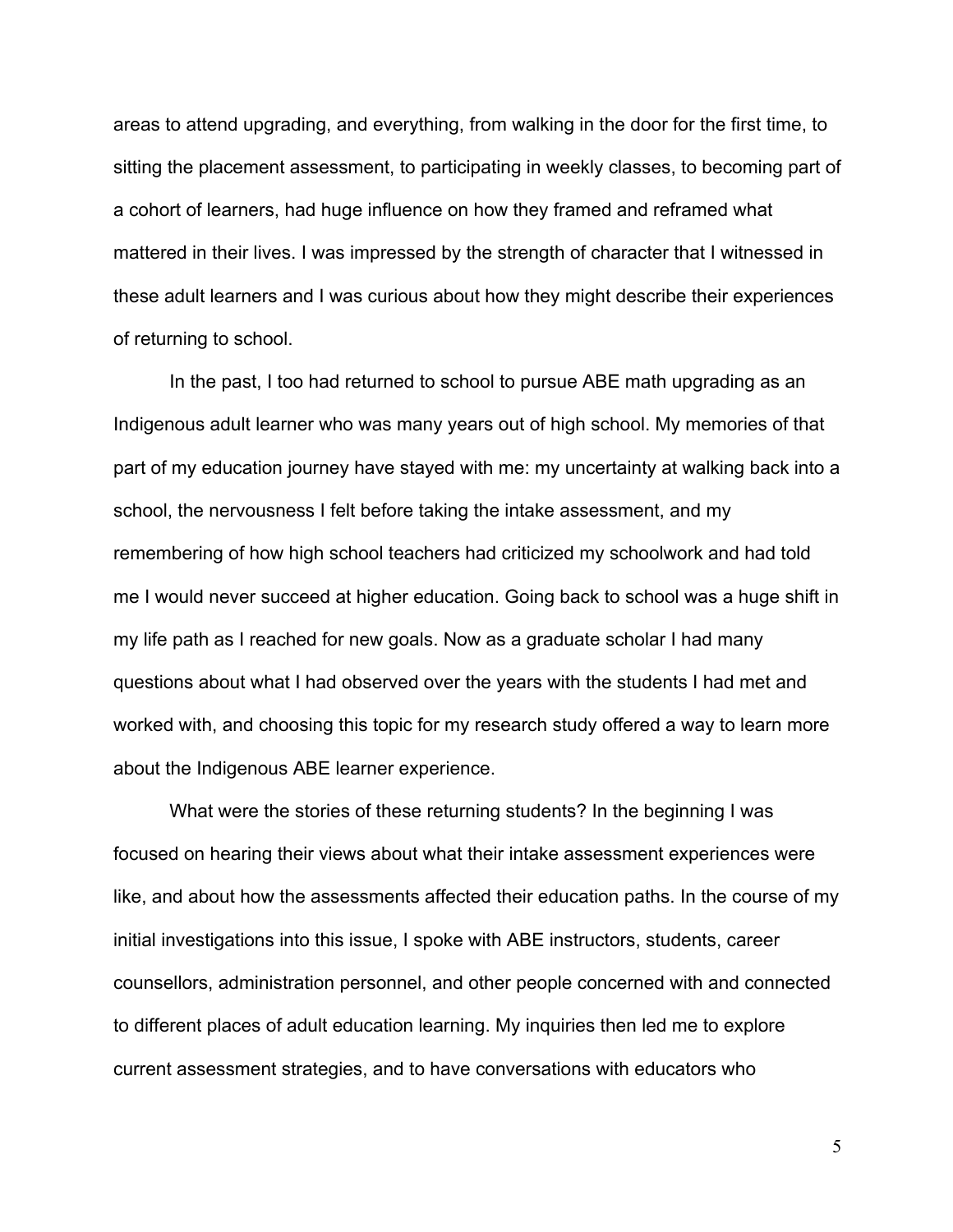areas to attend upgrading, and everything, from walking in the door for the first time, to sitting the placement assessment, to participating in weekly classes, to becoming part of a cohort of learners, had huge influence on how they framed and reframed what mattered in their lives. I was impressed by the strength of character that I witnessed in these adult learners and I was curious about how they might describe their experiences of returning to school.

In the past, I too had returned to school to pursue ABE math upgrading as an Indigenous adult learner who was many years out of high school. My memories of that part of my education journey have stayed with me: my uncertainty at walking back into a school, the nervousness I felt before taking the intake assessment, and my remembering of how high school teachers had criticized my schoolwork and had told me I would never succeed at higher education. Going back to school was a huge shift in my life path as I reached for new goals. Now as a graduate scholar I had many questions about what I had observed over the years with the students I had met and worked with, and choosing this topic for my research study offered a way to learn more about the Indigenous ABE learner experience.

What were the stories of these returning students? In the beginning I was focused on hearing their views about what their intake assessment experiences were like, and about how the assessments affected their education paths. In the course of my initial investigations into this issue, I spoke with ABE instructors, students, career counsellors, administration personnel, and other people concerned with and connected to different places of adult education learning. My inquiries then led me to explore current assessment strategies, and to have conversations with educators who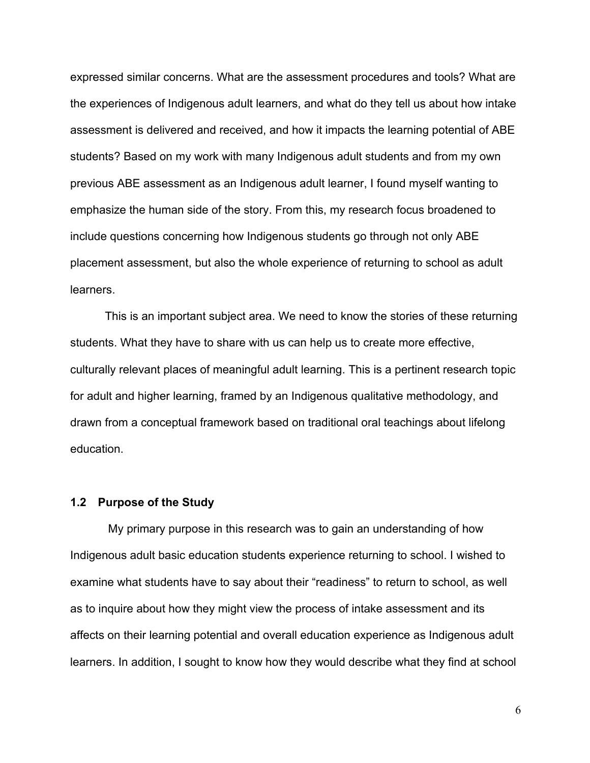expressed similar concerns. What are the assessment procedures and tools? What are the experiences of Indigenous adult learners, and what do they tell us about how intake assessment is delivered and received, and how it impacts the learning potential of ABE students? Based on my work with many Indigenous adult students and from my own previous ABE assessment as an Indigenous adult learner, I found myself wanting to emphasize the human side of the story. From this, my research focus broadened to include questions concerning how Indigenous students go through not only ABE placement assessment, but also the whole experience of returning to school as adult learners.

This is an important subject area. We need to know the stories of these returning students. What they have to share with us can help us to create more effective, culturally relevant places of meaningful adult learning. This is a pertinent research topic for adult and higher learning, framed by an Indigenous qualitative methodology, and drawn from a conceptual framework based on traditional oral teachings about lifelong education.

### 1.2 Purpose of the Study

My primary purpose in this research was to gain an understanding of how Indigenous adult basic education students experience returning to school. I wished to examine what students have to say about their "readiness" to return to school, as well as to inquire about how they might view the process of intake assessment and its affects on their learning potential and overall education experience as Indigenous adult learners. In addition, I sought to know how they would describe what they find at school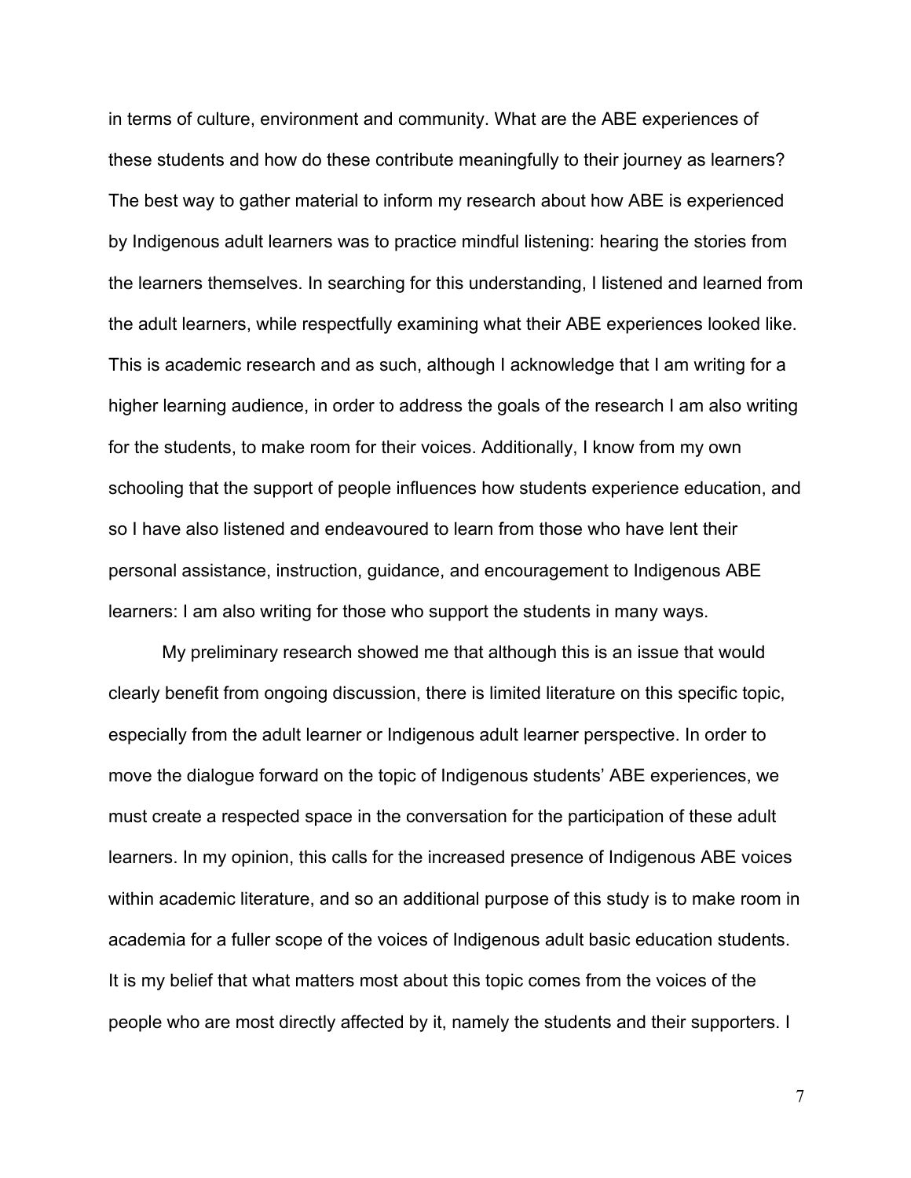in terms of culture, environment and community. What are the ABE experiences of these students and how do these contribute meaningfully to their journey as learners? The best way to gather material to inform my research about how ABE is experienced by Indigenous adult learners was to practice mindful listening: hearing the stories from the learners themselves. In searching for this understanding, I listened and learned from the adult learners, while respectfully examining what their ABE experiences looked like. This is academic research and as such, although I acknowledge that I am writing for a higher learning audience, in order to address the goals of the research I am also writing for the students, to make room for their voices. Additionally, I know from my own schooling that the support of people influences how students experience education, and so I have also listened and endeavoured to learn from those who have lent their personal assistance, instruction, guidance, and encouragement to Indigenous ABE learners: I am also writing for those who support the students in many ways.

My preliminary research showed me that although this is an issue that would clearly benefit from ongoing discussion, there is limited literature on this specific topic, especially from the adult learner or Indigenous adult learner perspective. In order to move the dialogue forward on the topic of Indigenous students' ABE experiences, we must create a respected space in the conversation for the participation of these adult learners. In my opinion, this calls for the increased presence of Indigenous ABE voices within academic literature, and so an additional purpose of this study is to make room in academia for a fuller scope of the voices of Indigenous adult basic education students. It is my belief that what matters most about this topic comes from the voices of the people who are most directly affected by it, namely the students and their supporters. I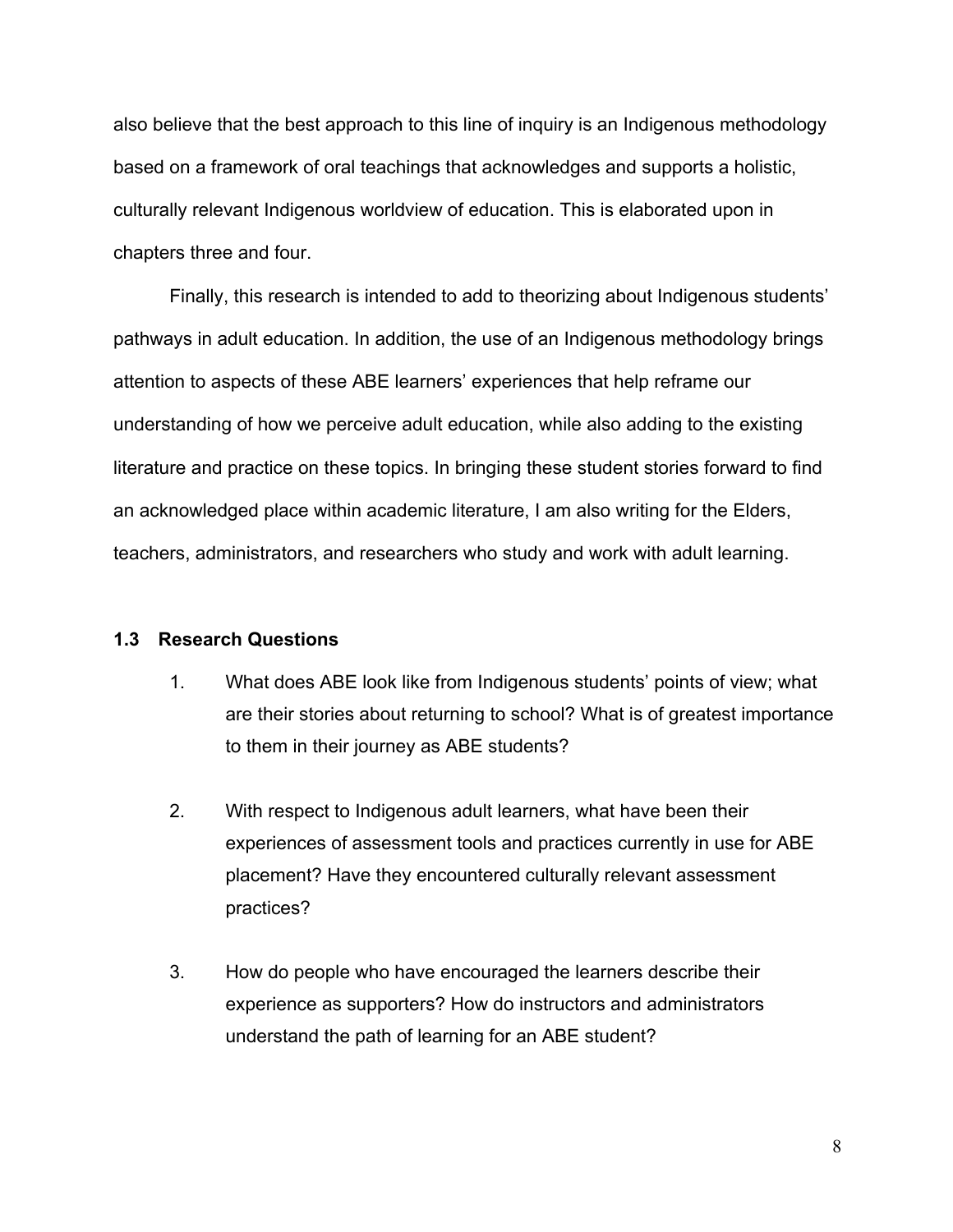also believe that the best approach to this line of inquiry is an Indigenous methodology based on a framework of oral teachings that acknowledges and supports a holistic, culturally relevant Indigenous worldview of education. This is elaborated upon in chapters three and four.

Finally, this research is intended to add to theorizing about Indigenous students' pathways in adult education. In addition, the use of an Indigenous methodology brings attention to aspects of these ABE learners' experiences that help reframe our understanding of how we perceive adult education, while also adding to the existing literature and practice on these topics. In bringing these student stories forward to find an acknowledged place within academic literature, I am also writing for the Elders, teachers, administrators, and researchers who study and work with adult learning.

### 1.3 Research Questions

1. What does ABE look like from Indigenous students' points of view; what are their stories about returning to school? What is of greatest importance to them in their journey as ABE students?

2. With respect to Indigenous adult learners, what have been their experiences of assessment tools and practices currently in use for ABE placement? Have they encountered culturally relevant assessment practices?

3. How do people who have encouraged the learners describe their experience as supporters? How do instructors and administrators understand the path of learning for an ABE student?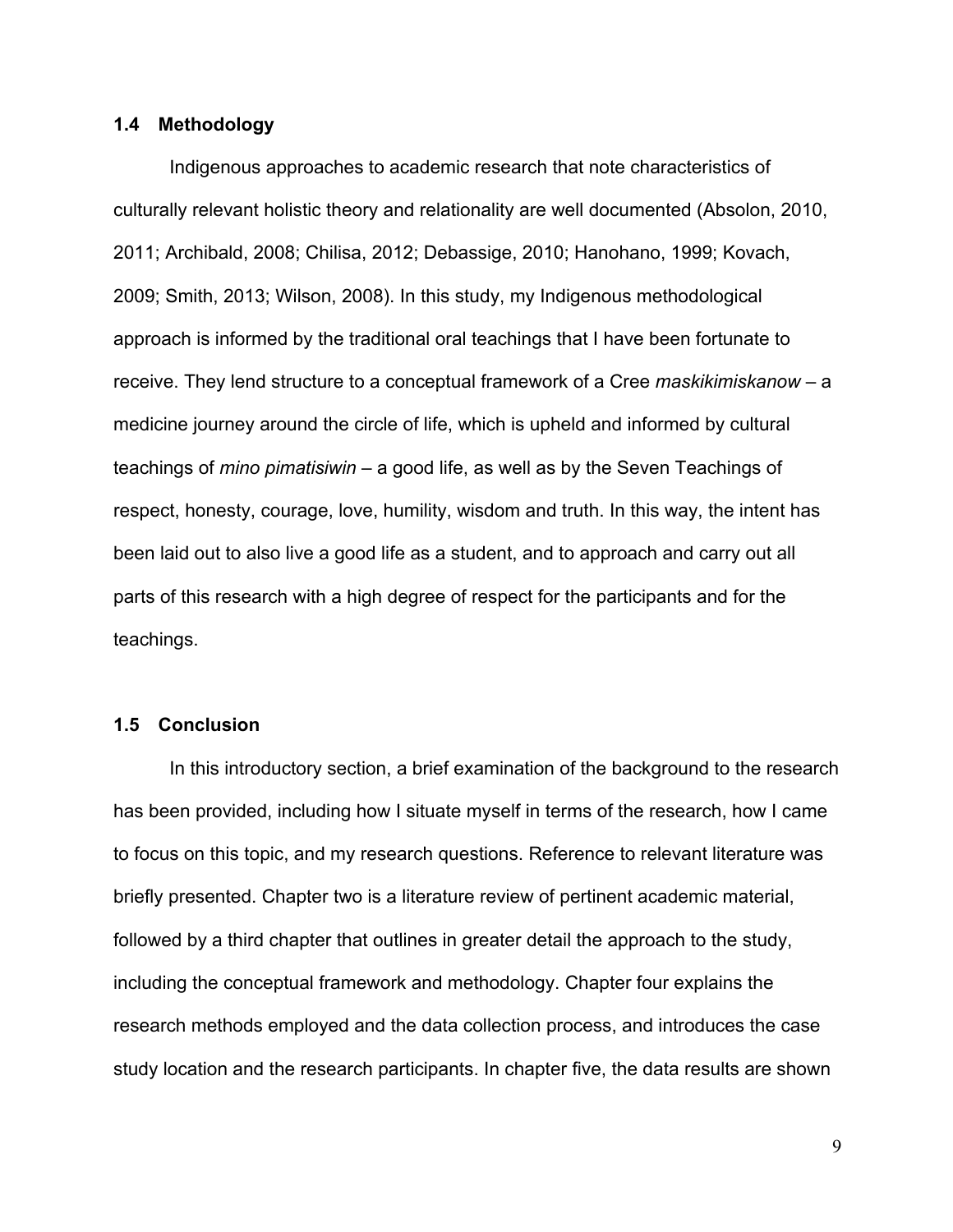## 1.4 Methodology

Indigenous approaches to academic research that note characteristics of culturally relevant holistic theory and relationality are well documented (Absolon, 2010, 2011; Archibald, 2008; Chilisa, 2012; Debassige, 2010; Hanohano, 1999; Kovach, 2009; Smith, 2013; Wilson, 2008). In this study, my Indigenous methodological approach is informed by the traditional oral teachings that I have been fortunate to receive. They lend structure to a conceptual framework of a Cree *maskikimiskanow* – a medicine journey around the circle of life, which is upheld and informed by cultural teachings of *mino pimatisiwin* – a good life, as well as by the Seven Teachings of respect, honesty, courage, love, humility, wisdom and truth. In this way, the intent has been laid out to also live a good life as a student, and to approach and carry out all parts of this research with a high degree of respect for the participants and for the teachings.

## 1.5 Conclusion

In this introductory section, a brief examination of the background to the research has been provided, including how I situate myself in terms of the research, how I came to focus on this topic, and my research questions. Reference to relevant literature was briefly presented. Chapter two is a literature review of pertinent academic material, followed by a third chapter that outlines in greater detail the approach to the study, including the conceptual framework and methodology. Chapter four explains the research methods employed and the data collection process, and introduces the case study location and the research participants. In chapter five, the data results are shown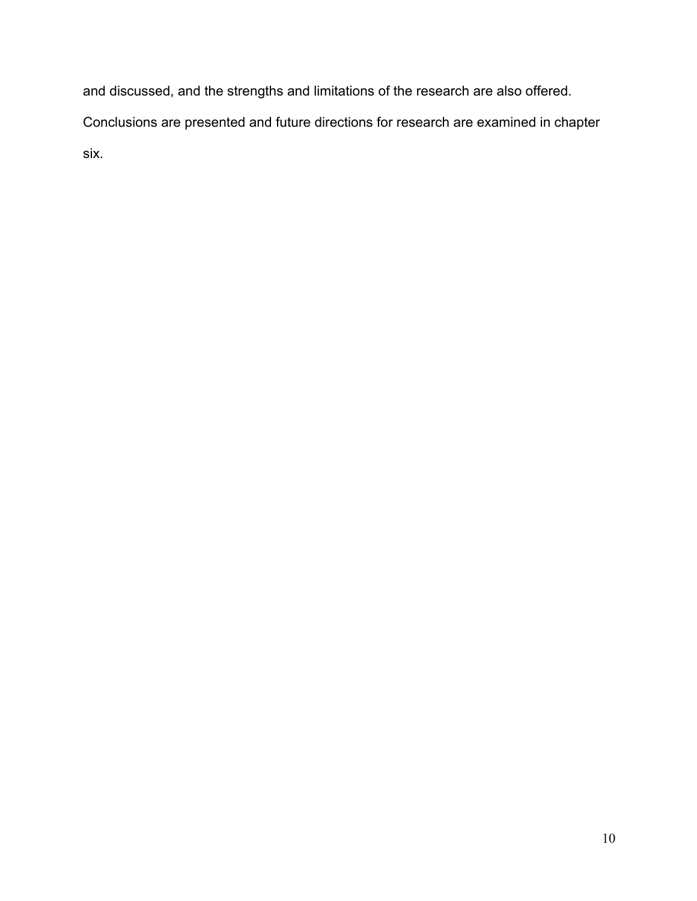and discussed, and the strengths and limitations of the research are also offered. Conclusions are presented and future directions for research are examined in chapter six.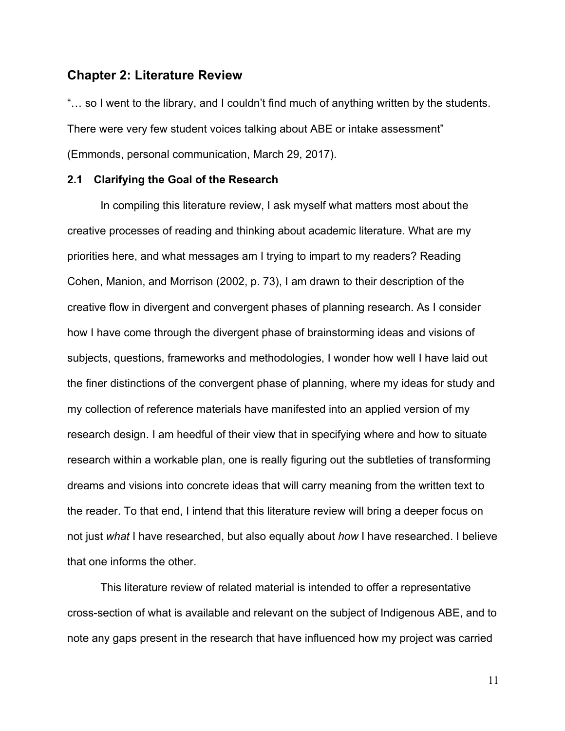## Chapter 2: Literature Review

"… so I went to the library, and I couldn't find much of anything written by the students. There were very few student voices talking about ABE or intake assessment" (Emmonds, personal communication, March 29, 2017).

### 2.1 Clarifying the Goal of the Research

In compiling this literature review, I ask myself what matters most about the creative processes of reading and thinking about academic literature. What are my priorities here, and what messages am I trying to impart to my readers? Reading Cohen, Manion, and Morrison (2002, p. 73), I am drawn to their description of the creative flow in divergent and convergent phases of planning research. As I consider how I have come through the divergent phase of brainstorming ideas and visions of subjects, questions, frameworks and methodologies, I wonder how well I have laid out the finer distinctions of the convergent phase of planning, where my ideas for study and my collection of reference materials have manifested into an applied version of my research design. I am heedful of their view that in specifying where and how to situate research within a workable plan, one is really figuring out the subtleties of transforming dreams and visions into concrete ideas that will carry meaning from the written text to the reader. To that end, I intend that this literature review will bring a deeper focus on not just *what* I have researched, but also equally about *how* I have researched. I believe that one informs the other.

This literature review of related material is intended to offer a representative cross-section of what is available and relevant on the subject of Indigenous ABE, and to note any gaps present in the research that have influenced how my project was carried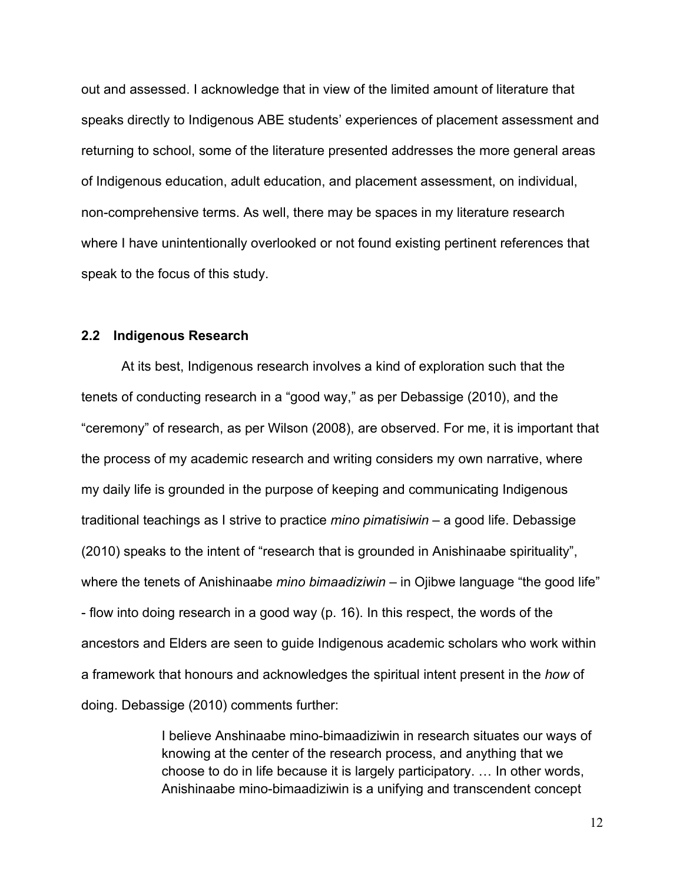out and assessed. I acknowledge that in view of the limited amount of literature that speaks directly to Indigenous ABE students' experiences of placement assessment and returning to school, some of the literature presented addresses the more general areas of Indigenous education, adult education, and placement assessment, on individual, non-comprehensive terms. As well, there may be spaces in my literature research where I have unintentionally overlooked or not found existing pertinent references that speak to the focus of this study.

## 2.2 Indigenous Research

At its best, Indigenous research involves a kind of exploration such that the tenets of conducting research in a "good way," as per Debassige (2010), and the "ceremony" of research, as per Wilson (2008), are observed. For me, it is important that the process of my academic research and writing considers my own narrative, where my daily life is grounded in the purpose of keeping and communicating Indigenous traditional teachings as I strive to practice *mino pimatisiwin* – a good life. Debassige (2010) speaks to the intent of "research that is grounded in Anishinaabe spirituality", where the tenets of Anishinaabe *mino bimaadiziwin* – in Ojibwe language "the good life" - flow into doing research in a good way (p. 16). In this respect, the words of the ancestors and Elders are seen to guide Indigenous academic scholars who work within a framework that honours and acknowledges the spiritual intent present in the *how* of doing. Debassige (2010) comments further:

> I believe Anshinaabe mino-bimaadiziwin in research situates our ways of knowing at the center of the research process, and anything that we choose to do in life because it is largely participatory. … In other words, Anishinaabe mino-bimaadiziwin is a unifying and transcendent concept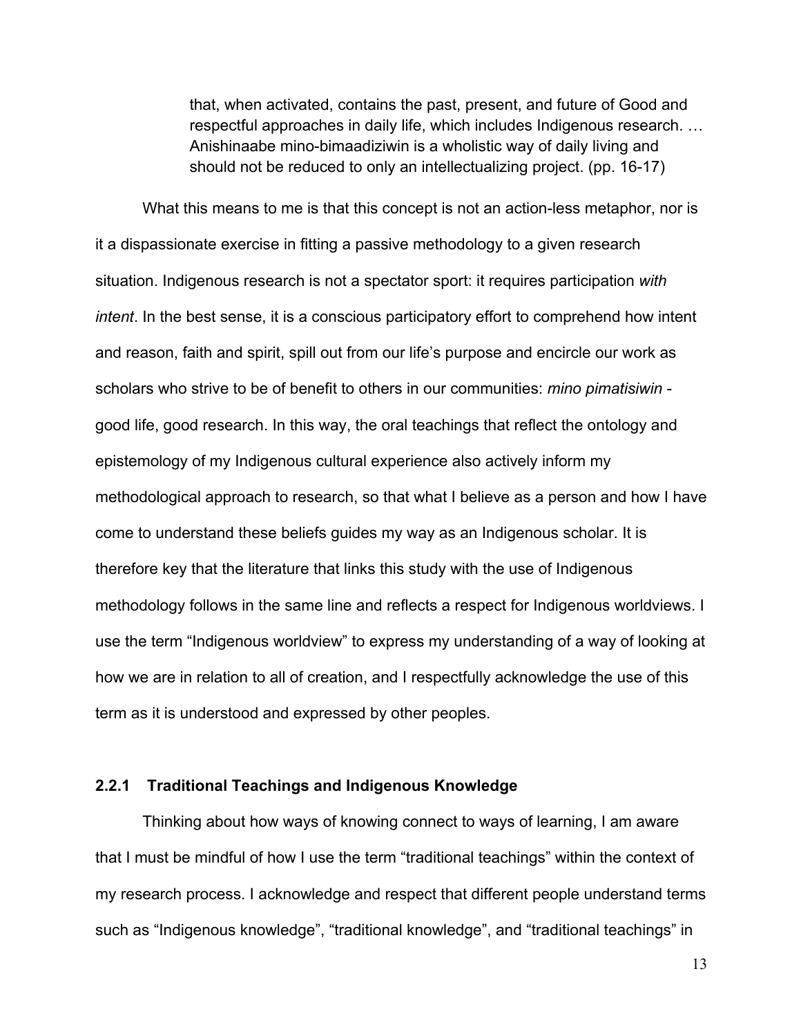> that, when activated, contains the past, present, and future of Good and respectful approaches in daily life, which includes Indigenous research. … Anishinaabe mino-bimaadiziwin is a wholistic way of daily living and should not be reduced to only an intellectualizing project. (pp. 16-17)

What this means to me is that this concept is not an action-less metaphor, nor is it a dispassionate exercise in fitting a passive methodology to a given research situation. Indigenous research is not a spectator sport: it requires participation *with intent*. In the best sense, it is a conscious participatory effort to comprehend how intent and reason, faith and spirit, spill out from our life's purpose and encircle our work as scholars who strive to be of benefit to others in our communities: *mino pimatisiwin* - good life, good research. In this way, the oral teachings that reflect the ontology and epistemology of my Indigenous cultural experience also actively inform my methodological approach to research, so that what I believe as a person and how I have come to understand these beliefs guides my way as an Indigenous scholar. It is therefore key that the literature that links this study with the use of Indigenous methodology follows in the same line and reflects a respect for Indigenous worldviews. I use the term "Indigenous worldview" to express my understanding of a way of looking at how we are in relation to all of creation, and I respectfully acknowledge the use of this term as it is understood and expressed by other peoples.

### 2.2.1 Traditional Teachings and Indigenous Knowledge

Thinking about how ways of knowing connect to ways of learning, I am aware that I must be mindful of how I use the term "traditional teachings" within the context of my research process. I acknowledge and respect that different people understand terms such as "Indigenous knowledge", "traditional knowledge", and "traditional teachings" in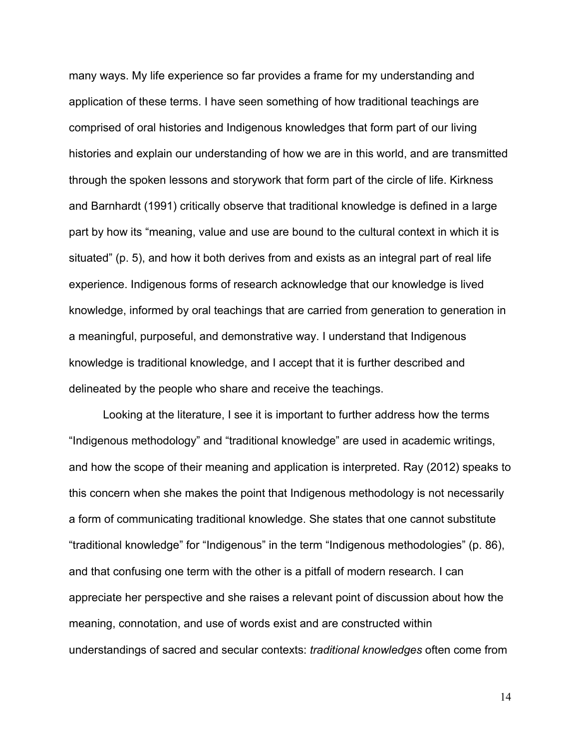many ways. My life experience so far provides a frame for my understanding and application of these terms. I have seen something of how traditional teachings are comprised of oral histories and Indigenous knowledges that form part of our living histories and explain our understanding of how we are in this world, and are transmitted through the spoken lessons and storywork that form part of the circle of life. Kirkness and Barnhardt (1991) critically observe that traditional knowledge is defined in a large part by how its "meaning, value and use are bound to the cultural context in which it is situated" (p. 5), and how it both derives from and exists as an integral part of real life experience. Indigenous forms of research acknowledge that our knowledge is lived knowledge, informed by oral teachings that are carried from generation to generation in a meaningful, purposeful, and demonstrative way. I understand that Indigenous knowledge is traditional knowledge, and I accept that it is further described and delineated by the people who share and receive the teachings.

Looking at the literature, I see it is important to further address how the terms "Indigenous methodology" and "traditional knowledge" are used in academic writings, and how the scope of their meaning and application is interpreted. Ray (2012) speaks to this concern when she makes the point that Indigenous methodology is not necessarily a form of communicating traditional knowledge. She states that one cannot substitute "traditional knowledge" for "Indigenous" in the term "Indigenous methodologies" (p. 86), and that confusing one term with the other is a pitfall of modern research. I can appreciate her perspective and she raises a relevant point of discussion about how the meaning, connotation, and use of words exist and are constructed within understandings of sacred and secular contexts: *traditional knowledges* often come from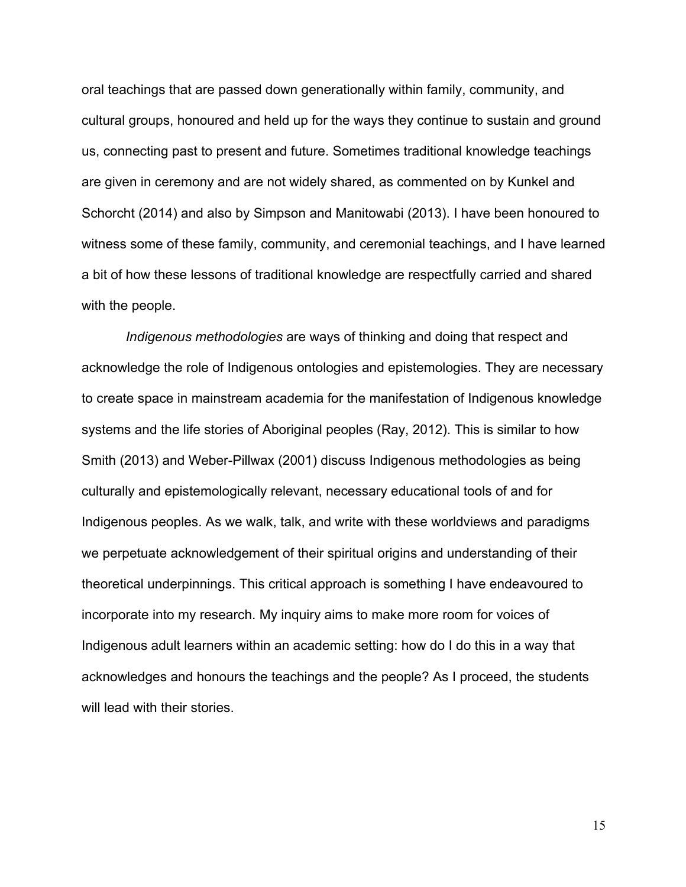oral teachings that are passed down generationally within family, community, and cultural groups, honoured and held up for the ways they continue to sustain and ground us, connecting past to present and future. Sometimes traditional knowledge teachings are given in ceremony and are not widely shared, as commented on by Kunkel and Schorcht (2014) and also by Simpson and Manitowabi (2013). I have been honoured to witness some of these family, community, and ceremonial teachings, and I have learned a bit of how these lessons of traditional knowledge are respectfully carried and shared with the people.

*Indigenous methodologies* are ways of thinking and doing that respect and acknowledge the role of Indigenous ontologies and epistemologies. They are necessary to create space in mainstream academia for the manifestation of Indigenous knowledge systems and the life stories of Aboriginal peoples (Ray, 2012). This is similar to how Smith (2013) and Weber-Pillwax (2001) discuss Indigenous methodologies as being culturally and epistemologically relevant, necessary educational tools of and for Indigenous peoples. As we walk, talk, and write with these worldviews and paradigms we perpetuate acknowledgement of their spiritual origins and understanding of their theoretical underpinnings. This critical approach is something I have endeavoured to incorporate into my research. My inquiry aims to make more room for voices of Indigenous adult learners within an academic setting: how do I do this in a way that acknowledges and honours the teachings and the people? As I proceed, the students will lead with their stories.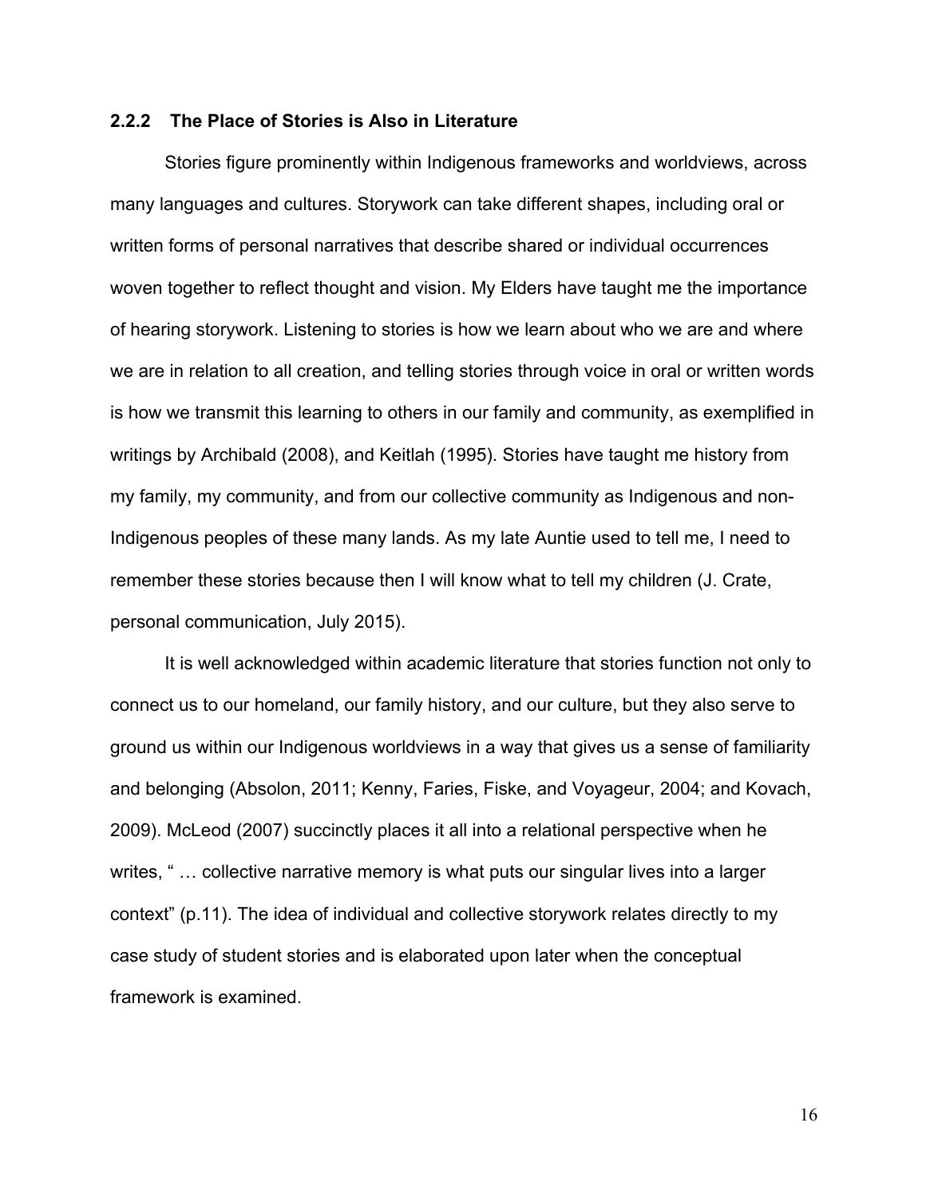### 2.2.2 The Place of Stories is Also in Literature

Stories figure prominently within Indigenous frameworks and worldviews, across many languages and cultures. Storywork can take different shapes, including oral or written forms of personal narratives that describe shared or individual occurrences woven together to reflect thought and vision. My Elders have taught me the importance of hearing storywork. Listening to stories is how we learn about who we are and where we are in relation to all creation, and telling stories through voice in oral or written words is how we transmit this learning to others in our family and community, as exemplified in writings by Archibald (2008), and Keitlah (1995). Stories have taught me history from my family, my community, and from our collective community as Indigenous and non-Indigenous peoples of these many lands. As my late Auntie used to tell me, I need to remember these stories because then I will know what to tell my children (J. Crate, personal communication, July 2015).

It is well acknowledged within academic literature that stories function not only to connect us to our homeland, our family history, and our culture, but they also serve to ground us within our Indigenous worldviews in a way that gives us a sense of familiarity and belonging (Absolon, 2011; Kenny, Faries, Fiske, and Voyageur, 2004; and Kovach, 2009). McLeod (2007) succinctly places it all into a relational perspective when he writes, " … collective narrative memory is what puts our singular lives into a larger context" (p.11). The idea of individual and collective storywork relates directly to my case study of student stories and is elaborated upon later when the conceptual framework is examined.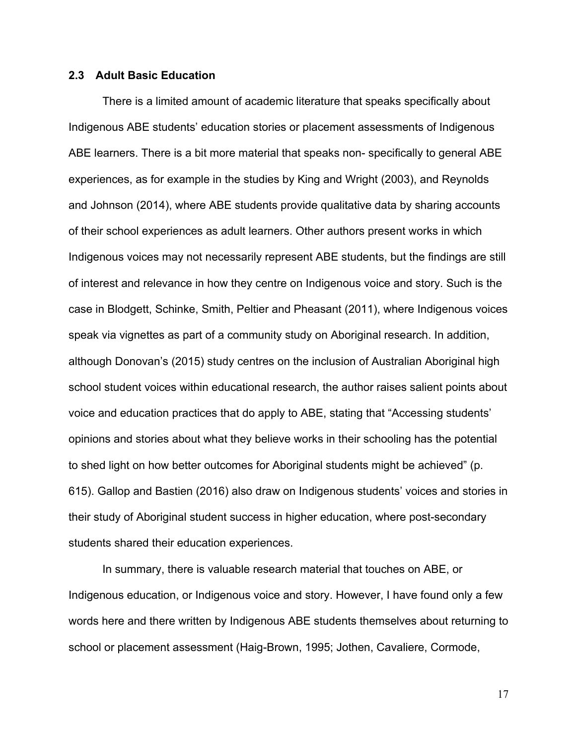## 2.3 Adult Basic Education

There is a limited amount of academic literature that speaks specifically about Indigenous ABE students' education stories or placement assessments of Indigenous ABE learners. There is a bit more material that speaks non- specifically to general ABE experiences, as for example in the studies by King and Wright (2003), and Reynolds and Johnson (2014), where ABE students provide qualitative data by sharing accounts of their school experiences as adult learners. Other authors present works in which Indigenous voices may not necessarily represent ABE students, but the findings are still of interest and relevance in how they centre on Indigenous voice and story. Such is the case in Blodgett, Schinke, Smith, Peltier and Pheasant (2011), where Indigenous voices speak via vignettes as part of a community study on Aboriginal research. In addition, although Donovan's (2015) study centres on the inclusion of Australian Aboriginal high school student voices within educational research, the author raises salient points about voice and education practices that do apply to ABE, stating that "Accessing students' opinions and stories about what they believe works in their schooling has the potential to shed light on how better outcomes for Aboriginal students might be achieved" (p. 615). Gallop and Bastien (2016) also draw on Indigenous students' voices and stories in their study of Aboriginal student success in higher education, where post-secondary students shared their education experiences.

In summary, there is valuable research material that touches on ABE, or Indigenous education, or Indigenous voice and story. However, I have found only a few words here and there written by Indigenous ABE students themselves about returning to school or placement assessment (Haig-Brown, 1995; Jothen, Cavaliere, Cormode,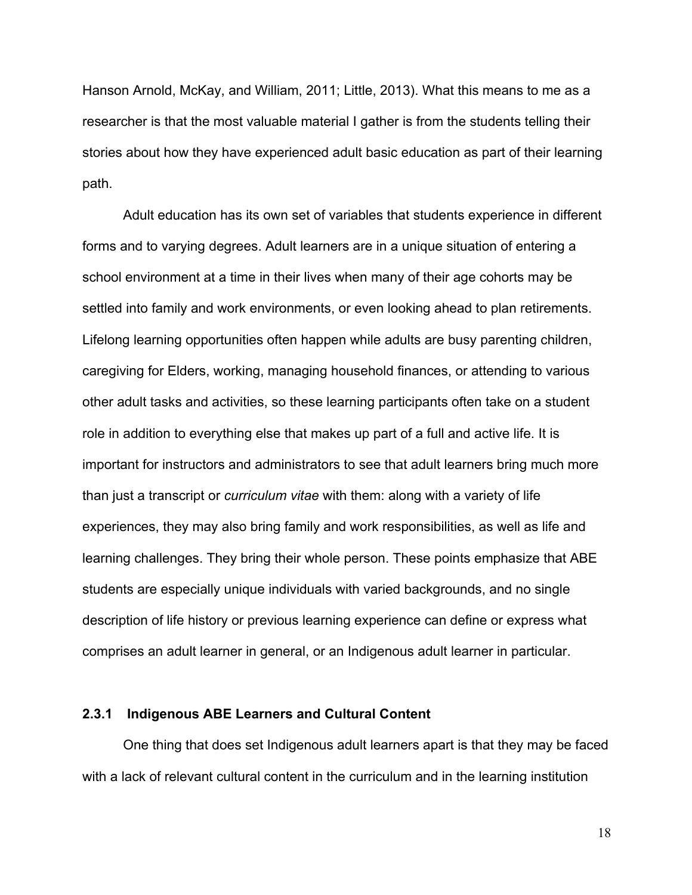Hanson Arnold, McKay, and William, 2011; Little, 2013). What this means to me as a researcher is that the most valuable material I gather is from the students telling their stories about how they have experienced adult basic education as part of their learning path.

Adult education has its own set of variables that students experience in different forms and to varying degrees. Adult learners are in a unique situation of entering a school environment at a time in their lives when many of their age cohorts may be settled into family and work environments, or even looking ahead to plan retirements. Lifelong learning opportunities often happen while adults are busy parenting children, caregiving for Elders, working, managing household finances, or attending to various other adult tasks and activities, so these learning participants often take on a student role in addition to everything else that makes up part of a full and active life. It is important for instructors and administrators to see that adult learners bring much more than just a transcript or *curriculum vitae* with them: along with a variety of life experiences, they may also bring family and work responsibilities, as well as life and learning challenges. They bring their whole person. These points emphasize that ABE students are especially unique individuals with varied backgrounds, and no single description of life history or previous learning experience can define or express what comprises an adult learner in general, or an Indigenous adult learner in particular.

### 2.3.1 Indigenous ABE Learners and Cultural Content

One thing that does set Indigenous adult learners apart is that they may be faced with a lack of relevant cultural content in the curriculum and in the learning institution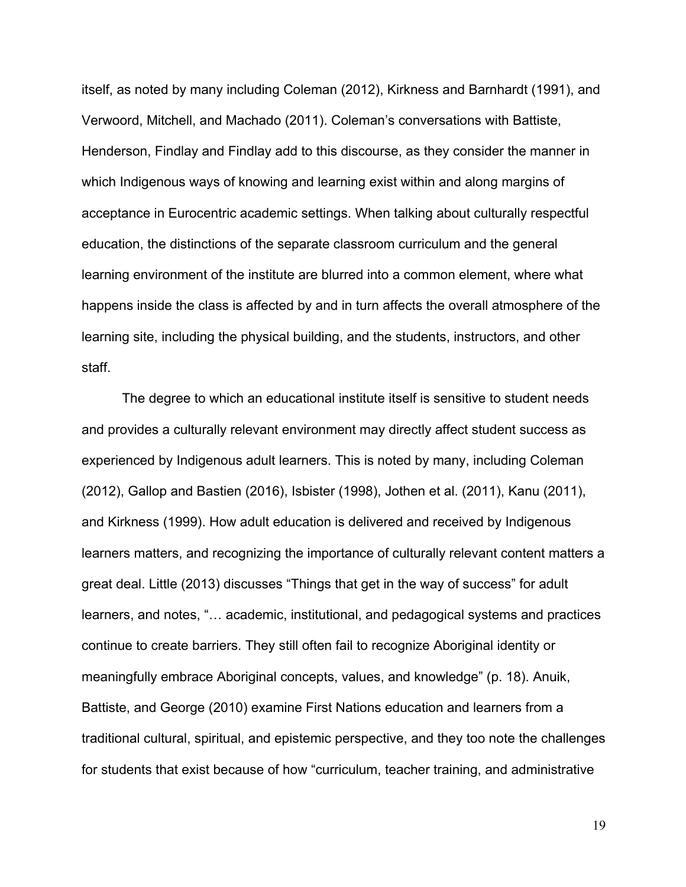itself, as noted by many including Coleman (2012), Kirkness and Barnhardt (1991), and Verwoord, Mitchell, and Machado (2011). Coleman's conversations with Battiste, Henderson, Findlay and Findlay add to this discourse, as they consider the manner in which Indigenous ways of knowing and learning exist within and along margins of acceptance in Eurocentric academic settings. When talking about culturally respectful education, the distinctions of the separate classroom curriculum and the general learning environment of the institute are blurred into a common element, where what happens inside the class is affected by and in turn affects the overall atmosphere of the learning site, including the physical building, and the students, instructors, and other staff.

The degree to which an educational institute itself is sensitive to student needs and provides a culturally relevant environment may directly affect student success as experienced by Indigenous adult learners. This is noted by many, including Coleman (2012), Gallop and Bastien (2016), Isbister (1998), Jothen et al. (2011), Kanu (2011), and Kirkness (1999). How adult education is delivered and received by Indigenous learners matters, and recognizing the importance of culturally relevant content matters a great deal. Little (2013) discusses "Things that get in the way of success" for adult learners, and notes, "… academic, institutional, and pedagogical systems and practices continue to create barriers. They still often fail to recognize Aboriginal identity or meaningfully embrace Aboriginal concepts, values, and knowledge" (p. 18). Anuik, Battiste, and George (2010) examine First Nations education and learners from a traditional cultural, spiritual, and epistemic perspective, and they too note the challenges for students that exist because of how "curriculum, teacher training, and administrative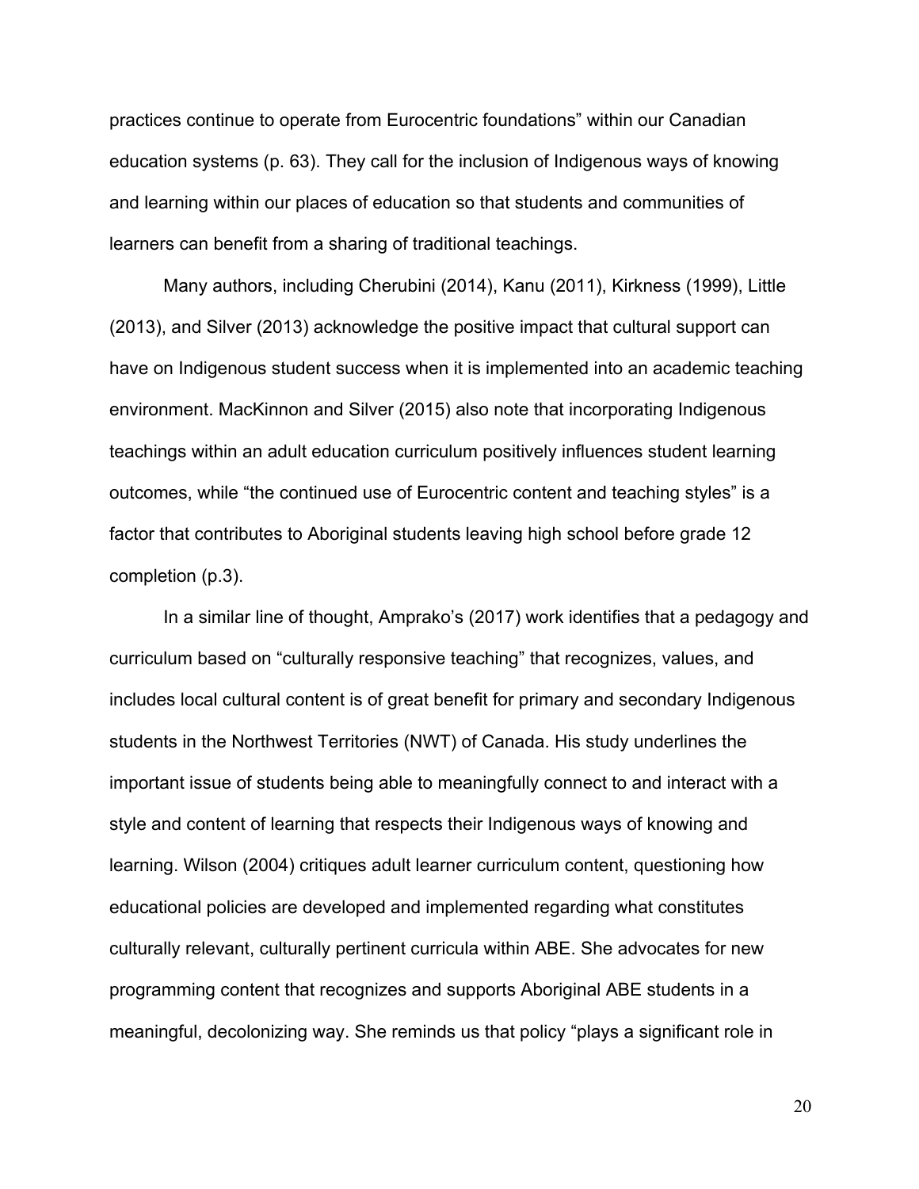practices continue to operate from Eurocentric foundations" within our Canadian education systems (p. 63). They call for the inclusion of Indigenous ways of knowing and learning within our places of education so that students and communities of learners can benefit from a sharing of traditional teachings.

Many authors, including Cherubini (2014), Kanu (2011), Kirkness (1999), Little (2013), and Silver (2013) acknowledge the positive impact that cultural support can have on Indigenous student success when it is implemented into an academic teaching environment. MacKinnon and Silver (2015) also note that incorporating Indigenous teachings within an adult education curriculum positively influences student learning outcomes, while "the continued use of Eurocentric content and teaching styles" is a factor that contributes to Aboriginal students leaving high school before grade 12 completion (p.3).

In a similar line of thought, Amprako's (2017) work identifies that a pedagogy and curriculum based on "culturally responsive teaching" that recognizes, values, and includes local cultural content is of great benefit for primary and secondary Indigenous students in the Northwest Territories (NWT) of Canada. His study underlines the important issue of students being able to meaningfully connect to and interact with a style and content of learning that respects their Indigenous ways of knowing and learning. Wilson (2004) critiques adult learner curriculum content, questioning how educational policies are developed and implemented regarding what constitutes culturally relevant, culturally pertinent curricula within ABE. She advocates for new programming content that recognizes and supports Aboriginal ABE students in a meaningful, decolonizing way. She reminds us that policy "plays a significant role in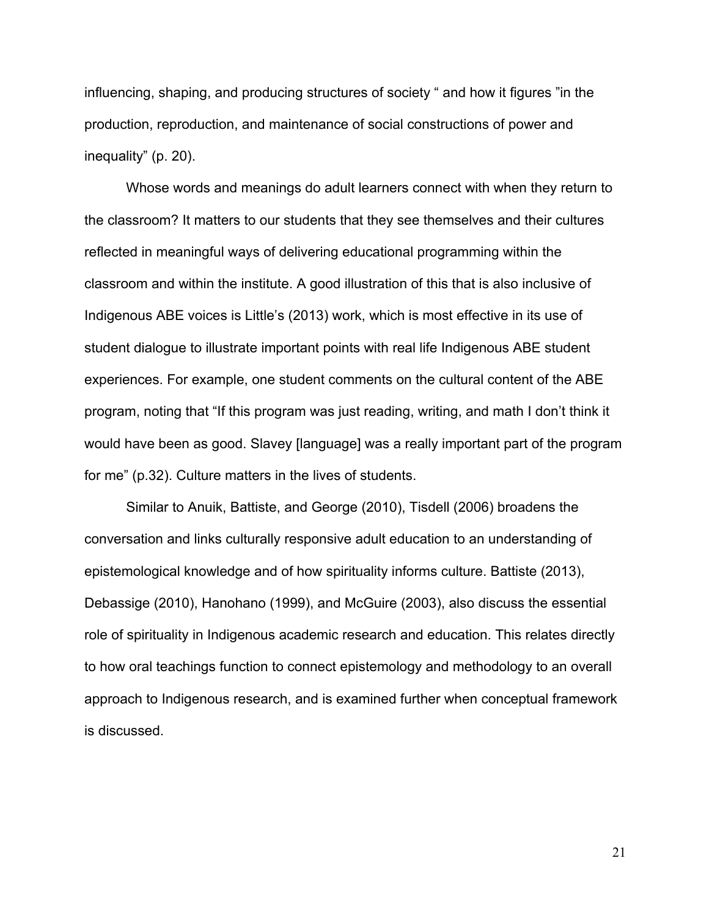influencing, shaping, and producing structures of society " and how it figures "in the production, reproduction, and maintenance of social constructions of power and inequality" (p. 20).

Whose words and meanings do adult learners connect with when they return to the classroom? It matters to our students that they see themselves and their cultures reflected in meaningful ways of delivering educational programming within the classroom and within the institute. A good illustration of this that is also inclusive of Indigenous ABE voices is Little's (2013) work, which is most effective in its use of student dialogue to illustrate important points with real life Indigenous ABE student experiences. For example, one student comments on the cultural content of the ABE program, noting that "If this program was just reading, writing, and math I don't think it would have been as good. Slavey [language] was a really important part of the program for me" (p.32). Culture matters in the lives of students.

Similar to Anuik, Battiste, and George (2010), Tisdell (2006) broadens the conversation and links culturally responsive adult education to an understanding of epistemological knowledge and of how spirituality informs culture. Battiste (2013), Debassige (2010), Hanohano (1999), and McGuire (2003), also discuss the essential role of spirituality in Indigenous academic research and education. This relates directly to how oral teachings function to connect epistemology and methodology to an overall approach to Indigenous research, and is examined further when conceptual framework is discussed.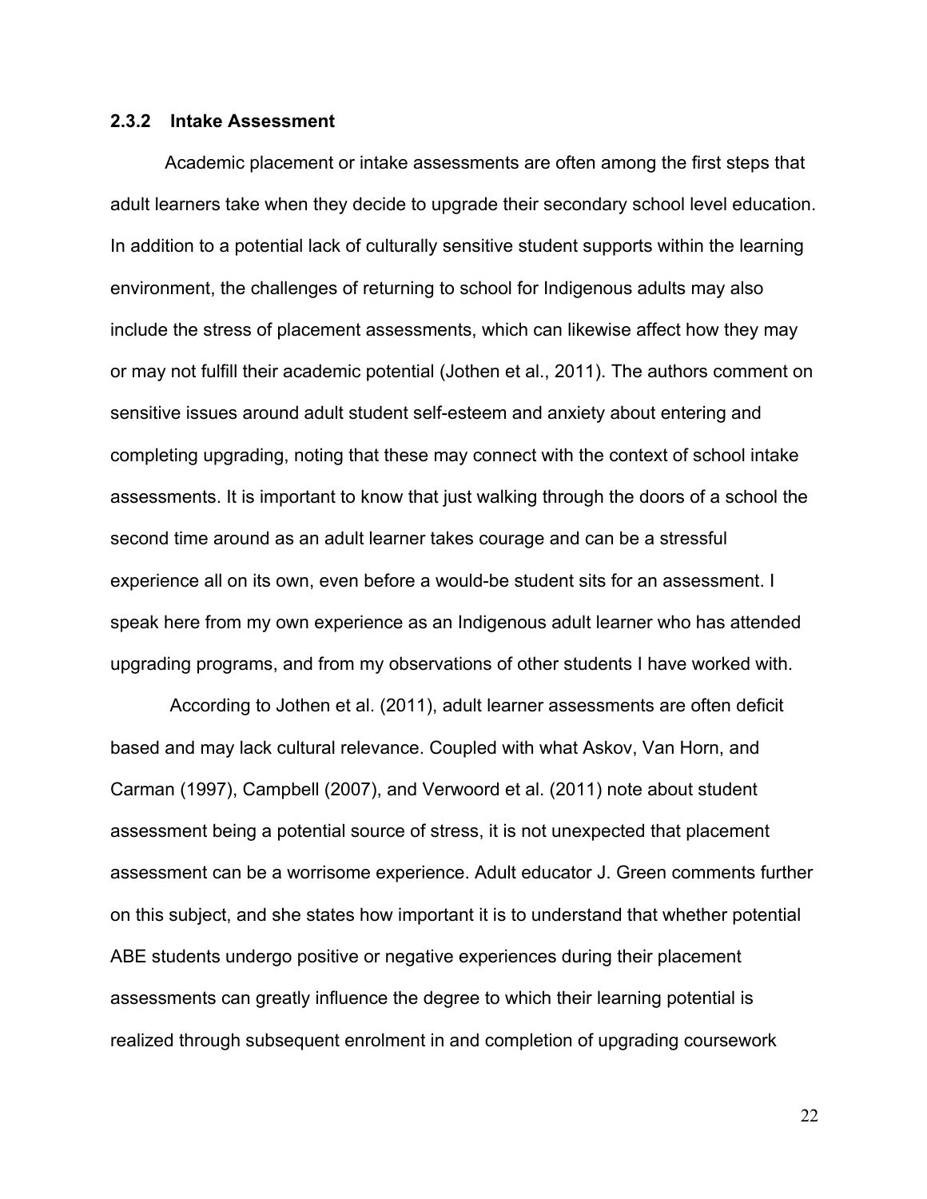### 2.3.2 Intake Assessment

Academic placement or intake assessments are often among the first steps that adult learners take when they decide to upgrade their secondary school level education. In addition to a potential lack of culturally sensitive student supports within the learning environment, the challenges of returning to school for Indigenous adults may also include the stress of placement assessments, which can likewise affect how they may or may not fulfill their academic potential (Jothen et al., 2011). The authors comment on sensitive issues around adult student self-esteem and anxiety about entering and completing upgrading, noting that these may connect with the context of school intake assessments. It is important to know that just walking through the doors of a school the second time around as an adult learner takes courage and can be a stressful experience all on its own, even before a would-be student sits for an assessment. I speak here from my own experience as an Indigenous adult learner who has attended upgrading programs, and from my observations of other students I have worked with.

According to Jothen et al. (2011), adult learner assessments are often deficit based and may lack cultural relevance. Coupled with what Askov, Van Horn, and Carman (1997), Campbell (2007), and Verwoord et al. (2011) note about student assessment being a potential source of stress, it is not unexpected that placement assessment can be a worrisome experience. Adult educator J. Green comments further on this subject, and she states how important it is to understand that whether potential ABE students undergo positive or negative experiences during their placement assessments can greatly influence the degree to which their learning potential is realized through subsequent enrolment in and completion of upgrading coursework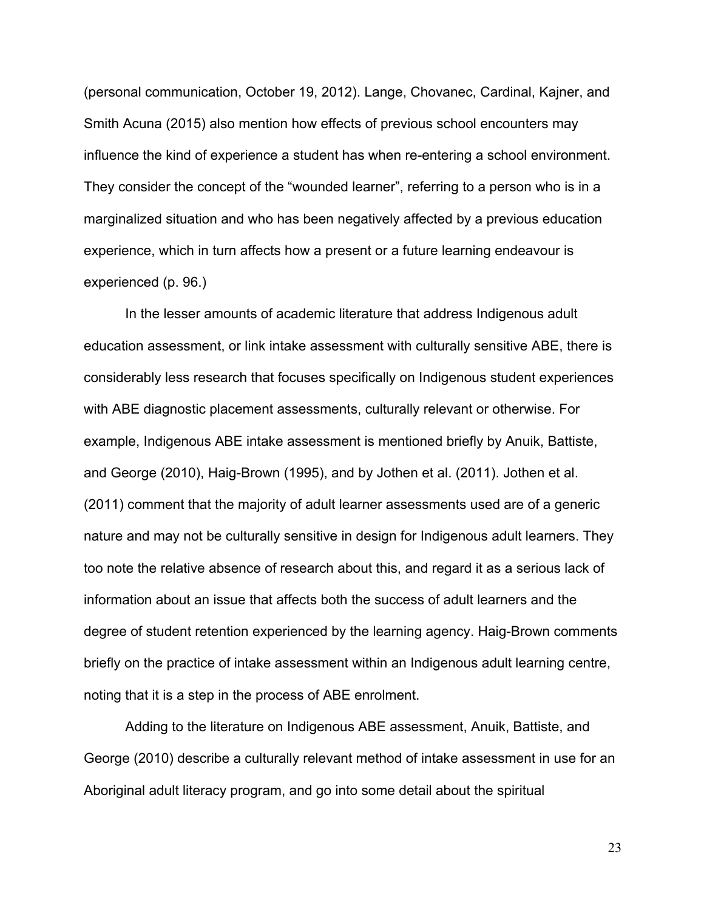(personal communication, October 19, 2012). Lange, Chovanec, Cardinal, Kajner, and Smith Acuna (2015) also mention how effects of previous school encounters may influence the kind of experience a student has when re-entering a school environment. They consider the concept of the "wounded learner", referring to a person who is in a marginalized situation and who has been negatively affected by a previous education experience, which in turn affects how a present or a future learning endeavour is experienced (p. 96.)

In the lesser amounts of academic literature that address Indigenous adult education assessment, or link intake assessment with culturally sensitive ABE, there is considerably less research that focuses specifically on Indigenous student experiences with ABE diagnostic placement assessments, culturally relevant or otherwise. For example, Indigenous ABE intake assessment is mentioned briefly by Anuik, Battiste, and George (2010), Haig-Brown (1995), and by Jothen et al. (2011). Jothen et al. (2011) comment that the majority of adult learner assessments used are of a generic nature and may not be culturally sensitive in design for Indigenous adult learners. They too note the relative absence of research about this, and regard it as a serious lack of information about an issue that affects both the success of adult learners and the degree of student retention experienced by the learning agency. Haig-Brown comments briefly on the practice of intake assessment within an Indigenous adult learning centre, noting that it is a step in the process of ABE enrolment.

Adding to the literature on Indigenous ABE assessment, Anuik, Battiste, and George (2010) describe a culturally relevant method of intake assessment in use for an Aboriginal adult literacy program, and go into some detail about the spiritual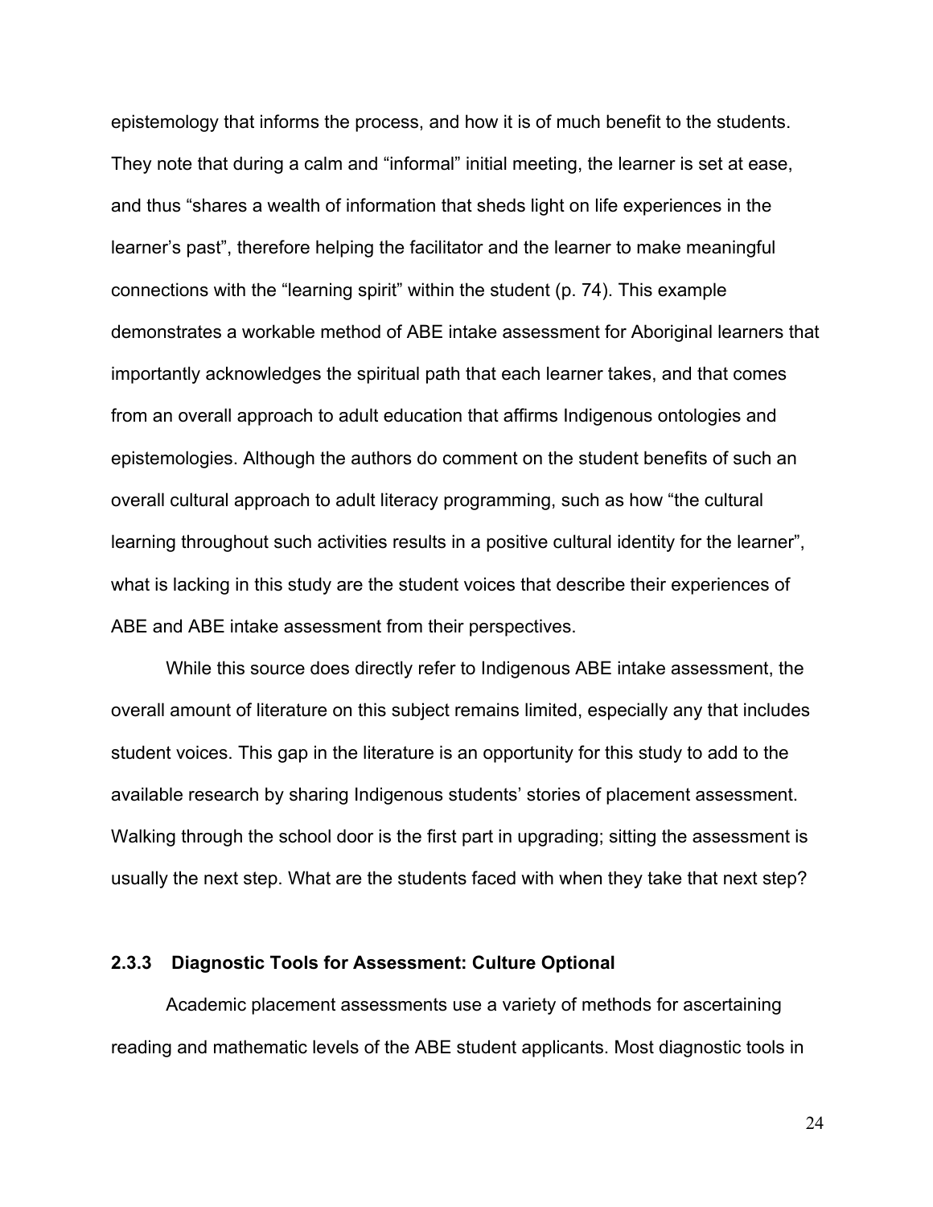epistemology that informs the process, and how it is of much benefit to the students. They note that during a calm and "informal" initial meeting, the learner is set at ease, and thus "shares a wealth of information that sheds light on life experiences in the learner's past", therefore helping the facilitator and the learner to make meaningful connections with the "learning spirit" within the student (p. 74). This example demonstrates a workable method of ABE intake assessment for Aboriginal learners that importantly acknowledges the spiritual path that each learner takes, and that comes from an overall approach to adult education that affirms Indigenous ontologies and epistemologies. Although the authors do comment on the student benefits of such an overall cultural approach to adult literacy programming, such as how "the cultural learning throughout such activities results in a positive cultural identity for the learner", what is lacking in this study are the student voices that describe their experiences of ABE and ABE intake assessment from their perspectives.

While this source does directly refer to Indigenous ABE intake assessment, the overall amount of literature on this subject remains limited, especially any that includes student voices. This gap in the literature is an opportunity for this study to add to the available research by sharing Indigenous students' stories of placement assessment. Walking through the school door is the first part in upgrading; sitting the assessment is usually the next step. What are the students faced with when they take that next step?

### 2.3.3 Diagnostic Tools for Assessment: Culture Optional

Academic placement assessments use a variety of methods for ascertaining reading and mathematic levels of the ABE student applicants. Most diagnostic tools in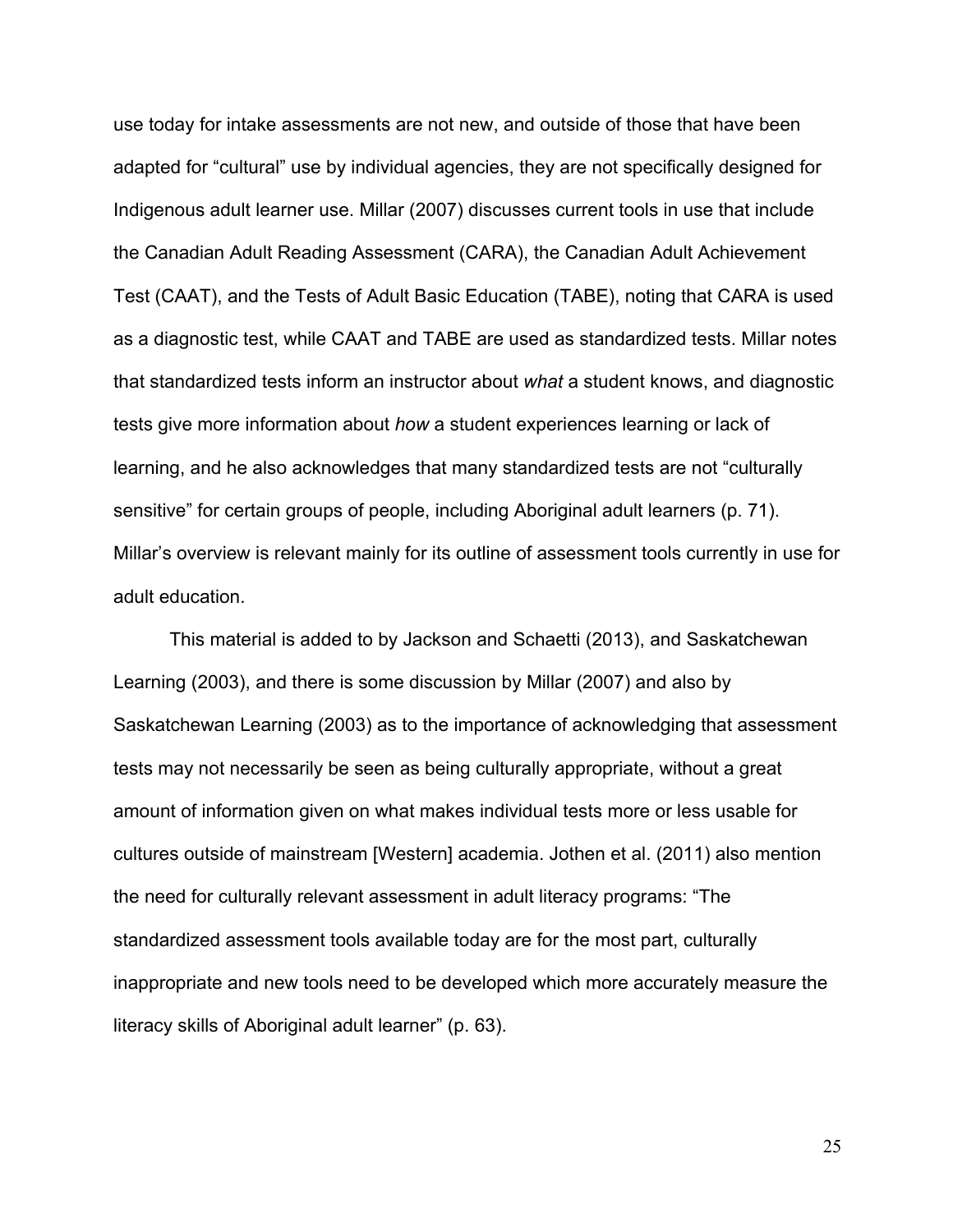use today for intake assessments are not new, and outside of those that have been adapted for "cultural" use by individual agencies, they are not specifically designed for Indigenous adult learner use. Millar (2007) discusses current tools in use that include the Canadian Adult Reading Assessment (CARA), the Canadian Adult Achievement Test (CAAT), and the Tests of Adult Basic Education (TABE), noting that CARA is used as a diagnostic test, while CAAT and TABE are used as standardized tests. Millar notes that standardized tests inform an instructor about *what* a student knows, and diagnostic tests give more information about *how* a student experiences learning or lack of learning, and he also acknowledges that many standardized tests are not "culturally sensitive" for certain groups of people, including Aboriginal adult learners (p. 71). Millar's overview is relevant mainly for its outline of assessment tools currently in use for adult education.

This material is added to by Jackson and Schaetti (2013), and Saskatchewan Learning (2003), and there is some discussion by Millar (2007) and also by Saskatchewan Learning (2003) as to the importance of acknowledging that assessment tests may not necessarily be seen as being culturally appropriate, without a great amount of information given on what makes individual tests more or less usable for cultures outside of mainstream [Western] academia. Jothen et al. (2011) also mention the need for culturally relevant assessment in adult literacy programs: "The standardized assessment tools available today are for the most part, culturally inappropriate and new tools need to be developed which more accurately measure the literacy skills of Aboriginal adult learner" (p. 63).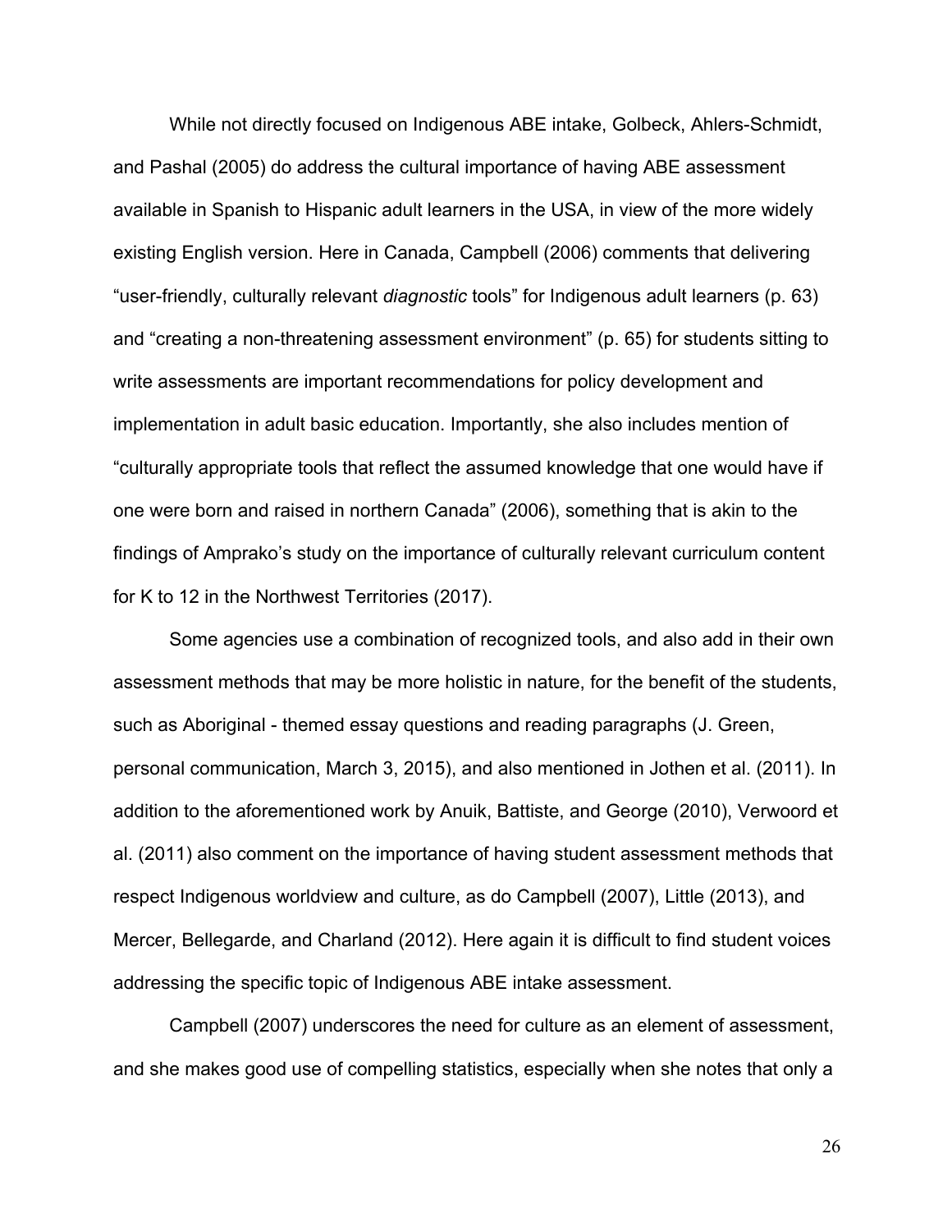While not directly focused on Indigenous ABE intake, Golbeck, Ahlers-Schmidt, and Pashal (2005) do address the cultural importance of having ABE assessment available in Spanish to Hispanic adult learners in the USA, in view of the more widely existing English version. Here in Canada, Campbell (2006) comments that delivering "user-friendly, culturally relevant *diagnostic* tools" for Indigenous adult learners (p. 63) and "creating a non-threatening assessment environment" (p. 65) for students sitting to write assessments are important recommendations for policy development and implementation in adult basic education. Importantly, she also includes mention of "culturally appropriate tools that reflect the assumed knowledge that one would have if one were born and raised in northern Canada" (2006), something that is akin to the findings of Amprako's study on the importance of culturally relevant curriculum content for K to 12 in the Northwest Territories (2017).

Some agencies use a combination of recognized tools, and also add in their own assessment methods that may be more holistic in nature, for the benefit of the students, such as Aboriginal - themed essay questions and reading paragraphs (J. Green, personal communication, March 3, 2015), and also mentioned in Jothen et al. (2011). In addition to the aforementioned work by Anuik, Battiste, and George (2010), Verwoord et al. (2011) also comment on the importance of having student assessment methods that respect Indigenous worldview and culture, as do Campbell (2007), Little (2013), and Mercer, Bellegarde, and Charland (2012). Here again it is difficult to find student voices addressing the specific topic of Indigenous ABE intake assessment.

Campbell (2007) underscores the need for culture as an element of assessment, and she makes good use of compelling statistics, especially when she notes that only a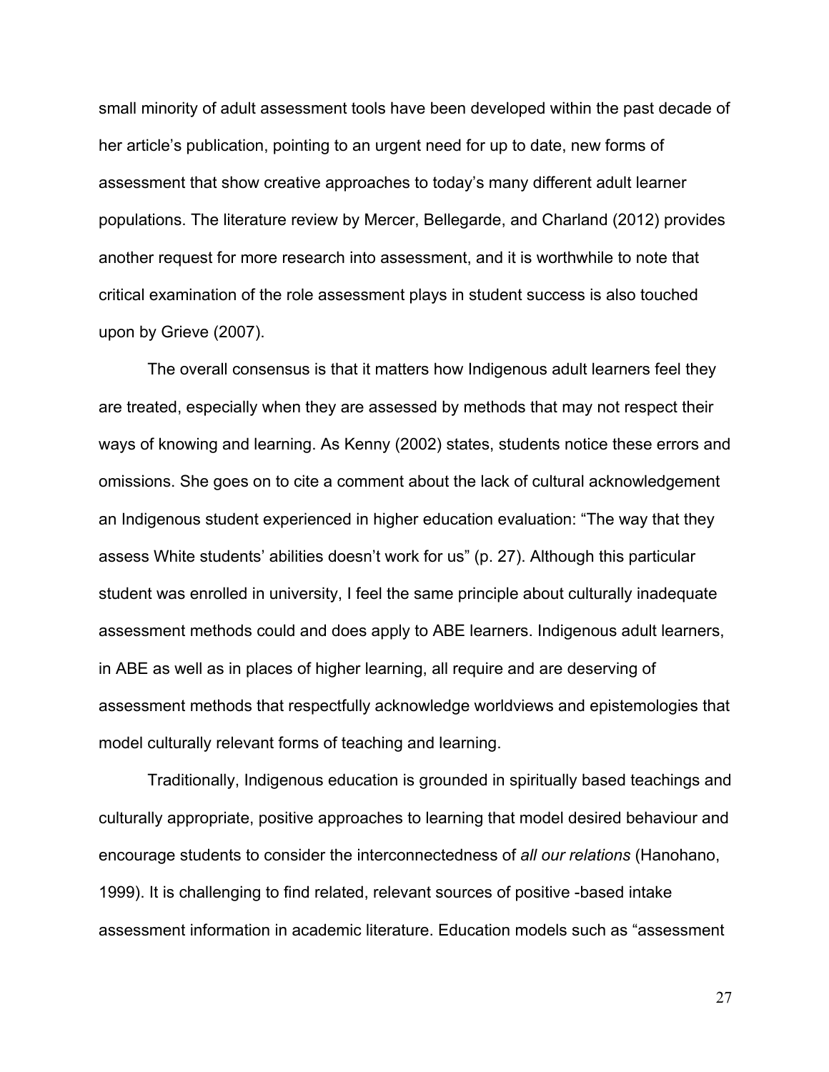small minority of adult assessment tools have been developed within the past decade of her article's publication, pointing to an urgent need for up to date, new forms of assessment that show creative approaches to today's many different adult learner populations. The literature review by Mercer, Bellegarde, and Charland (2012) provides another request for more research into assessment, and it is worthwhile to note that critical examination of the role assessment plays in student success is also touched upon by Grieve (2007).

The overall consensus is that it matters how Indigenous adult learners feel they are treated, especially when they are assessed by methods that may not respect their ways of knowing and learning. As Kenny (2002) states, students notice these errors and omissions. She goes on to cite a comment about the lack of cultural acknowledgement an Indigenous student experienced in higher education evaluation: "The way that they assess White students' abilities doesn't work for us" (p. 27). Although this particular student was enrolled in university, I feel the same principle about culturally inadequate assessment methods could and does apply to ABE learners. Indigenous adult learners, in ABE as well as in places of higher learning, all require and are deserving of assessment methods that respectfully acknowledge worldviews and epistemologies that model culturally relevant forms of teaching and learning.

Traditionally, Indigenous education is grounded in spiritually based teachings and culturally appropriate, positive approaches to learning that model desired behaviour and encourage students to consider the interconnectedness of *all our relations* (Hanohano, 1999). It is challenging to find related, relevant sources of positive -based intake assessment information in academic literature. Education models such as "assessment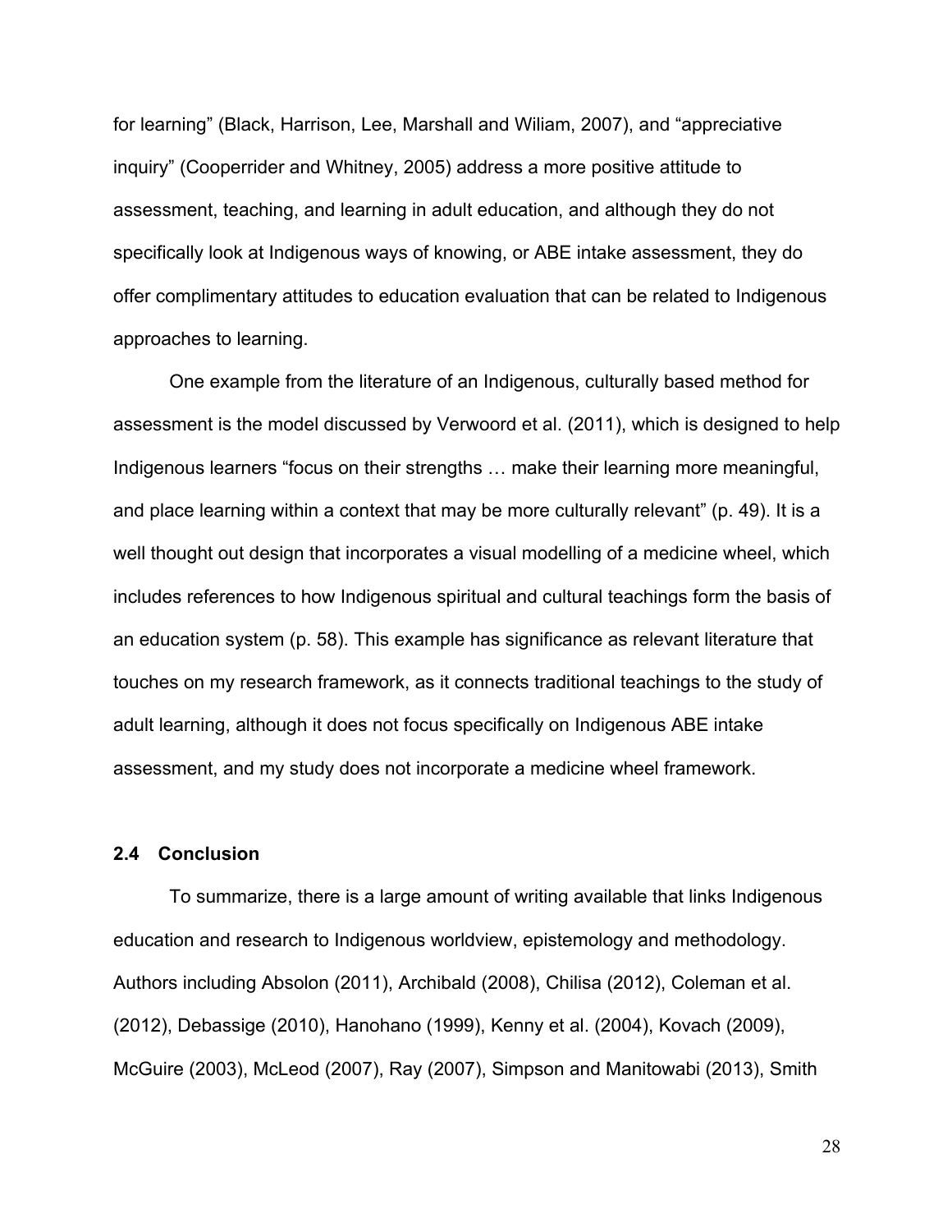for learning" (Black, Harrison, Lee, Marshall and Wiliam, 2007), and "appreciative inquiry" (Cooperrider and Whitney, 2005) address a more positive attitude to assessment, teaching, and learning in adult education, and although they do not specifically look at Indigenous ways of knowing, or ABE intake assessment, they do offer complimentary attitudes to education evaluation that can be related to Indigenous approaches to learning.

One example from the literature of an Indigenous, culturally based method for assessment is the model discussed by Verwoord et al. (2011), which is designed to help Indigenous learners "focus on their strengths … make their learning more meaningful, and place learning within a context that may be more culturally relevant" (p. 49). It is a well thought out design that incorporates a visual modelling of a medicine wheel, which includes references to how Indigenous spiritual and cultural teachings form the basis of an education system (p. 58). This example has significance as relevant literature that touches on my research framework, as it connects traditional teachings to the study of adult learning, although it does not focus specifically on Indigenous ABE intake assessment, and my study does not incorporate a medicine wheel framework.

### 2.4 Conclusion

To summarize, there is a large amount of writing available that links Indigenous education and research to Indigenous worldview, epistemology and methodology. Authors including Absolon (2011), Archibald (2008), Chilisa (2012), Coleman et al. (2012), Debassige (2010), Hanohano (1999), Kenny et al. (2004), Kovach (2009), McGuire (2003), McLeod (2007), Ray (2007), Simpson and Manitowabi (2013), Smith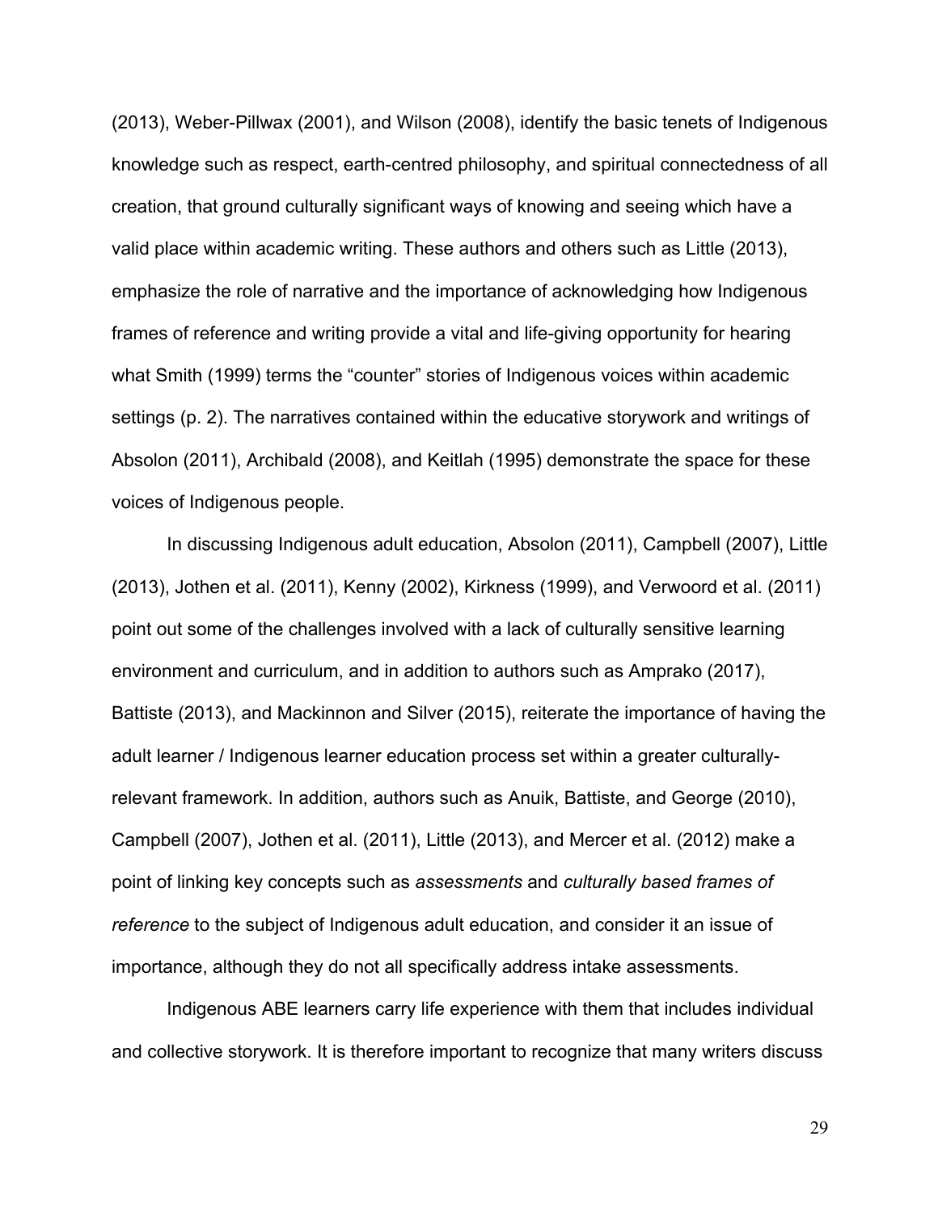(2013), Weber-Pillwax (2001), and Wilson (2008), identify the basic tenets of Indigenous knowledge such as respect, earth-centred philosophy, and spiritual connectedness of all creation, that ground culturally significant ways of knowing and seeing which have a valid place within academic writing. These authors and others such as Little (2013), emphasize the role of narrative and the importance of acknowledging how Indigenous frames of reference and writing provide a vital and life-giving opportunity for hearing what Smith (1999) terms the "counter" stories of Indigenous voices within academic settings (p. 2). The narratives contained within the educative storywork and writings of Absolon (2011), Archibald (2008), and Keitlah (1995) demonstrate the space for these voices of Indigenous people.

In discussing Indigenous adult education, Absolon (2011), Campbell (2007), Little (2013), Jothen et al. (2011), Kenny (2002), Kirkness (1999), and Verwoord et al. (2011) point out some of the challenges involved with a lack of culturally sensitive learning environment and curriculum, and in addition to authors such as Amprako (2017), Battiste (2013), and Mackinnon and Silver (2015), reiterate the importance of having the adult learner / Indigenous learner education process set within a greater culturally-relevant framework. In addition, authors such as Anuik, Battiste, and George (2010), Campbell (2007), Jothen et al. (2011), Little (2013), and Mercer et al. (2012) make a point of linking key concepts such as *assessments* and *culturally based frames of reference* to the subject of Indigenous adult education, and consider it an issue of importance, although they do not all specifically address intake assessments.

Indigenous ABE learners carry life experience with them that includes individual and collective storywork. It is therefore important to recognize that many writers discuss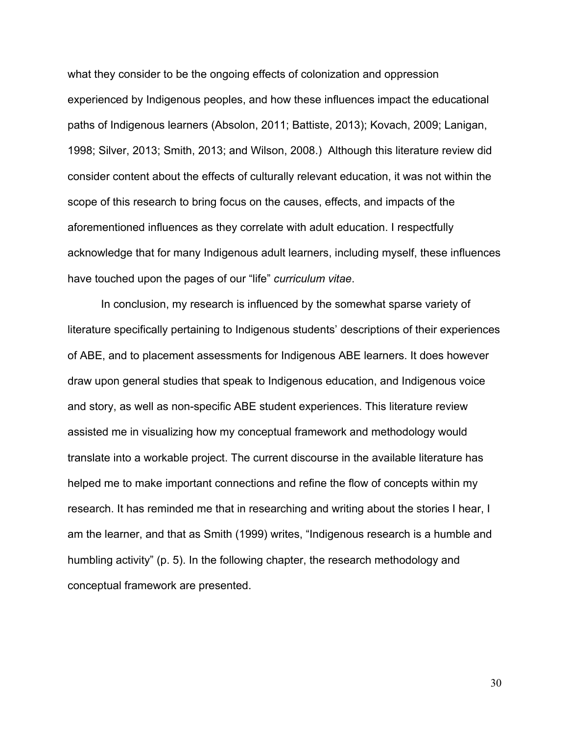what they consider to be the ongoing effects of colonization and oppression experienced by Indigenous peoples, and how these influences impact the educational paths of Indigenous learners (Absolon, 2011; Battiste, 2013); Kovach, 2009; Lanigan, 1998; Silver, 2013; Smith, 2013; and Wilson, 2008.)  Although this literature review did consider content about the effects of culturally relevant education, it was not within the scope of this research to bring focus on the causes, effects, and impacts of the aforementioned influences as they correlate with adult education. I respectfully acknowledge that for many Indigenous adult learners, including myself, these influences have touched upon the pages of our "life" *curriculum vitae*.

In conclusion, my research is influenced by the somewhat sparse variety of literature specifically pertaining to Indigenous students' descriptions of their experiences of ABE, and to placement assessments for Indigenous ABE learners. It does however draw upon general studies that speak to Indigenous education, and Indigenous voice and story, as well as non-specific ABE student experiences. This literature review assisted me in visualizing how my conceptual framework and methodology would translate into a workable project. The current discourse in the available literature has helped me to make important connections and refine the flow of concepts within my research. It has reminded me that in researching and writing about the stories I hear, I am the learner, and that as Smith (1999) writes, "Indigenous research is a humble and humbling activity" (p. 5). In the following chapter, the research methodology and conceptual framework are presented.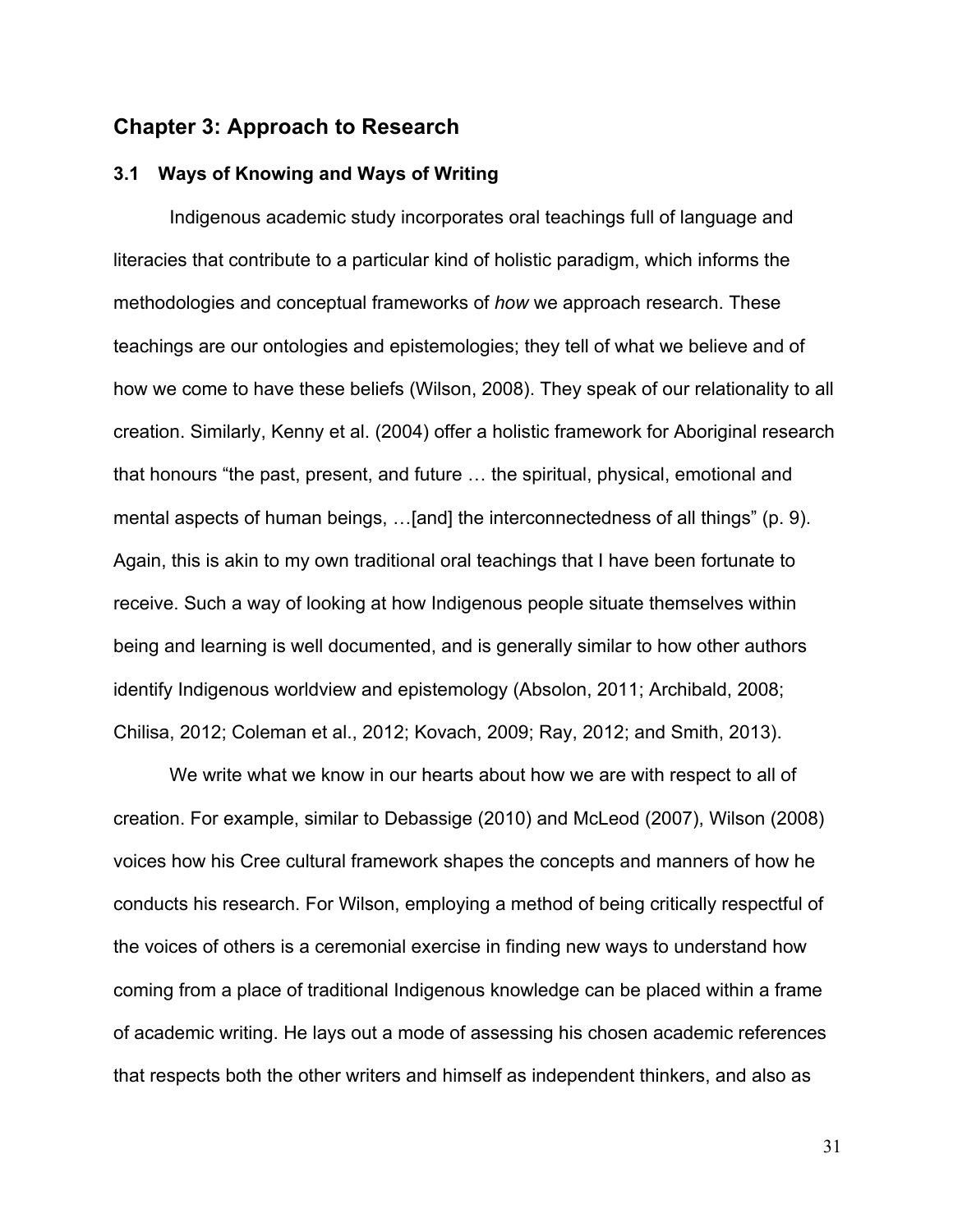## Chapter 3: Approach to Research

### 3.1 Ways of Knowing and Ways of Writing

Indigenous academic study incorporates oral teachings full of language and literacies that contribute to a particular kind of holistic paradigm, which informs the methodologies and conceptual frameworks of *how* we approach research. These teachings are our ontologies and epistemologies; they tell of what we believe and of how we come to have these beliefs (Wilson, 2008). They speak of our relationality to all creation. Similarly, Kenny et al. (2004) offer a holistic framework for Aboriginal research that honours "the past, present, and future … the spiritual, physical, emotional and mental aspects of human beings, …[and] the interconnectedness of all things" (p. 9). Again, this is akin to my own traditional oral teachings that I have been fortunate to receive. Such a way of looking at how Indigenous people situate themselves within being and learning is well documented, and is generally similar to how other authors identify Indigenous worldview and epistemology (Absolon, 2011; Archibald, 2008; Chilisa, 2012; Coleman et al., 2012; Kovach, 2009; Ray, 2012; and Smith, 2013).

We write what we know in our hearts about how we are with respect to all of creation. For example, similar to Debassige (2010) and McLeod (2007), Wilson (2008) voices how his Cree cultural framework shapes the concepts and manners of how he conducts his research. For Wilson, employing a method of being critically respectful of the voices of others is a ceremonial exercise in finding new ways to understand how coming from a place of traditional Indigenous knowledge can be placed within a frame of academic writing. He lays out a mode of assessing his chosen academic references that respects both the other writers and himself as independent thinkers, and also as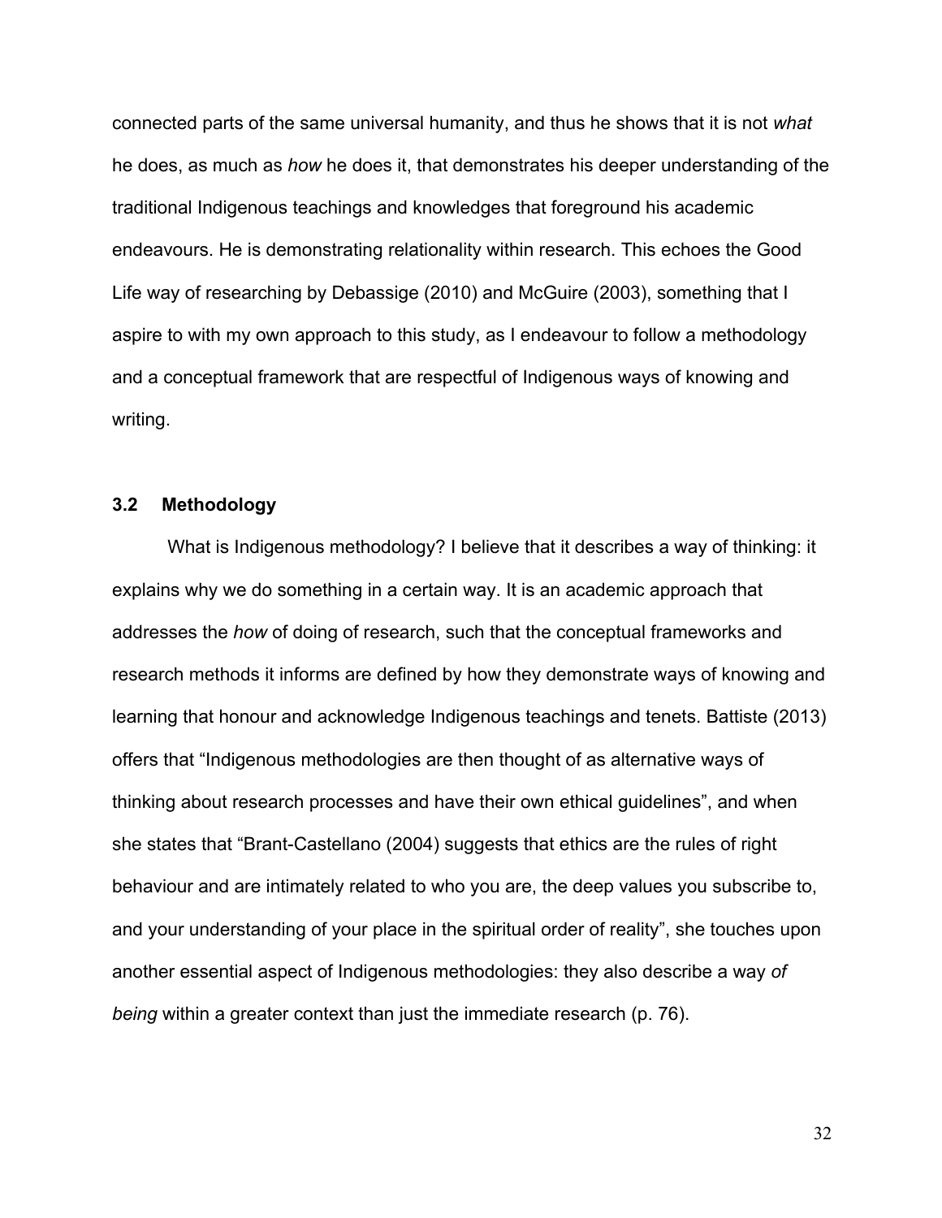connected parts of the same universal humanity, and thus he shows that it is not *what* he does, as much as *how* he does it, that demonstrates his deeper understanding of the traditional Indigenous teachings and knowledges that foreground his academic endeavours. He is demonstrating relationality within research. This echoes the Good Life way of researching by Debassige (2010) and McGuire (2003), something that I aspire to with my own approach to this study, as I endeavour to follow a methodology and a conceptual framework that are respectful of Indigenous ways of knowing and writing.

### 3.2 Methodology

What is Indigenous methodology? I believe that it describes a way of thinking: it explains why we do something in a certain way. It is an academic approach that addresses the *how* of doing of research, such that the conceptual frameworks and research methods it informs are defined by how they demonstrate ways of knowing and learning that honour and acknowledge Indigenous teachings and tenets. Battiste (2013) offers that "Indigenous methodologies are then thought of as alternative ways of thinking about research processes and have their own ethical guidelines", and when she states that "Brant-Castellano (2004) suggests that ethics are the rules of right behaviour and are intimately related to who you are, the deep values you subscribe to, and your understanding of your place in the spiritual order of reality", she touches upon another essential aspect of Indigenous methodologies: they also describe a way *of being* within a greater context than just the immediate research (p. 76).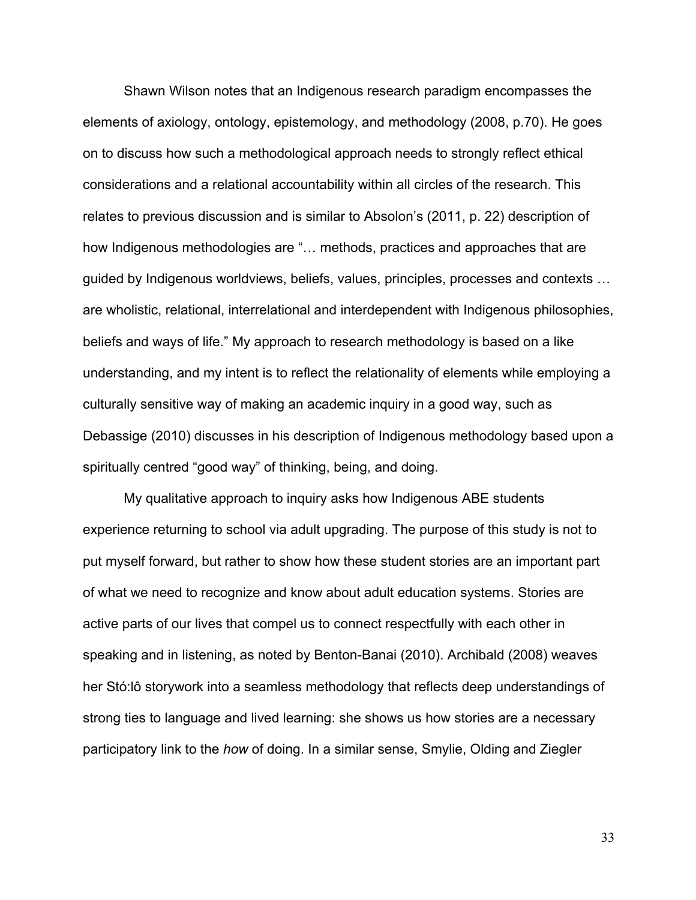Shawn Wilson notes that an Indigenous research paradigm encompasses the elements of axiology, ontology, epistemology, and methodology (2008, p.70). He goes on to discuss how such a methodological approach needs to strongly reflect ethical considerations and a relational accountability within all circles of the research. This relates to previous discussion and is similar to Absolon's (2011, p. 22) description of how Indigenous methodologies are "… methods, practices and approaches that are guided by Indigenous worldviews, beliefs, values, principles, processes and contexts … are wholistic, relational, interrelational and interdependent with Indigenous philosophies, beliefs and ways of life." My approach to research methodology is based on a like understanding, and my intent is to reflect the relationality of elements while employing a culturally sensitive way of making an academic inquiry in a good way, such as Debassige (2010) discusses in his description of Indigenous methodology based upon a spiritually centred "good way" of thinking, being, and doing.

My qualitative approach to inquiry asks how Indigenous ABE students experience returning to school via adult upgrading. The purpose of this study is not to put myself forward, but rather to show how these student stories are an important part of what we need to recognize and know about adult education systems. Stories are active parts of our lives that compel us to connect respectfully with each other in speaking and in listening, as noted by Benton-Banai (2010). Archibald (2008) weaves her Stó:lô storywork into a seamless methodology that reflects deep understandings of strong ties to language and lived learning: she shows us how stories are a necessary participatory link to the *how* of doing. In a similar sense, Smylie, Olding and Ziegler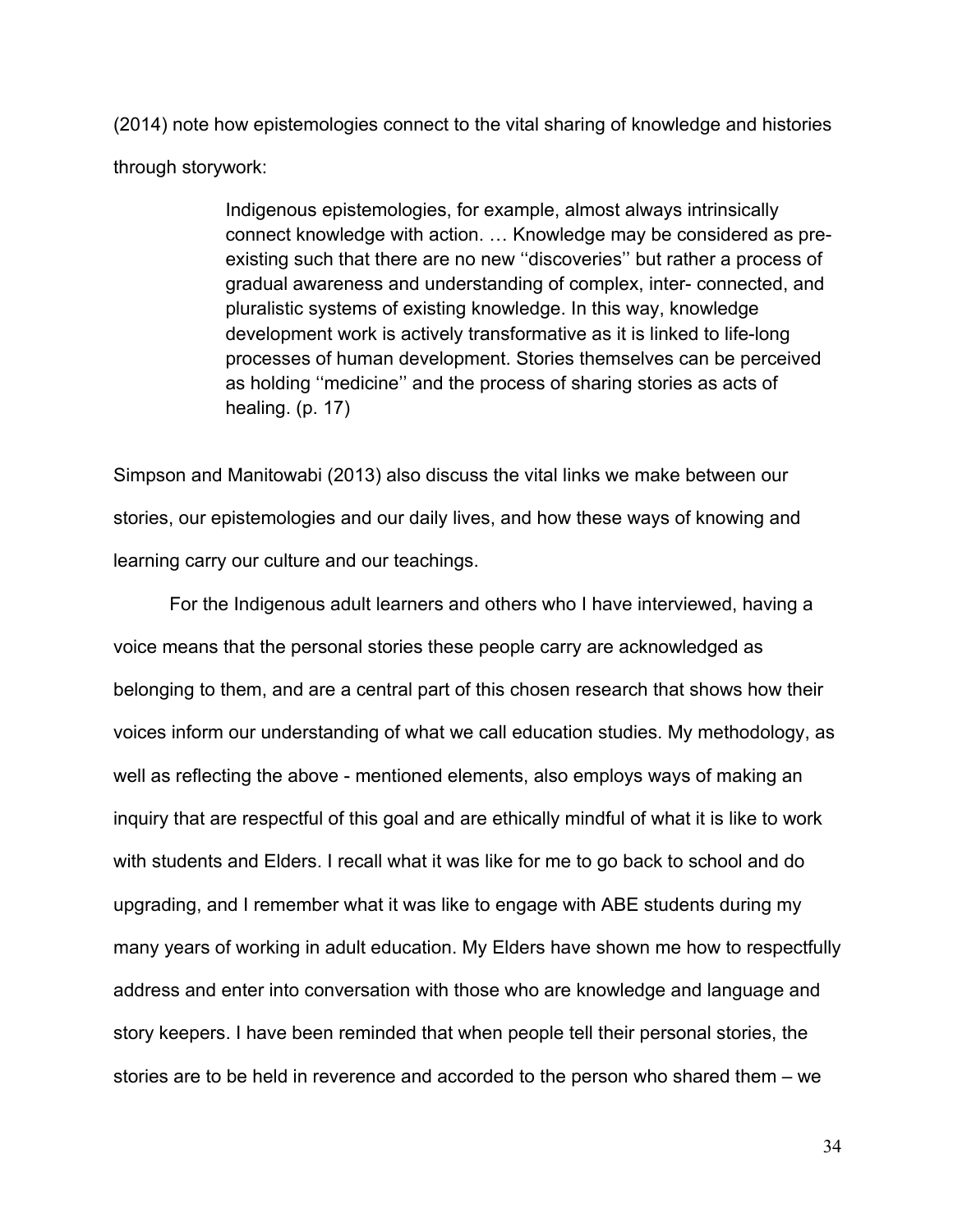(2014) note how epistemologies connect to the vital sharing of knowledge and histories through storywork:

> Indigenous epistemologies, for example, almost always intrinsically connect knowledge with action. … Knowledge may be considered as pre-existing such that there are no new ‘‘discoveries’’ but rather a process of gradual awareness and understanding of complex, inter- connected, and pluralistic systems of existing knowledge. In this way, knowledge development work is actively transformative as it is linked to life-long processes of human development. Stories themselves can be perceived as holding ‘‘medicine’’ and the process of sharing stories as acts of healing. (p. 17)

Simpson and Manitowabi (2013) also discuss the vital links we make between our stories, our epistemologies and our daily lives, and how these ways of knowing and learning carry our culture and our teachings.

For the Indigenous adult learners and others who I have interviewed, having a voice means that the personal stories these people carry are acknowledged as belonging to them, and are a central part of this chosen research that shows how their voices inform our understanding of what we call education studies. My methodology, as well as reflecting the above - mentioned elements, also employs ways of making an inquiry that are respectful of this goal and are ethically mindful of what it is like to work with students and Elders. I recall what it was like for me to go back to school and do upgrading, and I remember what it was like to engage with ABE students during my many years of working in adult education. My Elders have shown me how to respectfully address and enter into conversation with those who are knowledge and language and story keepers. I have been reminded that when people tell their personal stories, the stories are to be held in reverence and accorded to the person who shared them – we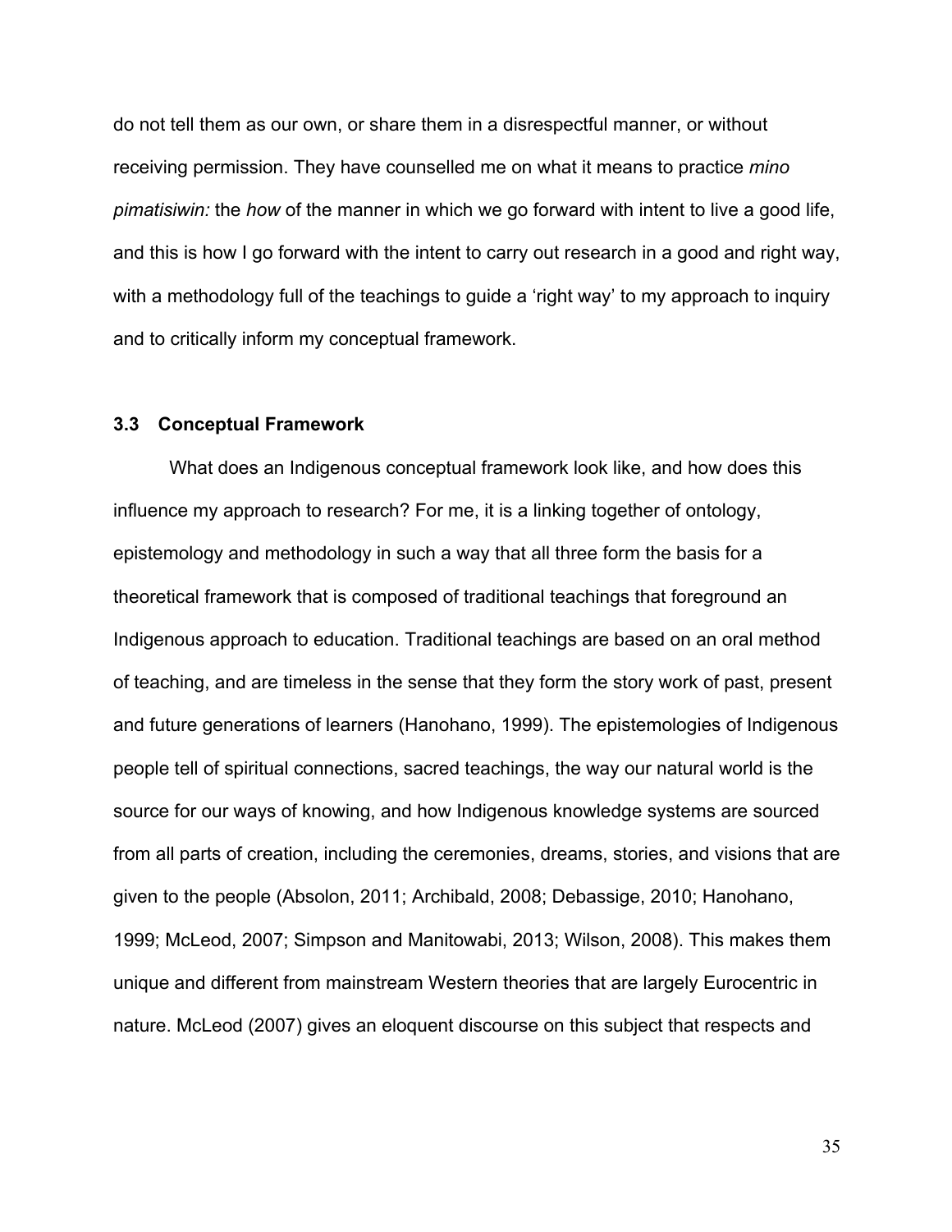do not tell them as our own, or share them in a disrespectful manner, or without receiving permission. They have counselled me on what it means to practice *mino pimatisiwin:* the *how* of the manner in which we go forward with intent to live a good life, and this is how I go forward with the intent to carry out research in a good and right way, with a methodology full of the teachings to guide a 'right way' to my approach to inquiry and to critically inform my conceptual framework.

### 3.3 Conceptual Framework

What does an Indigenous conceptual framework look like, and how does this influence my approach to research? For me, it is a linking together of ontology, epistemology and methodology in such a way that all three form the basis for a theoretical framework that is composed of traditional teachings that foreground an Indigenous approach to education. Traditional teachings are based on an oral method of teaching, and are timeless in the sense that they form the story work of past, present and future generations of learners (Hanohano, 1999). The epistemologies of Indigenous people tell of spiritual connections, sacred teachings, the way our natural world is the source for our ways of knowing, and how Indigenous knowledge systems are sourced from all parts of creation, including the ceremonies, dreams, stories, and visions that are given to the people (Absolon, 2011; Archibald, 2008; Debassige, 2010; Hanohano, 1999; McLeod, 2007; Simpson and Manitowabi, 2013; Wilson, 2008). This makes them unique and different from mainstream Western theories that are largely Eurocentric in nature. McLeod (2007) gives an eloquent discourse on this subject that respects and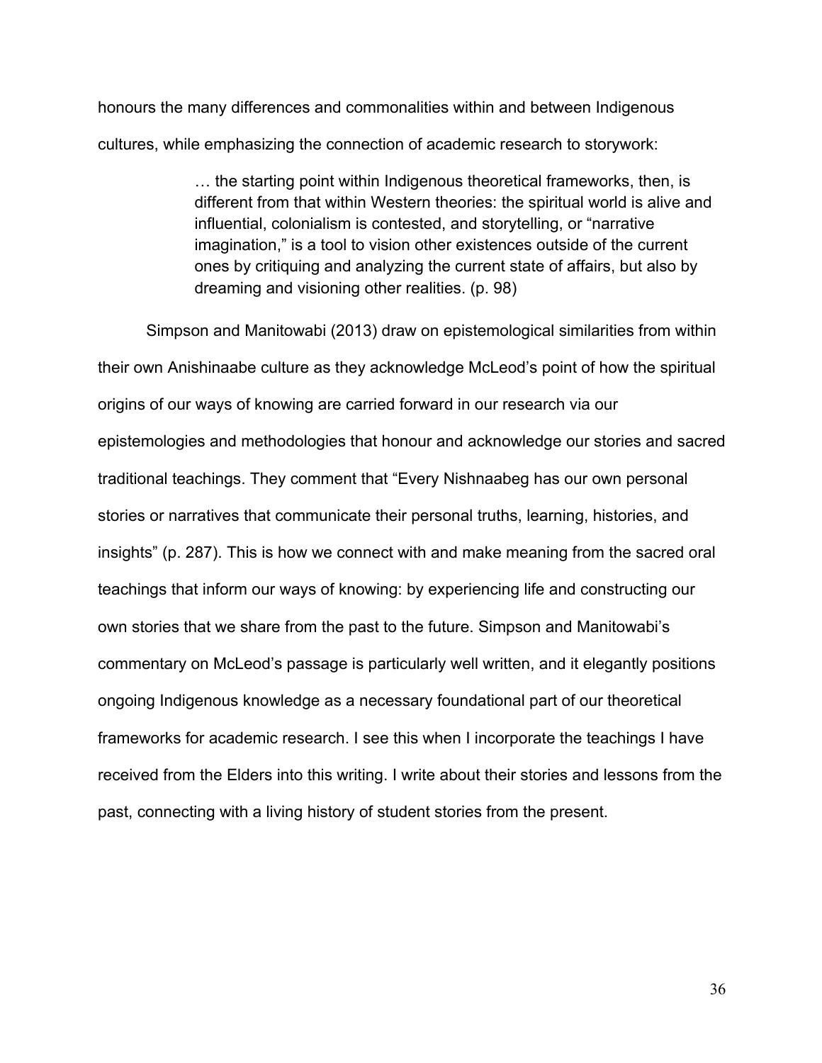honours the many differences and commonalities within and between Indigenous cultures, while emphasizing the connection of academic research to storywork:

> … the starting point within Indigenous theoretical frameworks, then, is different from that within Western theories: the spiritual world is alive and influential, colonialism is contested, and storytelling, or "narrative imagination," is a tool to vision other existences outside of the current ones by critiquing and analyzing the current state of affairs, but also by dreaming and visioning other realities. (p. 98)

Simpson and Manitowabi (2013) draw on epistemological similarities from within their own Anishinaabe culture as they acknowledge McLeod's point of how the spiritual origins of our ways of knowing are carried forward in our research via our epistemologies and methodologies that honour and acknowledge our stories and sacred traditional teachings. They comment that "Every Nishnaabeg has our own personal stories or narratives that communicate their personal truths, learning, histories, and insights" (p. 287). This is how we connect with and make meaning from the sacred oral teachings that inform our ways of knowing: by experiencing life and constructing our own stories that we share from the past to the future. Simpson and Manitowabi's commentary on McLeod's passage is particularly well written, and it elegantly positions ongoing Indigenous knowledge as a necessary foundational part of our theoretical frameworks for academic research. I see this when I incorporate the teachings I have received from the Elders into this writing. I write about their stories and lessons from the past, connecting with a living history of student stories from the present.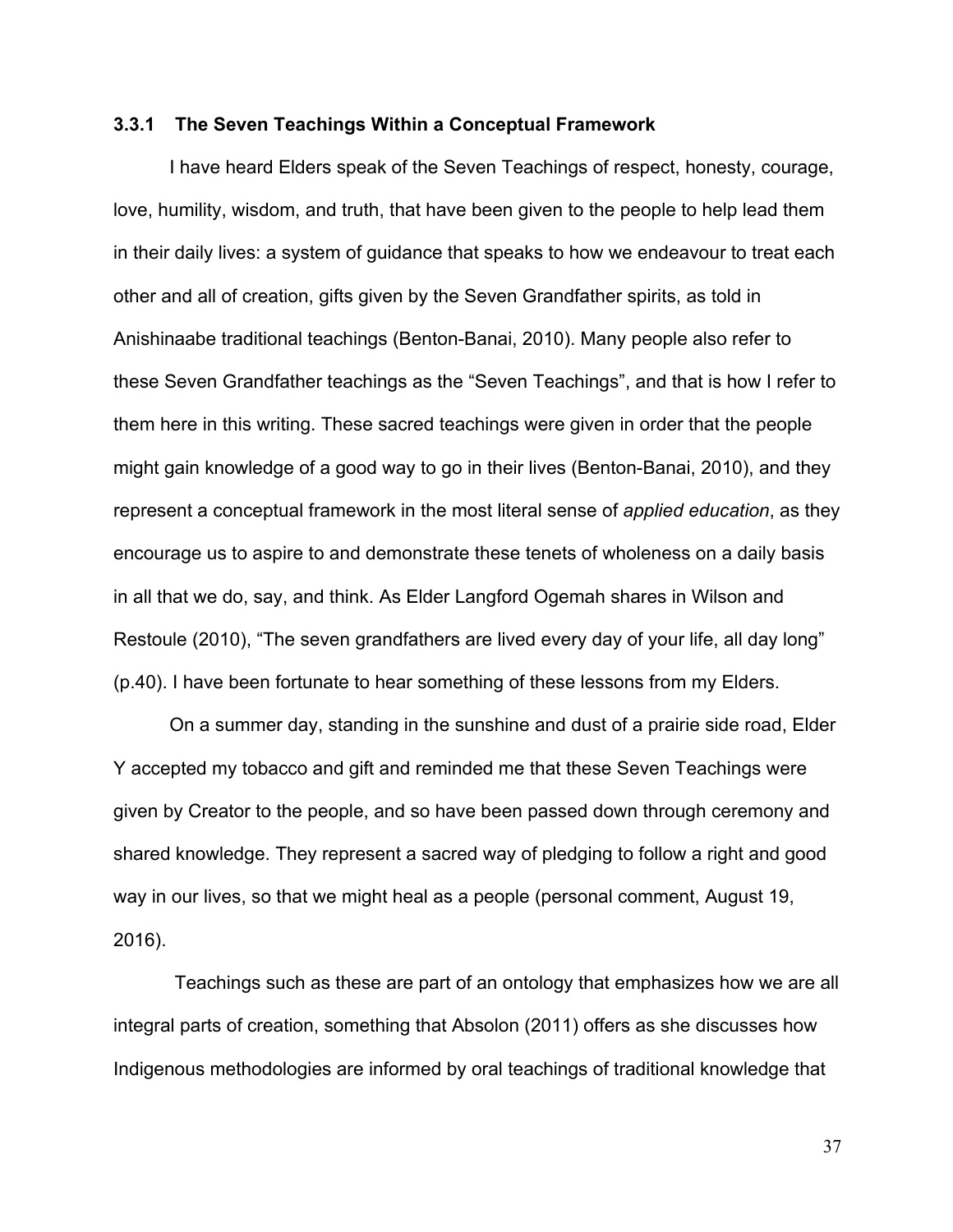### 3.3.1 The Seven Teachings Within a Conceptual Framework

I have heard Elders speak of the Seven Teachings of respect, honesty, courage, love, humility, wisdom, and truth, that have been given to the people to help lead them in their daily lives: a system of guidance that speaks to how we endeavour to treat each other and all of creation, gifts given by the Seven Grandfather spirits, as told in Anishinaabe traditional teachings (Benton-Banai, 2010). Many people also refer to these Seven Grandfather teachings as the "Seven Teachings", and that is how I refer to them here in this writing. These sacred teachings were given in order that the people might gain knowledge of a good way to go in their lives (Benton-Banai, 2010), and they represent a conceptual framework in the most literal sense of *applied education*, as they encourage us to aspire to and demonstrate these tenets of wholeness on a daily basis in all that we do, say, and think. As Elder Langford Ogemah shares in Wilson and Restoule (2010), "The seven grandfathers are lived every day of your life, all day long" (p.40). I have been fortunate to hear something of these lessons from my Elders.

On a summer day, standing in the sunshine and dust of a prairie side road, Elder Y accepted my tobacco and gift and reminded me that these Seven Teachings were given by Creator to the people, and so have been passed down through ceremony and shared knowledge. They represent a sacred way of pledging to follow a right and good way in our lives, so that we might heal as a people (personal comment, August 19, 2016).

Teachings such as these are part of an ontology that emphasizes how we are all integral parts of creation, something that Absolon (2011) offers as she discusses how Indigenous methodologies are informed by oral teachings of traditional knowledge that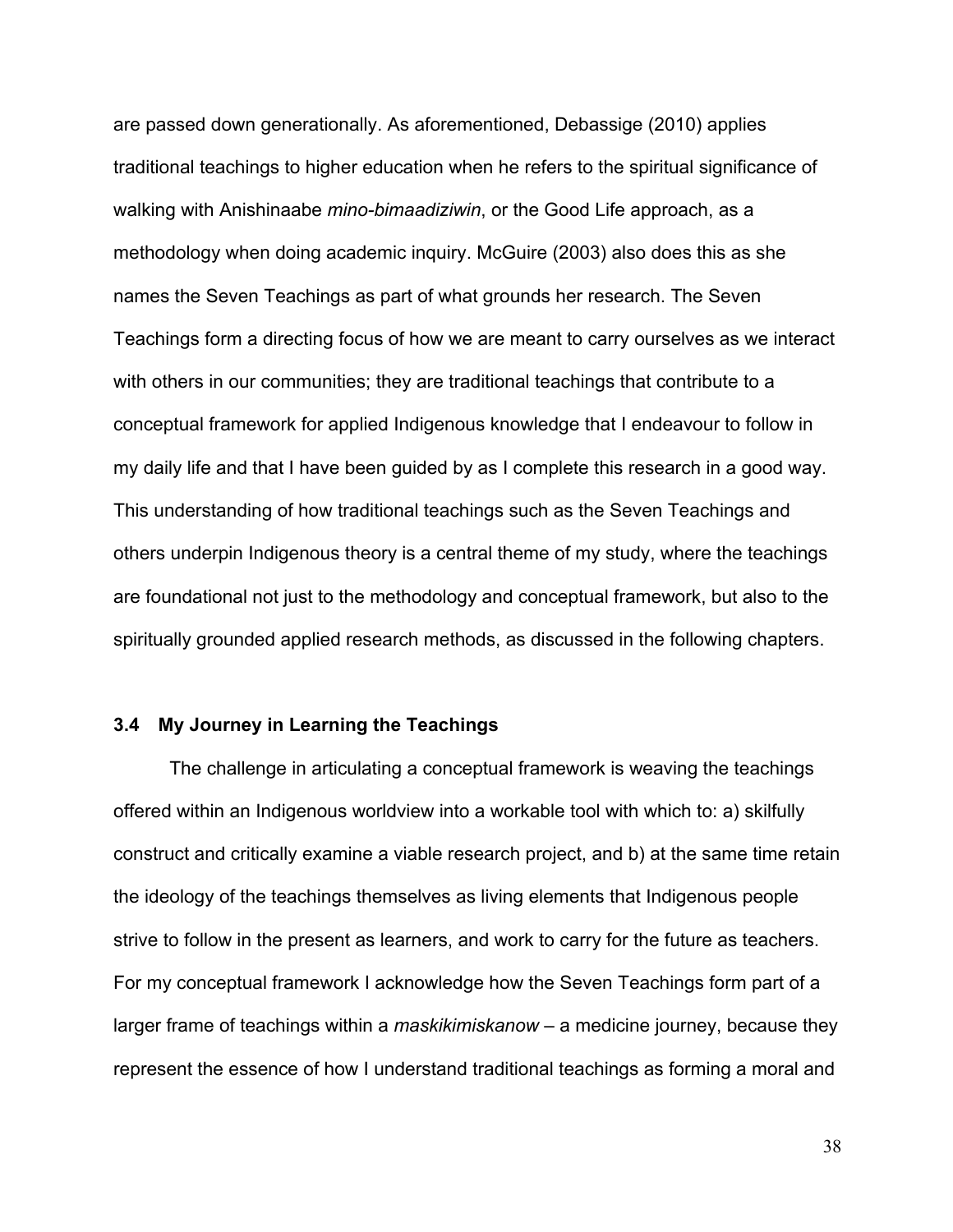are passed down generationally. As aforementioned, Debassige (2010) applies traditional teachings to higher education when he refers to the spiritual significance of walking with Anishinaabe *mino-bimaadiziwin*, or the Good Life approach, as a methodology when doing academic inquiry. McGuire (2003) also does this as she names the Seven Teachings as part of what grounds her research. The Seven Teachings form a directing focus of how we are meant to carry ourselves as we interact with others in our communities; they are traditional teachings that contribute to a conceptual framework for applied Indigenous knowledge that I endeavour to follow in my daily life and that I have been guided by as I complete this research in a good way. This understanding of how traditional teachings such as the Seven Teachings and others underpin Indigenous theory is a central theme of my study, where the teachings are foundational not just to the methodology and conceptual framework, but also to the spiritually grounded applied research methods, as discussed in the following chapters.

### 3.4 My Journey in Learning the Teachings

The challenge in articulating a conceptual framework is weaving the teachings offered within an Indigenous worldview into a workable tool with which to: a) skilfully construct and critically examine a viable research project, and b) at the same time retain the ideology of the teachings themselves as living elements that Indigenous people strive to follow in the present as learners, and work to carry for the future as teachers. For my conceptual framework I acknowledge how the Seven Teachings form part of a larger frame of teachings within a *maskikimiskanow* – a medicine journey, because they represent the essence of how I understand traditional teachings as forming a moral and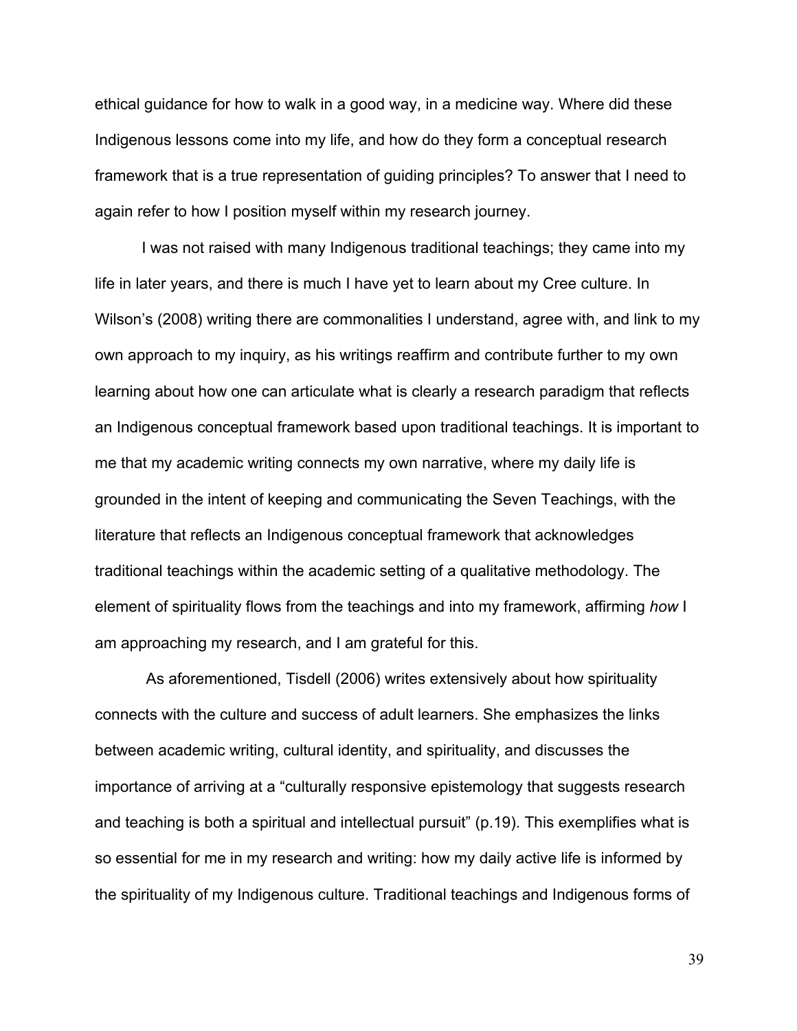ethical guidance for how to walk in a good way, in a medicine way. Where did these Indigenous lessons come into my life, and how do they form a conceptual research framework that is a true representation of guiding principles? To answer that I need to again refer to how I position myself within my research journey.

I was not raised with many Indigenous traditional teachings; they came into my life in later years, and there is much I have yet to learn about my Cree culture. In Wilson's (2008) writing there are commonalities I understand, agree with, and link to my own approach to my inquiry, as his writings reaffirm and contribute further to my own learning about how one can articulate what is clearly a research paradigm that reflects an Indigenous conceptual framework based upon traditional teachings. It is important to me that my academic writing connects my own narrative, where my daily life is grounded in the intent of keeping and communicating the Seven Teachings, with the literature that reflects an Indigenous conceptual framework that acknowledges traditional teachings within the academic setting of a qualitative methodology. The element of spirituality flows from the teachings and into my framework, affirming *how* I am approaching my research, and I am grateful for this.

As aforementioned, Tisdell (2006) writes extensively about how spirituality connects with the culture and success of adult learners. She emphasizes the links between academic writing, cultural identity, and spirituality, and discusses the importance of arriving at a "culturally responsive epistemology that suggests research and teaching is both a spiritual and intellectual pursuit" (p.19). This exemplifies what is so essential for me in my research and writing: how my daily active life is informed by the spirituality of my Indigenous culture. Traditional teachings and Indigenous forms of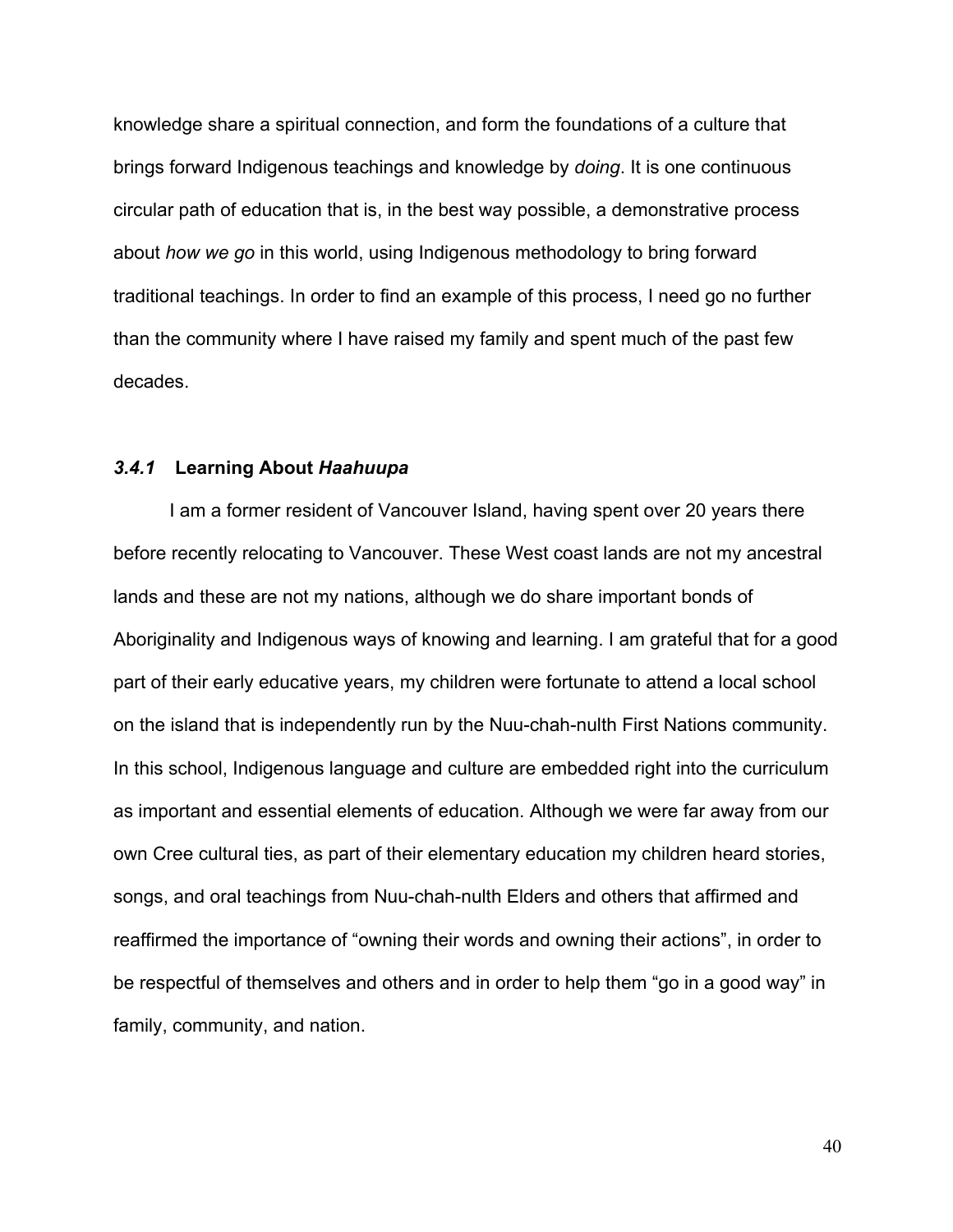knowledge share a spiritual connection, and form the foundations of a culture that brings forward Indigenous teachings and knowledge by *doing*. It is one continuous circular path of education that is, in the best way possible, a demonstrative process about *how we go* in this world, using Indigenous methodology to bring forward traditional teachings. In order to find an example of this process, I need go no further than the community where I have raised my family and spent much of the past few decades.

### *3.4.1* Learning About *Haahuupa*

I am a former resident of Vancouver Island, having spent over 20 years there before recently relocating to Vancouver. These West coast lands are not my ancestral lands and these are not my nations, although we do share important bonds of Aboriginality and Indigenous ways of knowing and learning. I am grateful that for a good part of their early educative years, my children were fortunate to attend a local school on the island that is independently run by the Nuu-chah-nulth First Nations community. In this school, Indigenous language and culture are embedded right into the curriculum as important and essential elements of education. Although we were far away from our own Cree cultural ties, as part of their elementary education my children heard stories, songs, and oral teachings from Nuu-chah-nulth Elders and others that affirmed and reaffirmed the importance of "owning their words and owning their actions", in order to be respectful of themselves and others and in order to help them "go in a good way" in family, community, and nation.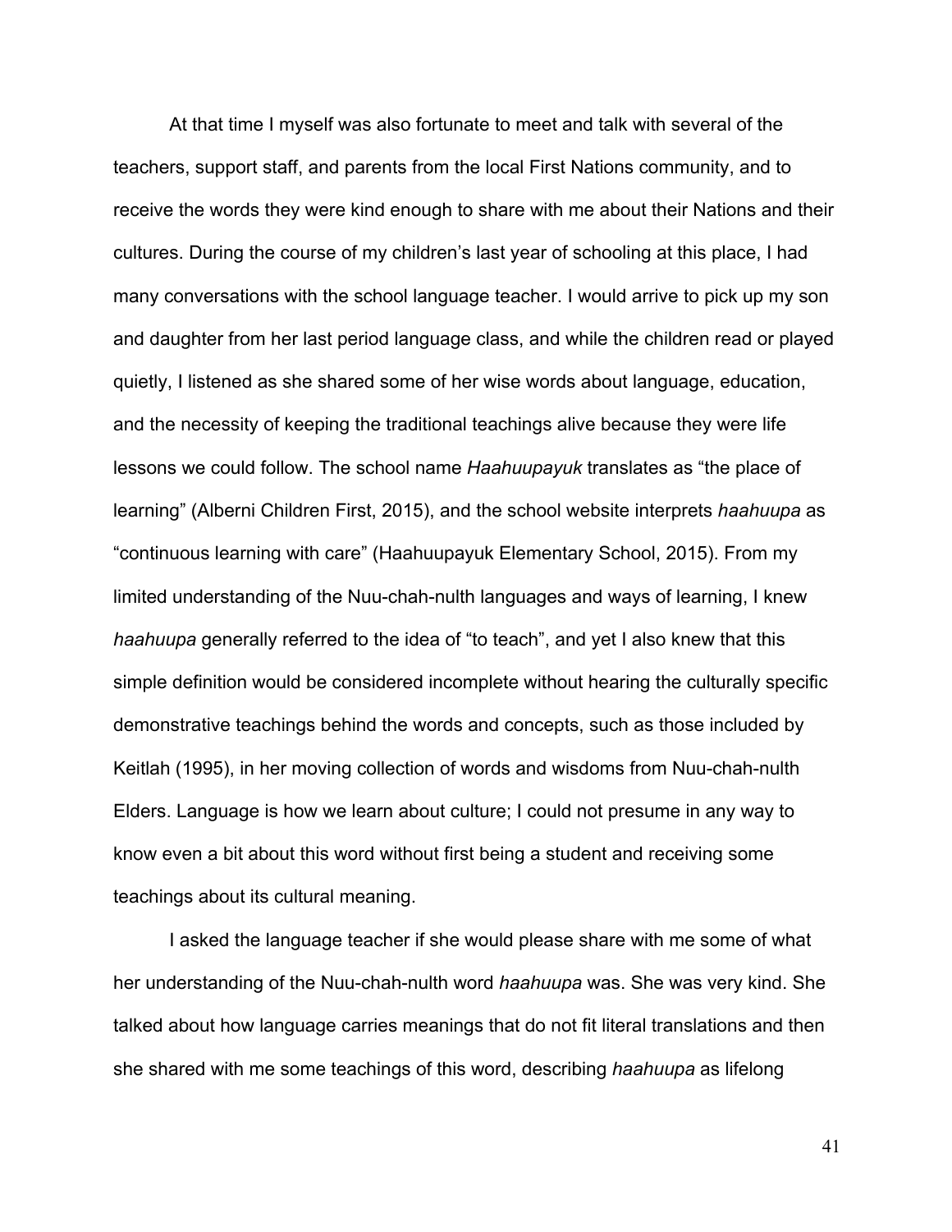At that time I myself was also fortunate to meet and talk with several of the teachers, support staff, and parents from the local First Nations community, and to receive the words they were kind enough to share with me about their Nations and their cultures. During the course of my children's last year of schooling at this place, I had many conversations with the school language teacher. I would arrive to pick up my son and daughter from her last period language class, and while the children read or played quietly, I listened as she shared some of her wise words about language, education, and the necessity of keeping the traditional teachings alive because they were life lessons we could follow. The school name *Haahuupayuk* translates as "the place of learning" (Alberni Children First, 2015), and the school website interprets *haahuupa* as "continuous learning with care" (Haahuupayuk Elementary School, 2015). From my limited understanding of the Nuu-chah-nulth languages and ways of learning, I knew *haahuupa* generally referred to the idea of "to teach", and yet I also knew that this simple definition would be considered incomplete without hearing the culturally specific demonstrative teachings behind the words and concepts, such as those included by Keitlah (1995), in her moving collection of words and wisdoms from Nuu-chah-nulth Elders. Language is how we learn about culture; I could not presume in any way to know even a bit about this word without first being a student and receiving some teachings about its cultural meaning.

I asked the language teacher if she would please share with me some of what her understanding of the Nuu-chah-nulth word *haahuupa* was. She was very kind. She talked about how language carries meanings that do not fit literal translations and then she shared with me some teachings of this word, describing *haahuupa* as lifelong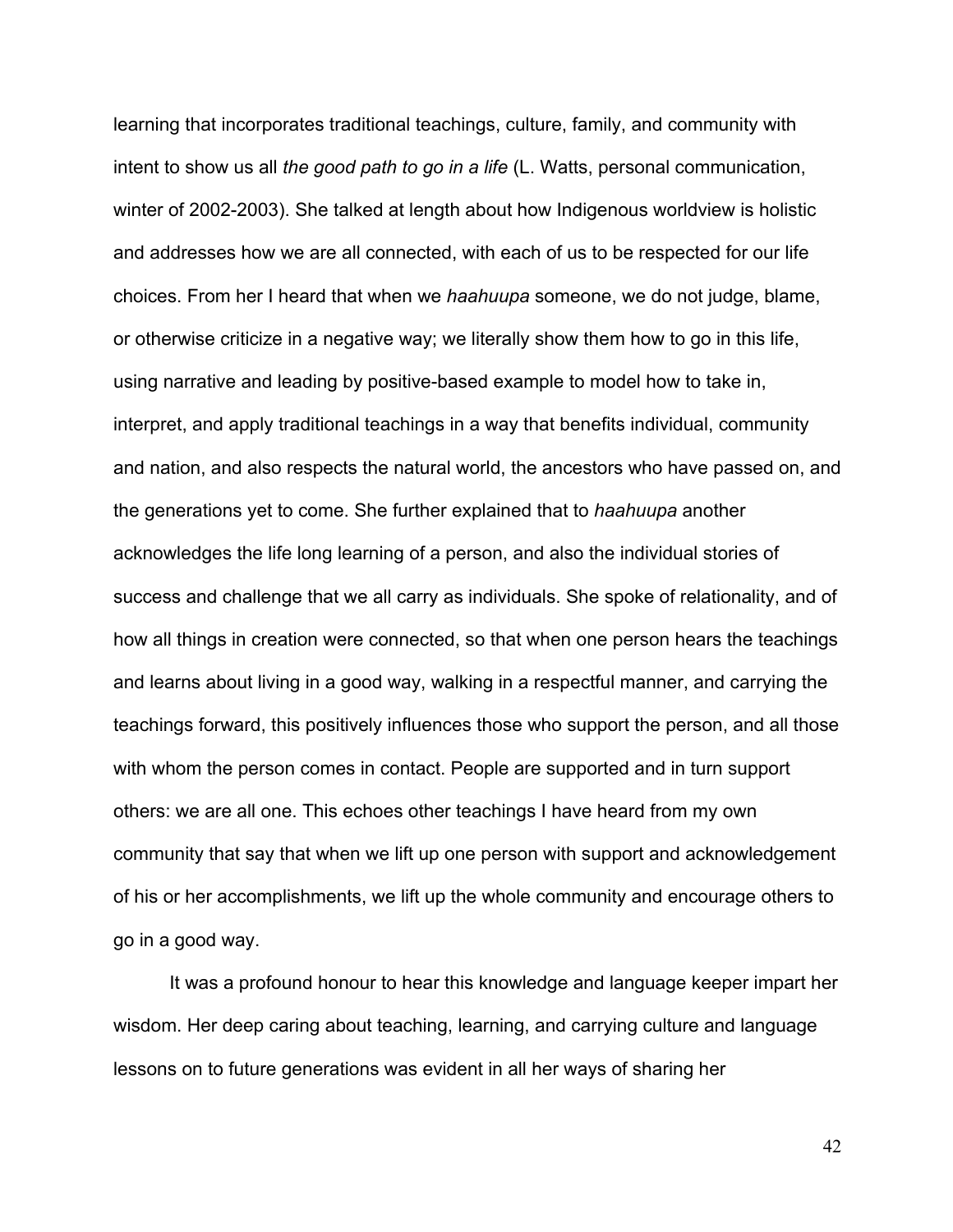learning that incorporates traditional teachings, culture, family, and community with intent to show us all *the good path to go in a life* (L. Watts, personal communication, winter of 2002-2003). She talked at length about how Indigenous worldview is holistic and addresses how we are all connected, with each of us to be respected for our life choices. From her I heard that when we *haahuupa* someone, we do not judge, blame, or otherwise criticize in a negative way; we literally show them how to go in this life, using narrative and leading by positive-based example to model how to take in, interpret, and apply traditional teachings in a way that benefits individual, community and nation, and also respects the natural world, the ancestors who have passed on, and the generations yet to come. She further explained that to *haahuupa* another acknowledges the life long learning of a person, and also the individual stories of success and challenge that we all carry as individuals. She spoke of relationality, and of how all things in creation were connected, so that when one person hears the teachings and learns about living in a good way, walking in a respectful manner, and carrying the teachings forward, this positively influences those who support the person, and all those with whom the person comes in contact. People are supported and in turn support others: we are all one. This echoes other teachings I have heard from my own community that say that when we lift up one person with support and acknowledgement of his or her accomplishments, we lift up the whole community and encourage others to go in a good way.

It was a profound honour to hear this knowledge and language keeper impart her wisdom. Her deep caring about teaching, learning, and carrying culture and language lessons on to future generations was evident in all her ways of sharing her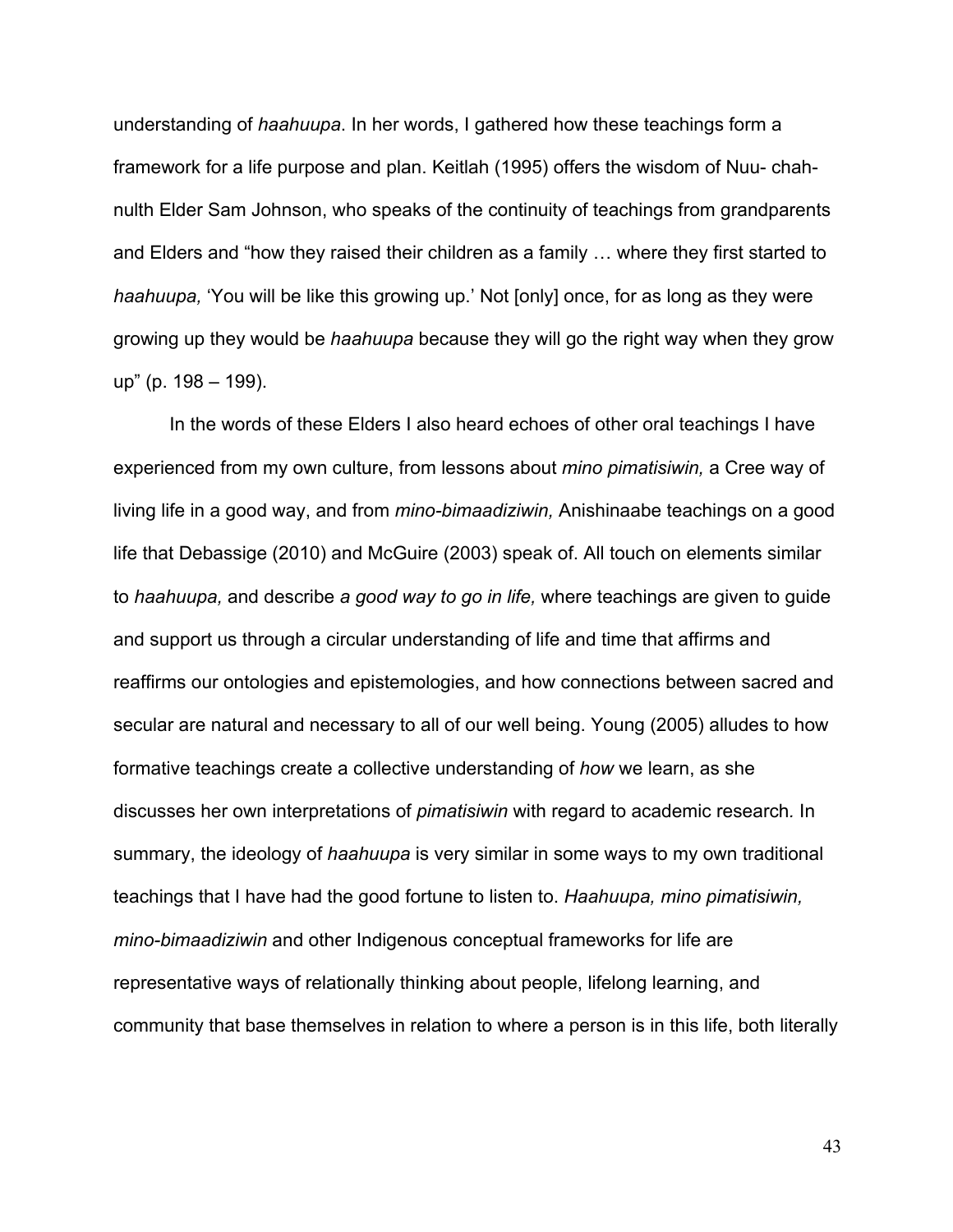understanding of *haahuupa*. In her words, I gathered how these teachings form a framework for a life purpose and plan. Keitlah (1995) offers the wisdom of Nuu- chah-nulth Elder Sam Johnson, who speaks of the continuity of teachings from grandparents and Elders and "how they raised their children as a family … where they first started to *haahuupa,* 'You will be like this growing up.' Not [only] once, for as long as they were growing up they would be *haahuupa* because they will go the right way when they grow up" (p. 198 – 199).

In the words of these Elders I also heard echoes of other oral teachings I have experienced from my own culture, from lessons about *mino pimatisiwin,* a Cree way of living life in a good way, and from *mino-bimaadiziwin,* Anishinaabe teachings on a good life that Debassige (2010) and McGuire (2003) speak of. All touch on elements similar to *haahuupa,* and describe *a good way to go in life,* where teachings are given to guide and support us through a circular understanding of life and time that affirms and reaffirms our ontologies and epistemologies, and how connections between sacred and secular are natural and necessary to all of our well being. Young (2005) alludes to how formative teachings create a collective understanding of *how* we learn, as she discusses her own interpretations of *pimatisiwin* with regard to academic research. In summary, the ideology of *haahuupa* is very similar in some ways to my own traditional teachings that I have had the good fortune to listen to. *Haahuupa, mino pimatisiwin, mino-bimaadiziwin* and other Indigenous conceptual frameworks for life are representative ways of relationally thinking about people, lifelong learning, and community that base themselves in relation to where a person is in this life, both literally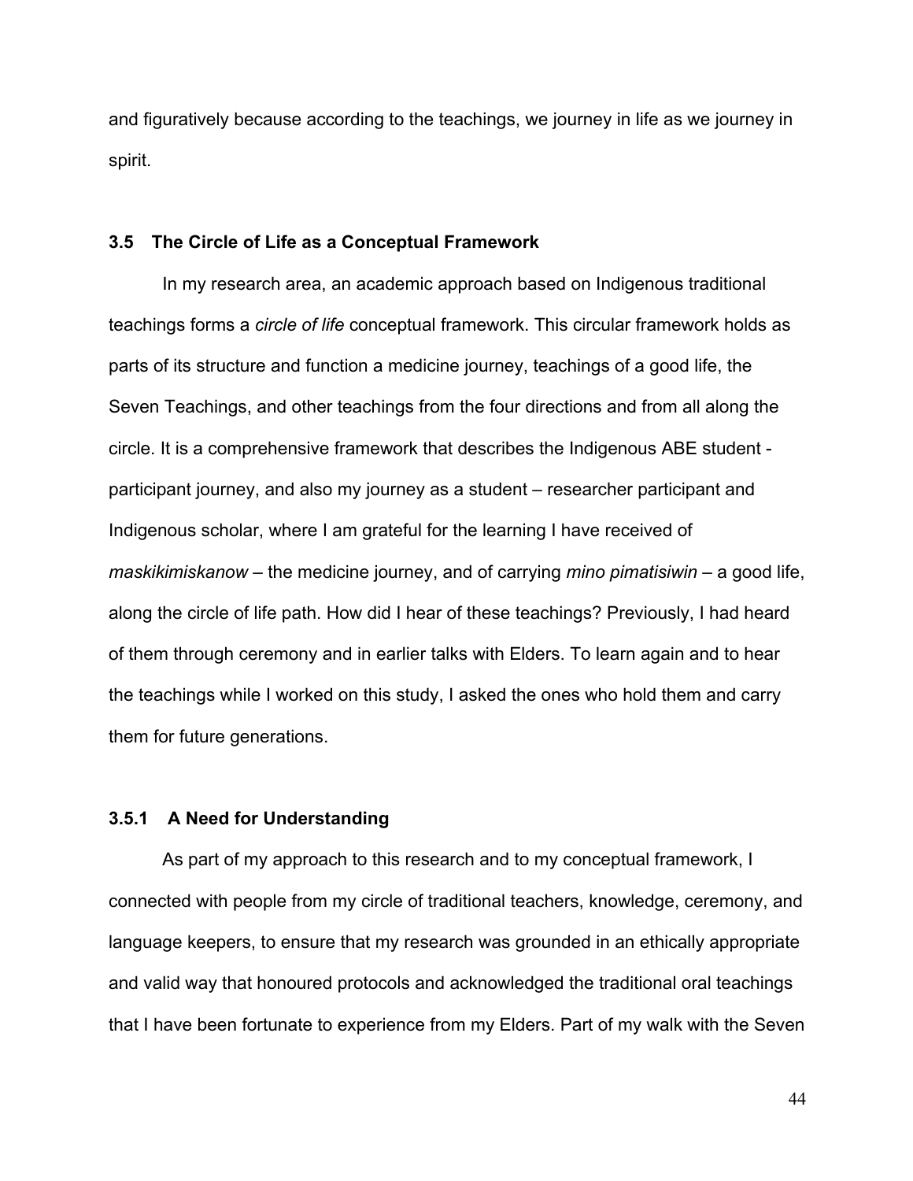and figuratively because according to the teachings, we journey in life as we journey in spirit.

### 3.5 The Circle of Life as a Conceptual Framework

In my research area, an academic approach based on Indigenous traditional teachings forms a *circle of life* conceptual framework. This circular framework holds as parts of its structure and function a medicine journey, teachings of a good life, the Seven Teachings, and other teachings from the four directions and from all along the circle. It is a comprehensive framework that describes the Indigenous ABE student - participant journey, and also my journey as a student – researcher participant and Indigenous scholar, where I am grateful for the learning I have received of *maskikimiskanow* – the medicine journey, and of carrying *mino pimatisiwin* – a good life, along the circle of life path. How did I hear of these teachings? Previously, I had heard of them through ceremony and in earlier talks with Elders. To learn again and to hear the teachings while I worked on this study, I asked the ones who hold them and carry them for future generations.

#### 3.5.1 A Need for Understanding

As part of my approach to this research and to my conceptual framework, I connected with people from my circle of traditional teachers, knowledge, ceremony, and language keepers, to ensure that my research was grounded in an ethically appropriate and valid way that honoured protocols and acknowledged the traditional oral teachings that I have been fortunate to experience from my Elders. Part of my walk with the Seven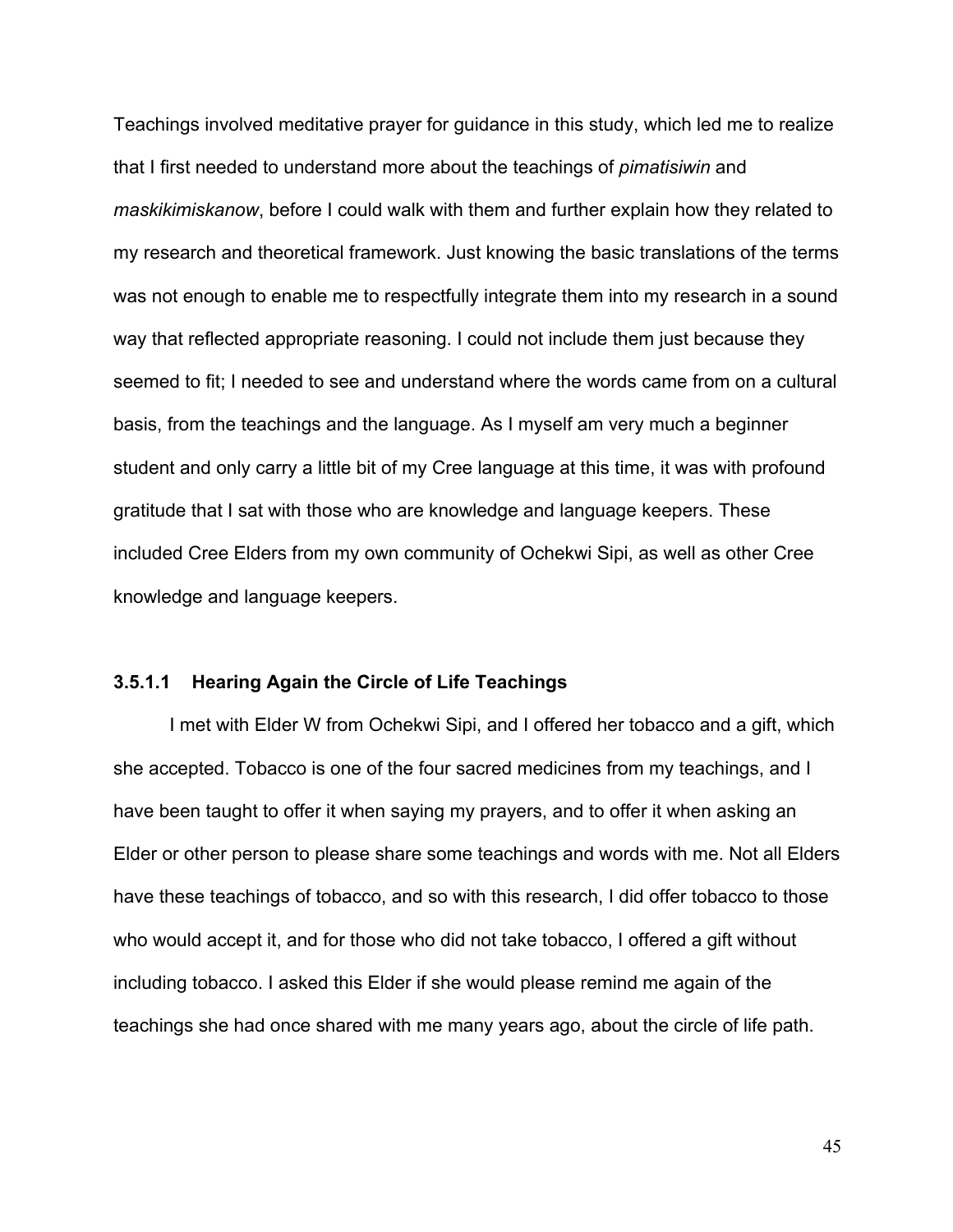Teachings involved meditative prayer for guidance in this study, which led me to realize that I first needed to understand more about the teachings of *pimatisiwin* and *maskikimiskanow*, before I could walk with them and further explain how they related to my research and theoretical framework. Just knowing the basic translations of the terms was not enough to enable me to respectfully integrate them into my research in a sound way that reflected appropriate reasoning. I could not include them just because they seemed to fit; I needed to see and understand where the words came from on a cultural basis, from the teachings and the language. As I myself am very much a beginner student and only carry a little bit of my Cree language at this time, it was with profound gratitude that I sat with those who are knowledge and language keepers. These included Cree Elders from my own community of Ochekwi Sipi, as well as other Cree knowledge and language keepers.

#### 3.5.1.1 Hearing Again the Circle of Life Teachings

I met with Elder W from Ochekwi Sipi, and I offered her tobacco and a gift, which she accepted. Tobacco is one of the four sacred medicines from my teachings, and I have been taught to offer it when saying my prayers, and to offer it when asking an Elder or other person to please share some teachings and words with me. Not all Elders have these teachings of tobacco, and so with this research, I did offer tobacco to those who would accept it, and for those who did not take tobacco, I offered a gift without including tobacco. I asked this Elder if she would please remind me again of the teachings she had once shared with me many years ago, about the circle of life path.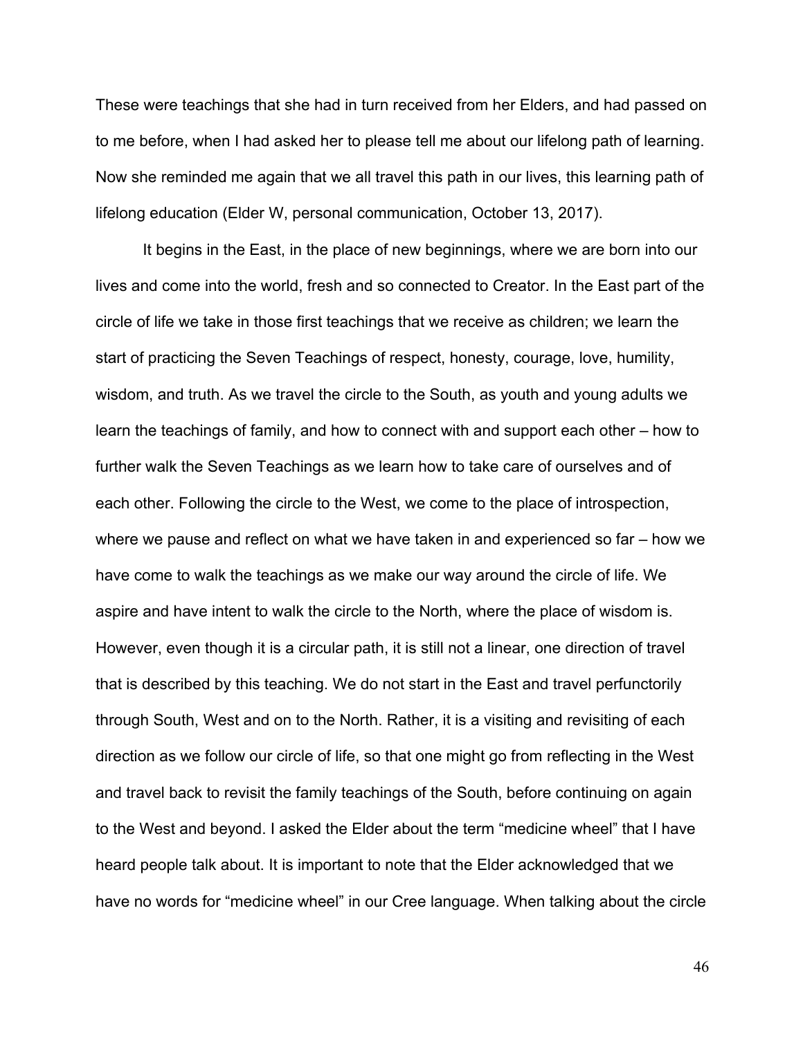These were teachings that she had in turn received from her Elders, and had passed on to me before, when I had asked her to please tell me about our lifelong path of learning. Now she reminded me again that we all travel this path in our lives, this learning path of lifelong education (Elder W, personal communication, October 13, 2017).

It begins in the East, in the place of new beginnings, where we are born into our lives and come into the world, fresh and so connected to Creator. In the East part of the circle of life we take in those first teachings that we receive as children; we learn the start of practicing the Seven Teachings of respect, honesty, courage, love, humility, wisdom, and truth. As we travel the circle to the South, as youth and young adults we learn the teachings of family, and how to connect with and support each other – how to further walk the Seven Teachings as we learn how to take care of ourselves and of each other. Following the circle to the West, we come to the place of introspection, where we pause and reflect on what we have taken in and experienced so far – how we have come to walk the teachings as we make our way around the circle of life. We aspire and have intent to walk the circle to the North, where the place of wisdom is. However, even though it is a circular path, it is still not a linear, one direction of travel that is described by this teaching. We do not start in the East and travel perfunctorily through South, West and on to the North. Rather, it is a visiting and revisiting of each direction as we follow our circle of life, so that one might go from reflecting in the West and travel back to revisit the family teachings of the South, before continuing on again to the West and beyond. I asked the Elder about the term "medicine wheel" that I have heard people talk about. It is important to note that the Elder acknowledged that we have no words for "medicine wheel" in our Cree language. When talking about the circle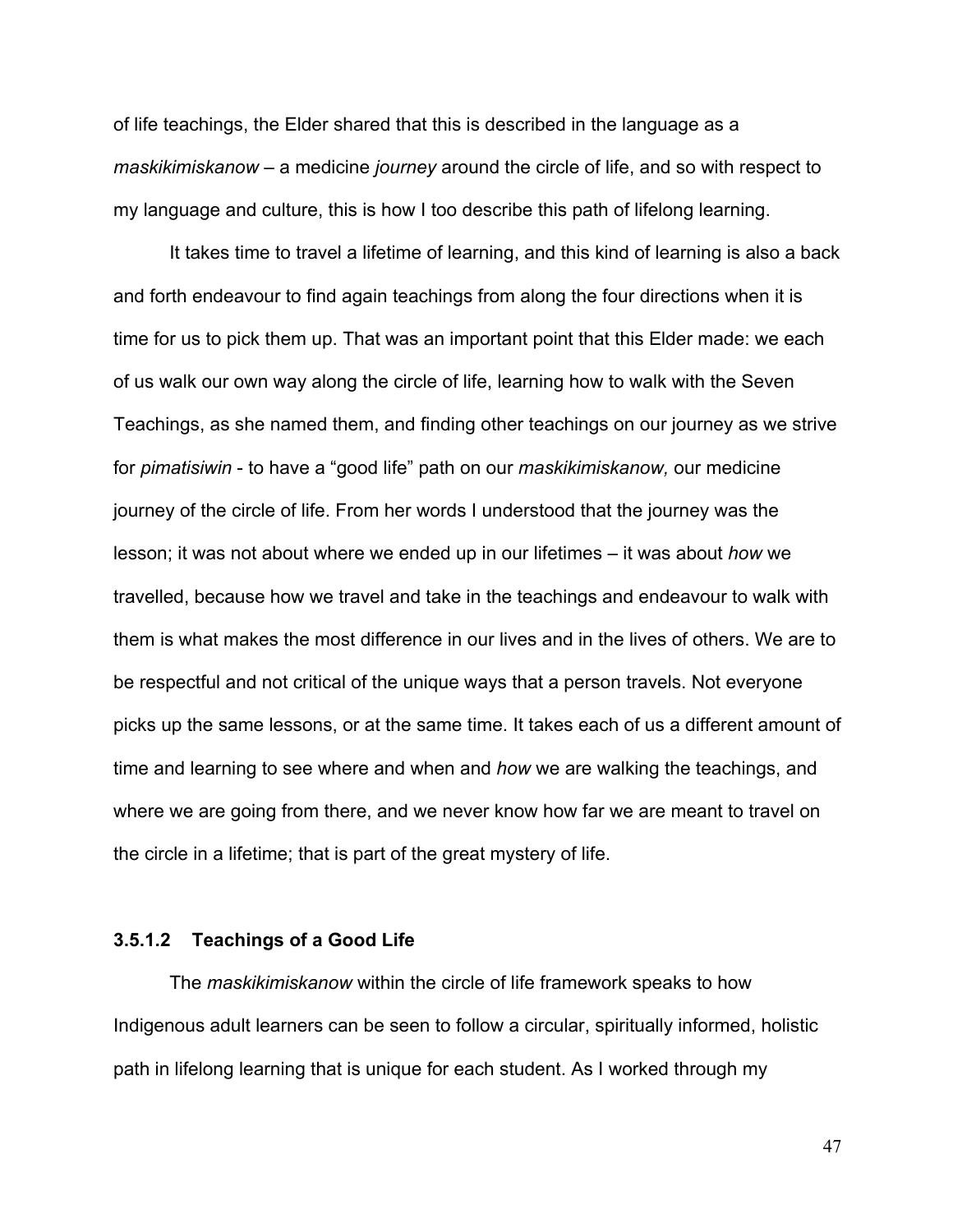of life teachings, the Elder shared that this is described in the language as a *maskikimiskanow* – a medicine *journey* around the circle of life, and so with respect to my language and culture, this is how I too describe this path of lifelong learning.

It takes time to travel a lifetime of learning, and this kind of learning is also a back and forth endeavour to find again teachings from along the four directions when it is time for us to pick them up. That was an important point that this Elder made: we each of us walk our own way along the circle of life, learning how to walk with the Seven Teachings, as she named them, and finding other teachings on our journey as we strive for *pimatisiwin* - to have a "good life" path on our *maskikimiskanow,* our medicine journey of the circle of life. From her words I understood that the journey was the lesson; it was not about where we ended up in our lifetimes – it was about *how* we travelled, because how we travel and take in the teachings and endeavour to walk with them is what makes the most difference in our lives and in the lives of others. We are to be respectful and not critical of the unique ways that a person travels. Not everyone picks up the same lessons, or at the same time. It takes each of us a different amount of time and learning to see where and when and *how* we are walking the teachings, and where we are going from there, and we never know how far we are meant to travel on the circle in a lifetime; that is part of the great mystery of life.

#### 3.5.1.2 Teachings of a Good Life

The *maskikimiskanow* within the circle of life framework speaks to how Indigenous adult learners can be seen to follow a circular, spiritually informed, holistic path in lifelong learning that is unique for each student. As I worked through my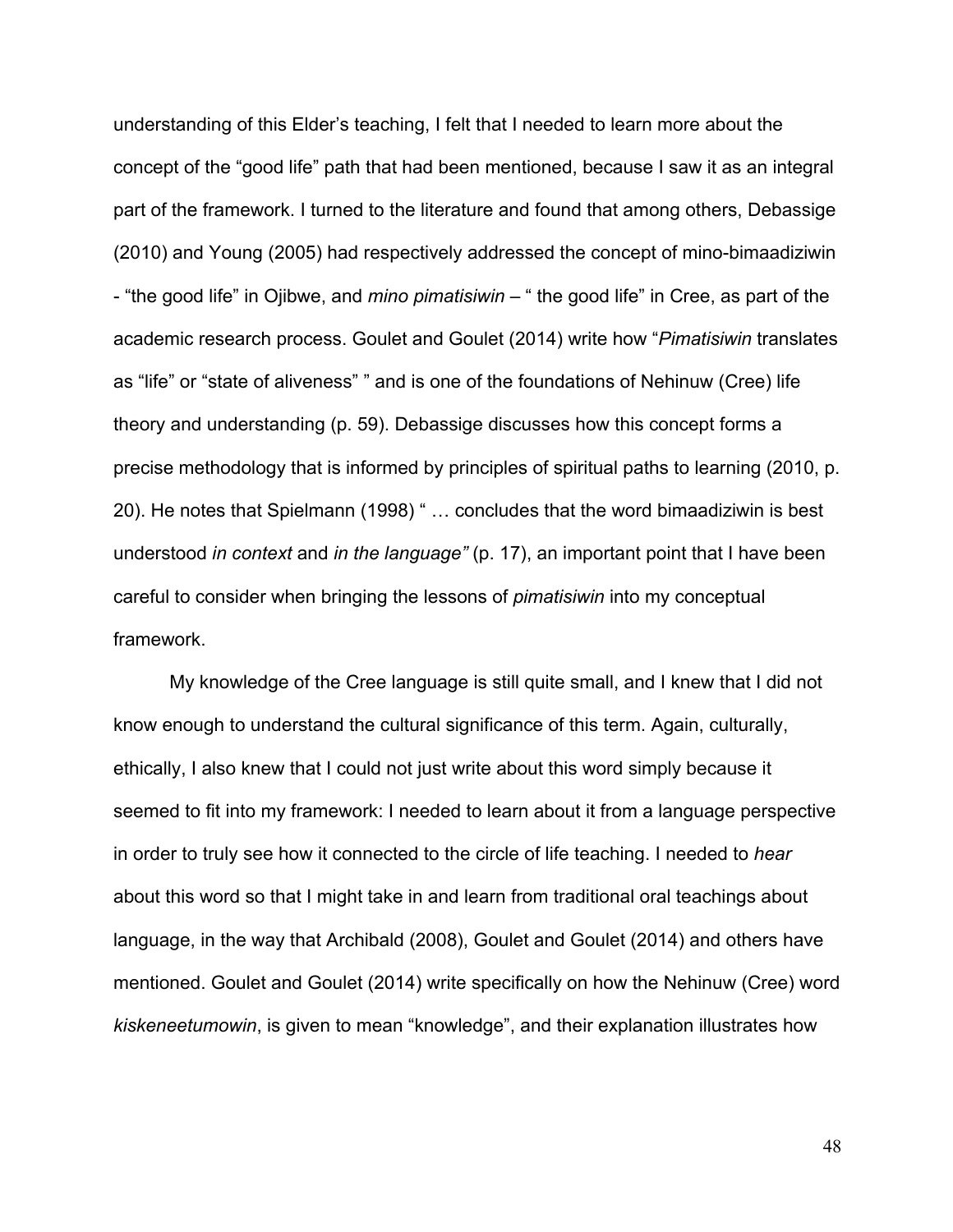understanding of this Elder's teaching, I felt that I needed to learn more about the concept of the "good life" path that had been mentioned, because I saw it as an integral part of the framework. I turned to the literature and found that among others, Debassige (2010) and Young (2005) had respectively addressed the concept of mino-bimaadiziwin - "the good life" in Ojibwe, and *mino pimatisiwin* – " the good life" in Cree, as part of the academic research process. Goulet and Goulet (2014) write how "*Pimatisiwin* translates as "life" or "state of aliveness" " and is one of the foundations of Nehinuw (Cree) life theory and understanding (p. 59). Debassige discusses how this concept forms a precise methodology that is informed by principles of spiritual paths to learning (2010, p. 20). He notes that Spielmann (1998) " … concludes that the word bimaadiziwin is best understood *in context* and *in the language"* (p. 17), an important point that I have been careful to consider when bringing the lessons of *pimatisiwin* into my conceptual framework.

My knowledge of the Cree language is still quite small, and I knew that I did not know enough to understand the cultural significance of this term. Again, culturally, ethically, I also knew that I could not just write about this word simply because it seemed to fit into my framework: I needed to learn about it from a language perspective in order to truly see how it connected to the circle of life teaching. I needed to *hear* about this word so that I might take in and learn from traditional oral teachings about language, in the way that Archibald (2008), Goulet and Goulet (2014) and others have mentioned. Goulet and Goulet (2014) write specifically on how the Nehinuw (Cree) word *kiskeneetumowin*, is given to mean "knowledge", and their explanation illustrates how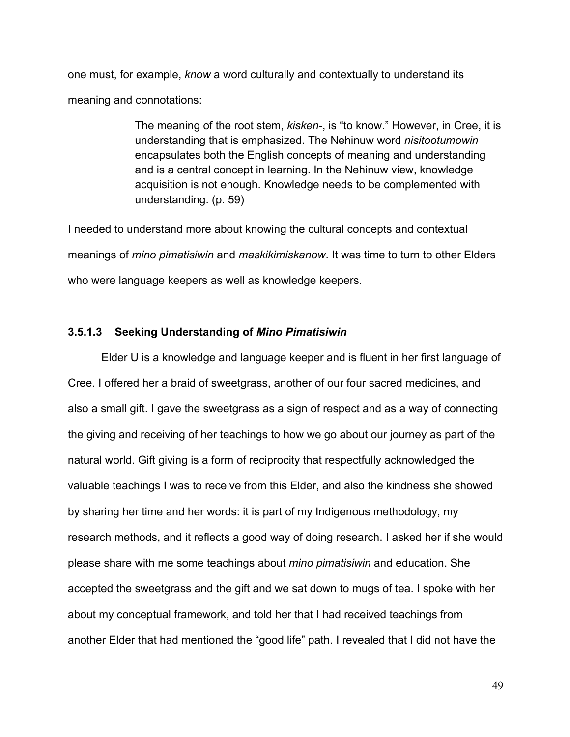one must, for example, *know* a word culturally and contextually to understand its meaning and connotations:

> The meaning of the root stem, *kisken-*, is "to know." However, in Cree, it is understanding that is emphasized. The Nehinuw word *nisitootumowin* encapsulates both the English concepts of meaning and understanding and is a central concept in learning. In the Nehinuw view, knowledge acquisition is not enough. Knowledge needs to be complemented with understanding. (p. 59)

I needed to understand more about knowing the cultural concepts and contextual meanings of *mino pimatisiwin* and *maskikimiskanow*. It was time to turn to other Elders who were language keepers as well as knowledge keepers.

#### 3.5.1.3 Seeking Understanding of *Mino Pimatisiwin*

Elder U is a knowledge and language keeper and is fluent in her first language of Cree. I offered her a braid of sweetgrass, another of our four sacred medicines, and also a small gift. I gave the sweetgrass as a sign of respect and as a way of connecting the giving and receiving of her teachings to how we go about our journey as part of the natural world. Gift giving is a form of reciprocity that respectfully acknowledged the valuable teachings I was to receive from this Elder, and also the kindness she showed by sharing her time and her words: it is part of my Indigenous methodology, my research methods, and it reflects a good way of doing research. I asked her if she would please share with me some teachings about *mino pimatisiwin* and education. She accepted the sweetgrass and the gift and we sat down to mugs of tea. I spoke with her about my conceptual framework, and told her that I had received teachings from another Elder that had mentioned the "good life" path. I revealed that I did not have the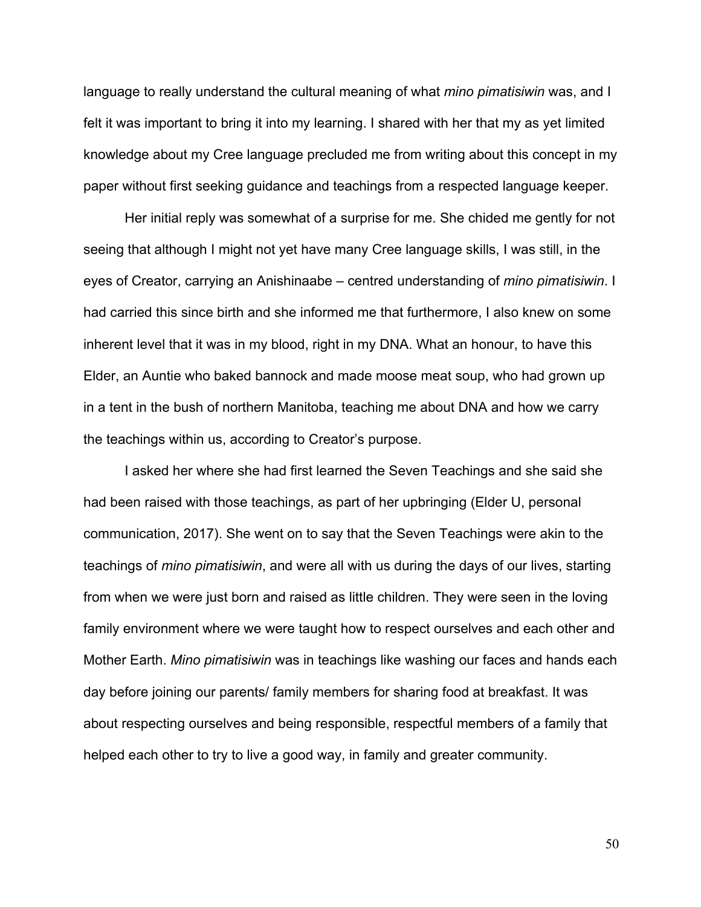language to really understand the cultural meaning of what *mino pimatisiwin* was, and I felt it was important to bring it into my learning. I shared with her that my as yet limited knowledge about my Cree language precluded me from writing about this concept in my paper without first seeking guidance and teachings from a respected language keeper.

Her initial reply was somewhat of a surprise for me. She chided me gently for not seeing that although I might not yet have many Cree language skills, I was still, in the eyes of Creator, carrying an Anishinaabe – centred understanding of *mino pimatisiwin*. I had carried this since birth and she informed me that furthermore, I also knew on some inherent level that it was in my blood, right in my DNA. What an honour, to have this Elder, an Auntie who baked bannock and made moose meat soup, who had grown up in a tent in the bush of northern Manitoba, teaching me about DNA and how we carry the teachings within us, according to Creator's purpose.

I asked her where she had first learned the Seven Teachings and she said she had been raised with those teachings, as part of her upbringing (Elder U, personal communication, 2017). She went on to say that the Seven Teachings were akin to the teachings of *mino pimatisiwin*, and were all with us during the days of our lives, starting from when we were just born and raised as little children. They were seen in the loving family environment where we were taught how to respect ourselves and each other and Mother Earth. *Mino pimatisiwin* was in teachings like washing our faces and hands each day before joining our parents/ family members for sharing food at breakfast. It was about respecting ourselves and being responsible, respectful members of a family that helped each other to try to live a good way, in family and greater community.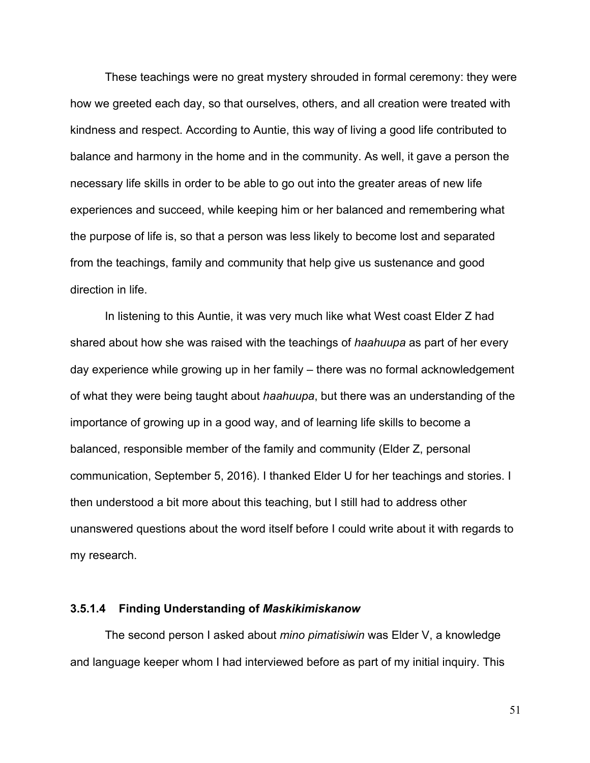These teachings were no great mystery shrouded in formal ceremony: they were how we greeted each day, so that ourselves, others, and all creation were treated with kindness and respect. According to Auntie, this way of living a good life contributed to balance and harmony in the home and in the community. As well, it gave a person the necessary life skills in order to be able to go out into the greater areas of new life experiences and succeed, while keeping him or her balanced and remembering what the purpose of life is, so that a person was less likely to become lost and separated from the teachings, family and community that help give us sustenance and good direction in life.

In listening to this Auntie, it was very much like what West coast Elder Z had shared about how she was raised with the teachings of *haahuupa* as part of her every day experience while growing up in her family – there was no formal acknowledgement of what they were being taught about *haahuupa*, but there was an understanding of the importance of growing up in a good way, and of learning life skills to become a balanced, responsible member of the family and community (Elder Z, personal communication, September 5, 2016). I thanked Elder U for her teachings and stories. I then understood a bit more about this teaching, but I still had to address other unanswered questions about the word itself before I could write about it with regards to my research.

#### 3.5.1.4 Finding Understanding of *Maskikimiskanow*

The second person I asked about *mino pimatisiwin* was Elder V, a knowledge and language keeper whom I had interviewed before as part of my initial inquiry. This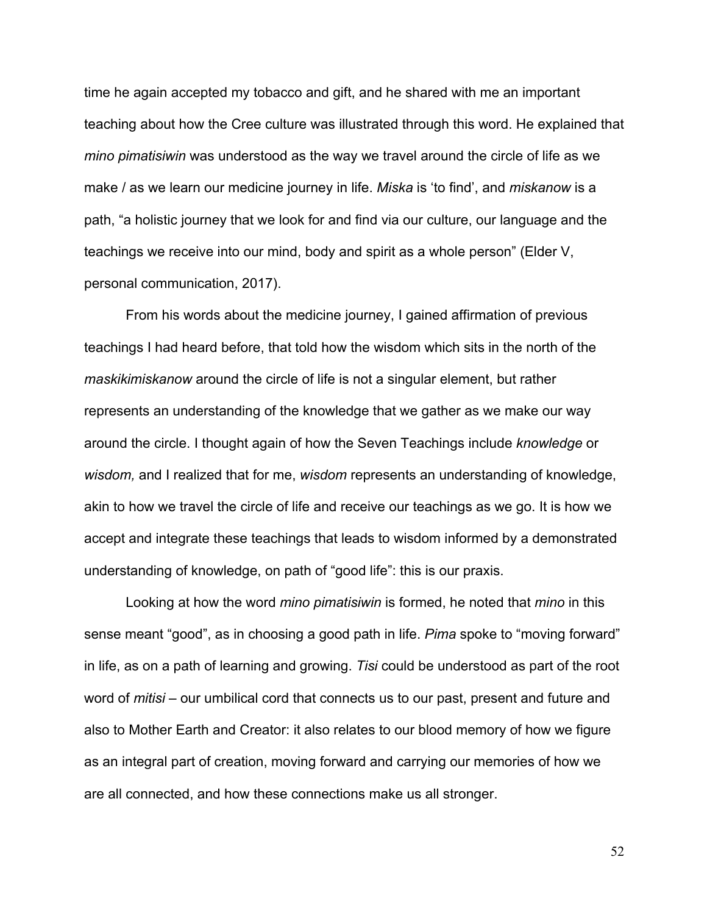time he again accepted my tobacco and gift, and he shared with me an important teaching about how the Cree culture was illustrated through this word. He explained that *mino pimatisiwin* was understood as the way we travel around the circle of life as we make / as we learn our medicine journey in life. *Miska* is 'to find', and *miskanow* is a path, "a holistic journey that we look for and find via our culture, our language and the teachings we receive into our mind, body and spirit as a whole person" (Elder V, personal communication, 2017).

From his words about the medicine journey, I gained affirmation of previous teachings I had heard before, that told how the wisdom which sits in the north of the *maskikimiskanow* around the circle of life is not a singular element, but rather represents an understanding of the knowledge that we gather as we make our way around the circle. I thought again of how the Seven Teachings include *knowledge* or *wisdom,* and I realized that for me, *wisdom* represents an understanding of knowledge, akin to how we travel the circle of life and receive our teachings as we go. It is how we accept and integrate these teachings that leads to wisdom informed by a demonstrated understanding of knowledge, on path of "good life": this is our praxis.

Looking at how the word *mino pimatisiwin* is formed, he noted that *mino* in this sense meant "good", as in choosing a good path in life. *Pima* spoke to "moving forward" in life, as on a path of learning and growing. *Tisi* could be understood as part of the root word of *mitisi* – our umbilical cord that connects us to our past, present and future and also to Mother Earth and Creator: it also relates to our blood memory of how we figure as an integral part of creation, moving forward and carrying our memories of how we are all connected, and how these connections make us all stronger.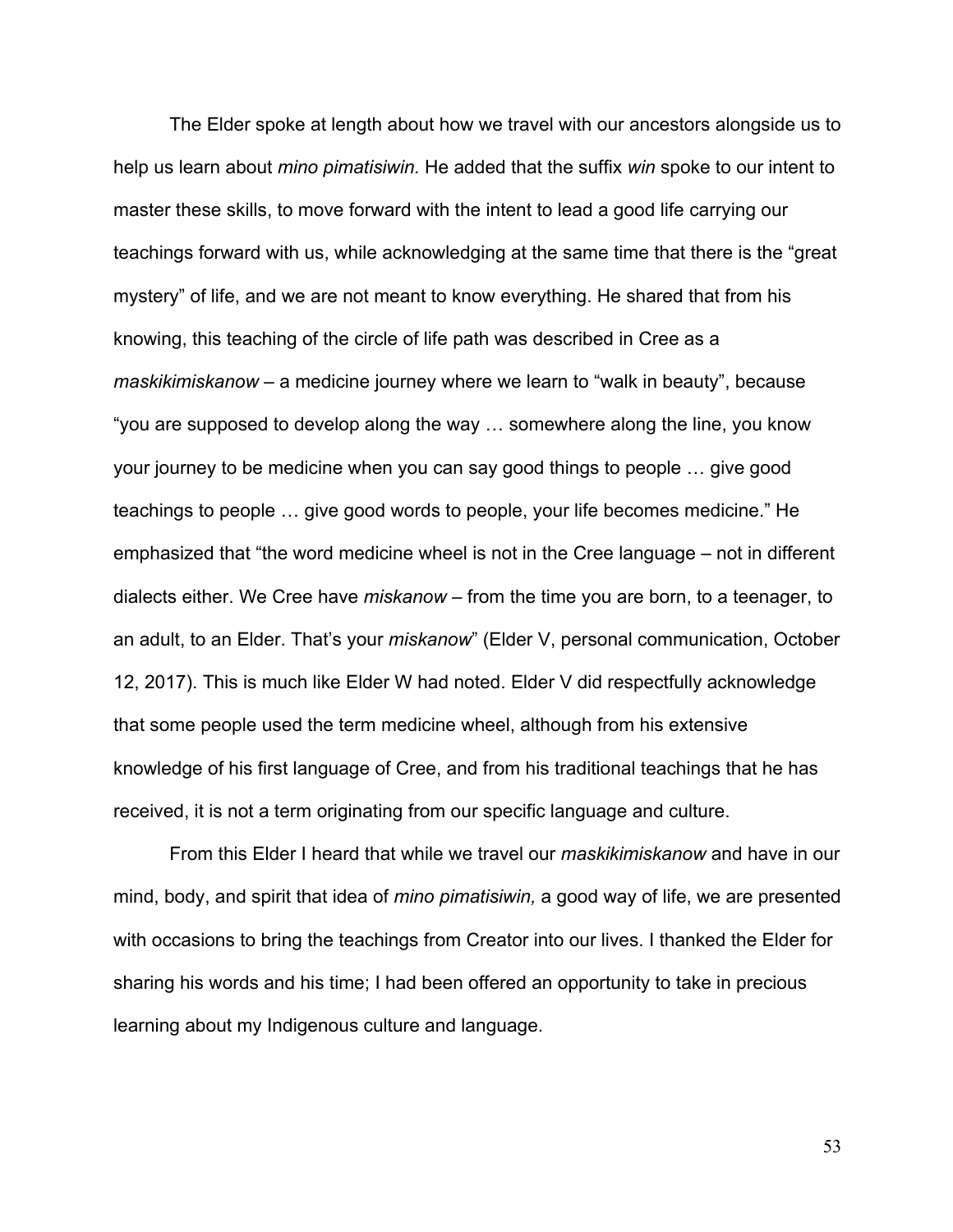The Elder spoke at length about how we travel with our ancestors alongside us to help us learn about *mino pimatisiwin.* He added that the suffix *win* spoke to our intent to master these skills, to move forward with the intent to lead a good life carrying our teachings forward with us, while acknowledging at the same time that there is the "great mystery" of life, and we are not meant to know everything. He shared that from his knowing, this teaching of the circle of life path was described in Cree as a *maskikimiskanow* – a medicine journey where we learn to "walk in beauty", because "you are supposed to develop along the way … somewhere along the line, you know your journey to be medicine when you can say good things to people … give good teachings to people … give good words to people, your life becomes medicine." He emphasized that "the word medicine wheel is not in the Cree language – not in different dialects either. We Cree have *miskanow* – from the time you are born, to a teenager, to an adult, to an Elder. That's your *miskanow*" (Elder V, personal communication, October 12, 2017). This is much like Elder W had noted. Elder V did respectfully acknowledge that some people used the term medicine wheel, although from his extensive knowledge of his first language of Cree, and from his traditional teachings that he has received, it is not a term originating from our specific language and culture.

From this Elder I heard that while we travel our *maskikimiskanow* and have in our mind, body, and spirit that idea of *mino pimatisiwin,* a good way of life, we are presented with occasions to bring the teachings from Creator into our lives. I thanked the Elder for sharing his words and his time; I had been offered an opportunity to take in precious learning about my Indigenous culture and language.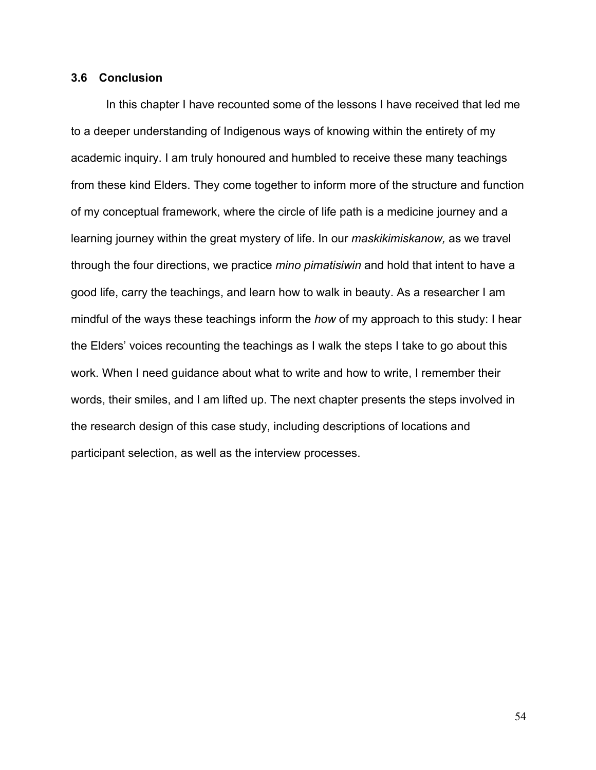### 3.6 Conclusion

In this chapter I have recounted some of the lessons I have received that led me to a deeper understanding of Indigenous ways of knowing within the entirety of my academic inquiry. I am truly honoured and humbled to receive these many teachings from these kind Elders. They come together to inform more of the structure and function of my conceptual framework, where the circle of life path is a medicine journey and a learning journey within the great mystery of life. In our *maskikimiskanow,* as we travel through the four directions, we practice *mino pimatisiwin* and hold that intent to have a good life, carry the teachings, and learn how to walk in beauty. As a researcher I am mindful of the ways these teachings inform the *how* of my approach to this study: I hear the Elders' voices recounting the teachings as I walk the steps I take to go about this work. When I need guidance about what to write and how to write, I remember their words, their smiles, and I am lifted up. The next chapter presents the steps involved in the research design of this case study, including descriptions of locations and participant selection, as well as the interview processes.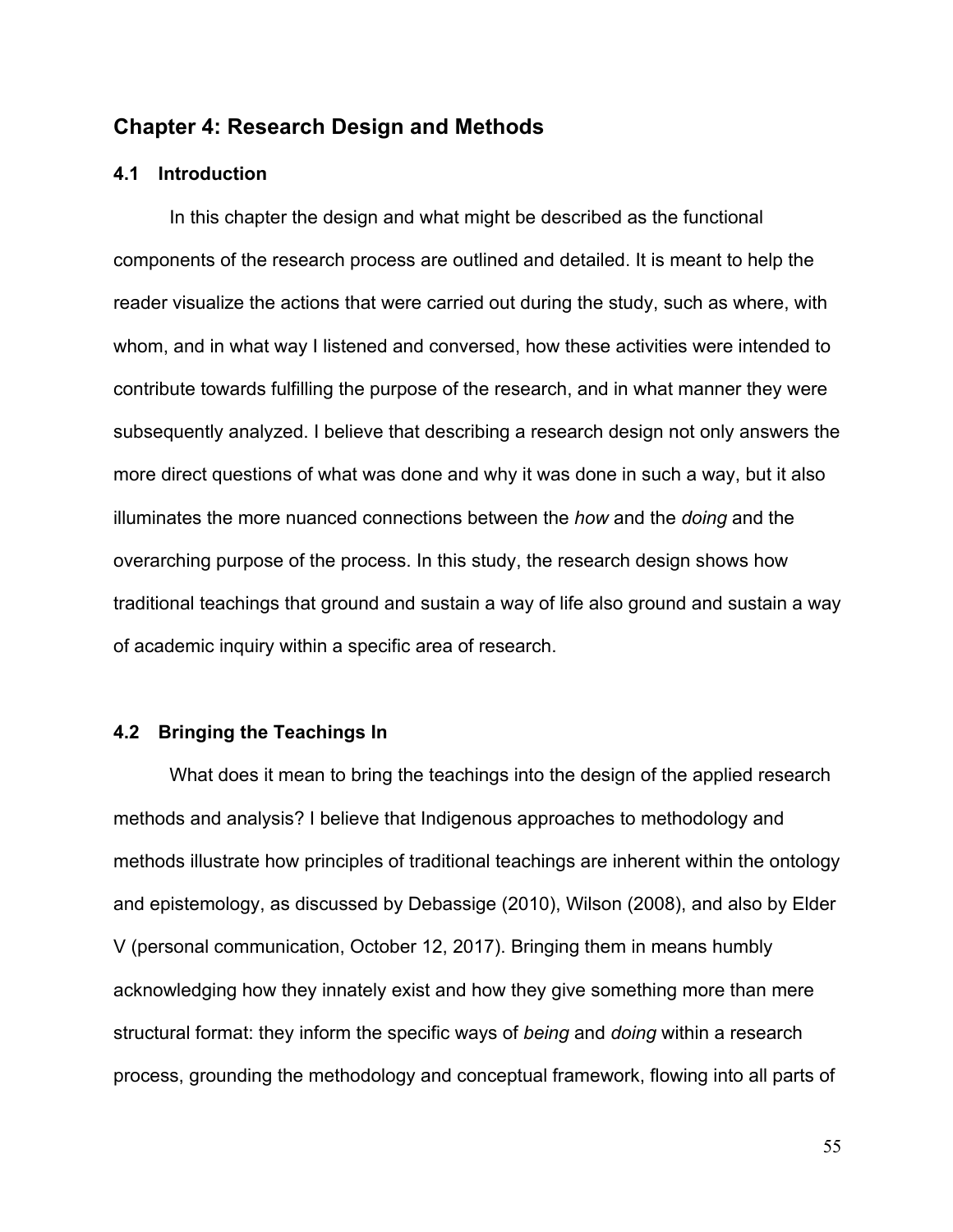## Chapter 4: Research Design and Methods

### 4.1 Introduction

In this chapter the design and what might be described as the functional components of the research process are outlined and detailed. It is meant to help the reader visualize the actions that were carried out during the study, such as where, with whom, and in what way I listened and conversed, how these activities were intended to contribute towards fulfilling the purpose of the research, and in what manner they were subsequently analyzed. I believe that describing a research design not only answers the more direct questions of what was done and why it was done in such a way, but it also illuminates the more nuanced connections between the *how* and the *doing* and the overarching purpose of the process. In this study, the research design shows how traditional teachings that ground and sustain a way of life also ground and sustain a way of academic inquiry within a specific area of research.

### 4.2 Bringing the Teachings In

What does it mean to bring the teachings into the design of the applied research methods and analysis? I believe that Indigenous approaches to methodology and methods illustrate how principles of traditional teachings are inherent within the ontology and epistemology, as discussed by Debassige (2010), Wilson (2008), and also by Elder V (personal communication, October 12, 2017). Bringing them in means humbly acknowledging how they innately exist and how they give something more than mere structural format: they inform the specific ways of *being* and *doing* within a research process, grounding the methodology and conceptual framework, flowing into all parts of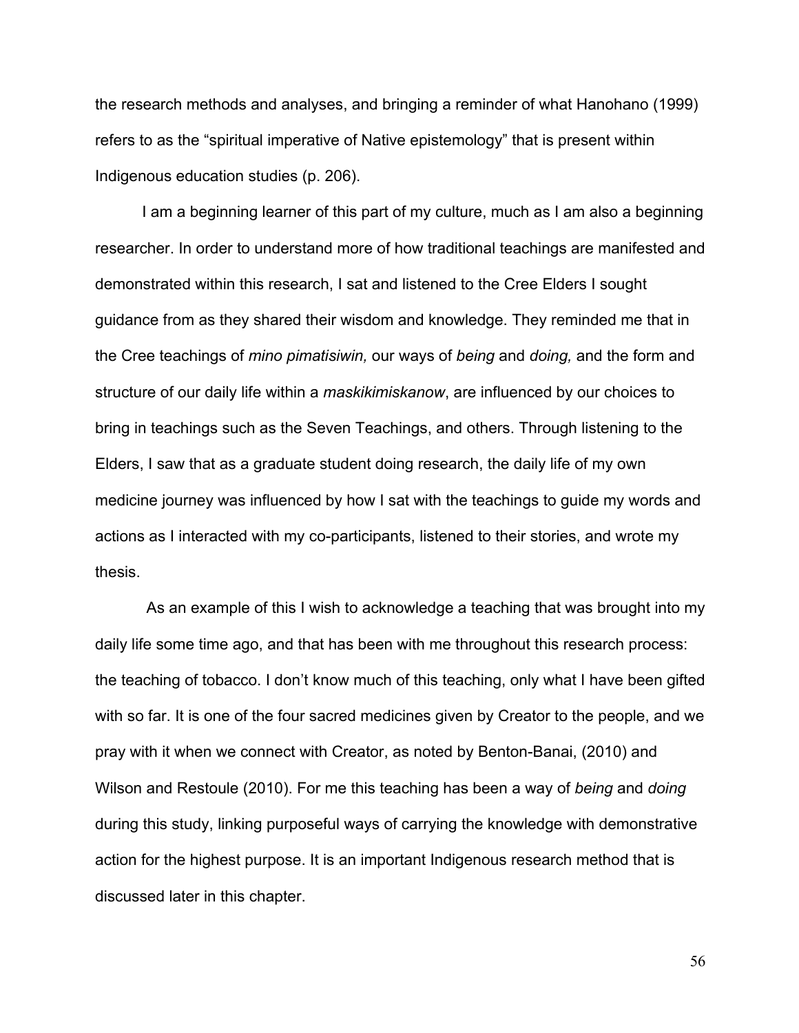the research methods and analyses, and bringing a reminder of what Hanohano (1999) refers to as the "spiritual imperative of Native epistemology" that is present within Indigenous education studies (p. 206).

I am a beginning learner of this part of my culture, much as I am also a beginning researcher. In order to understand more of how traditional teachings are manifested and demonstrated within this research, I sat and listened to the Cree Elders I sought guidance from as they shared their wisdom and knowledge. They reminded me that in the Cree teachings of *mino pimatisiwin,* our ways of *being* and *doing,* and the form and structure of our daily life within a *maskikimiskanow*, are influenced by our choices to bring in teachings such as the Seven Teachings, and others. Through listening to the Elders, I saw that as a graduate student doing research, the daily life of my own medicine journey was influenced by how I sat with the teachings to guide my words and actions as I interacted with my co-participants, listened to their stories, and wrote my thesis.

As an example of this I wish to acknowledge a teaching that was brought into my daily life some time ago, and that has been with me throughout this research process: the teaching of tobacco. I don't know much of this teaching, only what I have been gifted with so far. It is one of the four sacred medicines given by Creator to the people, and we pray with it when we connect with Creator, as noted by Benton-Banai, (2010) and Wilson and Restoule (2010). For me this teaching has been a way of *being* and *doing* during this study, linking purposeful ways of carrying the knowledge with demonstrative action for the highest purpose. It is an important Indigenous research method that is discussed later in this chapter.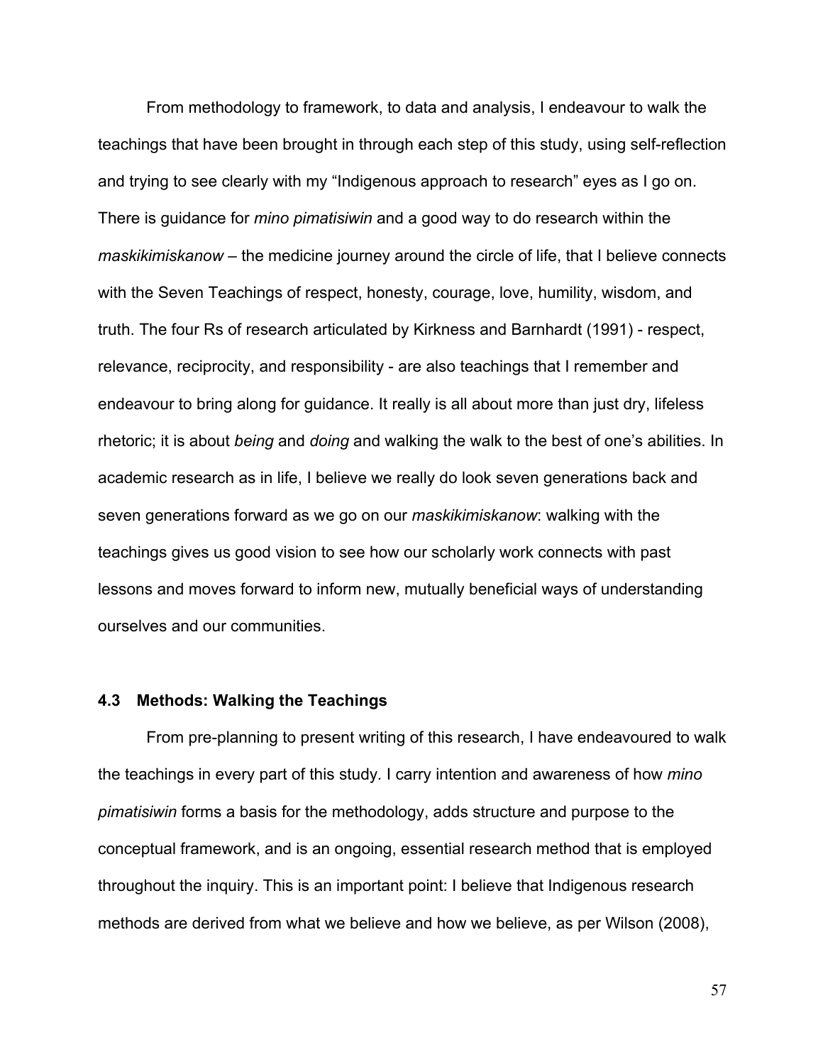From methodology to framework, to data and analysis, I endeavour to walk the teachings that have been brought in through each step of this study, using self-reflection and trying to see clearly with my "Indigenous approach to research" eyes as I go on. There is guidance for *mino pimatisiwin* and a good way to do research within the *maskikimiskanow* – the medicine journey around the circle of life, that I believe connects with the Seven Teachings of respect, honesty, courage, love, humility, wisdom, and truth. The four Rs of research articulated by Kirkness and Barnhardt (1991) - respect, relevance, reciprocity, and responsibility - are also teachings that I remember and endeavour to bring along for guidance. It really is all about more than just dry, lifeless rhetoric; it is about *being* and *doing* and walking the walk to the best of one's abilities. In academic research as in life, I believe we really do look seven generations back and seven generations forward as we go on our *maskikimiskanow*: walking with the teachings gives us good vision to see how our scholarly work connects with past lessons and moves forward to inform new, mutually beneficial ways of understanding ourselves and our communities.

### 4.3 Methods: Walking the Teachings

From pre-planning to present writing of this research, I have endeavoured to walk the teachings in every part of this study. I carry intention and awareness of how *mino pimatisiwin* forms a basis for the methodology, adds structure and purpose to the conceptual framework, and is an ongoing, essential research method that is employed throughout the inquiry. This is an important point: I believe that Indigenous research methods are derived from what we believe and how we believe, as per Wilson (2008),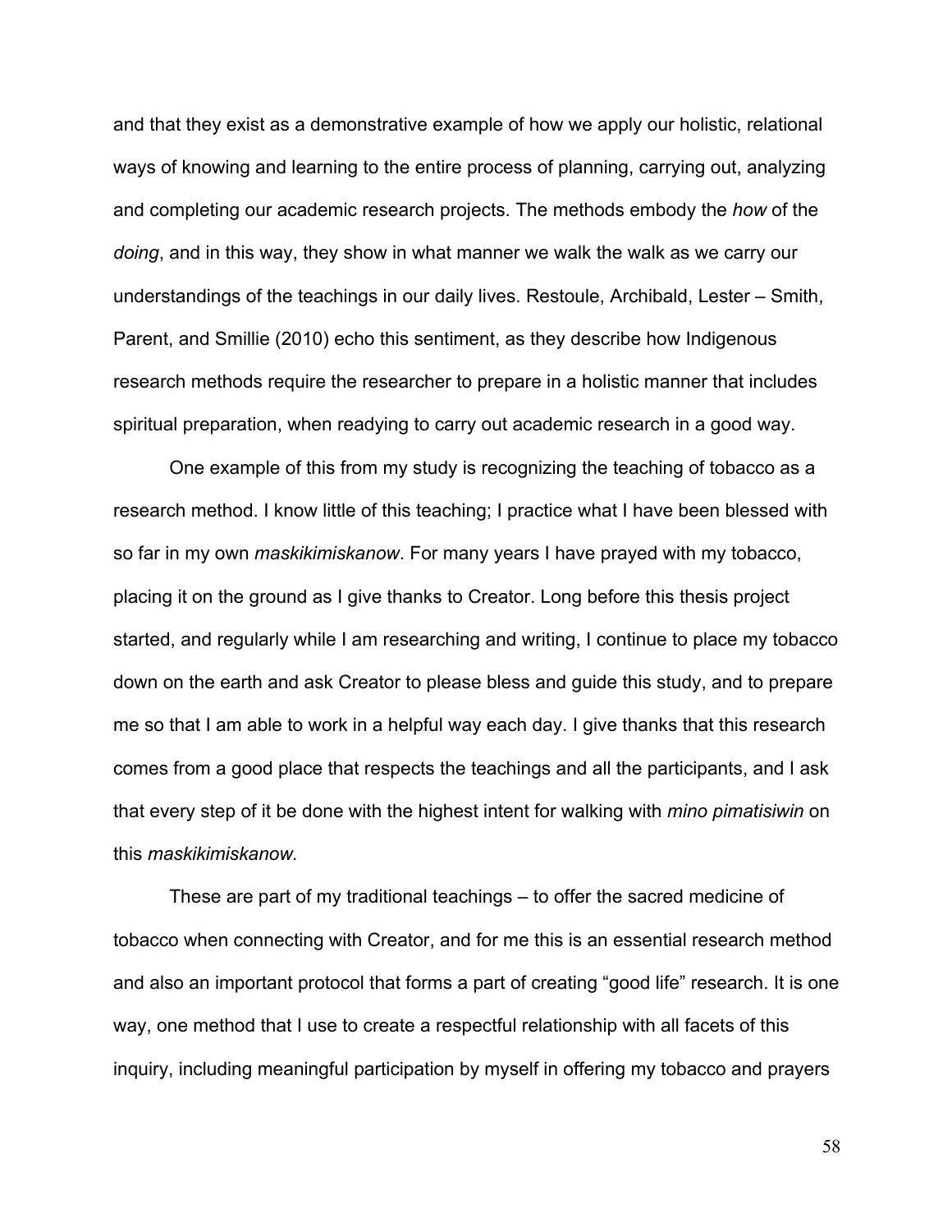and that they exist as a demonstrative example of how we apply our holistic, relational ways of knowing and learning to the entire process of planning, carrying out, analyzing and completing our academic research projects. The methods embody the *how* of the *doing*, and in this way, they show in what manner we walk the walk as we carry our understandings of the teachings in our daily lives. Restoule, Archibald, Lester – Smith, Parent, and Smillie (2010) echo this sentiment, as they describe how Indigenous research methods require the researcher to prepare in a holistic manner that includes spiritual preparation, when readying to carry out academic research in a good way.

One example of this from my study is recognizing the teaching of tobacco as a research method. I know little of this teaching; I practice what I have been blessed with so far in my own *maskikimiskanow*. For many years I have prayed with my tobacco, placing it on the ground as I give thanks to Creator. Long before this thesis project started, and regularly while I am researching and writing, I continue to place my tobacco down on the earth and ask Creator to please bless and guide this study, and to prepare me so that I am able to work in a helpful way each day. I give thanks that this research comes from a good place that respects the teachings and all the participants, and I ask that every step of it be done with the highest intent for walking with *mino pimatisiwin* on this *maskikimiskanow.*

These are part of my traditional teachings – to offer the sacred medicine of tobacco when connecting with Creator, and for me this is an essential research method and also an important protocol that forms a part of creating "good life" research. It is one way, one method that I use to create a respectful relationship with all facets of this inquiry, including meaningful participation by myself in offering my tobacco and prayers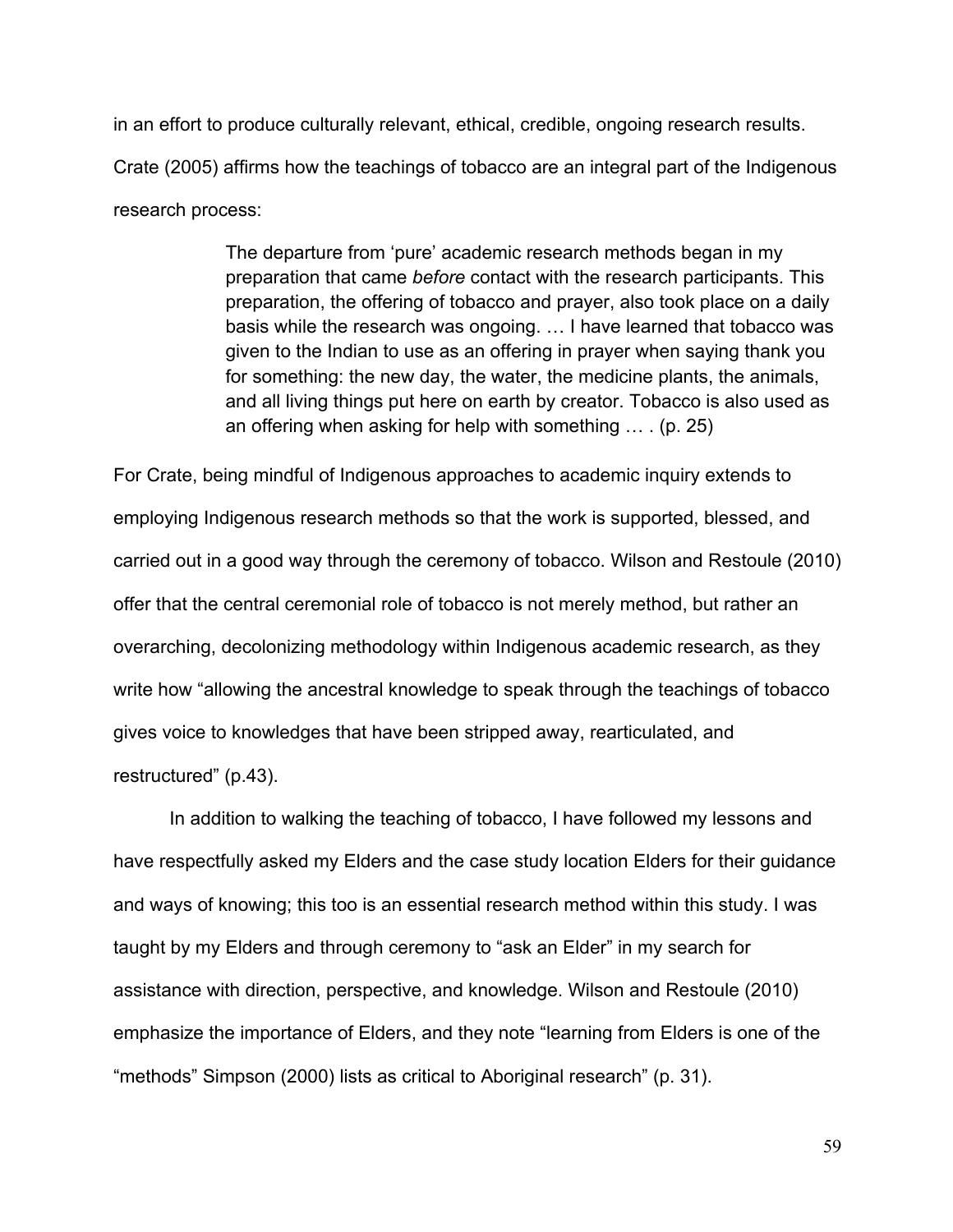in an effort to produce culturally relevant, ethical, credible, ongoing research results. Crate (2005) affirms how the teachings of tobacco are an integral part of the Indigenous research process:

> The departure from 'pure' academic research methods began in my preparation that came *before* contact with the research participants. This preparation, the offering of tobacco and prayer, also took place on a daily basis while the research was ongoing. … I have learned that tobacco was given to the Indian to use as an offering in prayer when saying thank you for something: the new day, the water, the medicine plants, the animals, and all living things put here on earth by creator. Tobacco is also used as an offering when asking for help with something … . (p. 25)

For Crate, being mindful of Indigenous approaches to academic inquiry extends to employing Indigenous research methods so that the work is supported, blessed, and carried out in a good way through the ceremony of tobacco. Wilson and Restoule (2010) offer that the central ceremonial role of tobacco is not merely method, but rather an overarching, decolonizing methodology within Indigenous academic research, as they write how "allowing the ancestral knowledge to speak through the teachings of tobacco gives voice to knowledges that have been stripped away, rearticulated, and restructured" (p.43).

In addition to walking the teaching of tobacco, I have followed my lessons and have respectfully asked my Elders and the case study location Elders for their guidance and ways of knowing; this too is an essential research method within this study. I was taught by my Elders and through ceremony to "ask an Elder" in my search for assistance with direction, perspective, and knowledge. Wilson and Restoule (2010) emphasize the importance of Elders, and they note "learning from Elders is one of the "methods" Simpson (2000) lists as critical to Aboriginal research" (p. 31).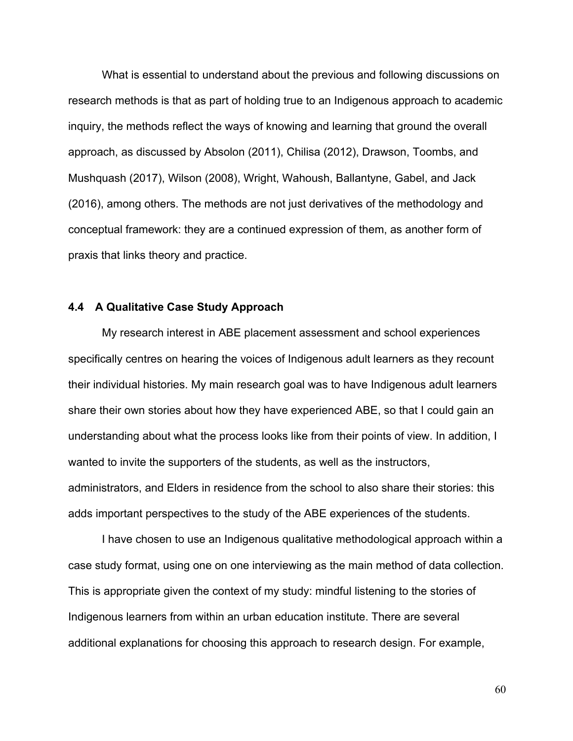What is essential to understand about the previous and following discussions on research methods is that as part of holding true to an Indigenous approach to academic inquiry, the methods reflect the ways of knowing and learning that ground the overall approach, as discussed by Absolon (2011), Chilisa (2012), Drawson, Toombs, and Mushquash (2017), Wilson (2008), Wright, Wahoush, Ballantyne, Gabel, and Jack (2016), among others. The methods are not just derivatives of the methodology and conceptual framework: they are a continued expression of them, as another form of praxis that links theory and practice.

### 4.4 A Qualitative Case Study Approach

My research interest in ABE placement assessment and school experiences specifically centres on hearing the voices of Indigenous adult learners as they recount their individual histories. My main research goal was to have Indigenous adult learners share their own stories about how they have experienced ABE, so that I could gain an understanding about what the process looks like from their points of view. In addition, I wanted to invite the supporters of the students, as well as the instructors, administrators, and Elders in residence from the school to also share their stories: this adds important perspectives to the study of the ABE experiences of the students.

I have chosen to use an Indigenous qualitative methodological approach within a case study format, using one on one interviewing as the main method of data collection. This is appropriate given the context of my study: mindful listening to the stories of Indigenous learners from within an urban education institute. There are several additional explanations for choosing this approach to research design. For example,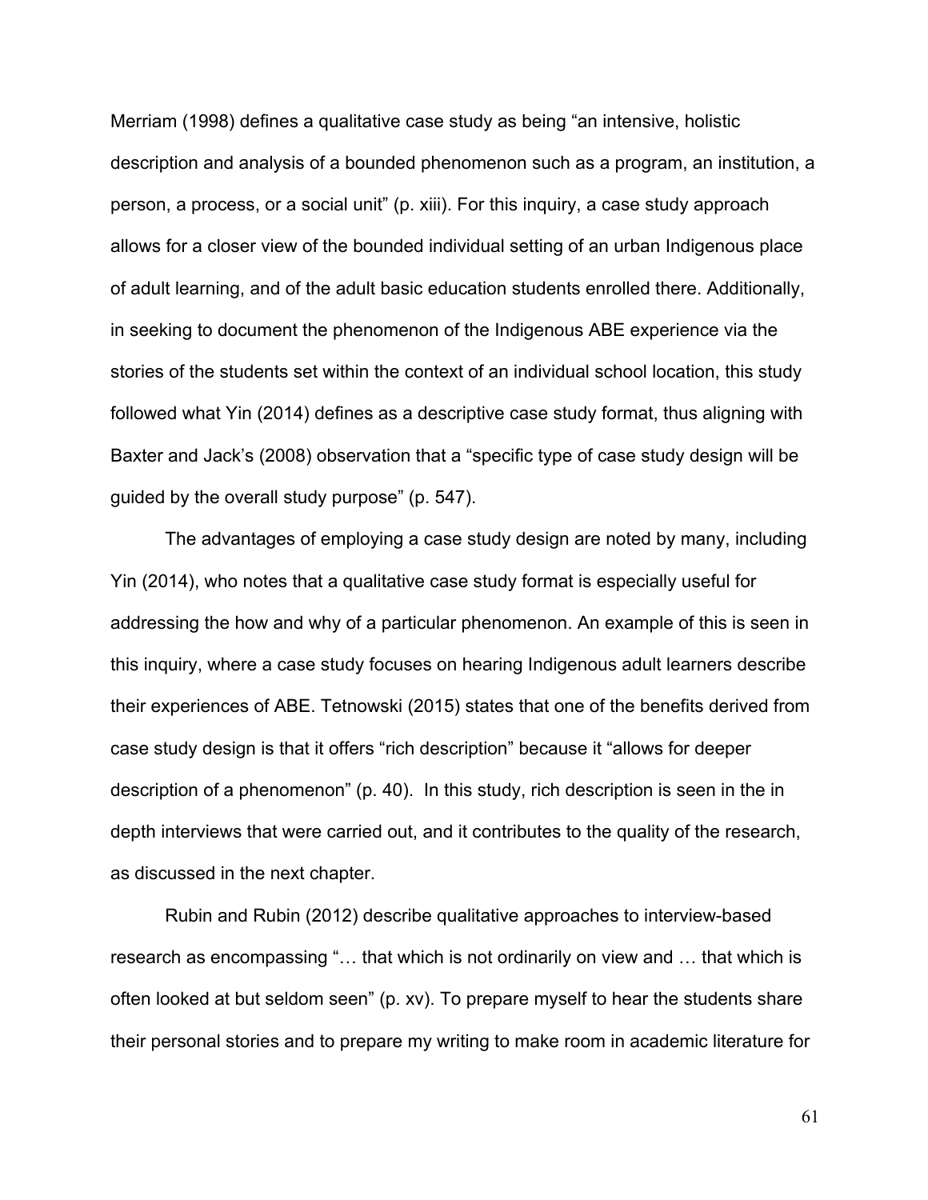Merriam (1998) defines a qualitative case study as being "an intensive, holistic description and analysis of a bounded phenomenon such as a program, an institution, a person, a process, or a social unit" (p. xiii). For this inquiry, a case study approach allows for a closer view of the bounded individual setting of an urban Indigenous place of adult learning, and of the adult basic education students enrolled there. Additionally, in seeking to document the phenomenon of the Indigenous ABE experience via the stories of the students set within the context of an individual school location, this study followed what Yin (2014) defines as a descriptive case study format, thus aligning with Baxter and Jack's (2008) observation that a "specific type of case study design will be guided by the overall study purpose" (p. 547).

The advantages of employing a case study design are noted by many, including Yin (2014), who notes that a qualitative case study format is especially useful for addressing the how and why of a particular phenomenon. An example of this is seen in this inquiry, where a case study focuses on hearing Indigenous adult learners describe their experiences of ABE. Tetnowski (2015) states that one of the benefits derived from case study design is that it offers "rich description" because it "allows for deeper description of a phenomenon" (p. 40). In this study, rich description is seen in the in depth interviews that were carried out, and it contributes to the quality of the research, as discussed in the next chapter.

Rubin and Rubin (2012) describe qualitative approaches to interview-based research as encompassing "… that which is not ordinarily on view and … that which is often looked at but seldom seen" (p. xv). To prepare myself to hear the students share their personal stories and to prepare my writing to make room in academic literature for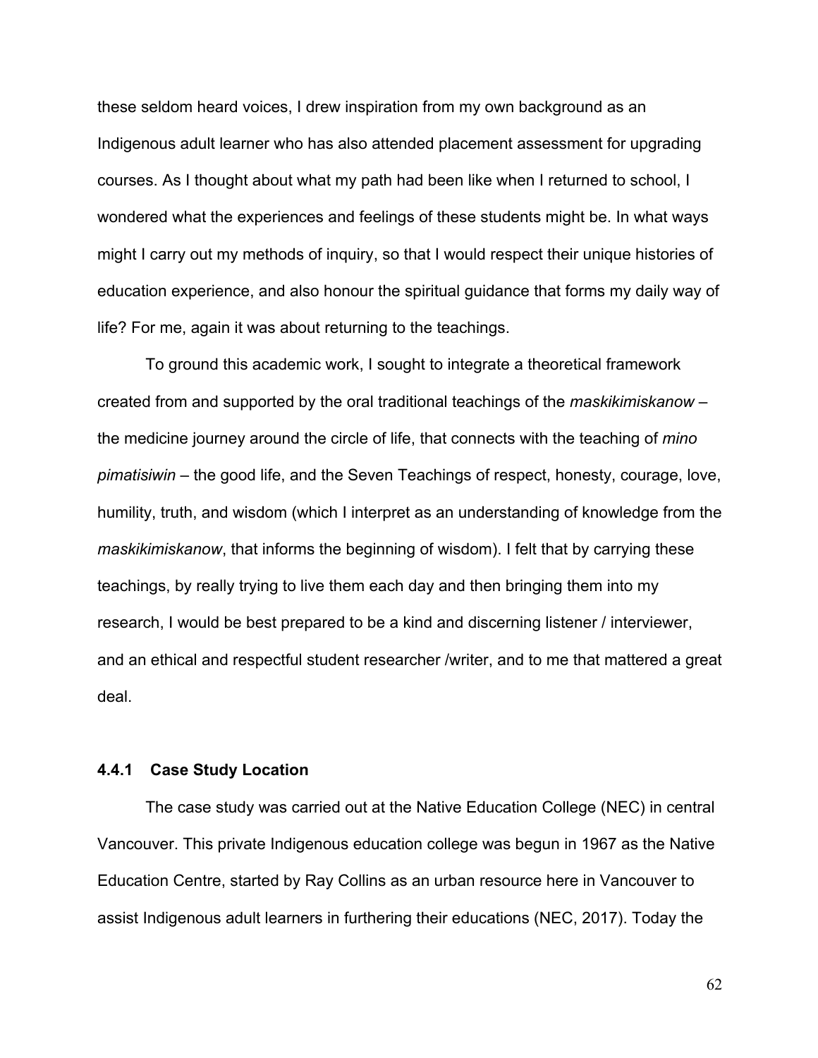these seldom heard voices, I drew inspiration from my own background as an Indigenous adult learner who has also attended placement assessment for upgrading courses. As I thought about what my path had been like when I returned to school, I wondered what the experiences and feelings of these students might be. In what ways might I carry out my methods of inquiry, so that I would respect their unique histories of education experience, and also honour the spiritual guidance that forms my daily way of life? For me, again it was about returning to the teachings.

To ground this academic work, I sought to integrate a theoretical framework created from and supported by the oral traditional teachings of the *maskikimiskanow* – the medicine journey around the circle of life, that connects with the teaching of *mino pimatisiwin* – the good life, and the Seven Teachings of respect, honesty, courage, love, humility, truth, and wisdom (which I interpret as an understanding of knowledge from the *maskikimiskanow*, that informs the beginning of wisdom). I felt that by carrying these teachings, by really trying to live them each day and then bringing them into my research, I would be best prepared to be a kind and discerning listener / interviewer, and an ethical and respectful student researcher /writer, and to me that mattered a great deal.

### 4.4.1 Case Study Location

The case study was carried out at the Native Education College (NEC) in central Vancouver. This private Indigenous education college was begun in 1967 as the Native Education Centre, started by Ray Collins as an urban resource here in Vancouver to assist Indigenous adult learners in furthering their educations (NEC, 2017). Today the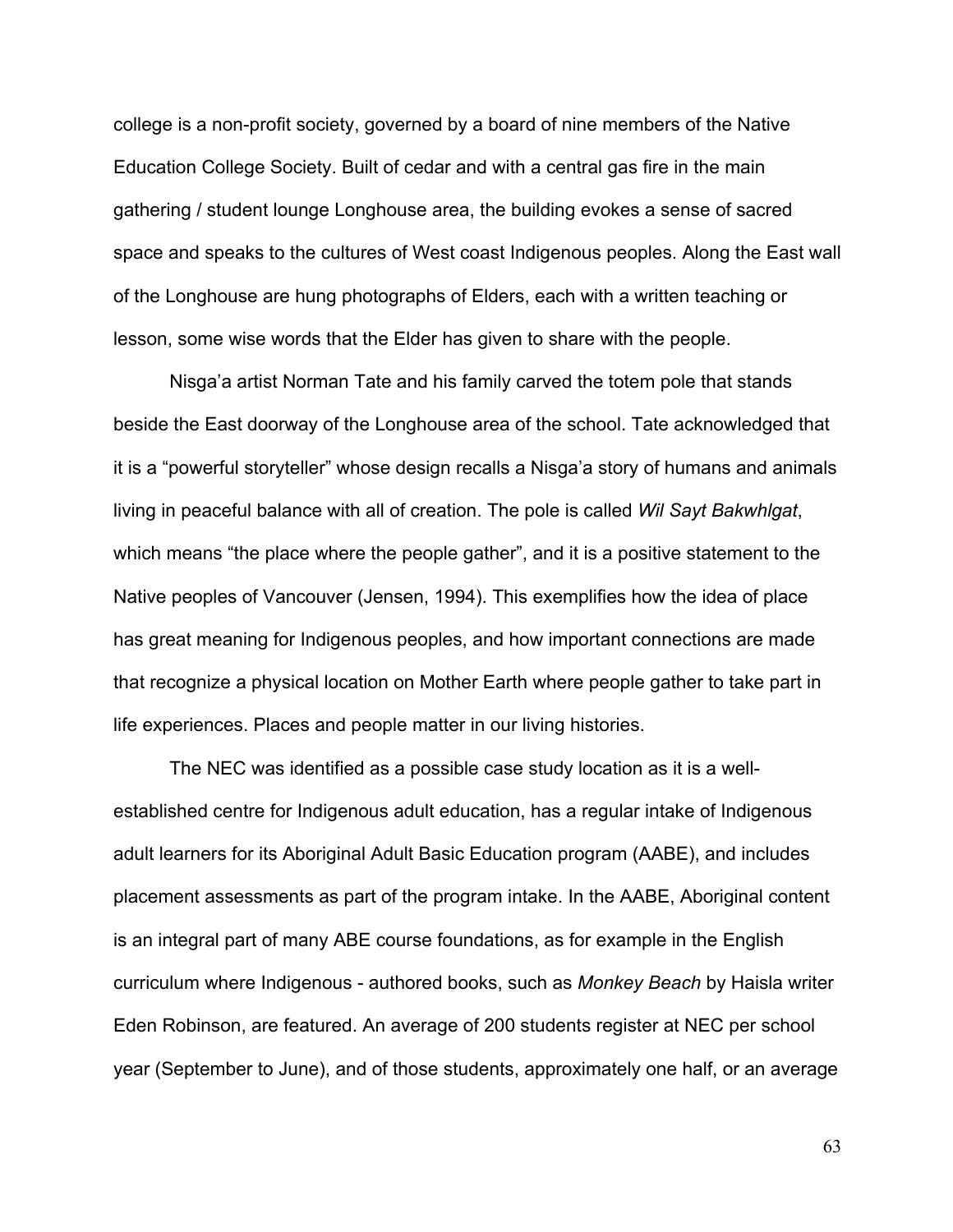college is a non-profit society, governed by a board of nine members of the Native Education College Society. Built of cedar and with a central gas fire in the main gathering / student lounge Longhouse area, the building evokes a sense of sacred space and speaks to the cultures of West coast Indigenous peoples. Along the East wall of the Longhouse are hung photographs of Elders, each with a written teaching or lesson, some wise words that the Elder has given to share with the people.

Nisga'a artist Norman Tate and his family carved the totem pole that stands beside the East doorway of the Longhouse area of the school. Tate acknowledged that it is a "powerful storyteller" whose design recalls a Nisga'a story of humans and animals living in peaceful balance with all of creation. The pole is called *Wil Sayt Bakwhlgat*, which means "the place where the people gather", and it is a positive statement to the Native peoples of Vancouver (Jensen, 1994). This exemplifies how the idea of place has great meaning for Indigenous peoples, and how important connections are made that recognize a physical location on Mother Earth where people gather to take part in life experiences. Places and people matter in our living histories.

The NEC was identified as a possible case study location as it is a well-established centre for Indigenous adult education, has a regular intake of Indigenous adult learners for its Aboriginal Adult Basic Education program (AABE), and includes placement assessments as part of the program intake. In the AABE, Aboriginal content is an integral part of many ABE course foundations, as for example in the English curriculum where Indigenous - authored books, such as *Monkey Beach* by Haisla writer Eden Robinson, are featured. An average of 200 students register at NEC per school year (September to June), and of those students, approximately one half, or an average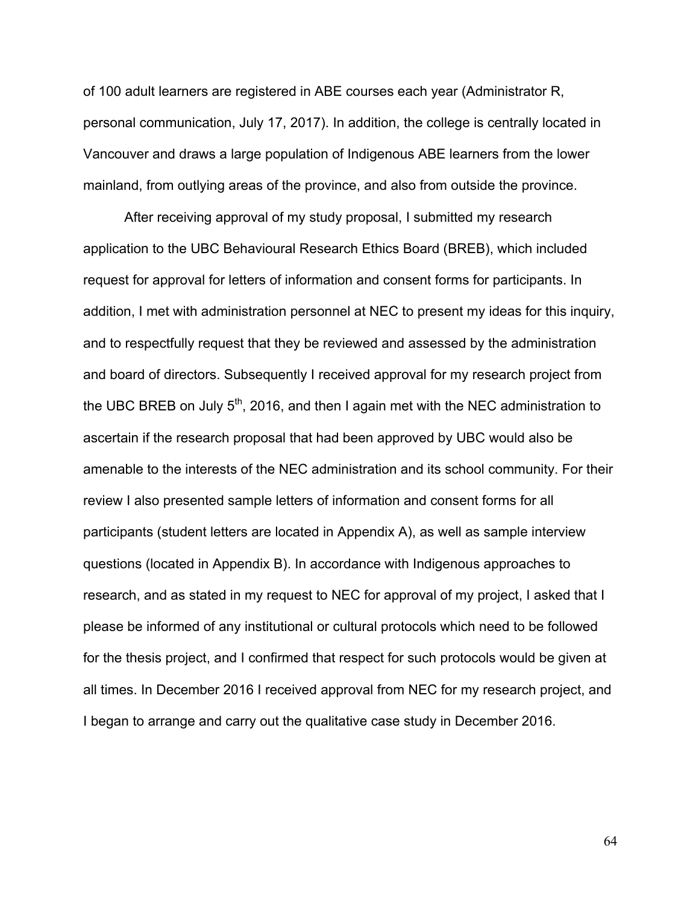of 100 adult learners are registered in ABE courses each year (Administrator R, personal communication, July 17, 2017). In addition, the college is centrally located in Vancouver and draws a large population of Indigenous ABE learners from the lower mainland, from outlying areas of the province, and also from outside the province.

After receiving approval of my study proposal, I submitted my research application to the UBC Behavioural Research Ethics Board (BREB), which included request for approval for letters of information and consent forms for participants. In addition, I met with administration personnel at NEC to present my ideas for this inquiry, and to respectfully request that they be reviewed and assessed by the administration and board of directors. Subsequently I received approval for my research project from the UBC BREB on July 5th, 2016, and then I again met with the NEC administration to ascertain if the research proposal that had been approved by UBC would also be amenable to the interests of the NEC administration and its school community. For their review I also presented sample letters of information and consent forms for all participants (student letters are located in Appendix A), as well as sample interview questions (located in Appendix B). In accordance with Indigenous approaches to research, and as stated in my request to NEC for approval of my project, I asked that I please be informed of any institutional or cultural protocols which need to be followed for the thesis project, and I confirmed that respect for such protocols would be given at all times. In December 2016 I received approval from NEC for my research project, and I began to arrange and carry out the qualitative case study in December 2016.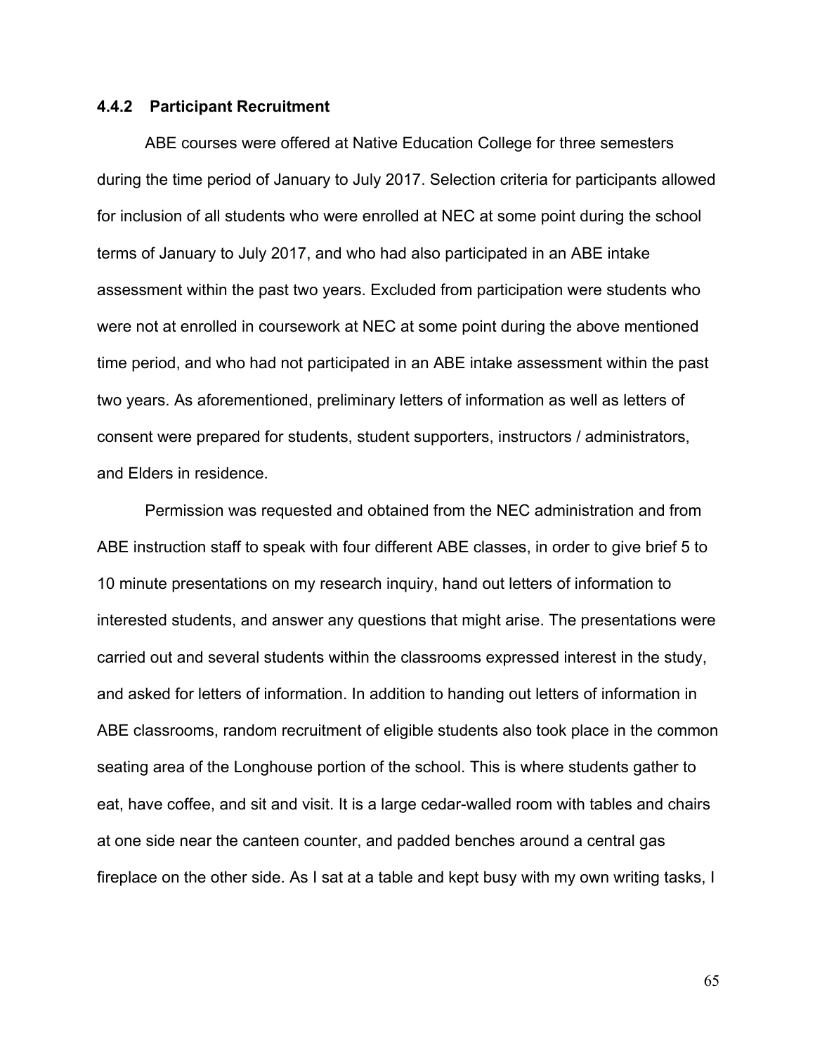### 4.4.2 Participant Recruitment

ABE courses were offered at Native Education College for three semesters during the time period of January to July 2017. Selection criteria for participants allowed for inclusion of all students who were enrolled at NEC at some point during the school terms of January to July 2017, and who had also participated in an ABE intake assessment within the past two years. Excluded from participation were students who were not at enrolled in coursework at NEC at some point during the above mentioned time period, and who had not participated in an ABE intake assessment within the past two years. As aforementioned, preliminary letters of information as well as letters of consent were prepared for students, student supporters, instructors / administrators, and Elders in residence.

Permission was requested and obtained from the NEC administration and from ABE instruction staff to speak with four different ABE classes, in order to give brief 5 to 10 minute presentations on my research inquiry, hand out letters of information to interested students, and answer any questions that might arise. The presentations were carried out and several students within the classrooms expressed interest in the study, and asked for letters of information. In addition to handing out letters of information in ABE classrooms, random recruitment of eligible students also took place in the common seating area of the Longhouse portion of the school. This is where students gather to eat, have coffee, and sit and visit. It is a large cedar-walled room with tables and chairs at one side near the canteen counter, and padded benches around a central gas fireplace on the other side. As I sat at a table and kept busy with my own writing tasks, I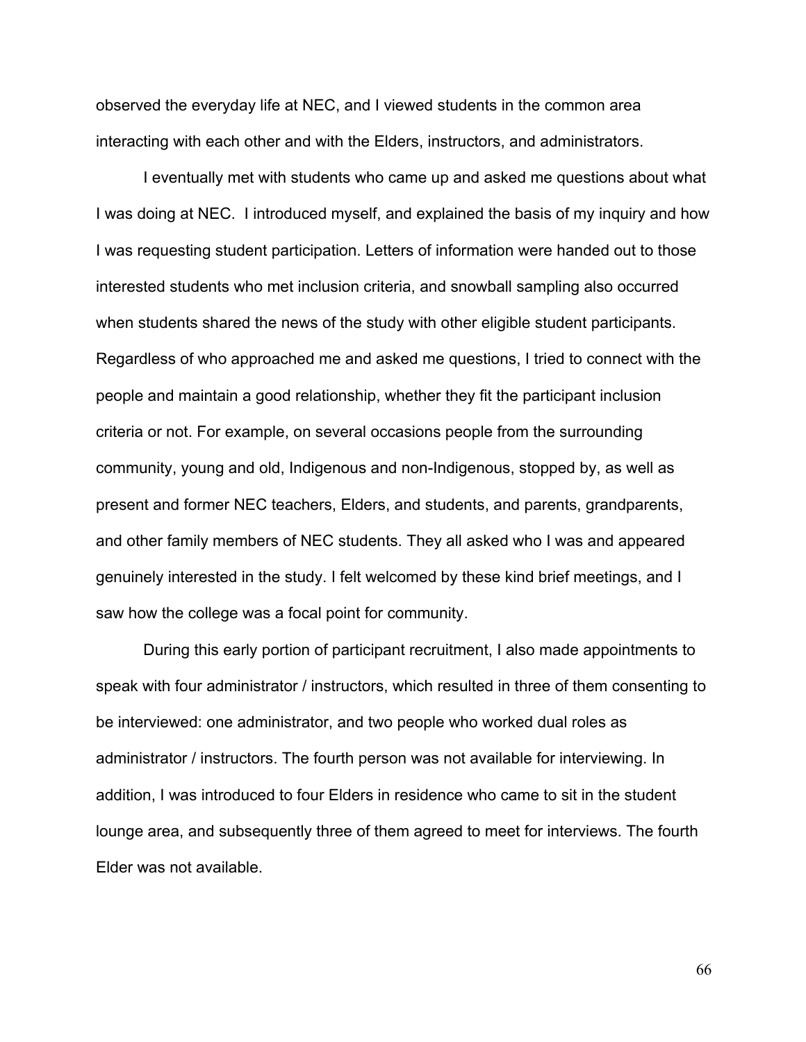observed the everyday life at NEC, and I viewed students in the common area interacting with each other and with the Elders, instructors, and administrators.

I eventually met with students who came up and asked me questions about what I was doing at NEC. I introduced myself, and explained the basis of my inquiry and how I was requesting student participation. Letters of information were handed out to those interested students who met inclusion criteria, and snowball sampling also occurred when students shared the news of the study with other eligible student participants. Regardless of who approached me and asked me questions, I tried to connect with the people and maintain a good relationship, whether they fit the participant inclusion criteria or not. For example, on several occasions people from the surrounding community, young and old, Indigenous and non-Indigenous, stopped by, as well as present and former NEC teachers, Elders, and students, and parents, grandparents, and other family members of NEC students. They all asked who I was and appeared genuinely interested in the study. I felt welcomed by these kind brief meetings, and I saw how the college was a focal point for community.

During this early portion of participant recruitment, I also made appointments to speak with four administrator / instructors, which resulted in three of them consenting to be interviewed: one administrator, and two people who worked dual roles as administrator / instructors. The fourth person was not available for interviewing. In addition, I was introduced to four Elders in residence who came to sit in the student lounge area, and subsequently three of them agreed to meet for interviews. The fourth Elder was not available.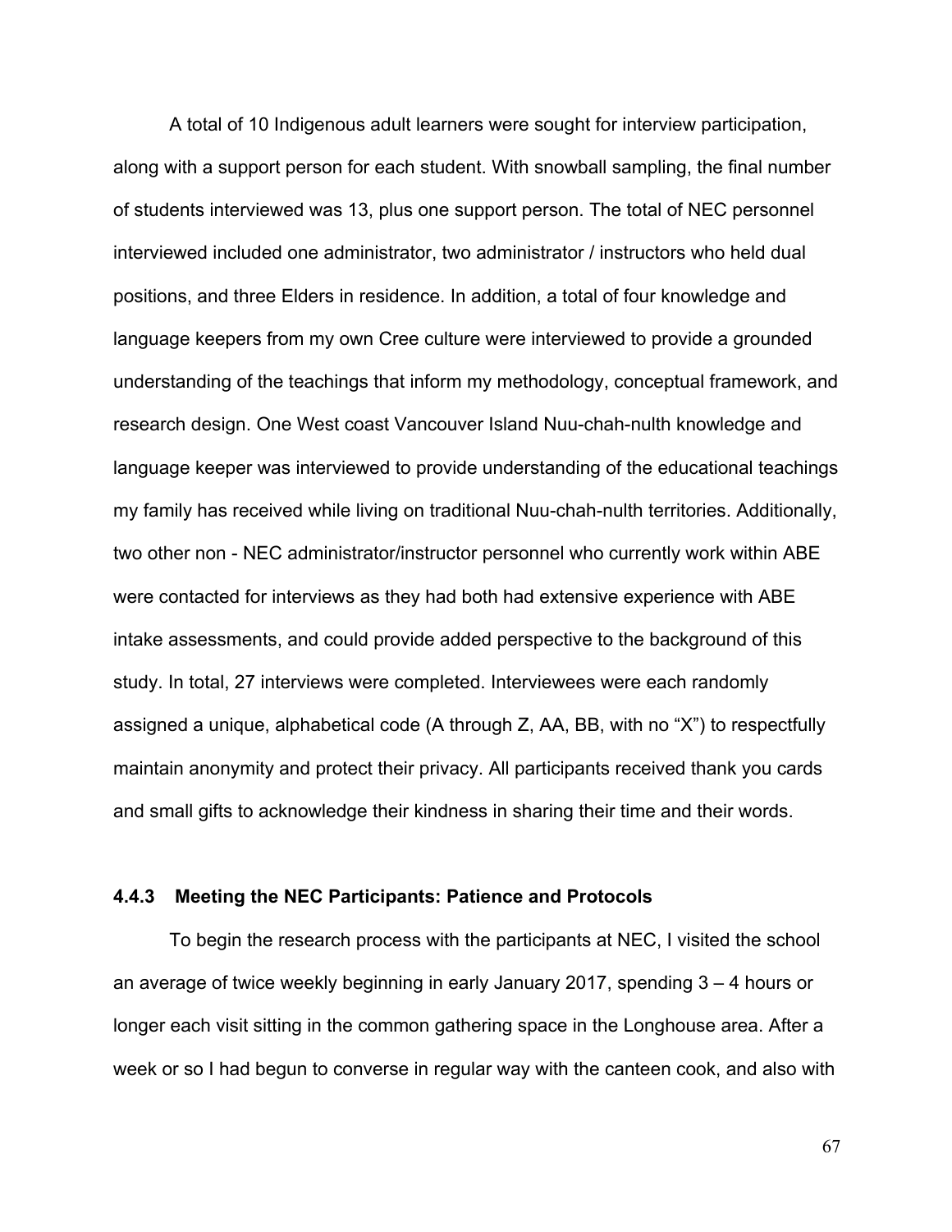A total of 10 Indigenous adult learners were sought for interview participation, along with a support person for each student. With snowball sampling, the final number of students interviewed was 13, plus one support person. The total of NEC personnel interviewed included one administrator, two administrator / instructors who held dual positions, and three Elders in residence. In addition, a total of four knowledge and language keepers from my own Cree culture were interviewed to provide a grounded understanding of the teachings that inform my methodology, conceptual framework, and research design. One West coast Vancouver Island Nuu-chah-nulth knowledge and language keeper was interviewed to provide understanding of the educational teachings my family has received while living on traditional Nuu-chah-nulth territories. Additionally, two other non - NEC administrator/instructor personnel who currently work within ABE were contacted for interviews as they had both had extensive experience with ABE intake assessments, and could provide added perspective to the background of this study. In total, 27 interviews were completed. Interviewees were each randomly assigned a unique, alphabetical code (A through Z, AA, BB, with no "X") to respectfully maintain anonymity and protect their privacy. All participants received thank you cards and small gifts to acknowledge their kindness in sharing their time and their words.

### 4.4.3 Meeting the NEC Participants: Patience and Protocols

To begin the research process with the participants at NEC, I visited the school an average of twice weekly beginning in early January 2017, spending 3 – 4 hours or longer each visit sitting in the common gathering space in the Longhouse area. After a week or so I had begun to converse in regular way with the canteen cook, and also with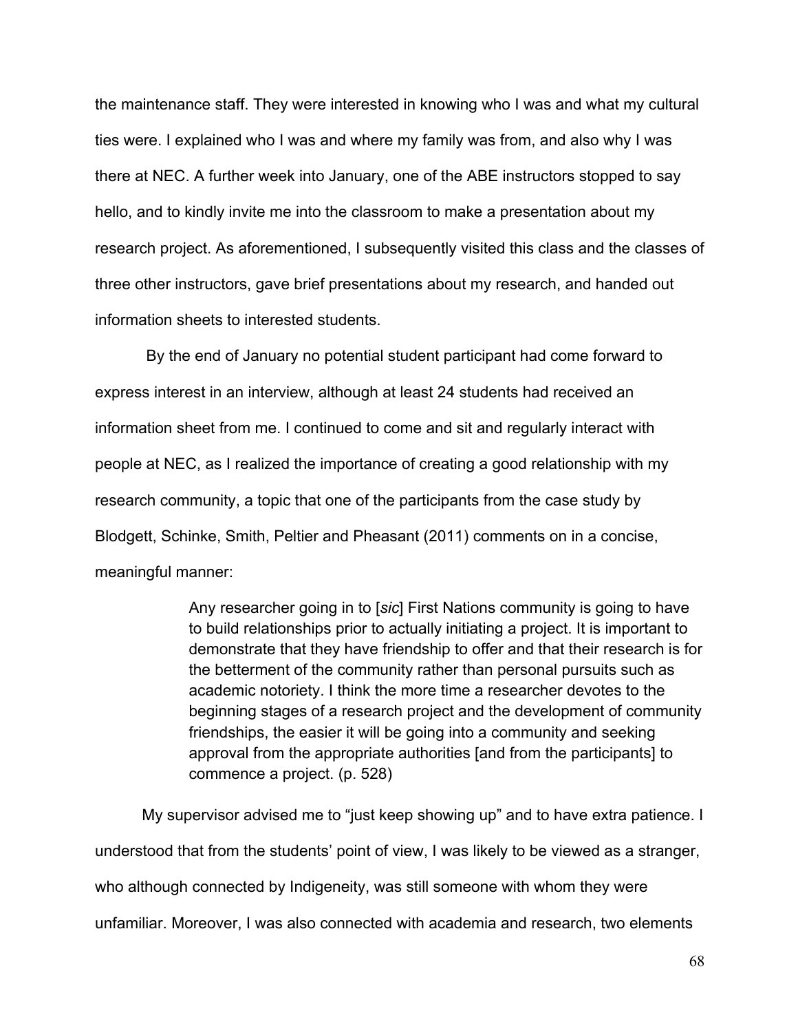the maintenance staff. They were interested in knowing who I was and what my cultural ties were. I explained who I was and where my family was from, and also why I was there at NEC. A further week into January, one of the ABE instructors stopped to say hello, and to kindly invite me into the classroom to make a presentation about my research project. As aforementioned, I subsequently visited this class and the classes of three other instructors, gave brief presentations about my research, and handed out information sheets to interested students.

By the end of January no potential student participant had come forward to express interest in an interview, although at least 24 students had received an information sheet from me. I continued to come and sit and regularly interact with people at NEC, as I realized the importance of creating a good relationship with my research community, a topic that one of the participants from the case study by Blodgett, Schinke, Smith, Peltier and Pheasant (2011) comments on in a concise, meaningful manner:

> Any researcher going in to [*sic*] First Nations community is going to have to build relationships prior to actually initiating a project. It is important to demonstrate that they have friendship to offer and that their research is for the betterment of the community rather than personal pursuits such as academic notoriety. I think the more time a researcher devotes to the beginning stages of a research project and the development of community friendships, the easier it will be going into a community and seeking approval from the appropriate authorities [and from the participants] to commence a project. (p. 528)

My supervisor advised me to "just keep showing up" and to have extra patience. I understood that from the students' point of view, I was likely to be viewed as a stranger, who although connected by Indigeneity, was still someone with whom they were unfamiliar. Moreover, I was also connected with academia and research, two elements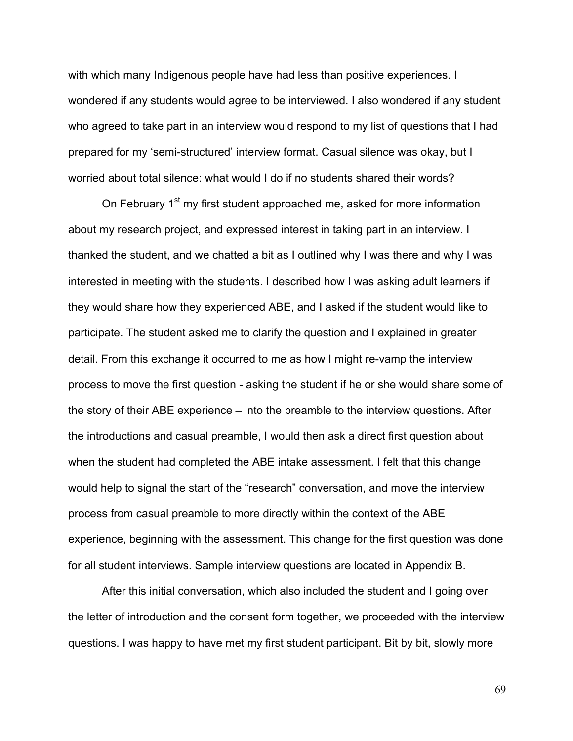with which many Indigenous people have had less than positive experiences. I wondered if any students would agree to be interviewed. I also wondered if any student who agreed to take part in an interview would respond to my list of questions that I had prepared for my 'semi-structured' interview format. Casual silence was okay, but I worried about total silence: what would I do if no students shared their words?

On February 1st my first student approached me, asked for more information about my research project, and expressed interest in taking part in an interview. I thanked the student, and we chatted a bit as I outlined why I was there and why I was interested in meeting with the students. I described how I was asking adult learners if they would share how they experienced ABE, and I asked if the student would like to participate. The student asked me to clarify the question and I explained in greater detail. From this exchange it occurred to me as how I might re-vamp the interview process to move the first question - asking the student if he or she would share some of the story of their ABE experience – into the preamble to the interview questions. After the introductions and casual preamble, I would then ask a direct first question about when the student had completed the ABE intake assessment. I felt that this change would help to signal the start of the "research" conversation, and move the interview process from casual preamble to more directly within the context of the ABE experience, beginning with the assessment. This change for the first question was done for all student interviews. Sample interview questions are located in Appendix B.

After this initial conversation, which also included the student and I going over the letter of introduction and the consent form together, we proceeded with the interview questions. I was happy to have met my first student participant. Bit by bit, slowly more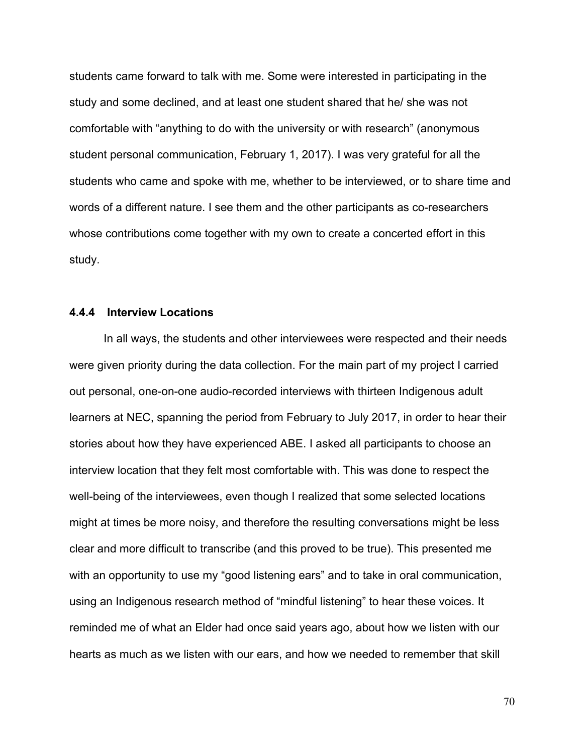students came forward to talk with me. Some were interested in participating in the study and some declined, and at least one student shared that he/ she was not comfortable with "anything to do with the university or with research" (anonymous student personal communication, February 1, 2017). I was very grateful for all the students who came and spoke with me, whether to be interviewed, or to share time and words of a different nature. I see them and the other participants as co-researchers whose contributions come together with my own to create a concerted effort in this study.

### 4.4.4 Interview Locations

In all ways, the students and other interviewees were respected and their needs were given priority during the data collection. For the main part of my project I carried out personal, one-on-one audio-recorded interviews with thirteen Indigenous adult learners at NEC, spanning the period from February to July 2017, in order to hear their stories about how they have experienced ABE. I asked all participants to choose an interview location that they felt most comfortable with. This was done to respect the well-being of the interviewees, even though I realized that some selected locations might at times be more noisy, and therefore the resulting conversations might be less clear and more difficult to transcribe (and this proved to be true). This presented me with an opportunity to use my "good listening ears" and to take in oral communication, using an Indigenous research method of "mindful listening" to hear these voices. It reminded me of what an Elder had once said years ago, about how we listen with our hearts as much as we listen with our ears, and how we needed to remember that skill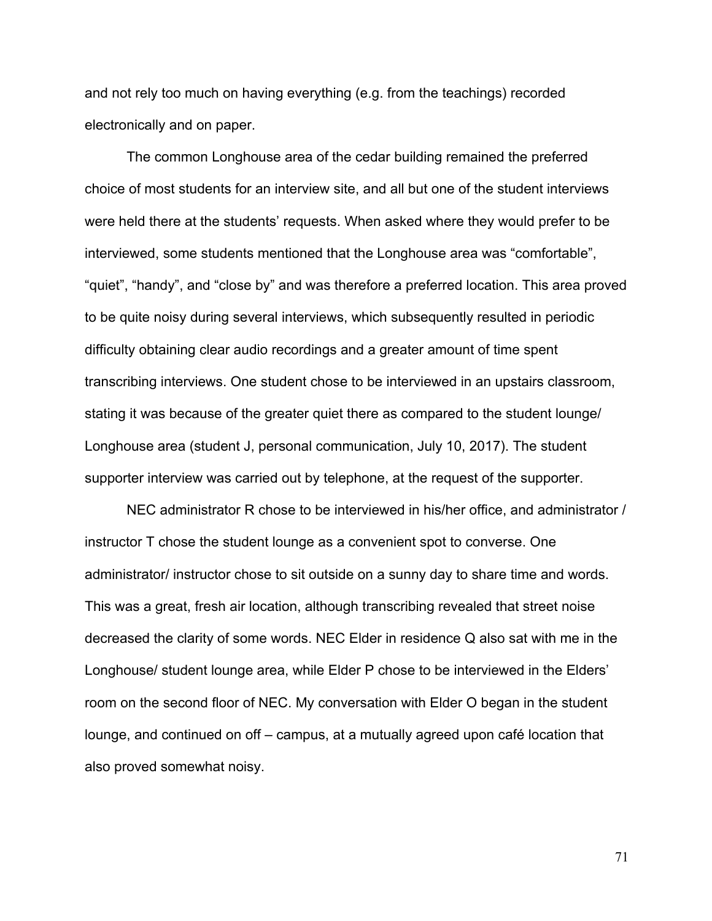and not rely too much on having everything (e.g. from the teachings) recorded electronically and on paper.

The common Longhouse area of the cedar building remained the preferred choice of most students for an interview site, and all but one of the student interviews were held there at the students' requests. When asked where they would prefer to be interviewed, some students mentioned that the Longhouse area was "comfortable", "quiet", "handy", and "close by" and was therefore a preferred location. This area proved to be quite noisy during several interviews, which subsequently resulted in periodic difficulty obtaining clear audio recordings and a greater amount of time spent transcribing interviews. One student chose to be interviewed in an upstairs classroom, stating it was because of the greater quiet there as compared to the student lounge/ Longhouse area (student J, personal communication, July 10, 2017). The student supporter interview was carried out by telephone, at the request of the supporter.

NEC administrator R chose to be interviewed in his/her office, and administrator / instructor T chose the student lounge as a convenient spot to converse. One administrator/ instructor chose to sit outside on a sunny day to share time and words. This was a great, fresh air location, although transcribing revealed that street noise decreased the clarity of some words. NEC Elder in residence Q also sat with me in the Longhouse/ student lounge area, while Elder P chose to be interviewed in the Elders' room on the second floor of NEC. My conversation with Elder O began in the student lounge, and continued on off – campus, at a mutually agreed upon café location that also proved somewhat noisy.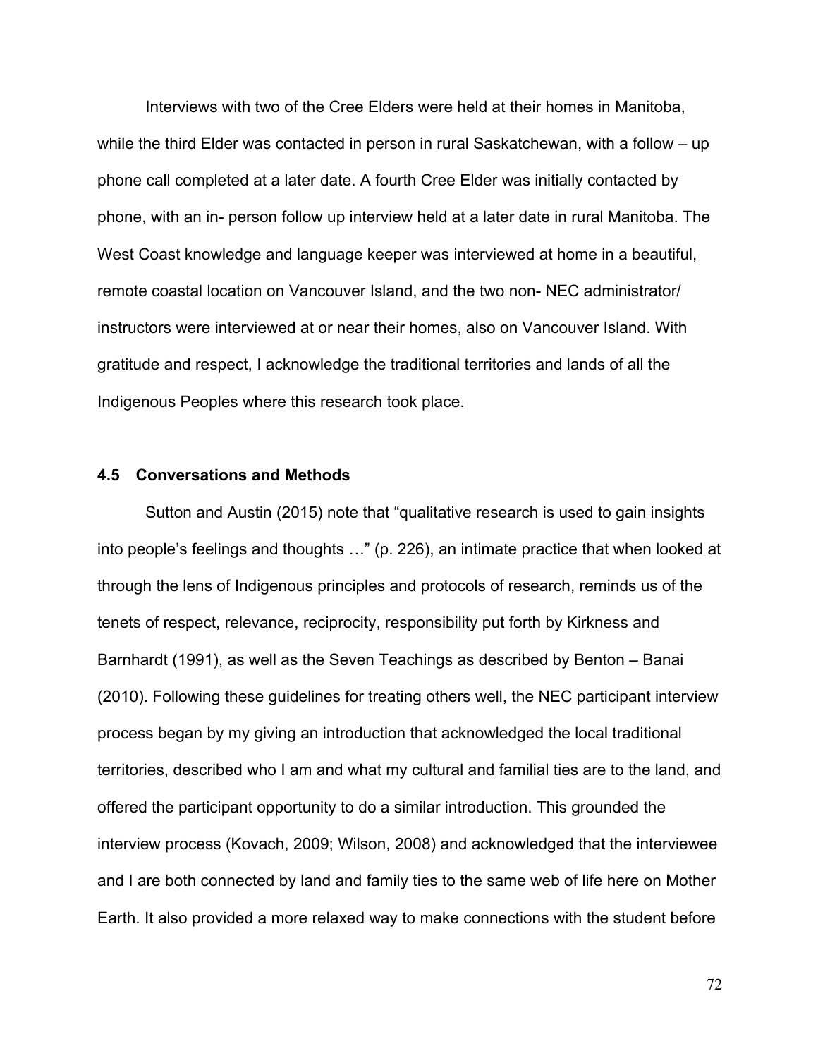Interviews with two of the Cree Elders were held at their homes in Manitoba, while the third Elder was contacted in person in rural Saskatchewan, with a follow – up phone call completed at a later date. A fourth Cree Elder was initially contacted by phone, with an in- person follow up interview held at a later date in rural Manitoba. The West Coast knowledge and language keeper was interviewed at home in a beautiful, remote coastal location on Vancouver Island, and the two non- NEC administrator/ instructors were interviewed at or near their homes, also on Vancouver Island. With gratitude and respect, I acknowledge the traditional territories and lands of all the Indigenous Peoples where this research took place.

### 4.5 Conversations and Methods

Sutton and Austin (2015) note that "qualitative research is used to gain insights into people's feelings and thoughts …" (p. 226), an intimate practice that when looked at through the lens of Indigenous principles and protocols of research, reminds us of the tenets of respect, relevance, reciprocity, responsibility put forth by Kirkness and Barnhardt (1991), as well as the Seven Teachings as described by Benton – Banai (2010). Following these guidelines for treating others well, the NEC participant interview process began by my giving an introduction that acknowledged the local traditional territories, described who I am and what my cultural and familial ties are to the land, and offered the participant opportunity to do a similar introduction. This grounded the interview process (Kovach, 2009; Wilson, 2008) and acknowledged that the interviewee and I are both connected by land and family ties to the same web of life here on Mother Earth. It also provided a more relaxed way to make connections with the student before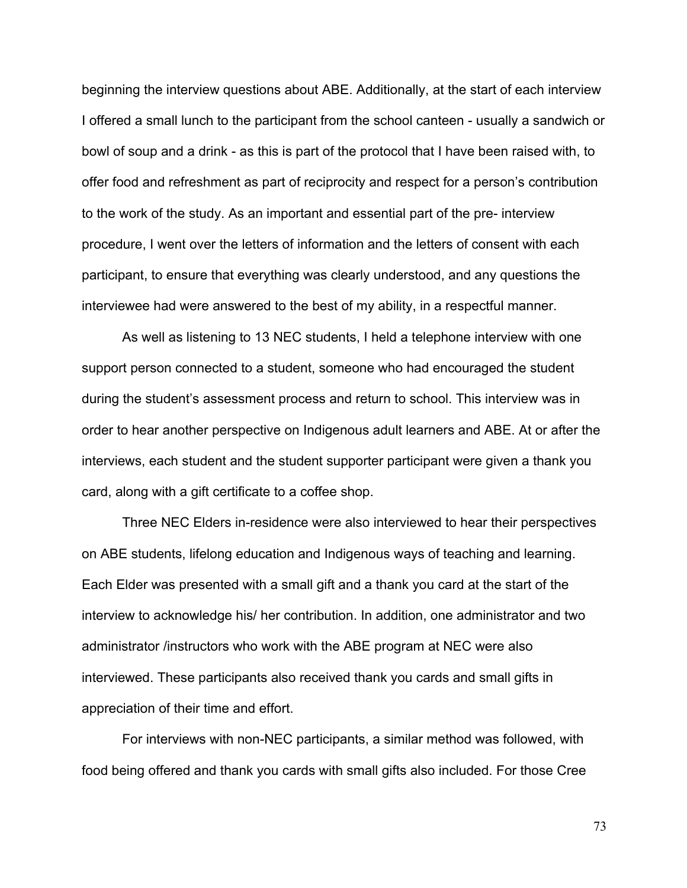beginning the interview questions about ABE. Additionally, at the start of each interview I offered a small lunch to the participant from the school canteen - usually a sandwich or bowl of soup and a drink - as this is part of the protocol that I have been raised with, to offer food and refreshment as part of reciprocity and respect for a person's contribution to the work of the study. As an important and essential part of the pre- interview procedure, I went over the letters of information and the letters of consent with each participant, to ensure that everything was clearly understood, and any questions the interviewee had were answered to the best of my ability, in a respectful manner.

As well as listening to 13 NEC students, I held a telephone interview with one support person connected to a student, someone who had encouraged the student during the student's assessment process and return to school. This interview was in order to hear another perspective on Indigenous adult learners and ABE. At or after the interviews, each student and the student supporter participant were given a thank you card, along with a gift certificate to a coffee shop.

Three NEC Elders in-residence were also interviewed to hear their perspectives on ABE students, lifelong education and Indigenous ways of teaching and learning. Each Elder was presented with a small gift and a thank you card at the start of the interview to acknowledge his/ her contribution. In addition, one administrator and two administrator /instructors who work with the ABE program at NEC were also interviewed. These participants also received thank you cards and small gifts in appreciation of their time and effort.

For interviews with non-NEC participants, a similar method was followed, with food being offered and thank you cards with small gifts also included. For those Cree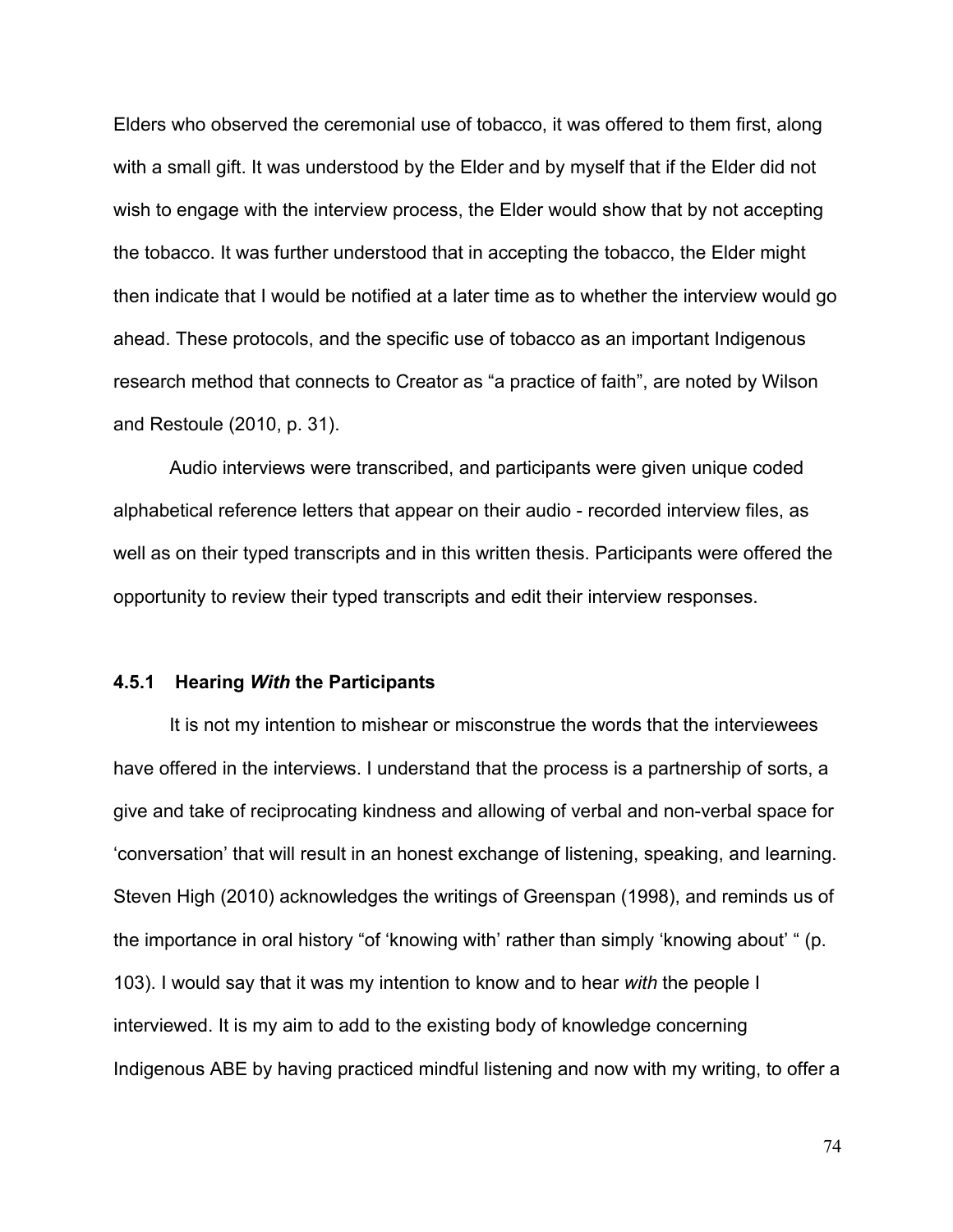Elders who observed the ceremonial use of tobacco, it was offered to them first, along with a small gift. It was understood by the Elder and by myself that if the Elder did not wish to engage with the interview process, the Elder would show that by not accepting the tobacco. It was further understood that in accepting the tobacco, the Elder might then indicate that I would be notified at a later time as to whether the interview would go ahead. These protocols, and the specific use of tobacco as an important Indigenous research method that connects to Creator as "a practice of faith", are noted by Wilson and Restoule (2010, p. 31).

Audio interviews were transcribed, and participants were given unique coded alphabetical reference letters that appear on their audio - recorded interview files, as well as on their typed transcripts and in this written thesis. Participants were offered the opportunity to review their typed transcripts and edit their interview responses.

### 4.5.1 Hearing *With* the Participants

It is not my intention to mishear or misconstrue the words that the interviewees have offered in the interviews. I understand that the process is a partnership of sorts, a give and take of reciprocating kindness and allowing of verbal and non-verbal space for 'conversation' that will result in an honest exchange of listening, speaking, and learning. Steven High (2010) acknowledges the writings of Greenspan (1998), and reminds us of the importance in oral history "of 'knowing with' rather than simply 'knowing about' " (p. 103). I would say that it was my intention to know and to hear *with* the people I interviewed. It is my aim to add to the existing body of knowledge concerning Indigenous ABE by having practiced mindful listening and now with my writing, to offer a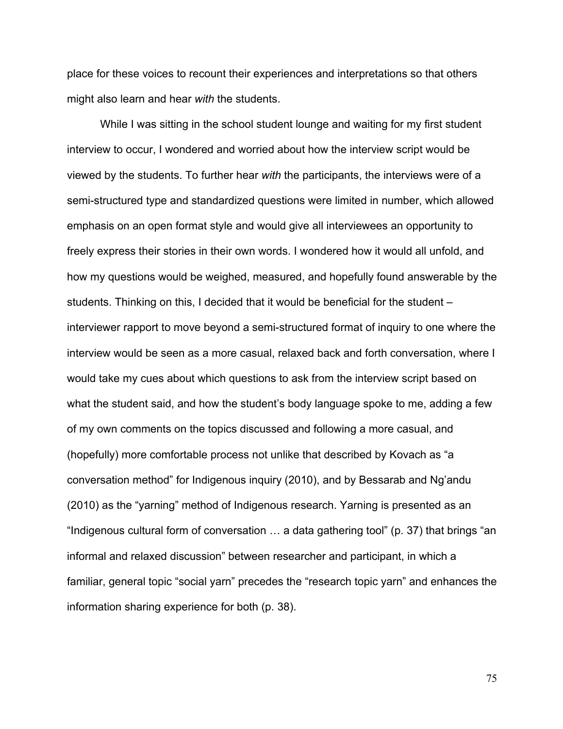place for these voices to recount their experiences and interpretations so that others might also learn and hear *with* the students.

While I was sitting in the school student lounge and waiting for my first student interview to occur, I wondered and worried about how the interview script would be viewed by the students. To further hear *with* the participants, the interviews were of a semi-structured type and standardized questions were limited in number, which allowed emphasis on an open format style and would give all interviewees an opportunity to freely express their stories in their own words. I wondered how it would all unfold, and how my questions would be weighed, measured, and hopefully found answerable by the students. Thinking on this, I decided that it would be beneficial for the student – interviewer rapport to move beyond a semi-structured format of inquiry to one where the interview would be seen as a more casual, relaxed back and forth conversation, where I would take my cues about which questions to ask from the interview script based on what the student said, and how the student's body language spoke to me, adding a few of my own comments on the topics discussed and following a more casual, and (hopefully) more comfortable process not unlike that described by Kovach as "a conversation method" for Indigenous inquiry (2010), and by Bessarab and Ng'andu (2010) as the "yarning" method of Indigenous research. Yarning is presented as an "Indigenous cultural form of conversation … a data gathering tool" (p. 37) that brings "an informal and relaxed discussion" between researcher and participant, in which a familiar, general topic "social yarn" precedes the "research topic yarn" and enhances the information sharing experience for both (p. 38).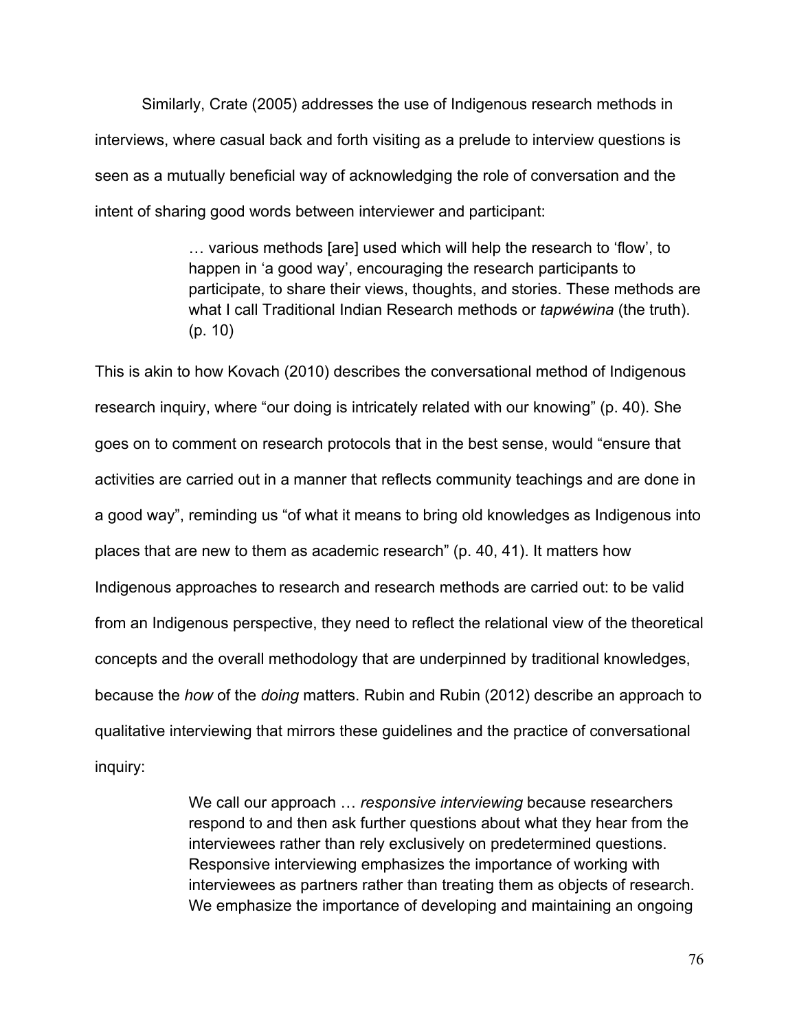Similarly, Crate (2005) addresses the use of Indigenous research methods in interviews, where casual back and forth visiting as a prelude to interview questions is seen as a mutually beneficial way of acknowledging the role of conversation and the intent of sharing good words between interviewer and participant:

> … various methods [are] used which will help the research to 'flow', to happen in 'a good way', encouraging the research participants to participate, to share their views, thoughts, and stories. These methods are what I call Traditional Indian Research methods or *tapwéwina* (the truth). (p. 10)

This is akin to how Kovach (2010) describes the conversational method of Indigenous research inquiry, where "our doing is intricately related with our knowing" (p. 40). She goes on to comment on research protocols that in the best sense, would "ensure that activities are carried out in a manner that reflects community teachings and are done in a good way", reminding us "of what it means to bring old knowledges as Indigenous into places that are new to them as academic research" (p. 40, 41). It matters how Indigenous approaches to research and research methods are carried out: to be valid from an Indigenous perspective, they need to reflect the relational view of the theoretical concepts and the overall methodology that are underpinned by traditional knowledges, because the *how* of the *doing* matters. Rubin and Rubin (2012) describe an approach to qualitative interviewing that mirrors these guidelines and the practice of conversational inquiry:

> We call our approach … *responsive interviewing* because researchers respond to and then ask further questions about what they hear from the interviewees rather than rely exclusively on predetermined questions. Responsive interviewing emphasizes the importance of working with interviewees as partners rather than treating them as objects of research. We emphasize the importance of developing and maintaining an ongoing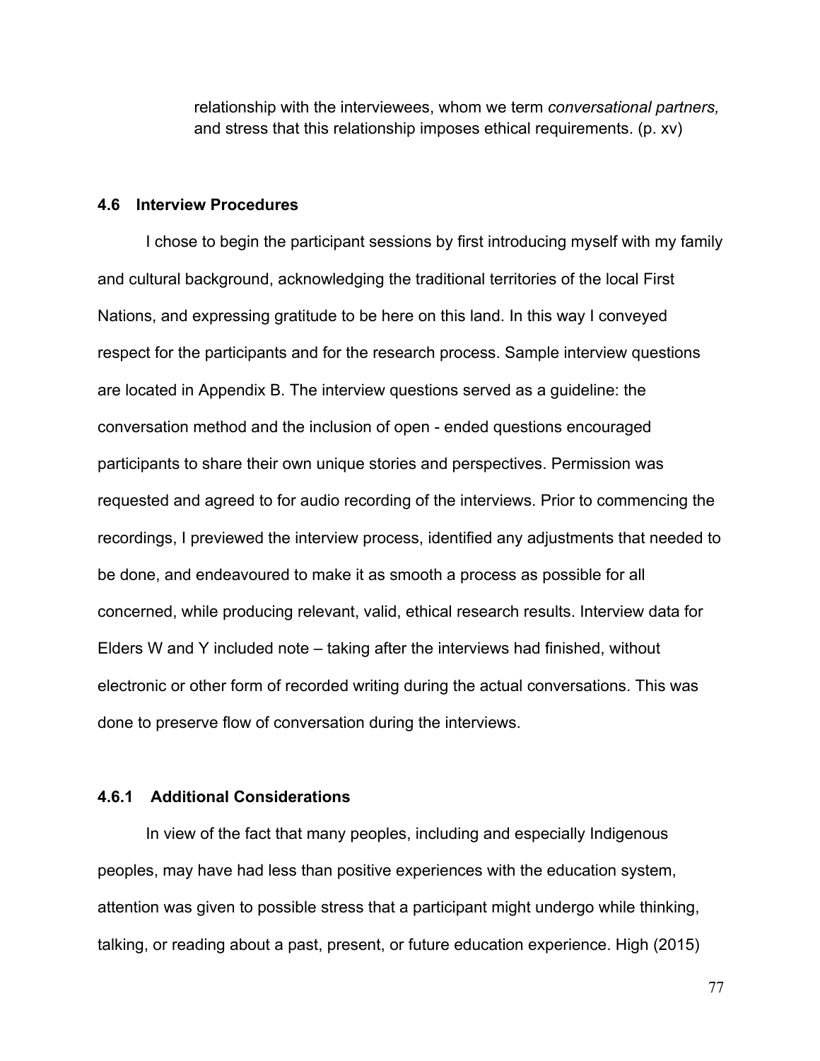> relationship with the interviewees, whom we term *conversational partners,* and stress that this relationship imposes ethical requirements. (p. xv)

### 4.6 Interview Procedures

I chose to begin the participant sessions by first introducing myself with my family and cultural background, acknowledging the traditional territories of the local First Nations, and expressing gratitude to be here on this land. In this way I conveyed respect for the participants and for the research process. Sample interview questions are located in Appendix B. The interview questions served as a guideline: the conversation method and the inclusion of open - ended questions encouraged participants to share their own unique stories and perspectives. Permission was requested and agreed to for audio recording of the interviews. Prior to commencing the recordings, I previewed the interview process, identified any adjustments that needed to be done, and endeavoured to make it as smooth a process as possible for all concerned, while producing relevant, valid, ethical research results. Interview data for Elders W and Y included note – taking after the interviews had finished, without electronic or other form of recorded writing during the actual conversations. This was done to preserve flow of conversation during the interviews.

#### 4.6.1 Additional Considerations

In view of the fact that many peoples, including and especially Indigenous peoples, may have had less than positive experiences with the education system, attention was given to possible stress that a participant might undergo while thinking, talking, or reading about a past, present, or future education experience. High (2015)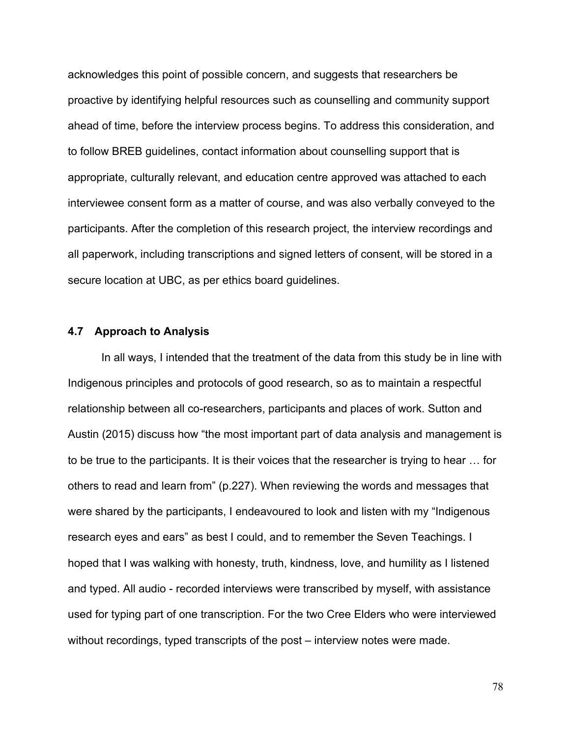acknowledges this point of possible concern, and suggests that researchers be proactive by identifying helpful resources such as counselling and community support ahead of time, before the interview process begins. To address this consideration, and to follow BREB guidelines, contact information about counselling support that is appropriate, culturally relevant, and education centre approved was attached to each interviewee consent form as a matter of course, and was also verbally conveyed to the participants. After the completion of this research project, the interview recordings and all paperwork, including transcriptions and signed letters of consent, will be stored in a secure location at UBC, as per ethics board guidelines.

### 4.7 Approach to Analysis

In all ways, I intended that the treatment of the data from this study be in line with Indigenous principles and protocols of good research, so as to maintain a respectful relationship between all co-researchers, participants and places of work. Sutton and Austin (2015) discuss how "the most important part of data analysis and management is to be true to the participants. It is their voices that the researcher is trying to hear … for others to read and learn from" (p.227). When reviewing the words and messages that were shared by the participants, I endeavoured to look and listen with my "Indigenous research eyes and ears" as best I could, and to remember the Seven Teachings. I hoped that I was walking with honesty, truth, kindness, love, and humility as I listened and typed. All audio - recorded interviews were transcribed by myself, with assistance used for typing part of one transcription. For the two Cree Elders who were interviewed without recordings, typed transcripts of the post – interview notes were made.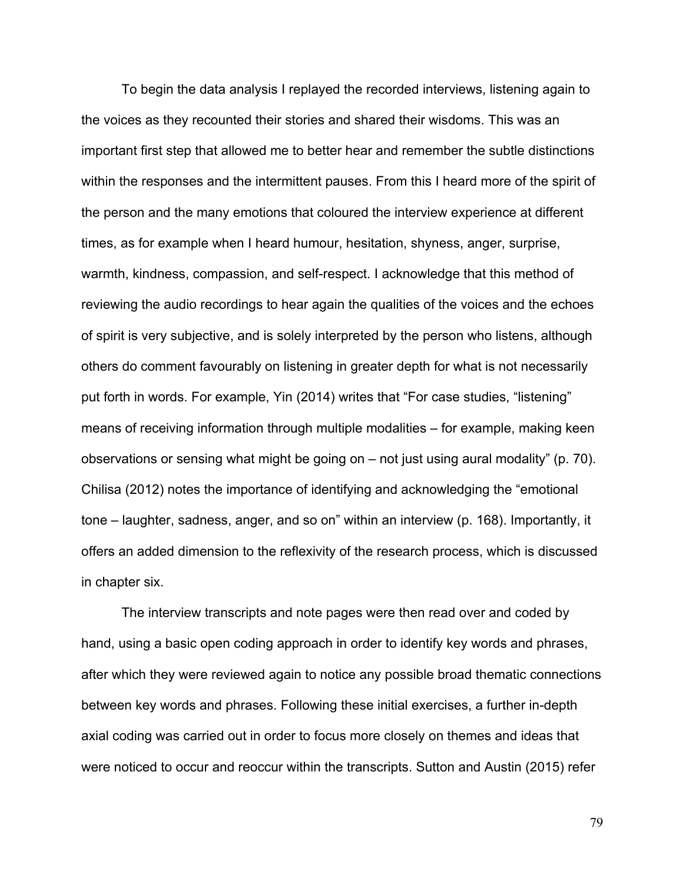To begin the data analysis I replayed the recorded interviews, listening again to the voices as they recounted their stories and shared their wisdoms. This was an important first step that allowed me to better hear and remember the subtle distinctions within the responses and the intermittent pauses. From this I heard more of the spirit of the person and the many emotions that coloured the interview experience at different times, as for example when I heard humour, hesitation, shyness, anger, surprise, warmth, kindness, compassion, and self-respect. I acknowledge that this method of reviewing the audio recordings to hear again the qualities of the voices and the echoes of spirit is very subjective, and is solely interpreted by the person who listens, although others do comment favourably on listening in greater depth for what is not necessarily put forth in words. For example, Yin (2014) writes that "For case studies, "listening" means of receiving information through multiple modalities – for example, making keen observations or sensing what might be going on – not just using aural modality" (p. 70). Chilisa (2012) notes the importance of identifying and acknowledging the "emotional tone – laughter, sadness, anger, and so on" within an interview (p. 168). Importantly, it offers an added dimension to the reflexivity of the research process, which is discussed in chapter six.

The interview transcripts and note pages were then read over and coded by hand, using a basic open coding approach in order to identify key words and phrases, after which they were reviewed again to notice any possible broad thematic connections between key words and phrases. Following these initial exercises, a further in-depth axial coding was carried out in order to focus more closely on themes and ideas that were noticed to occur and reoccur within the transcripts. Sutton and Austin (2015) refer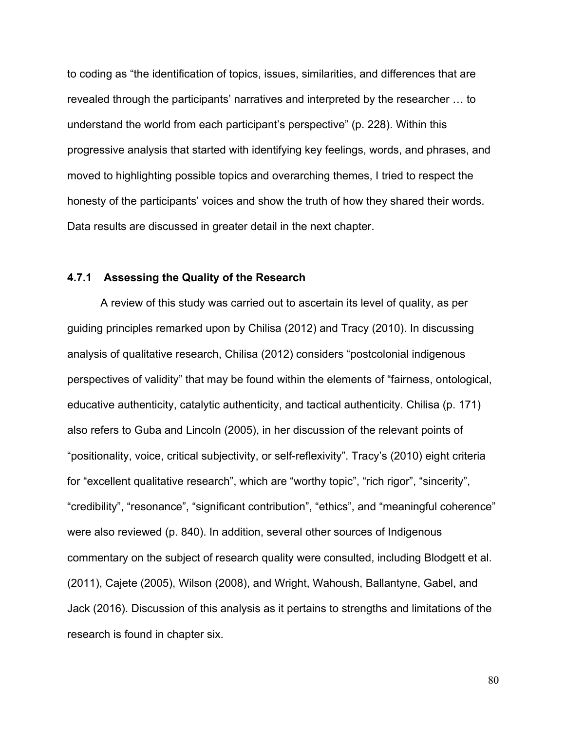to coding as “the identification of topics, issues, similarities, and differences that are revealed through the participants’ narratives and interpreted by the researcher … to understand the world from each participant’s perspective” (p. 228). Within this progressive analysis that started with identifying key feelings, words, and phrases, and moved to highlighting possible topics and overarching themes, I tried to respect the honesty of the participants’ voices and show the truth of how they shared their words. Data results are discussed in greater detail in the next chapter.

### 4.7.1 Assessing the Quality of the Research

A review of this study was carried out to ascertain its level of quality, as per guiding principles remarked upon by Chilisa (2012) and Tracy (2010). In discussing analysis of qualitative research, Chilisa (2012) considers “postcolonial indigenous perspectives of validity” that may be found within the elements of “fairness, ontological, educative authenticity, catalytic authenticity, and tactical authenticity. Chilisa (p. 171) also refers to Guba and Lincoln (2005), in her discussion of the relevant points of “positionality, voice, critical subjectivity, or self-reflexivity”. Tracy’s (2010) eight criteria for “excellent qualitative research”, which are “worthy topic”, “rich rigor”, “sincerity”, “credibility”, “resonance”, “significant contribution”, “ethics”, and “meaningful coherence” were also reviewed (p. 840). In addition, several other sources of Indigenous commentary on the subject of research quality were consulted, including Blodgett et al. (2011), Cajete (2005), Wilson (2008), and Wright, Wahoush, Ballantyne, Gabel, and Jack (2016). Discussion of this analysis as it pertains to strengths and limitations of the research is found in chapter six.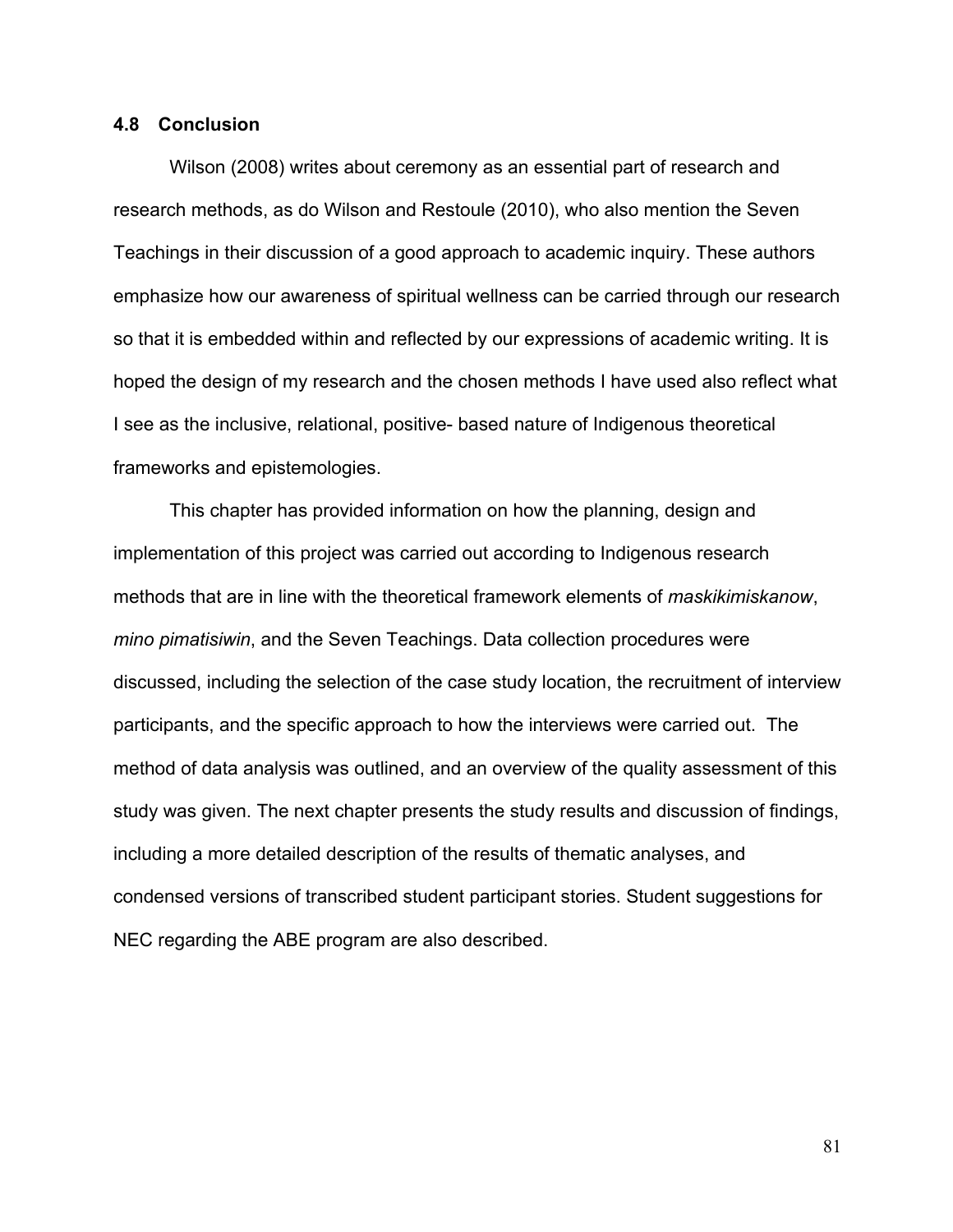### 4.8 Conclusion

Wilson (2008) writes about ceremony as an essential part of research and research methods, as do Wilson and Restoule (2010), who also mention the Seven Teachings in their discussion of a good approach to academic inquiry. These authors emphasize how our awareness of spiritual wellness can be carried through our research so that it is embedded within and reflected by our expressions of academic writing. It is hoped the design of my research and the chosen methods I have used also reflect what I see as the inclusive, relational, positive- based nature of Indigenous theoretical frameworks and epistemologies.

This chapter has provided information on how the planning, design and implementation of this project was carried out according to Indigenous research methods that are in line with the theoretical framework elements of *maskikimiskanow*, *mino pimatisiwin*, and the Seven Teachings. Data collection procedures were discussed, including the selection of the case study location, the recruitment of interview participants, and the specific approach to how the interviews were carried out. The method of data analysis was outlined, and an overview of the quality assessment of this study was given. The next chapter presents the study results and discussion of findings, including a more detailed description of the results of thematic analyses, and condensed versions of transcribed student participant stories. Student suggestions for NEC regarding the ABE program are also described.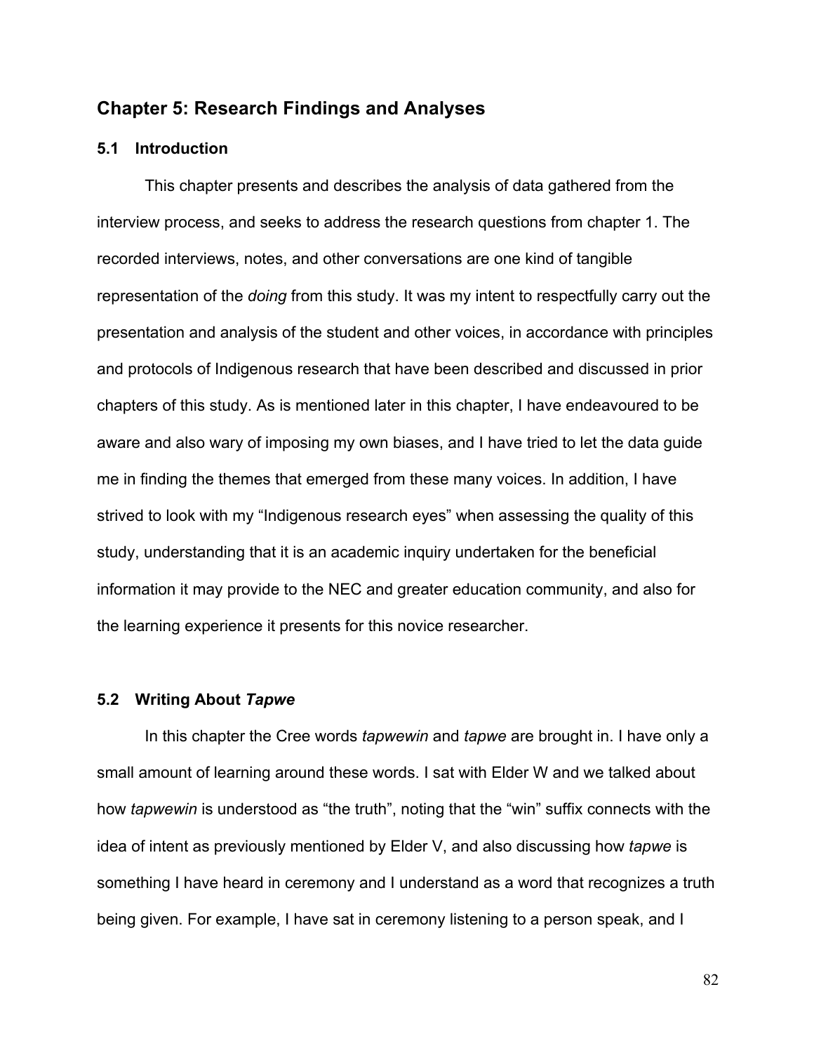## Chapter 5: Research Findings and Analyses

### 5.1 Introduction

This chapter presents and describes the analysis of data gathered from the interview process, and seeks to address the research questions from chapter 1. The recorded interviews, notes, and other conversations are one kind of tangible representation of the *doing* from this study. It was my intent to respectfully carry out the presentation and analysis of the student and other voices, in accordance with principles and protocols of Indigenous research that have been described and discussed in prior chapters of this study. As is mentioned later in this chapter, I have endeavoured to be aware and also wary of imposing my own biases, and I have tried to let the data guide me in finding the themes that emerged from these many voices. In addition, I have strived to look with my "Indigenous research eyes" when assessing the quality of this study, understanding that it is an academic inquiry undertaken for the beneficial information it may provide to the NEC and greater education community, and also for the learning experience it presents for this novice researcher.

### 5.2 Writing About *Tapwe*

In this chapter the Cree words *tapwewin* and *tapwe* are brought in. I have only a small amount of learning around these words. I sat with Elder W and we talked about how *tapwewin* is understood as "the truth", noting that the "win" suffix connects with the idea of intent as previously mentioned by Elder V, and also discussing how *tapwe* is something I have heard in ceremony and I understand as a word that recognizes a truth being given. For example, I have sat in ceremony listening to a person speak, and I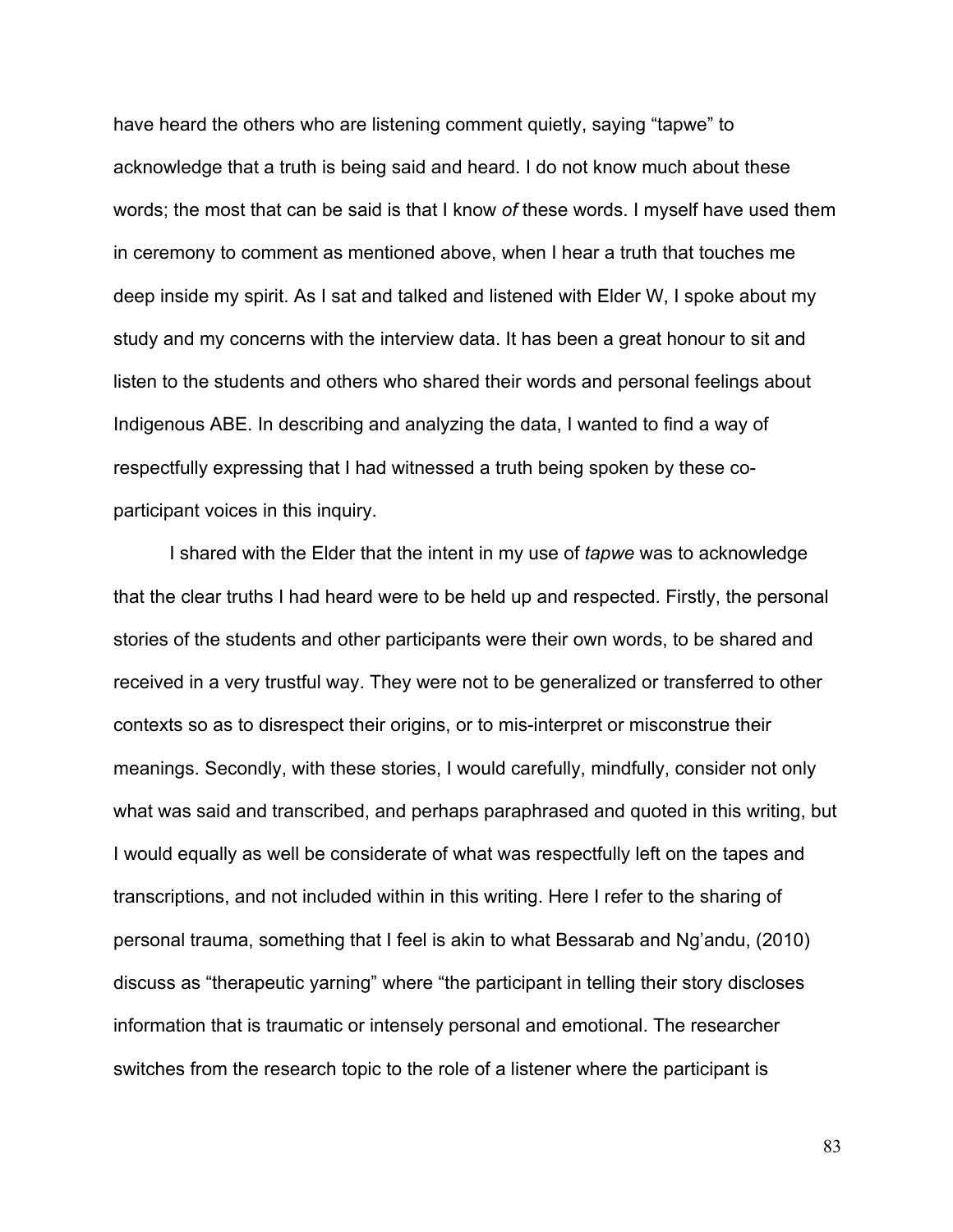have heard the others who are listening comment quietly, saying "tapwe" to acknowledge that a truth is being said and heard. I do not know much about these words; the most that can be said is that I know *of* these words. I myself have used them in ceremony to comment as mentioned above, when I hear a truth that touches me deep inside my spirit. As I sat and talked and listened with Elder W, I spoke about my study and my concerns with the interview data. It has been a great honour to sit and listen to the students and others who shared their words and personal feelings about Indigenous ABE. In describing and analyzing the data, I wanted to find a way of respectfully expressing that I had witnessed a truth being spoken by these co-participant voices in this inquiry.

I shared with the Elder that the intent in my use of *tapwe* was to acknowledge that the clear truths I had heard were to be held up and respected. Firstly, the personal stories of the students and other participants were their own words, to be shared and received in a very trustful way. They were not to be generalized or transferred to other contexts so as to disrespect their origins, or to mis-interpret or misconstrue their meanings. Secondly, with these stories, I would carefully, mindfully, consider not only what was said and transcribed, and perhaps paraphrased and quoted in this writing, but I would equally as well be considerate of what was respectfully left on the tapes and transcriptions, and not included within in this writing. Here I refer to the sharing of personal trauma, something that I feel is akin to what Bessarab and Ng'andu, (2010) discuss as "therapeutic yarning" where "the participant in telling their story discloses information that is traumatic or intensely personal and emotional. The researcher switches from the research topic to the role of a listener where the participant is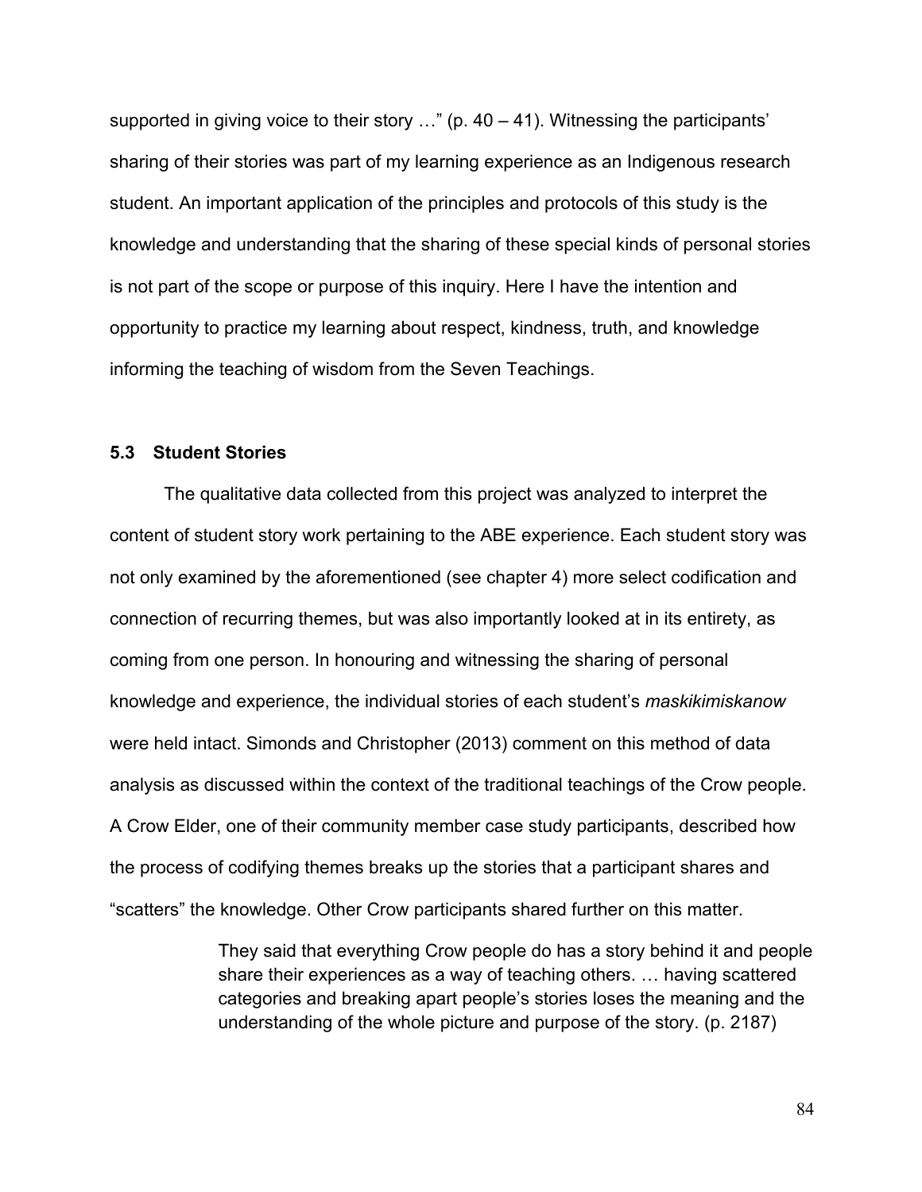supported in giving voice to their story …" (p. 40 – 41). Witnessing the participants' sharing of their stories was part of my learning experience as an Indigenous research student. An important application of the principles and protocols of this study is the knowledge and understanding that the sharing of these special kinds of personal stories is not part of the scope or purpose of this inquiry. Here I have the intention and opportunity to practice my learning about respect, kindness, truth, and knowledge informing the teaching of wisdom from the Seven Teachings.

### 5.3 Student Stories

The qualitative data collected from this project was analyzed to interpret the content of student story work pertaining to the ABE experience. Each student story was not only examined by the aforementioned (see chapter 4) more select codification and connection of recurring themes, but was also importantly looked at in its entirety, as coming from one person. In honouring and witnessing the sharing of personal knowledge and experience, the individual stories of each student's *maskikimiskanow* were held intact. Simonds and Christopher (2013) comment on this method of data analysis as discussed within the context of the traditional teachings of the Crow people. A Crow Elder, one of their community member case study participants, described how the process of codifying themes breaks up the stories that a participant shares and "scatters" the knowledge. Other Crow participants shared further on this matter.

> They said that everything Crow people do has a story behind it and people share their experiences as a way of teaching others. … having scattered categories and breaking apart people's stories loses the meaning and the understanding of the whole picture and purpose of the story. (p. 2187)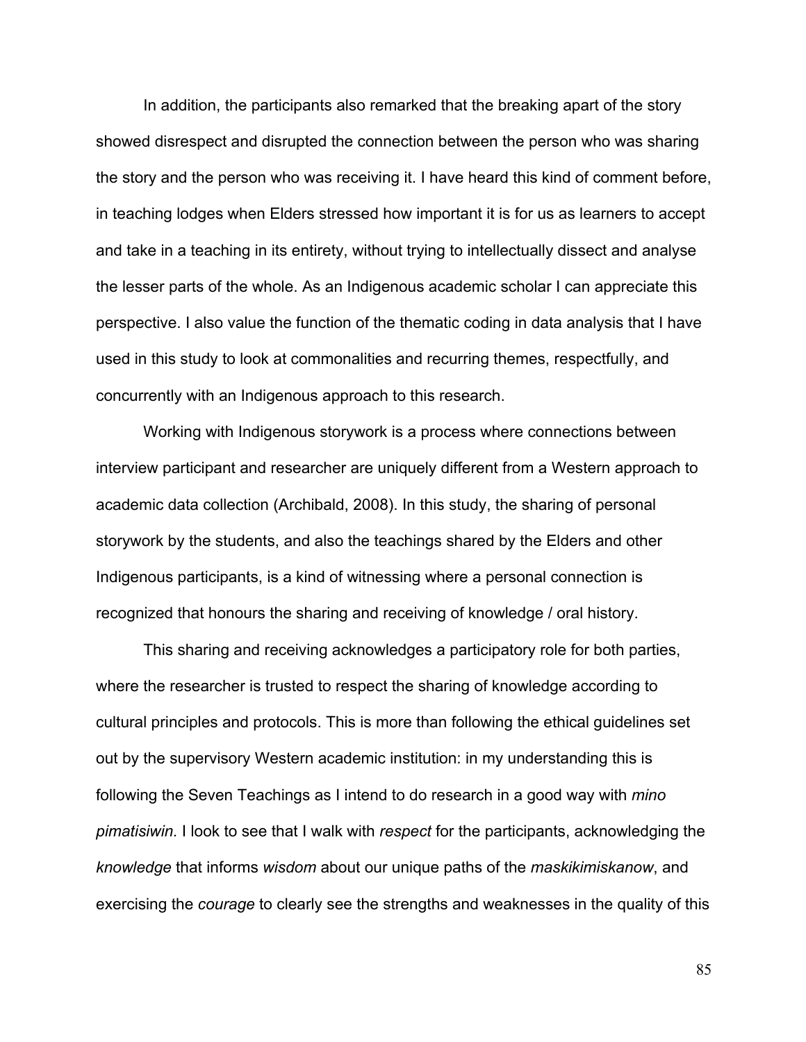In addition, the participants also remarked that the breaking apart of the story showed disrespect and disrupted the connection between the person who was sharing the story and the person who was receiving it. I have heard this kind of comment before, in teaching lodges when Elders stressed how important it is for us as learners to accept and take in a teaching in its entirety, without trying to intellectually dissect and analyse the lesser parts of the whole. As an Indigenous academic scholar I can appreciate this perspective. I also value the function of the thematic coding in data analysis that I have used in this study to look at commonalities and recurring themes, respectfully, and concurrently with an Indigenous approach to this research.

Working with Indigenous storywork is a process where connections between interview participant and researcher are uniquely different from a Western approach to academic data collection (Archibald, 2008). In this study, the sharing of personal storywork by the students, and also the teachings shared by the Elders and other Indigenous participants, is a kind of witnessing where a personal connection is recognized that honours the sharing and receiving of knowledge / oral history.

This sharing and receiving acknowledges a participatory role for both parties, where the researcher is trusted to respect the sharing of knowledge according to cultural principles and protocols. This is more than following the ethical guidelines set out by the supervisory Western academic institution: in my understanding this is following the Seven Teachings as I intend to do research in a good way with *mino pimatisiwin.* I look to see that I walk with *respect* for the participants, acknowledging the *knowledge* that informs *wisdom* about our unique paths of the *maskikimiskanow*, and exercising the *courage* to clearly see the strengths and weaknesses in the quality of this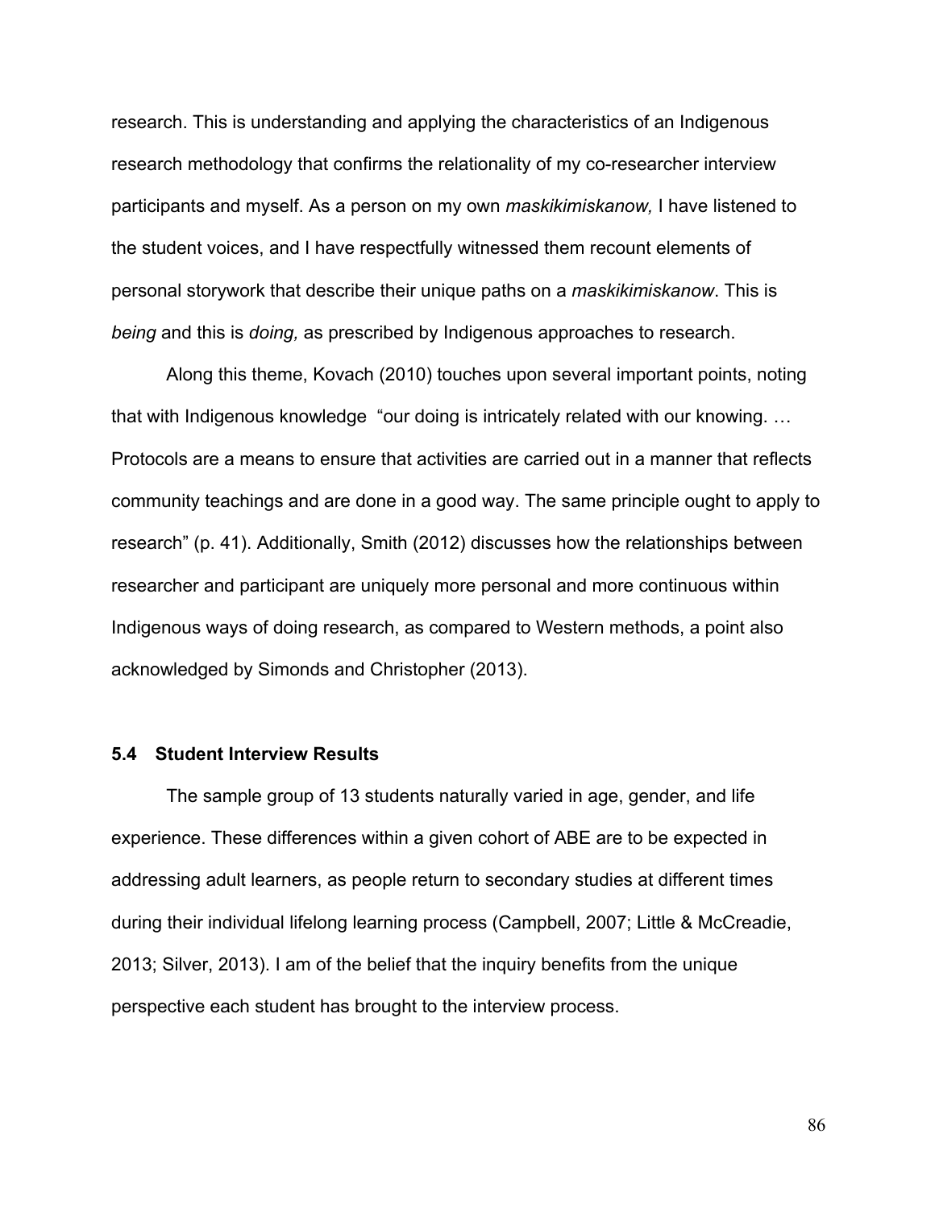research. This is understanding and applying the characteristics of an Indigenous research methodology that confirms the relationality of my co-researcher interview participants and myself. As a person on my own *maskikimiskanow,* I have listened to the student voices, and I have respectfully witnessed them recount elements of personal storywork that describe their unique paths on a *maskikimiskanow*. This is *being* and this is *doing,* as prescribed by Indigenous approaches to research.

Along this theme, Kovach (2010) touches upon several important points, noting that with Indigenous knowledge "our doing is intricately related with our knowing. … Protocols are a means to ensure that activities are carried out in a manner that reflects community teachings and are done in a good way. The same principle ought to apply to research" (p. 41). Additionally, Smith (2012) discusses how the relationships between researcher and participant are uniquely more personal and more continuous within Indigenous ways of doing research, as compared to Western methods, a point also acknowledged by Simonds and Christopher (2013).

### 5.4 Student Interview Results

The sample group of 13 students naturally varied in age, gender, and life experience. These differences within a given cohort of ABE are to be expected in addressing adult learners, as people return to secondary studies at different times during their individual lifelong learning process (Campbell, 2007; Little & McCreadie, 2013; Silver, 2013). I am of the belief that the inquiry benefits from the unique perspective each student has brought to the interview process.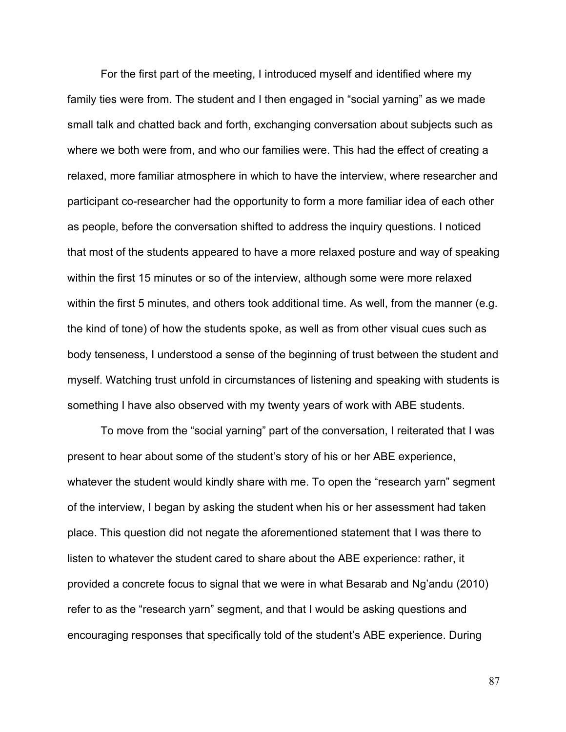For the first part of the meeting, I introduced myself and identified where my family ties were from. The student and I then engaged in “social yarning” as we made small talk and chatted back and forth, exchanging conversation about subjects such as where we both were from, and who our families were. This had the effect of creating a relaxed, more familiar atmosphere in which to have the interview, where researcher and participant co-researcher had the opportunity to form a more familiar idea of each other as people, before the conversation shifted to address the inquiry questions. I noticed that most of the students appeared to have a more relaxed posture and way of speaking within the first 15 minutes or so of the interview, although some were more relaxed within the first 5 minutes, and others took additional time. As well, from the manner (e.g. the kind of tone) of how the students spoke, as well as from other visual cues such as body tenseness, I understood a sense of the beginning of trust between the student and myself. Watching trust unfold in circumstances of listening and speaking with students is something I have also observed with my twenty years of work with ABE students.

To move from the “social yarning” part of the conversation, I reiterated that I was present to hear about some of the student’s story of his or her ABE experience, whatever the student would kindly share with me. To open the “research yarn” segment of the interview, I began by asking the student when his or her assessment had taken place. This question did not negate the aforementioned statement that I was there to listen to whatever the student cared to share about the ABE experience: rather, it provided a concrete focus to signal that we were in what Besarab and Ng’andu (2010) refer to as the “research yarn” segment, and that I would be asking questions and encouraging responses that specifically told of the student’s ABE experience. During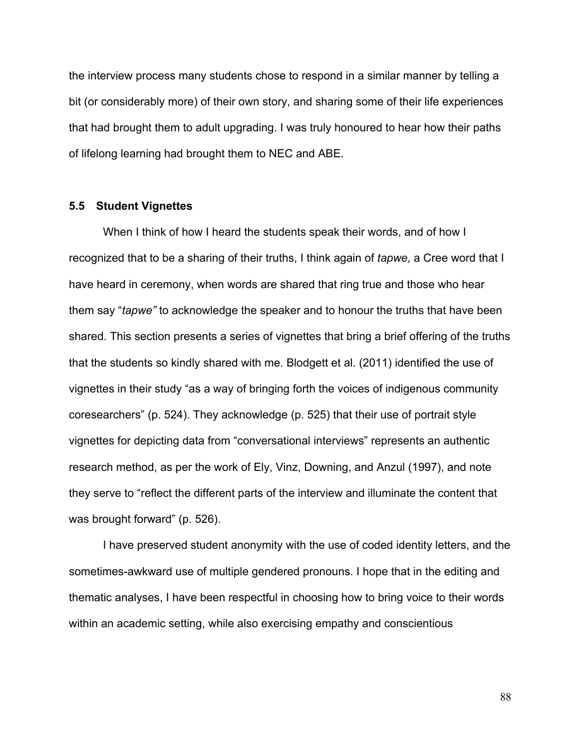the interview process many students chose to respond in a similar manner by telling a bit (or considerably more) of their own story, and sharing some of their life experiences that had brought them to adult upgrading. I was truly honoured to hear how their paths of lifelong learning had brought them to NEC and ABE.

### 5.5 Student Vignettes

When I think of how I heard the students speak their words, and of how I recognized that to be a sharing of their truths, I think again of *tapwe,* a Cree word that I have heard in ceremony, when words are shared that ring true and those who hear them say "*tapwe"* to acknowledge the speaker and to honour the truths that have been shared. This section presents a series of vignettes that bring a brief offering of the truths that the students so kindly shared with me. Blodgett et al. (2011) identified the use of vignettes in their study "as a way of bringing forth the voices of indigenous community coresearchers" (p. 524). They acknowledge (p. 525) that their use of portrait style vignettes for depicting data from "conversational interviews" represents an authentic research method, as per the work of Ely, Vinz, Downing, and Anzul (1997), and note they serve to "reflect the different parts of the interview and illuminate the content that was brought forward" (p. 526).

I have preserved student anonymity with the use of coded identity letters, and the sometimes-awkward use of multiple gendered pronouns. I hope that in the editing and thematic analyses, I have been respectful in choosing how to bring voice to their words within an academic setting, while also exercising empathy and conscientious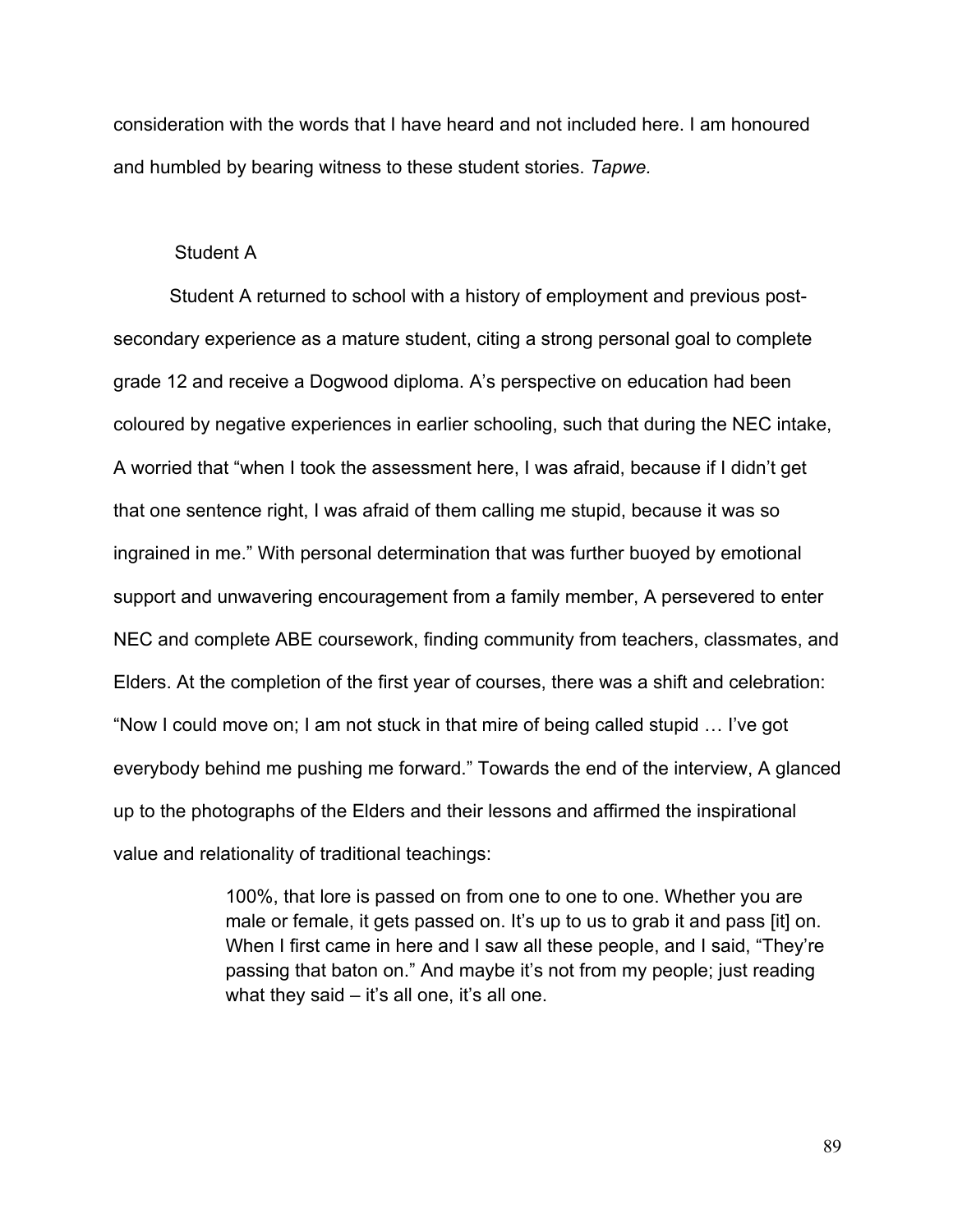consideration with the words that I have heard and not included here. I am honoured and humbled by bearing witness to these student stories. *Tapwe.*

### Student A

Student A returned to school with a history of employment and previous post-secondary experience as a mature student, citing a strong personal goal to complete grade 12 and receive a Dogwood diploma. A's perspective on education had been coloured by negative experiences in earlier schooling, such that during the NEC intake, A worried that "when I took the assessment here, I was afraid, because if I didn't get that one sentence right, I was afraid of them calling me stupid, because it was so ingrained in me." With personal determination that was further buoyed by emotional support and unwavering encouragement from a family member, A persevered to enter NEC and complete ABE coursework, finding community from teachers, classmates, and Elders. At the completion of the first year of courses, there was a shift and celebration: "Now I could move on; I am not stuck in that mire of being called stupid … I've got everybody behind me pushing me forward." Towards the end of the interview, A glanced up to the photographs of the Elders and their lessons and affirmed the inspirational value and relationality of traditional teachings:

> 100%, that lore is passed on from one to one to one. Whether you are male or female, it gets passed on. It's up to us to grab it and pass [it] on. When I first came in here and I saw all these people, and I said, "They're passing that baton on." And maybe it's not from my people; just reading what they said – it's all one, it's all one.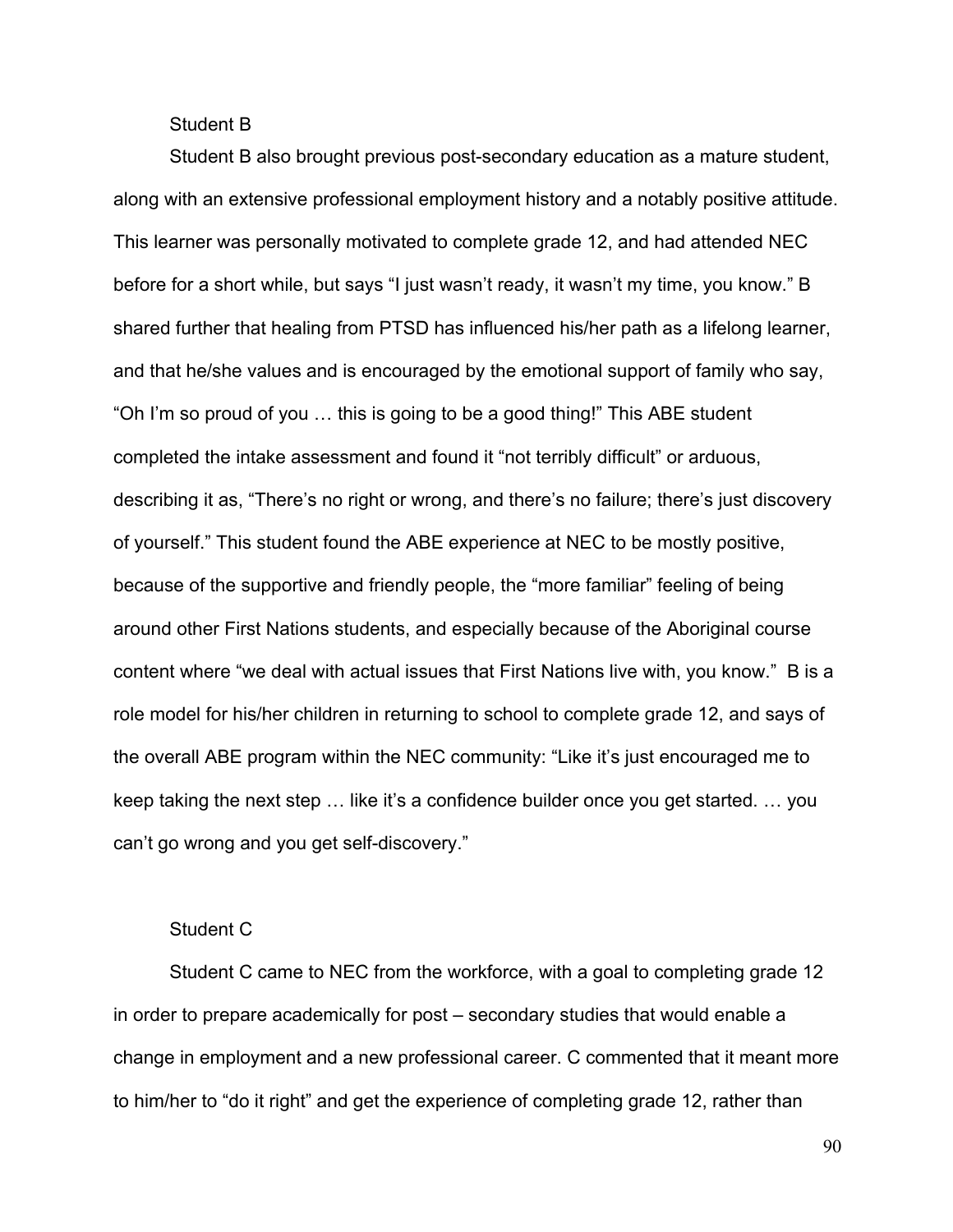### Student B

Student B also brought previous post-secondary education as a mature student, along with an extensive professional employment history and a notably positive attitude. This learner was personally motivated to complete grade 12, and had attended NEC before for a short while, but says "I just wasn't ready, it wasn't my time, you know." B shared further that healing from PTSD has influenced his/her path as a lifelong learner, and that he/she values and is encouraged by the emotional support of family who say, "Oh I'm so proud of you … this is going to be a good thing!" This ABE student completed the intake assessment and found it "not terribly difficult" or arduous, describing it as, "There's no right or wrong, and there's no failure; there's just discovery of yourself." This student found the ABE experience at NEC to be mostly positive, because of the supportive and friendly people, the "more familiar" feeling of being around other First Nations students, and especially because of the Aboriginal course content where "we deal with actual issues that First Nations live with, you know." B is a role model for his/her children in returning to school to complete grade 12, and says of the overall ABE program within the NEC community: "Like it's just encouraged me to keep taking the next step … like it's a confidence builder once you get started. … you can't go wrong and you get self-discovery."

### Student C

Student C came to NEC from the workforce, with a goal to completing grade 12 in order to prepare academically for post – secondary studies that would enable a change in employment and a new professional career. C commented that it meant more to him/her to "do it right" and get the experience of completing grade 12, rather than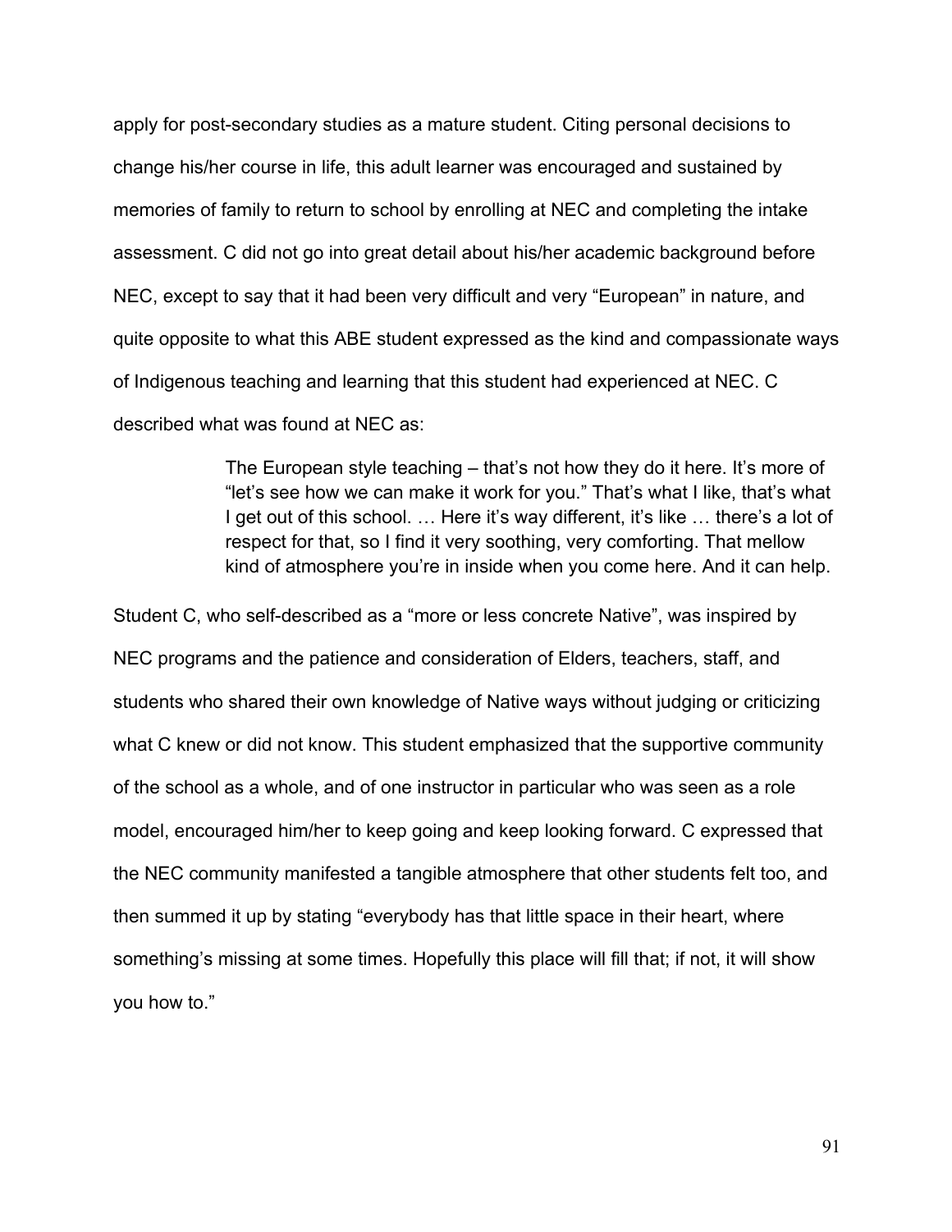apply for post-secondary studies as a mature student. Citing personal decisions to change his/her course in life, this adult learner was encouraged and sustained by memories of family to return to school by enrolling at NEC and completing the intake assessment. C did not go into great detail about his/her academic background before NEC, except to say that it had been very difficult and very "European" in nature, and quite opposite to what this ABE student expressed as the kind and compassionate ways of Indigenous teaching and learning that this student had experienced at NEC. C described what was found at NEC as:

> The European style teaching – that's not how they do it here. It's more of "let's see how we can make it work for you." That's what I like, that's what I get out of this school. … Here it's way different, it's like … there's a lot of respect for that, so I find it very soothing, very comforting. That mellow kind of atmosphere you're in inside when you come here. And it can help.

Student C, who self-described as a "more or less concrete Native", was inspired by NEC programs and the patience and consideration of Elders, teachers, staff, and students who shared their own knowledge of Native ways without judging or criticizing what C knew or did not know. This student emphasized that the supportive community of the school as a whole, and of one instructor in particular who was seen as a role model, encouraged him/her to keep going and keep looking forward. C expressed that the NEC community manifested a tangible atmosphere that other students felt too, and then summed it up by stating "everybody has that little space in their heart, where something's missing at some times. Hopefully this place will fill that; if not, it will show you how to."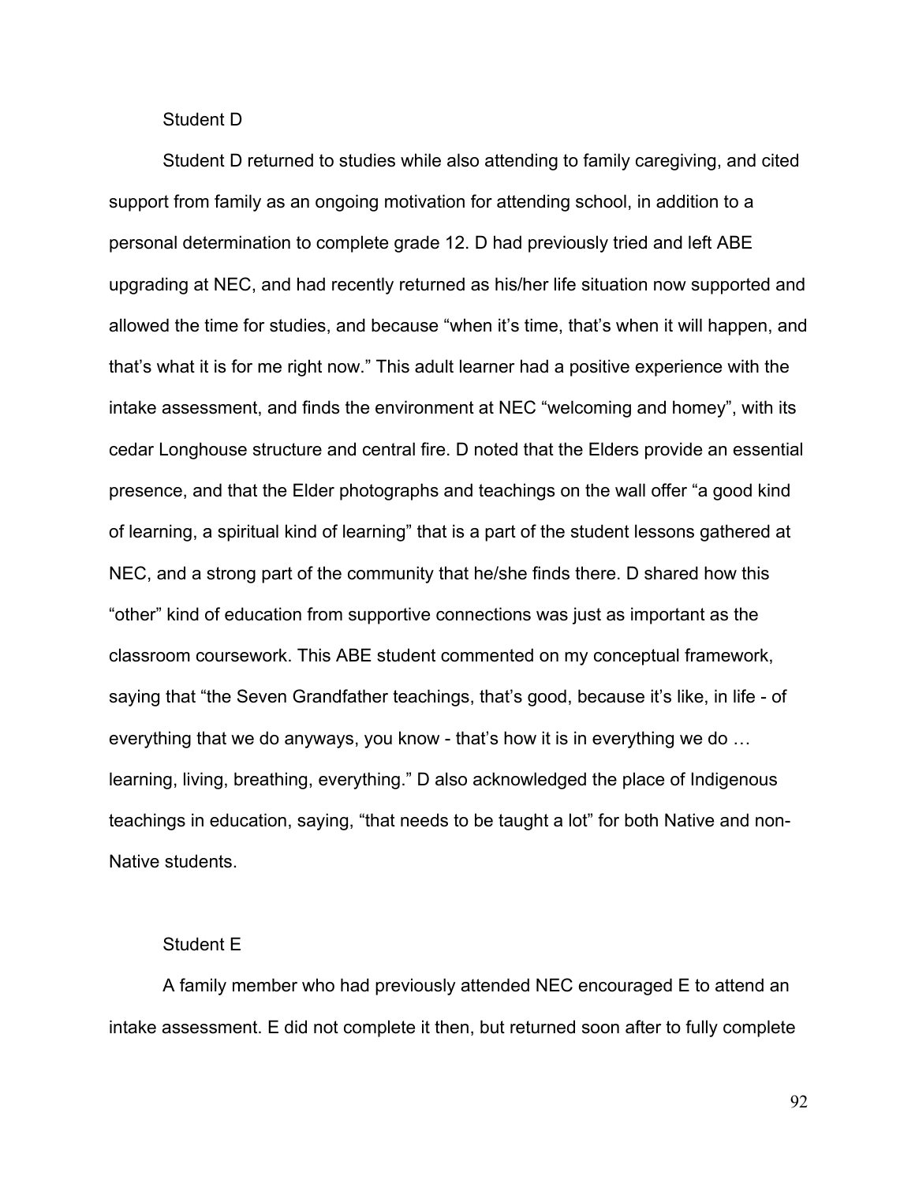### Student D

Student D returned to studies while also attending to family caregiving, and cited support from family as an ongoing motivation for attending school, in addition to a personal determination to complete grade 12. D had previously tried and left ABE upgrading at NEC, and had recently returned as his/her life situation now supported and allowed the time for studies, and because "when it's time, that's when it will happen, and that's what it is for me right now." This adult learner had a positive experience with the intake assessment, and finds the environment at NEC "welcoming and homey", with its cedar Longhouse structure and central fire. D noted that the Elders provide an essential presence, and that the Elder photographs and teachings on the wall offer "a good kind of learning, a spiritual kind of learning" that is a part of the student lessons gathered at NEC, and a strong part of the community that he/she finds there. D shared how this "other" kind of education from supportive connections was just as important as the classroom coursework. This ABE student commented on my conceptual framework, saying that "the Seven Grandfather teachings, that's good, because it's like, in life - of everything that we do anyways, you know - that's how it is in everything we do … learning, living, breathing, everything." D also acknowledged the place of Indigenous teachings in education, saying, "that needs to be taught a lot" for both Native and non-Native students.

### Student E

A family member who had previously attended NEC encouraged E to attend an intake assessment. E did not complete it then, but returned soon after to fully complete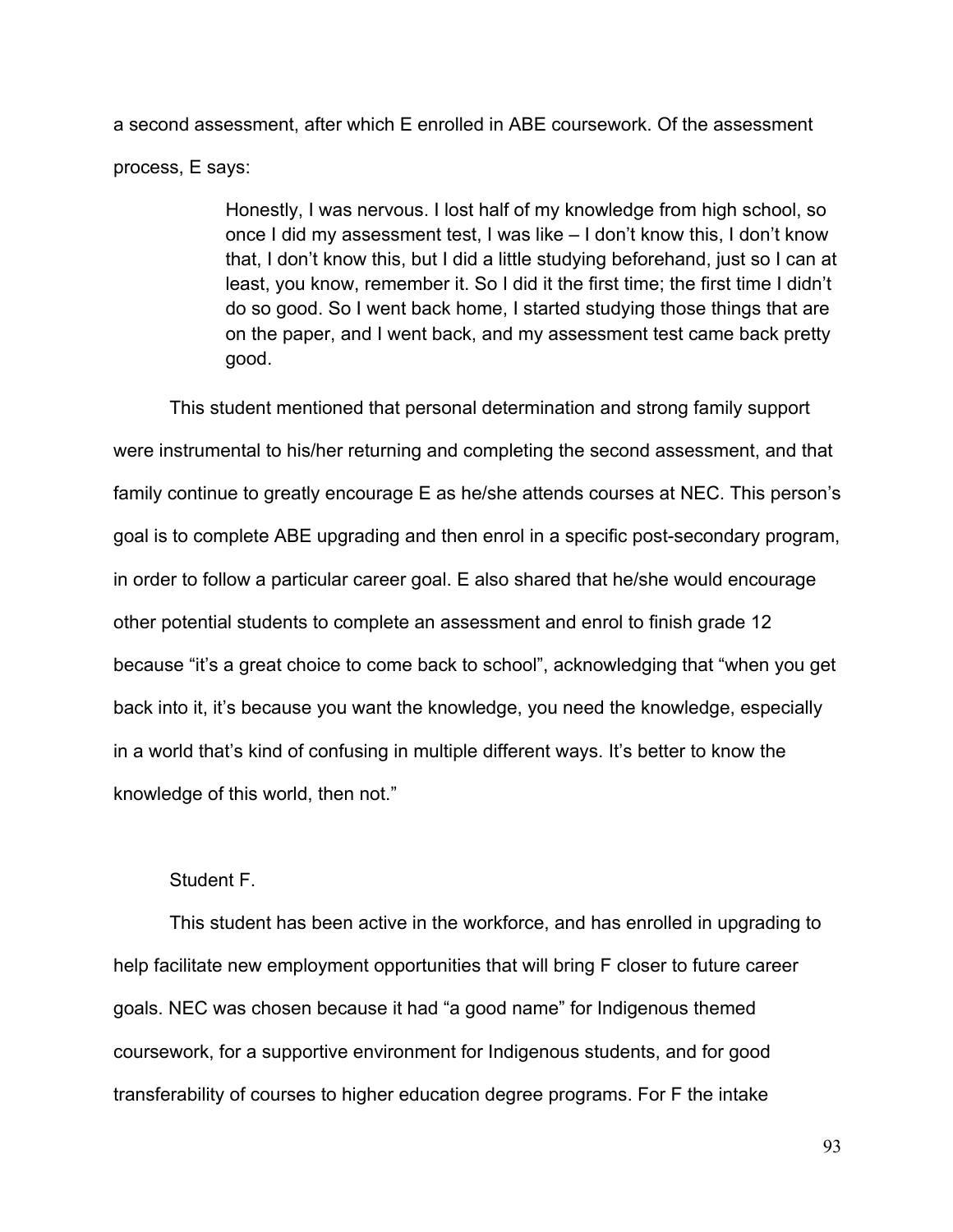a second assessment, after which E enrolled in ABE coursework. Of the assessment process, E says:

> Honestly, I was nervous. I lost half of my knowledge from high school, so once I did my assessment test, I was like – I don't know this, I don't know that, I don't know this, but I did a little studying beforehand, just so I can at least, you know, remember it. So I did it the first time; the first time I didn't do so good. So I went back home, I started studying those things that are on the paper, and I went back, and my assessment test came back pretty good.

This student mentioned that personal determination and strong family support were instrumental to his/her returning and completing the second assessment, and that family continue to greatly encourage E as he/she attends courses at NEC. This person's goal is to complete ABE upgrading and then enrol in a specific post-secondary program, in order to follow a particular career goal. E also shared that he/she would encourage other potential students to complete an assessment and enrol to finish grade 12 because "it's a great choice to come back to school", acknowledging that "when you get back into it, it's because you want the knowledge, you need the knowledge, especially in a world that's kind of confusing in multiple different ways. It's better to know the knowledge of this world, then not."

Student F.

This student has been active in the workforce, and has enrolled in upgrading to help facilitate new employment opportunities that will bring F closer to future career goals. NEC was chosen because it had "a good name" for Indigenous themed coursework, for a supportive environment for Indigenous students, and for good transferability of courses to higher education degree programs. For F the intake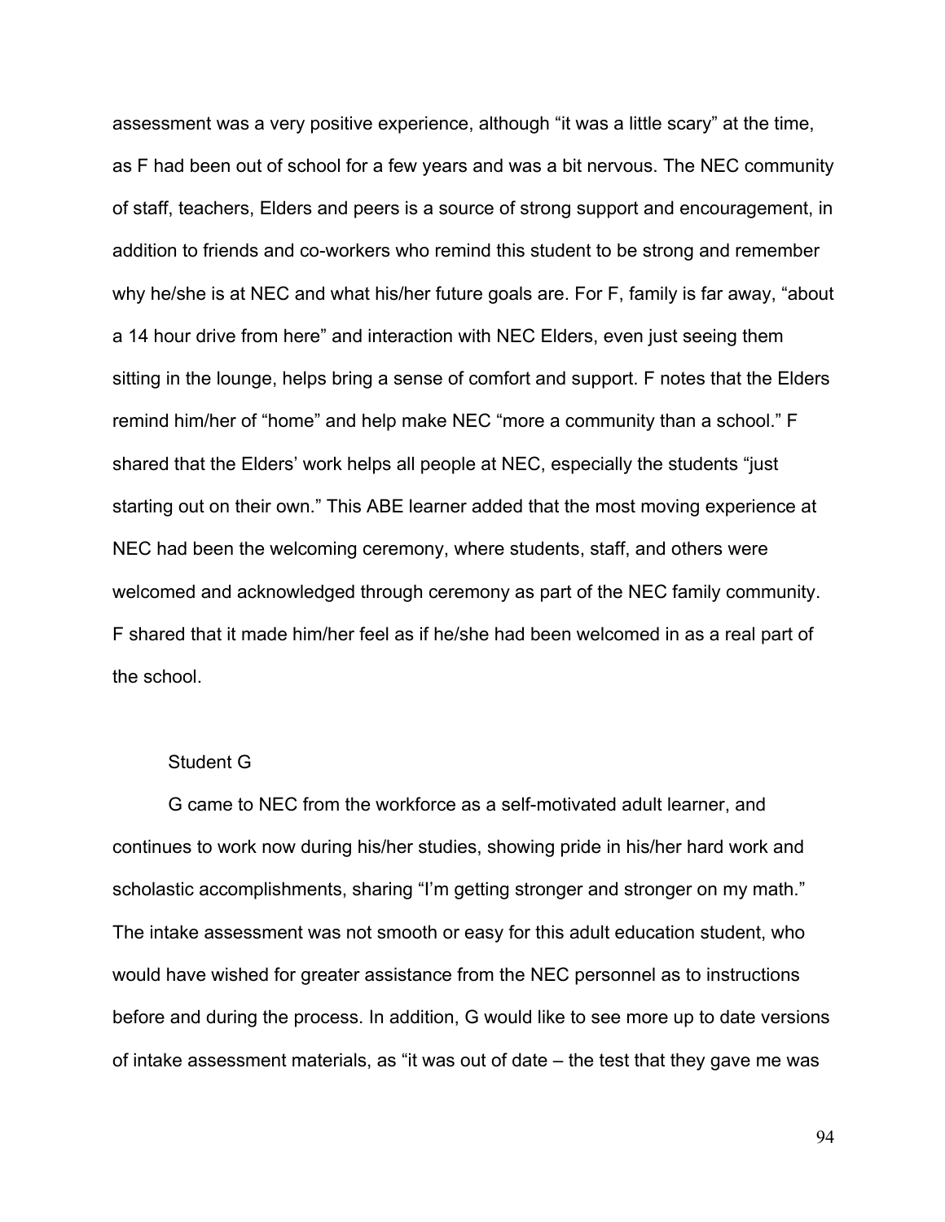assessment was a very positive experience, although “it was a little scary” at the time, as F had been out of school for a few years and was a bit nervous. The NEC community of staff, teachers, Elders and peers is a source of strong support and encouragement, in addition to friends and co-workers who remind this student to be strong and remember why he/she is at NEC and what his/her future goals are. For F, family is far away, “about a 14 hour drive from here” and interaction with NEC Elders, even just seeing them sitting in the lounge, helps bring a sense of comfort and support. F notes that the Elders remind him/her of “home” and help make NEC “more a community than a school.” F shared that the Elders’ work helps all people at NEC, especially the students “just starting out on their own.” This ABE learner added that the most moving experience at NEC had been the welcoming ceremony, where students, staff, and others were welcomed and acknowledged through ceremony as part of the NEC family community. F shared that it made him/her feel as if he/she had been welcomed in as a real part of the school.

Student G

G came to NEC from the workforce as a self-motivated adult learner, and continues to work now during his/her studies, showing pride in his/her hard work and scholastic accomplishments, sharing “I’m getting stronger and stronger on my math.” The intake assessment was not smooth or easy for this adult education student, who would have wished for greater assistance from the NEC personnel as to instructions before and during the process. In addition, G would like to see more up to date versions of intake assessment materials, as “it was out of date – the test that they gave me was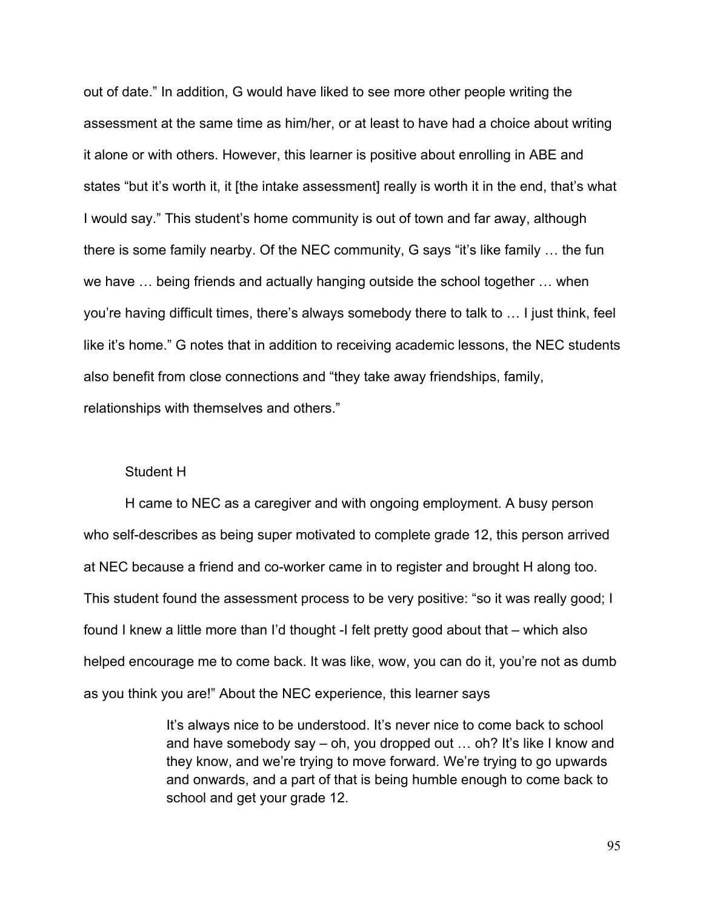out of date." In addition, G would have liked to see more other people writing the assessment at the same time as him/her, or at least to have had a choice about writing it alone or with others. However, this learner is positive about enrolling in ABE and states "but it's worth it, it [the intake assessment] really is worth it in the end, that's what I would say." This student's home community is out of town and far away, although there is some family nearby. Of the NEC community, G says "it's like family … the fun we have … being friends and actually hanging outside the school together … when you're having difficult times, there's always somebody there to talk to … I just think, feel like it's home." G notes that in addition to receiving academic lessons, the NEC students also benefit from close connections and "they take away friendships, family, relationships with themselves and others."

Student H

H came to NEC as a caregiver and with ongoing employment. A busy person who self-describes as being super motivated to complete grade 12, this person arrived at NEC because a friend and co-worker came in to register and brought H along too. This student found the assessment process to be very positive: "so it was really good; I found I knew a little more than I'd thought -I felt pretty good about that – which also helped encourage me to come back. It was like, wow, you can do it, you're not as dumb as you think you are!" About the NEC experience, this learner says

> It's always nice to be understood. It's never nice to come back to school and have somebody say – oh, you dropped out … oh? It's like I know and they know, and we're trying to move forward. We're trying to go upwards and onwards, and a part of that is being humble enough to come back to school and get your grade 12.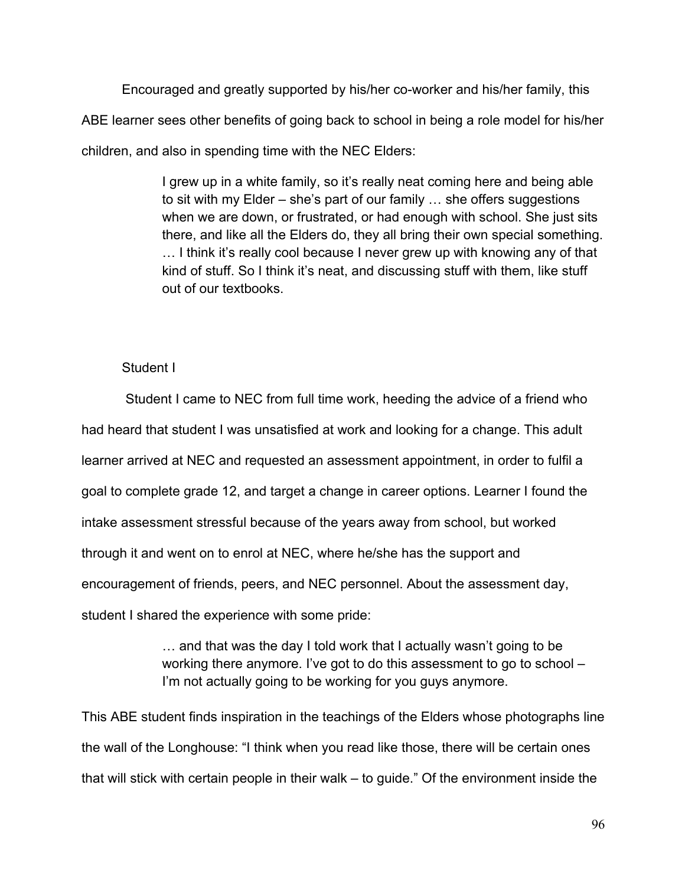Encouraged and greatly supported by his/her co-worker and his/her family, this ABE learner sees other benefits of going back to school in being a role model for his/her children, and also in spending time with the NEC Elders:

> I grew up in a white family, so it's really neat coming here and being able to sit with my Elder – she's part of our family … she offers suggestions when we are down, or frustrated, or had enough with school. She just sits there, and like all the Elders do, they all bring their own special something. … I think it's really cool because I never grew up with knowing any of that kind of stuff. So I think it's neat, and discussing stuff with them, like stuff out of our textbooks.

Student I

Student I came to NEC from full time work, heeding the advice of a friend who had heard that student I was unsatisfied at work and looking for a change. This adult learner arrived at NEC and requested an assessment appointment, in order to fulfil a goal to complete grade 12, and target a change in career options. Learner I found the intake assessment stressful because of the years away from school, but worked through it and went on to enrol at NEC, where he/she has the support and encouragement of friends, peers, and NEC personnel. About the assessment day, student I shared the experience with some pride:

> … and that was the day I told work that I actually wasn't going to be working there anymore. I've got to do this assessment to go to school – I'm not actually going to be working for you guys anymore.

This ABE student finds inspiration in the teachings of the Elders whose photographs line the wall of the Longhouse: "I think when you read like those, there will be certain ones that will stick with certain people in their walk – to guide." Of the environment inside the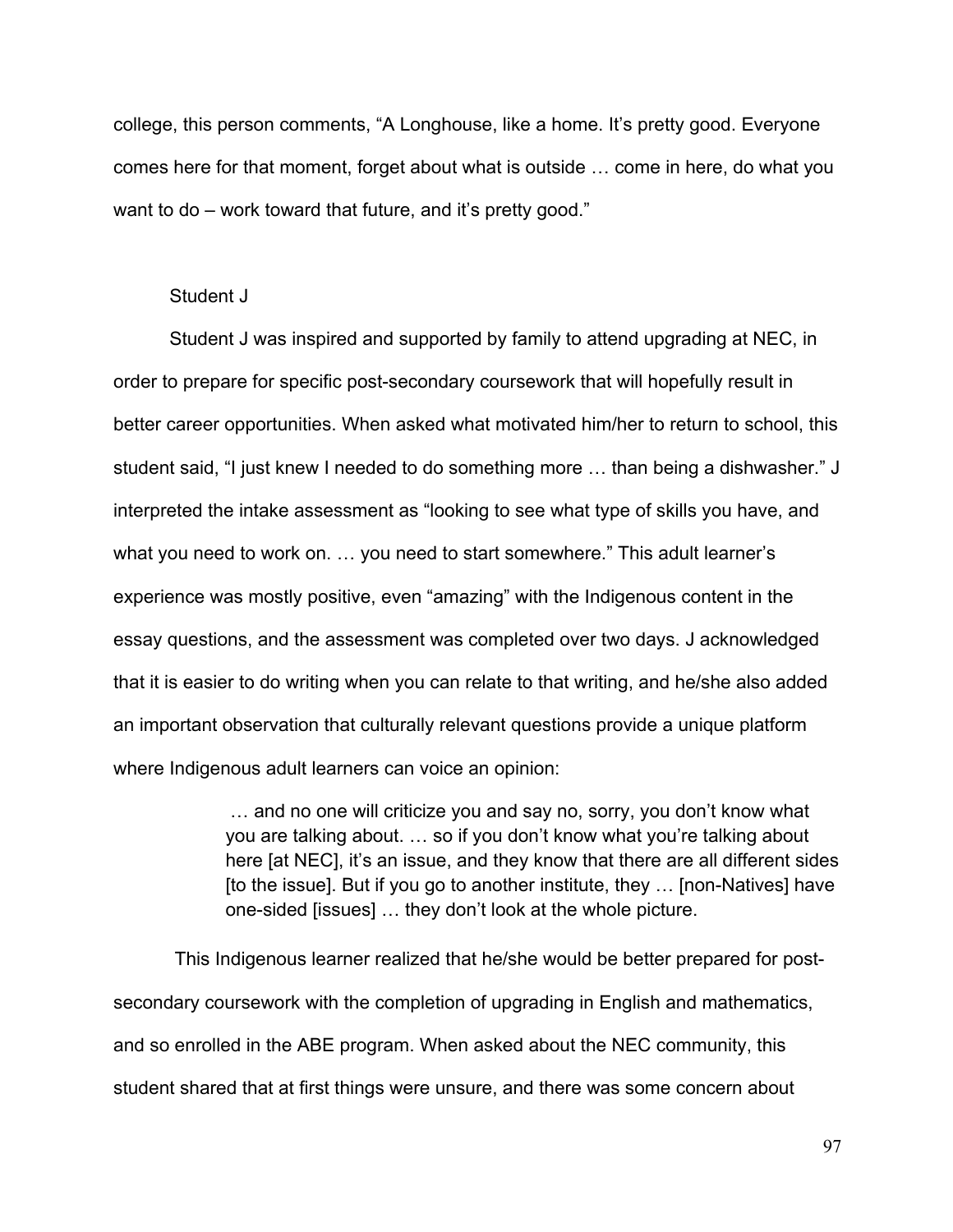college, this person comments, "A Longhouse, like a home. It's pretty good. Everyone comes here for that moment, forget about what is outside … come in here, do what you want to do – work toward that future, and it's pretty good."

### Student J

Student J was inspired and supported by family to attend upgrading at NEC, in order to prepare for specific post-secondary coursework that will hopefully result in better career opportunities. When asked what motivated him/her to return to school, this student said, "I just knew I needed to do something more … than being a dishwasher." J interpreted the intake assessment as "looking to see what type of skills you have, and what you need to work on. … you need to start somewhere." This adult learner's experience was mostly positive, even "amazing" with the Indigenous content in the essay questions, and the assessment was completed over two days. J acknowledged that it is easier to do writing when you can relate to that writing, and he/she also added an important observation that culturally relevant questions provide a unique platform where Indigenous adult learners can voice an opinion:

> … and no one will criticize you and say no, sorry, you don't know what you are talking about. … so if you don't know what you're talking about here [at NEC], it's an issue, and they know that there are all different sides [to the issue]. But if you go to another institute, they … [non-Natives] have one-sided [issues] … they don't look at the whole picture.

This Indigenous learner realized that he/she would be better prepared for post-secondary coursework with the completion of upgrading in English and mathematics, and so enrolled in the ABE program. When asked about the NEC community, this student shared that at first things were unsure, and there was some concern about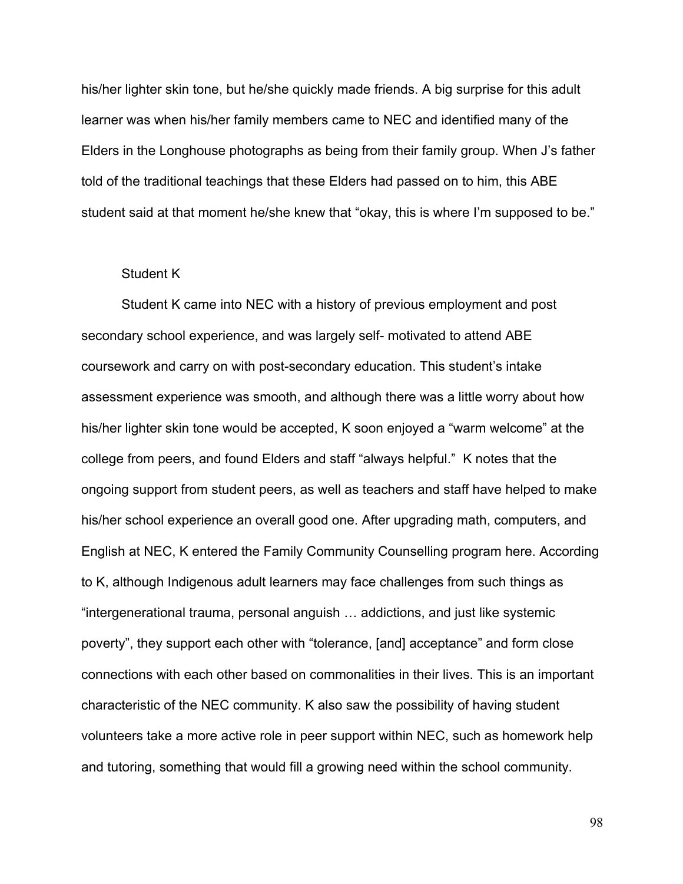his/her lighter skin tone, but he/she quickly made friends. A big surprise for this adult learner was when his/her family members came to NEC and identified many of the Elders in the Longhouse photographs as being from their family group. When J's father told of the traditional teachings that these Elders had passed on to him, this ABE student said at that moment he/she knew that "okay, this is where I'm supposed to be."

Student K

Student K came into NEC with a history of previous employment and post secondary school experience, and was largely self- motivated to attend ABE coursework and carry on with post-secondary education. This student's intake assessment experience was smooth, and although there was a little worry about how his/her lighter skin tone would be accepted, K soon enjoyed a "warm welcome" at the college from peers, and found Elders and staff "always helpful." K notes that the ongoing support from student peers, as well as teachers and staff have helped to make his/her school experience an overall good one. After upgrading math, computers, and English at NEC, K entered the Family Community Counselling program here. According to K, although Indigenous adult learners may face challenges from such things as "intergenerational trauma, personal anguish … addictions, and just like systemic poverty", they support each other with "tolerance, [and] acceptance" and form close connections with each other based on commonalities in their lives. This is an important characteristic of the NEC community. K also saw the possibility of having student volunteers take a more active role in peer support within NEC, such as homework help and tutoring, something that would fill a growing need within the school community.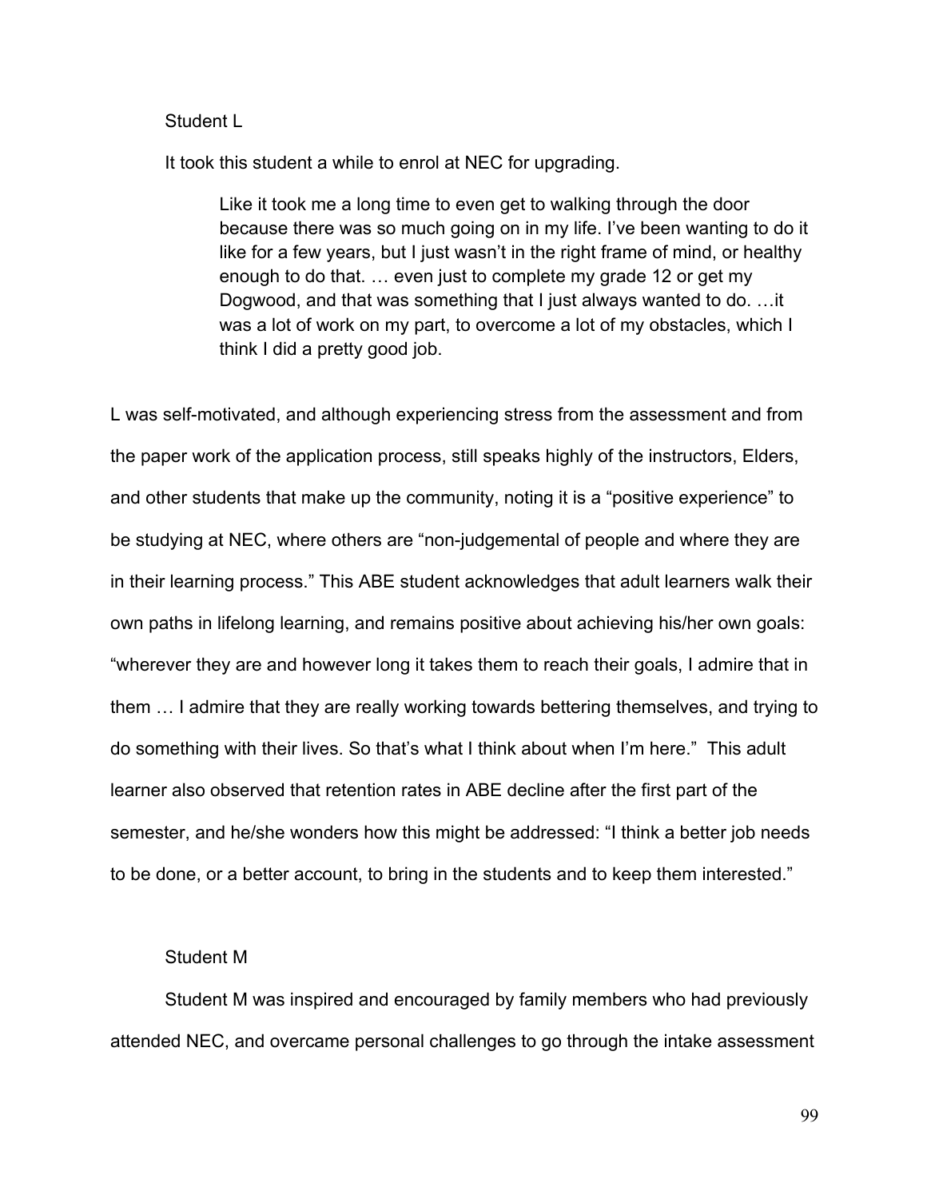Student L

It took this student a while to enrol at NEC for upgrading.

> Like it took me a long time to even get to walking through the door because there was so much going on in my life. I've been wanting to do it like for a few years, but I just wasn't in the right frame of mind, or healthy enough to do that. … even just to complete my grade 12 or get my Dogwood, and that was something that I just always wanted to do. …it was a lot of work on my part, to overcome a lot of my obstacles, which I think I did a pretty good job.

L was self-motivated, and although experiencing stress from the assessment and from the paper work of the application process, still speaks highly of the instructors, Elders, and other students that make up the community, noting it is a "positive experience" to be studying at NEC, where others are "non-judgemental of people and where they are in their learning process." This ABE student acknowledges that adult learners walk their own paths in lifelong learning, and remains positive about achieving his/her own goals: "wherever they are and however long it takes them to reach their goals, I admire that in them … I admire that they are really working towards bettering themselves, and trying to do something with their lives. So that's what I think about when I'm here." This adult learner also observed that retention rates in ABE decline after the first part of the semester, and he/she wonders how this might be addressed: "I think a better job needs to be done, or a better account, to bring in the students and to keep them interested."

Student M

Student M was inspired and encouraged by family members who had previously attended NEC, and overcame personal challenges to go through the intake assessment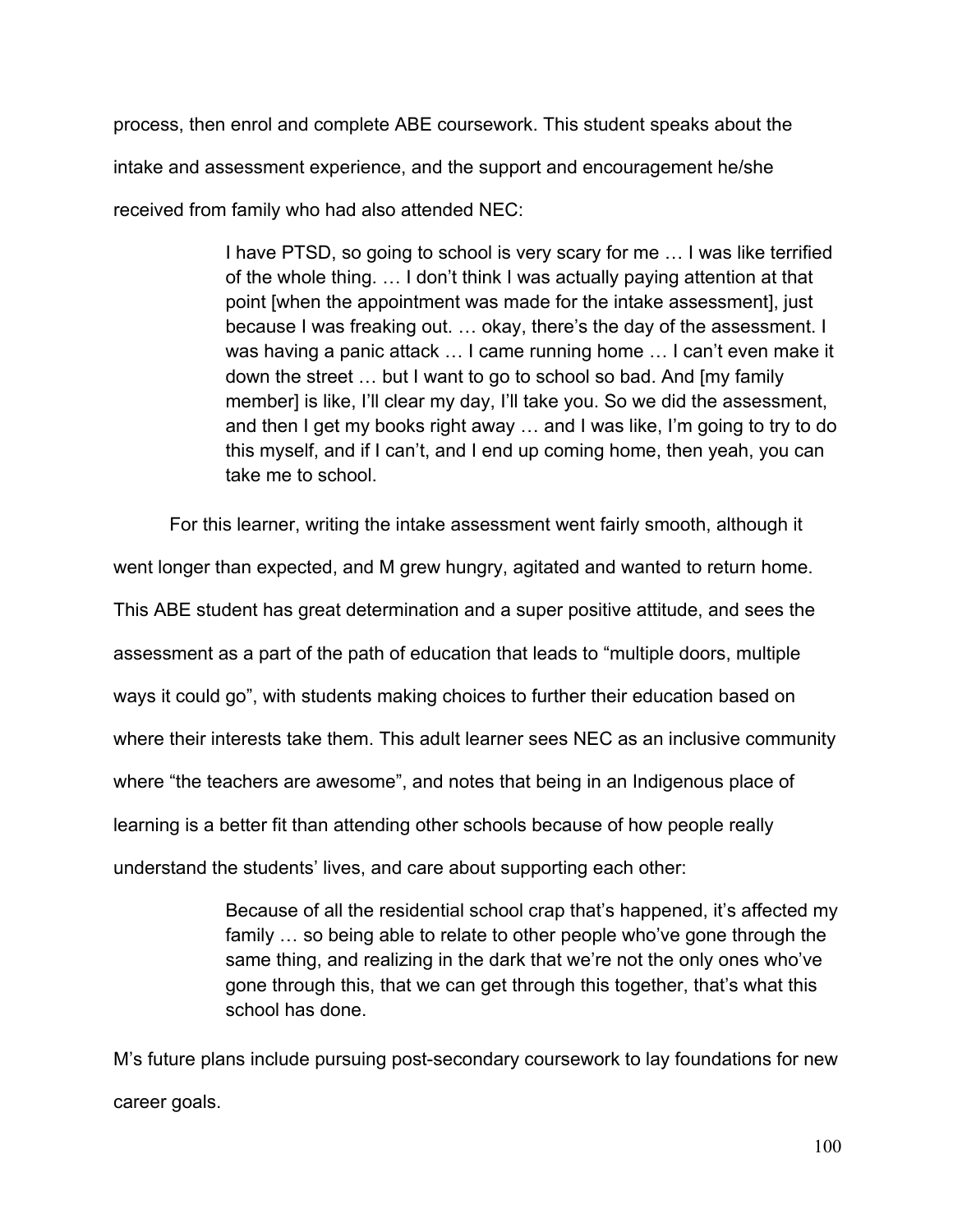process, then enrol and complete ABE coursework. This student speaks about the intake and assessment experience, and the support and encouragement he/she received from family who had also attended NEC:

> I have PTSD, so going to school is very scary for me … I was like terrified of the whole thing. … I don't think I was actually paying attention at that point [when the appointment was made for the intake assessment], just because I was freaking out. … okay, there's the day of the assessment. I was having a panic attack … I came running home … I can't even make it down the street … but I want to go to school so bad. And [my family member] is like, I'll clear my day, I'll take you. So we did the assessment, and then I get my books right away … and I was like, I'm going to try to do this myself, and if I can't, and I end up coming home, then yeah, you can take me to school.

For this learner, writing the intake assessment went fairly smooth, although it went longer than expected, and M grew hungry, agitated and wanted to return home. This ABE student has great determination and a super positive attitude, and sees the assessment as a part of the path of education that leads to "multiple doors, multiple ways it could go", with students making choices to further their education based on where their interests take them. This adult learner sees NEC as an inclusive community where "the teachers are awesome", and notes that being in an Indigenous place of learning is a better fit than attending other schools because of how people really understand the students' lives, and care about supporting each other:

> Because of all the residential school crap that's happened, it's affected my family … so being able to relate to other people who've gone through the same thing, and realizing in the dark that we're not the only ones who've gone through this, that we can get through this together, that's what this school has done.

M's future plans include pursuing post-secondary coursework to lay foundations for new career goals.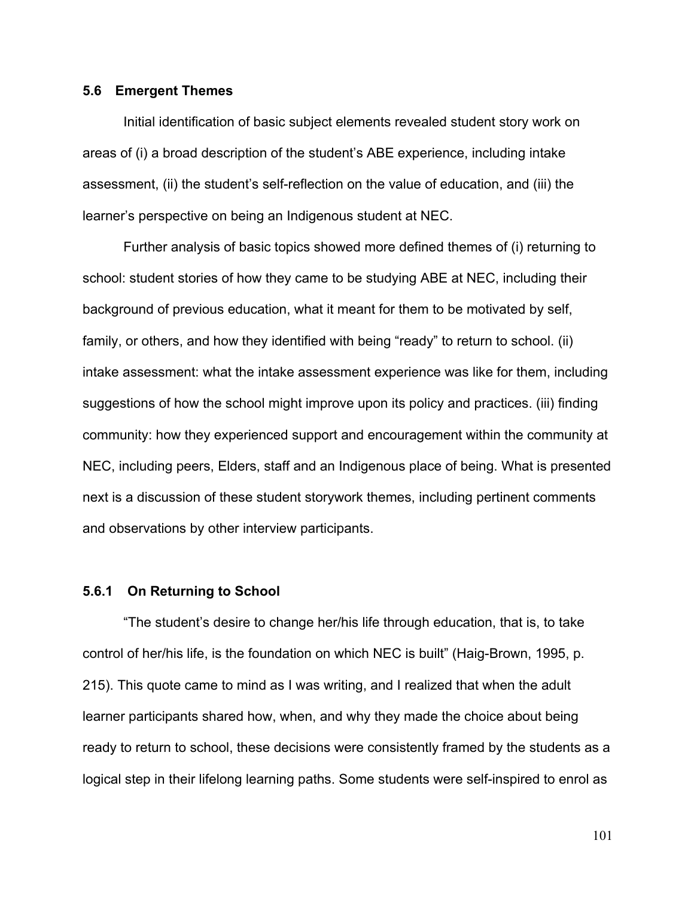### 5.6 Emergent Themes

Initial identification of basic subject elements revealed student story work on areas of (i) a broad description of the student's ABE experience, including intake assessment, (ii) the student's self-reflection on the value of education, and (iii) the learner's perspective on being an Indigenous student at NEC.

Further analysis of basic topics showed more defined themes of (i) returning to school: student stories of how they came to be studying ABE at NEC, including their background of previous education, what it meant for them to be motivated by self, family, or others, and how they identified with being "ready" to return to school. (ii) intake assessment: what the intake assessment experience was like for them, including suggestions of how the school might improve upon its policy and practices. (iii) finding community: how they experienced support and encouragement within the community at NEC, including peers, Elders, staff and an Indigenous place of being. What is presented next is a discussion of these student storywork themes, including pertinent comments and observations by other interview participants.

#### 5.6.1 On Returning to School

"The student's desire to change her/his life through education, that is, to take control of her/his life, is the foundation on which NEC is built" (Haig-Brown, 1995, p. 215). This quote came to mind as I was writing, and I realized that when the adult learner participants shared how, when, and why they made the choice about being ready to return to school, these decisions were consistently framed by the students as a logical step in their lifelong learning paths. Some students were self-inspired to enrol as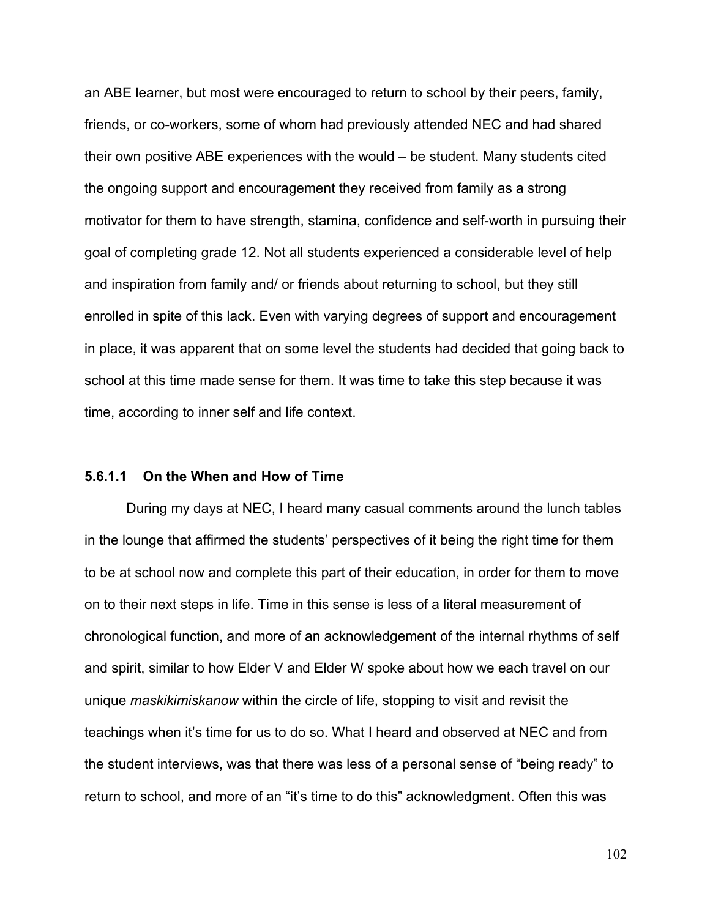an ABE learner, but most were encouraged to return to school by their peers, family, friends, or co-workers, some of whom had previously attended NEC and had shared their own positive ABE experiences with the would – be student. Many students cited the ongoing support and encouragement they received from family as a strong motivator for them to have strength, stamina, confidence and self-worth in pursuing their goal of completing grade 12. Not all students experienced a considerable level of help and inspiration from family and/ or friends about returning to school, but they still enrolled in spite of this lack. Even with varying degrees of support and encouragement in place, it was apparent that on some level the students had decided that going back to school at this time made sense for them. It was time to take this step because it was time, according to inner self and life context.

#### 5.6.1.1 On the When and How of Time

During my days at NEC, I heard many casual comments around the lunch tables in the lounge that affirmed the students' perspectives of it being the right time for them to be at school now and complete this part of their education, in order for them to move on to their next steps in life. Time in this sense is less of a literal measurement of chronological function, and more of an acknowledgement of the internal rhythms of self and spirit, similar to how Elder V and Elder W spoke about how we each travel on our unique *maskikimiskanow* within the circle of life, stopping to visit and revisit the teachings when it's time for us to do so. What I heard and observed at NEC and from the student interviews, was that there was less of a personal sense of "being ready" to return to school, and more of an "it's time to do this" acknowledgment. Often this was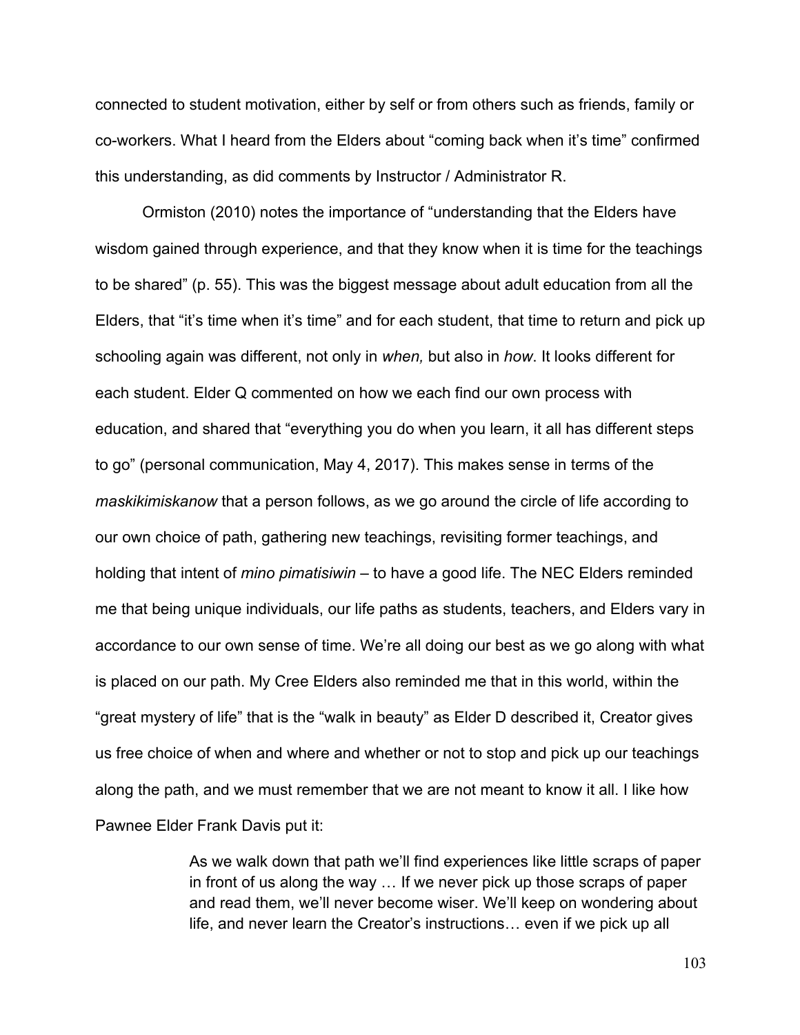connected to student motivation, either by self or from others such as friends, family or co-workers. What I heard from the Elders about “coming back when it’s time” confirmed this understanding, as did comments by Instructor / Administrator R.

Ormiston (2010) notes the importance of “understanding that the Elders have wisdom gained through experience, and that they know when it is time for the teachings to be shared” (p. 55). This was the biggest message about adult education from all the Elders, that “it’s time when it’s time” and for each student, that time to return and pick up schooling again was different, not only in *when,* but also in *how*. It looks different for each student. Elder Q commented on how we each find our own process with education, and shared that “everything you do when you learn, it all has different steps to go” (personal communication, May 4, 2017). This makes sense in terms of the *maskikimiskanow* that a person follows, as we go around the circle of life according to our own choice of path, gathering new teachings, revisiting former teachings, and holding that intent of *mino pimatisiwin* – to have a good life. The NEC Elders reminded me that being unique individuals, our life paths as students, teachers, and Elders vary in accordance to our own sense of time. We’re all doing our best as we go along with what is placed on our path. My Cree Elders also reminded me that in this world, within the “great mystery of life” that is the “walk in beauty” as Elder D described it, Creator gives us free choice of when and where and whether or not to stop and pick up our teachings along the path, and we must remember that we are not meant to know it all. I like how Pawnee Elder Frank Davis put it:

> As we walk down that path we’ll find experiences like little scraps of paper in front of us along the way … If we never pick up those scraps of paper and read them, we’ll never become wiser. We’ll keep on wondering about life, and never learn the Creator’s instructions… even if we pick up all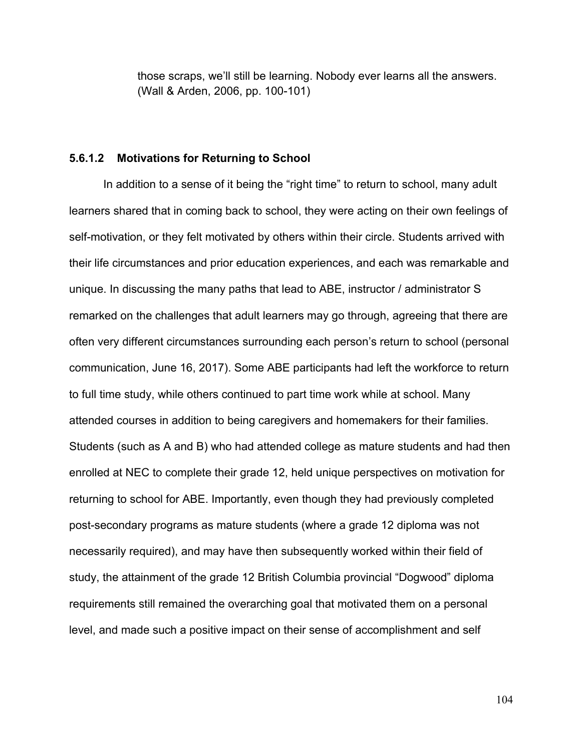> those scraps, we'll still be learning. Nobody ever learns all the answers. (Wall & Arden, 2006, pp. 100-101)

#### 5.6.1.2 Motivations for Returning to School

In addition to a sense of it being the "right time" to return to school, many adult learners shared that in coming back to school, they were acting on their own feelings of self-motivation, or they felt motivated by others within their circle. Students arrived with their life circumstances and prior education experiences, and each was remarkable and unique. In discussing the many paths that lead to ABE, instructor / administrator S remarked on the challenges that adult learners may go through, agreeing that there are often very different circumstances surrounding each person's return to school (personal communication, June 16, 2017). Some ABE participants had left the workforce to return to full time study, while others continued to part time work while at school. Many attended courses in addition to being caregivers and homemakers for their families. Students (such as A and B) who had attended college as mature students and had then enrolled at NEC to complete their grade 12, held unique perspectives on motivation for returning to school for ABE. Importantly, even though they had previously completed post-secondary programs as mature students (where a grade 12 diploma was not necessarily required), and may have then subsequently worked within their field of study, the attainment of the grade 12 British Columbia provincial "Dogwood" diploma requirements still remained the overarching goal that motivated them on a personal level, and made such a positive impact on their sense of accomplishment and self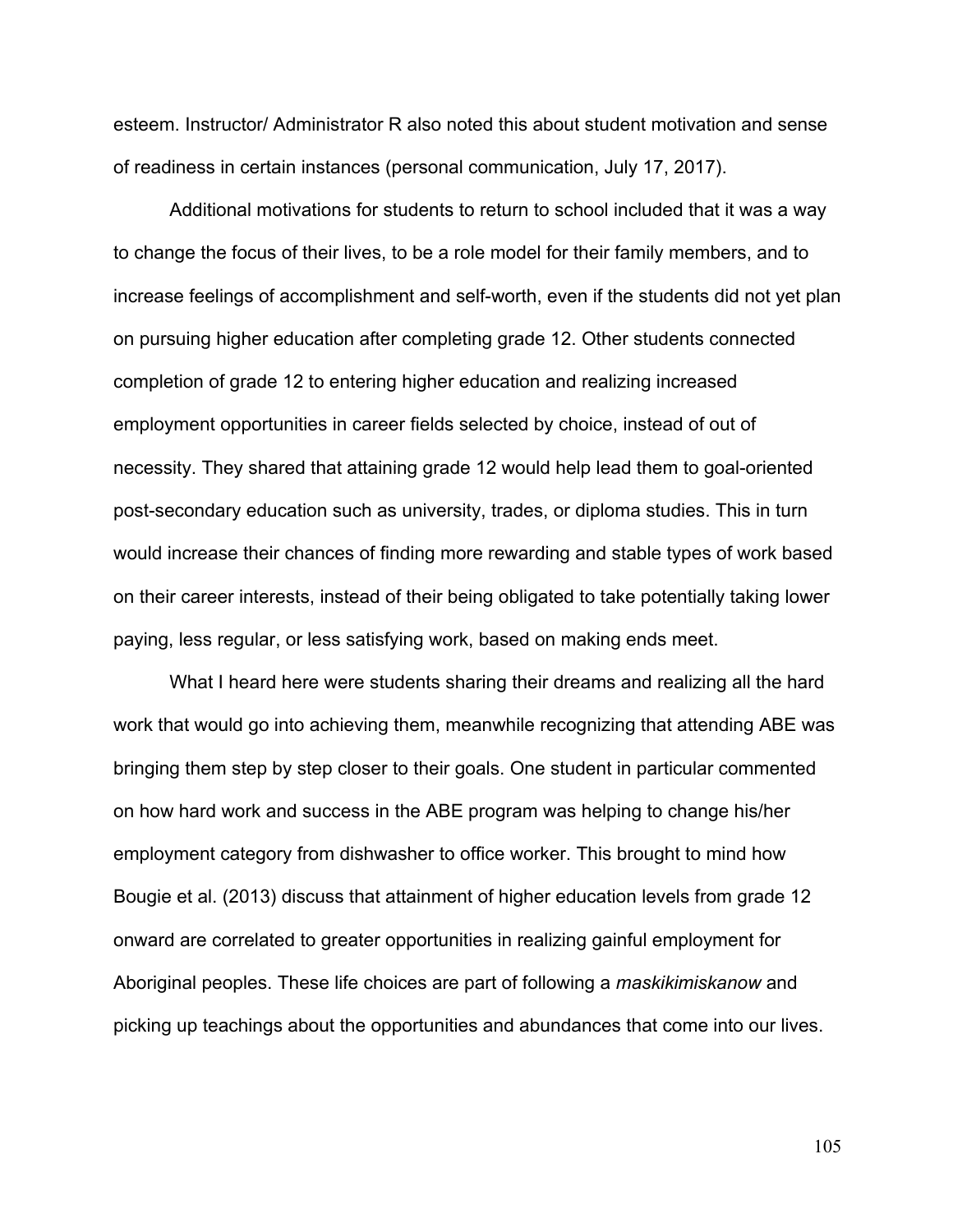esteem. Instructor/ Administrator R also noted this about student motivation and sense of readiness in certain instances (personal communication, July 17, 2017).

Additional motivations for students to return to school included that it was a way to change the focus of their lives, to be a role model for their family members, and to increase feelings of accomplishment and self-worth, even if the students did not yet plan on pursuing higher education after completing grade 12. Other students connected completion of grade 12 to entering higher education and realizing increased employment opportunities in career fields selected by choice, instead of out of necessity. They shared that attaining grade 12 would help lead them to goal-oriented post-secondary education such as university, trades, or diploma studies. This in turn would increase their chances of finding more rewarding and stable types of work based on their career interests, instead of their being obligated to take potentially taking lower paying, less regular, or less satisfying work, based on making ends meet.

What I heard here were students sharing their dreams and realizing all the hard work that would go into achieving them, meanwhile recognizing that attending ABE was bringing them step by step closer to their goals. One student in particular commented on how hard work and success in the ABE program was helping to change his/her employment category from dishwasher to office worker. This brought to mind how Bougie et al. (2013) discuss that attainment of higher education levels from grade 12 onward are correlated to greater opportunities in realizing gainful employment for Aboriginal peoples. These life choices are part of following a *maskikimiskanow* and picking up teachings about the opportunities and abundances that come into our lives.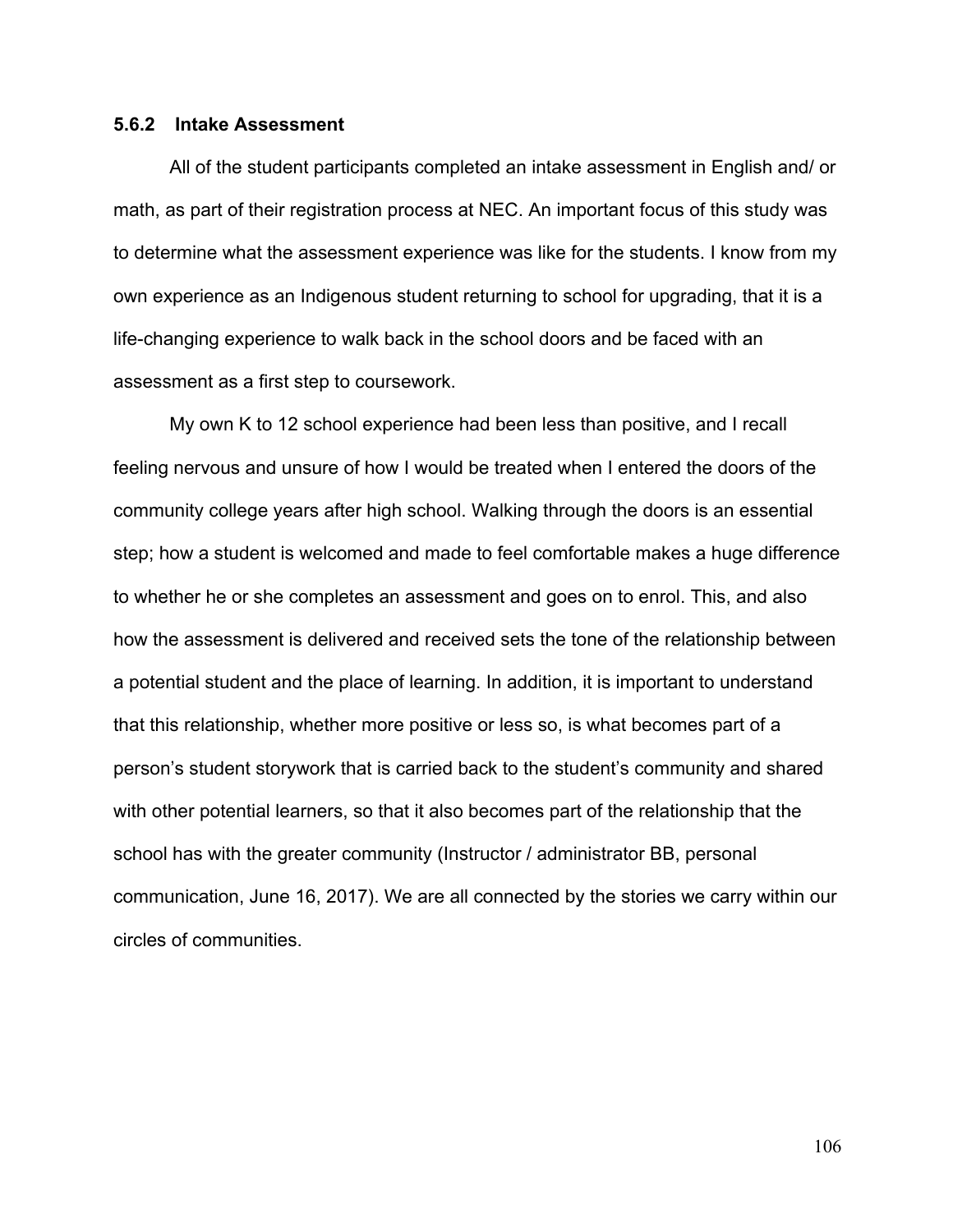### 5.6.2 Intake Assessment

All of the student participants completed an intake assessment in English and/ or math, as part of their registration process at NEC. An important focus of this study was to determine what the assessment experience was like for the students. I know from my own experience as an Indigenous student returning to school for upgrading, that it is a life-changing experience to walk back in the school doors and be faced with an assessment as a first step to coursework.

My own K to 12 school experience had been less than positive, and I recall feeling nervous and unsure of how I would be treated when I entered the doors of the community college years after high school. Walking through the doors is an essential step; how a student is welcomed and made to feel comfortable makes a huge difference to whether he or she completes an assessment and goes on to enrol. This, and also how the assessment is delivered and received sets the tone of the relationship between a potential student and the place of learning. In addition, it is important to understand that this relationship, whether more positive or less so, is what becomes part of a person's student storywork that is carried back to the student's community and shared with other potential learners, so that it also becomes part of the relationship that the school has with the greater community (Instructor / administrator BB, personal communication, June 16, 2017). We are all connected by the stories we carry within our circles of communities.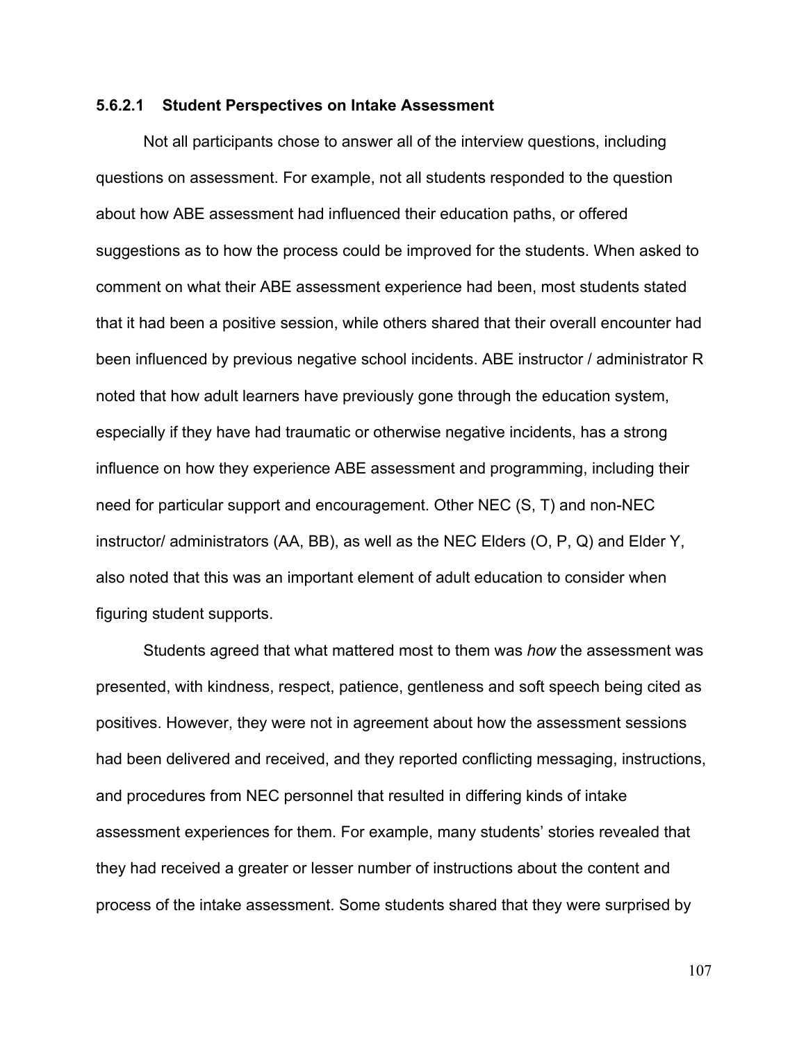#### 5.6.2.1 Student Perspectives on Intake Assessment

Not all participants chose to answer all of the interview questions, including questions on assessment. For example, not all students responded to the question about how ABE assessment had influenced their education paths, or offered suggestions as to how the process could be improved for the students. When asked to comment on what their ABE assessment experience had been, most students stated that it had been a positive session, while others shared that their overall encounter had been influenced by previous negative school incidents. ABE instructor / administrator R noted that how adult learners have previously gone through the education system, especially if they have had traumatic or otherwise negative incidents, has a strong influence on how they experience ABE assessment and programming, including their need for particular support and encouragement. Other NEC (S, T) and non-NEC instructor/ administrators (AA, BB), as well as the NEC Elders (O, P, Q) and Elder Y, also noted that this was an important element of adult education to consider when figuring student supports.

Students agreed that what mattered most to them was *how* the assessment was presented, with kindness, respect, patience, gentleness and soft speech being cited as positives. However, they were not in agreement about how the assessment sessions had been delivered and received, and they reported conflicting messaging, instructions, and procedures from NEC personnel that resulted in differing kinds of intake assessment experiences for them. For example, many students' stories revealed that they had received a greater or lesser number of instructions about the content and process of the intake assessment. Some students shared that they were surprised by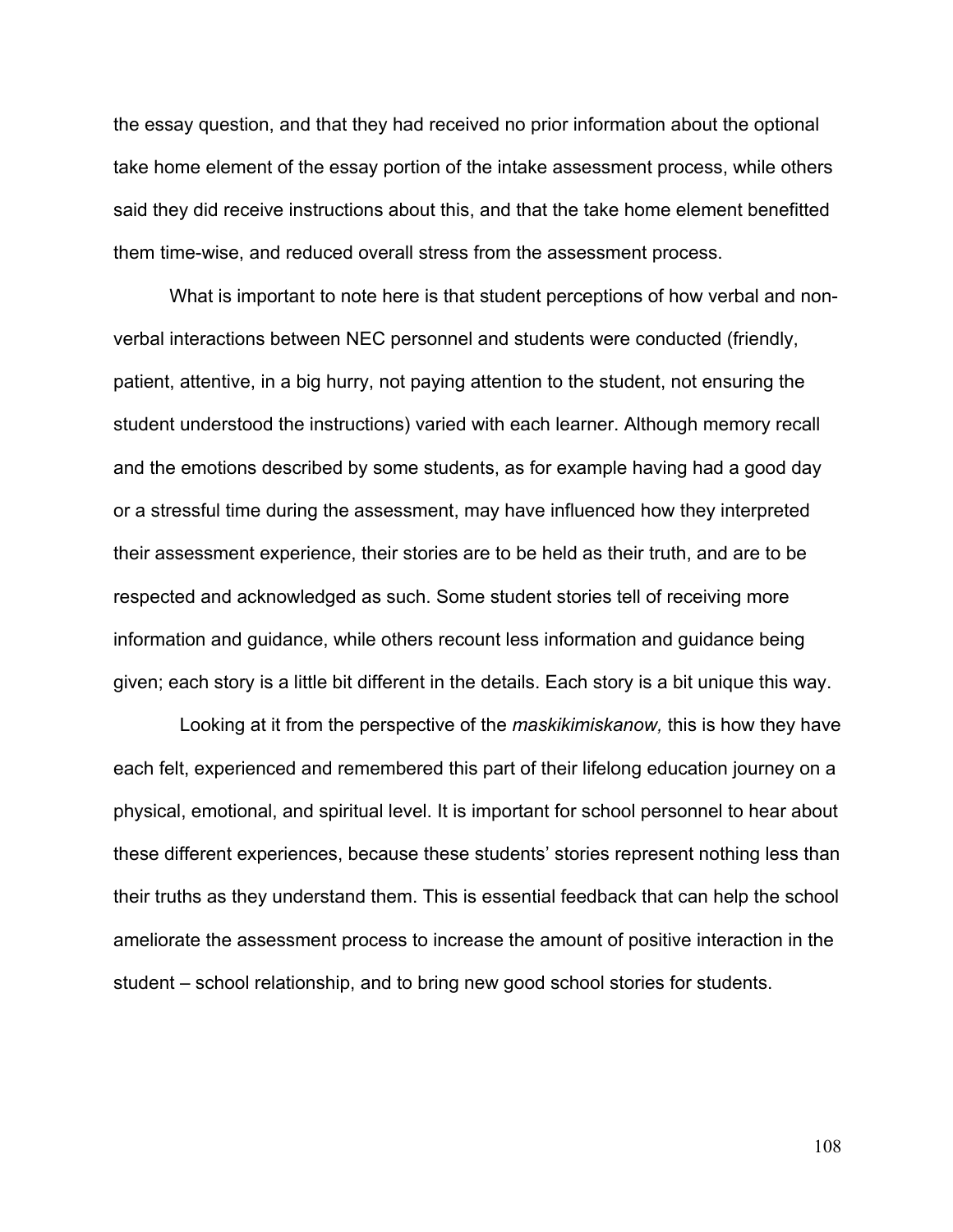the essay question, and that they had received no prior information about the optional take home element of the essay portion of the intake assessment process, while others said they did receive instructions about this, and that the take home element benefitted them time-wise, and reduced overall stress from the assessment process.

What is important to note here is that student perceptions of how verbal and non-verbal interactions between NEC personnel and students were conducted (friendly, patient, attentive, in a big hurry, not paying attention to the student, not ensuring the student understood the instructions) varied with each learner. Although memory recall and the emotions described by some students, as for example having had a good day or a stressful time during the assessment, may have influenced how they interpreted their assessment experience, their stories are to be held as their truth, and are to be respected and acknowledged as such. Some student stories tell of receiving more information and guidance, while others recount less information and guidance being given; each story is a little bit different in the details. Each story is a bit unique this way.

Looking at it from the perspective of the *maskikimiskanow,* this is how they have each felt, experienced and remembered this part of their lifelong education journey on a physical, emotional, and spiritual level. It is important for school personnel to hear about these different experiences, because these students' stories represent nothing less than their truths as they understand them. This is essential feedback that can help the school ameliorate the assessment process to increase the amount of positive interaction in the student – school relationship, and to bring new good school stories for students.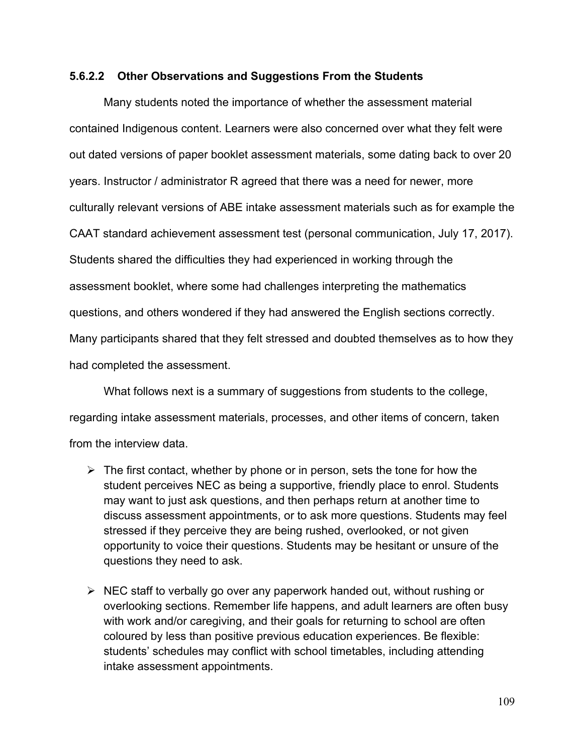#### 5.6.2.2 Other Observations and Suggestions From the Students

Many students noted the importance of whether the assessment material contained Indigenous content. Learners were also concerned over what they felt were out dated versions of paper booklet assessment materials, some dating back to over 20 years. Instructor / administrator R agreed that there was a need for newer, more culturally relevant versions of ABE intake assessment materials such as for example the CAAT standard achievement assessment test (personal communication, July 17, 2017). Students shared the difficulties they had experienced in working through the assessment booklet, where some had challenges interpreting the mathematics questions, and others wondered if they had answered the English sections correctly. Many participants shared that they felt stressed and doubted themselves as to how they had completed the assessment.

What follows next is a summary of suggestions from students to the college, regarding intake assessment materials, processes, and other items of concern, taken from the interview data.

- The first contact, whether by phone or in person, sets the tone for how the student perceives NEC as being a supportive, friendly place to enrol. Students may want to just ask questions, and then perhaps return at another time to discuss assessment appointments, or to ask more questions. Students may feel stressed if they perceive they are being rushed, overlooked, or not given opportunity to voice their questions. Students may be hesitant or unsure of the questions they need to ask.

- NEC staff to verbally go over any paperwork handed out, without rushing or overlooking sections. Remember life happens, and adult learners are often busy with work and/or caregiving, and their goals for returning to school are often coloured by less than positive previous education experiences. Be flexible: students' schedules may conflict with school timetables, including attending intake assessment appointments.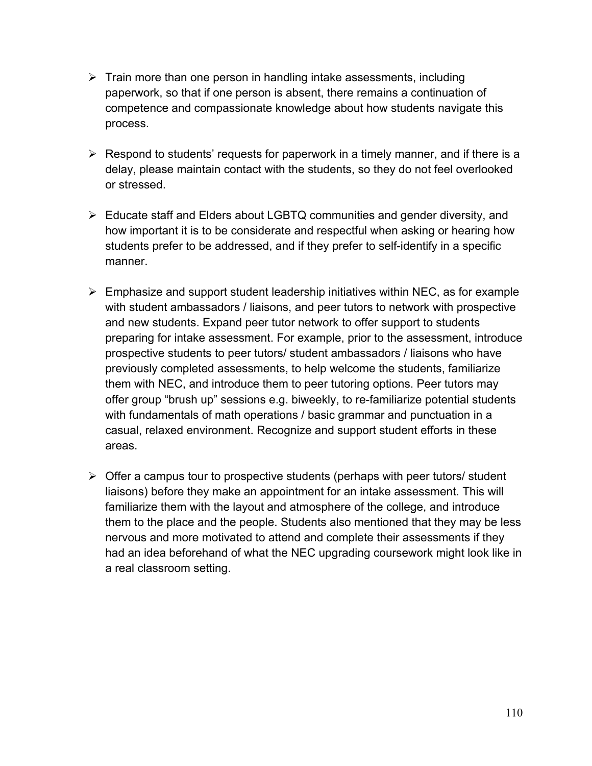- Train more than one person in handling intake assessments, including paperwork, so that if one person is absent, there remains a continuation of competence and compassionate knowledge about how students navigate this process.

- Respond to students' requests for paperwork in a timely manner, and if there is a delay, please maintain contact with the students, so they do not feel overlooked or stressed.

- Educate staff and Elders about LGBTQ communities and gender diversity, and how important it is to be considerate and respectful when asking or hearing how students prefer to be addressed, and if they prefer to self-identify in a specific manner.

- Emphasize and support student leadership initiatives within NEC, as for example with student ambassadors / liaisons, and peer tutors to network with prospective and new students. Expand peer tutor network to offer support to students preparing for intake assessment. For example, prior to the assessment, introduce prospective students to peer tutors/ student ambassadors / liaisons who have previously completed assessments, to help welcome the students, familiarize them with NEC, and introduce them to peer tutoring options. Peer tutors may offer group "brush up" sessions e.g. biweekly, to re-familiarize potential students with fundamentals of math operations / basic grammar and punctuation in a casual, relaxed environment. Recognize and support student efforts in these areas.

- Offer a campus tour to prospective students (perhaps with peer tutors/ student liaisons) before they make an appointment for an intake assessment. This will familiarize them with the layout and atmosphere of the college, and introduce them to the place and the people. Students also mentioned that they may be less nervous and more motivated to attend and complete their assessments if they had an idea beforehand of what the NEC upgrading coursework might look like in a real classroom setting.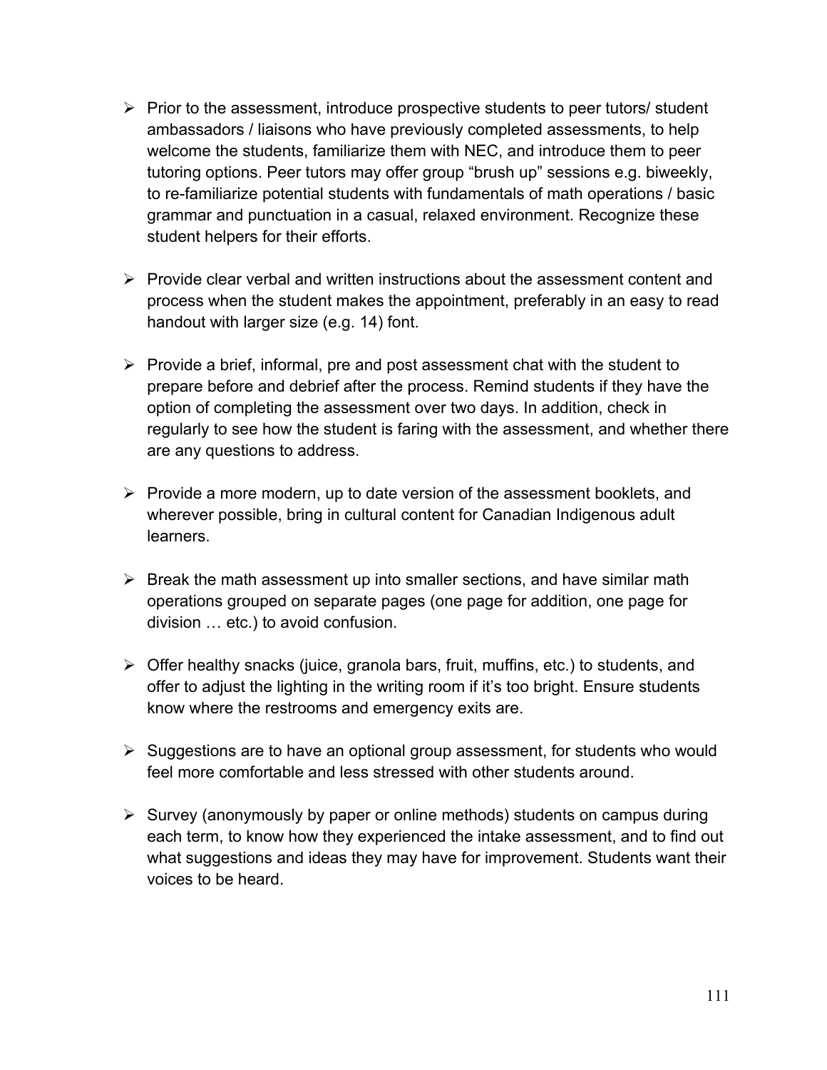- Prior to the assessment, introduce prospective students to peer tutors/ student ambassadors / liaisons who have previously completed assessments, to help welcome the students, familiarize them with NEC, and introduce them to peer tutoring options. Peer tutors may offer group "brush up" sessions e.g. biweekly, to re-familiarize potential students with fundamentals of math operations / basic grammar and punctuation in a casual, relaxed environment. Recognize these student helpers for their efforts.

- Provide clear verbal and written instructions about the assessment content and process when the student makes the appointment, preferably in an easy to read handout with larger size (e.g. 14) font.

- Provide a brief, informal, pre and post assessment chat with the student to prepare before and debrief after the process. Remind students if they have the option of completing the assessment over two days. In addition, check in regularly to see how the student is faring with the assessment, and whether there are any questions to address.

- Provide a more modern, up to date version of the assessment booklets, and wherever possible, bring in cultural content for Canadian Indigenous adult learners.

- Break the math assessment up into smaller sections, and have similar math operations grouped on separate pages (one page for addition, one page for division … etc.) to avoid confusion.

- Offer healthy snacks (juice, granola bars, fruit, muffins, etc.) to students, and offer to adjust the lighting in the writing room if it's too bright. Ensure students know where the restrooms and emergency exits are.

- Suggestions are to have an optional group assessment, for students who would feel more comfortable and less stressed with other students around.

- Survey (anonymously by paper or online methods) students on campus during each term, to know how they experienced the intake assessment, and to find out what suggestions and ideas they may have for improvement. Students want their voices to be heard.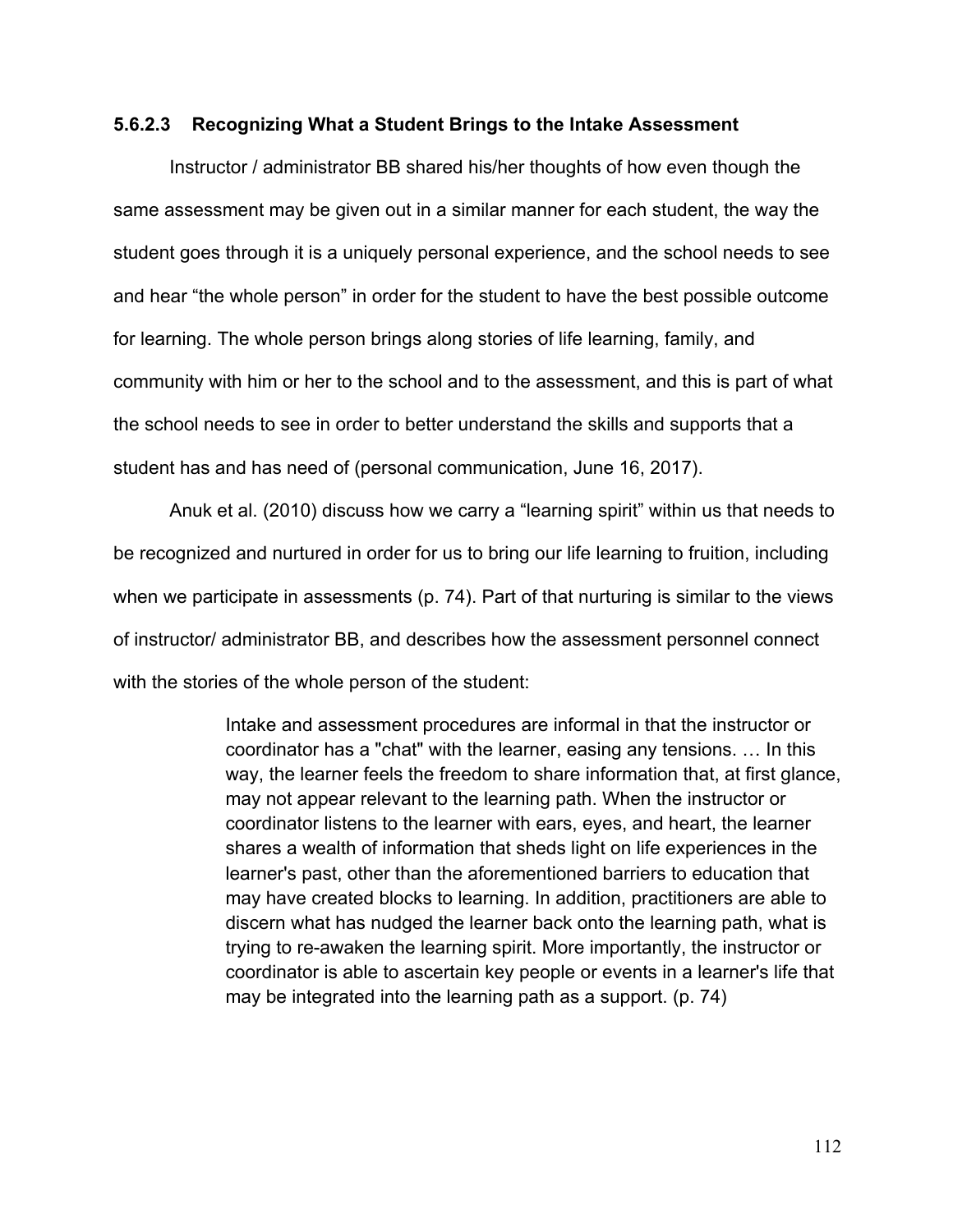### 5.6.2.3 Recognizing What a Student Brings to the Intake Assessment

Instructor / administrator BB shared his/her thoughts of how even though the same assessment may be given out in a similar manner for each student, the way the student goes through it is a uniquely personal experience, and the school needs to see and hear "the whole person" in order for the student to have the best possible outcome for learning. The whole person brings along stories of life learning, family, and community with him or her to the school and to the assessment, and this is part of what the school needs to see in order to better understand the skills and supports that a student has and has need of (personal communication, June 16, 2017).

Anuk et al. (2010) discuss how we carry a "learning spirit" within us that needs to be recognized and nurtured in order for us to bring our life learning to fruition, including when we participate in assessments (p. 74). Part of that nurturing is similar to the views of instructor/ administrator BB, and describes how the assessment personnel connect with the stories of the whole person of the student:

> Intake and assessment procedures are informal in that the instructor or coordinator has a "chat" with the learner, easing any tensions. … In this way, the learner feels the freedom to share information that, at first glance, may not appear relevant to the learning path. When the instructor or coordinator listens to the learner with ears, eyes, and heart, the learner shares a wealth of information that sheds light on life experiences in the learner's past, other than the aforementioned barriers to education that may have created blocks to learning. In addition, practitioners are able to discern what has nudged the learner back onto the learning path, what is trying to re-awaken the learning spirit. More importantly, the instructor or coordinator is able to ascertain key people or events in a learner's life that may be integrated into the learning path as a support. (p. 74)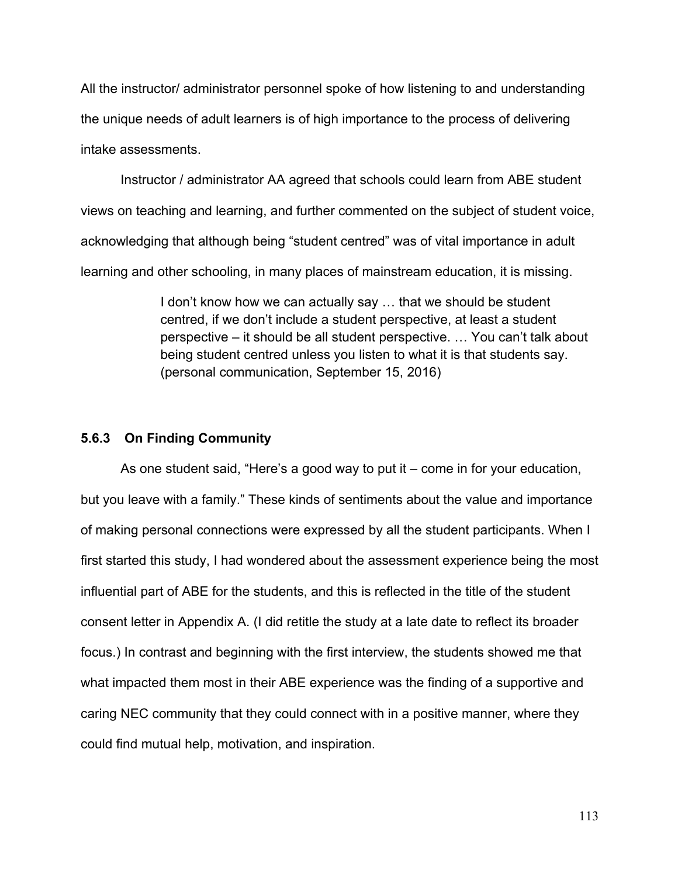All the instructor/ administrator personnel spoke of how listening to and understanding the unique needs of adult learners is of high importance to the process of delivering intake assessments.

Instructor / administrator AA agreed that schools could learn from ABE student views on teaching and learning, and further commented on the subject of student voice, acknowledging that although being "student centred" was of vital importance in adult learning and other schooling, in many places of mainstream education, it is missing.

> I don't know how we can actually say … that we should be student centred, if we don't include a student perspective, at least a student perspective – it should be all student perspective. … You can't talk about being student centred unless you listen to what it is that students say. (personal communication, September 15, 2016)

### 5.6.3 On Finding Community

As one student said, "Here's a good way to put it – come in for your education, but you leave with a family." These kinds of sentiments about the value and importance of making personal connections were expressed by all the student participants. When I first started this study, I had wondered about the assessment experience being the most influential part of ABE for the students, and this is reflected in the title of the student consent letter in Appendix A. (I did retitle the study at a late date to reflect its broader focus.) In contrast and beginning with the first interview, the students showed me that what impacted them most in their ABE experience was the finding of a supportive and caring NEC community that they could connect with in a positive manner, where they could find mutual help, motivation, and inspiration.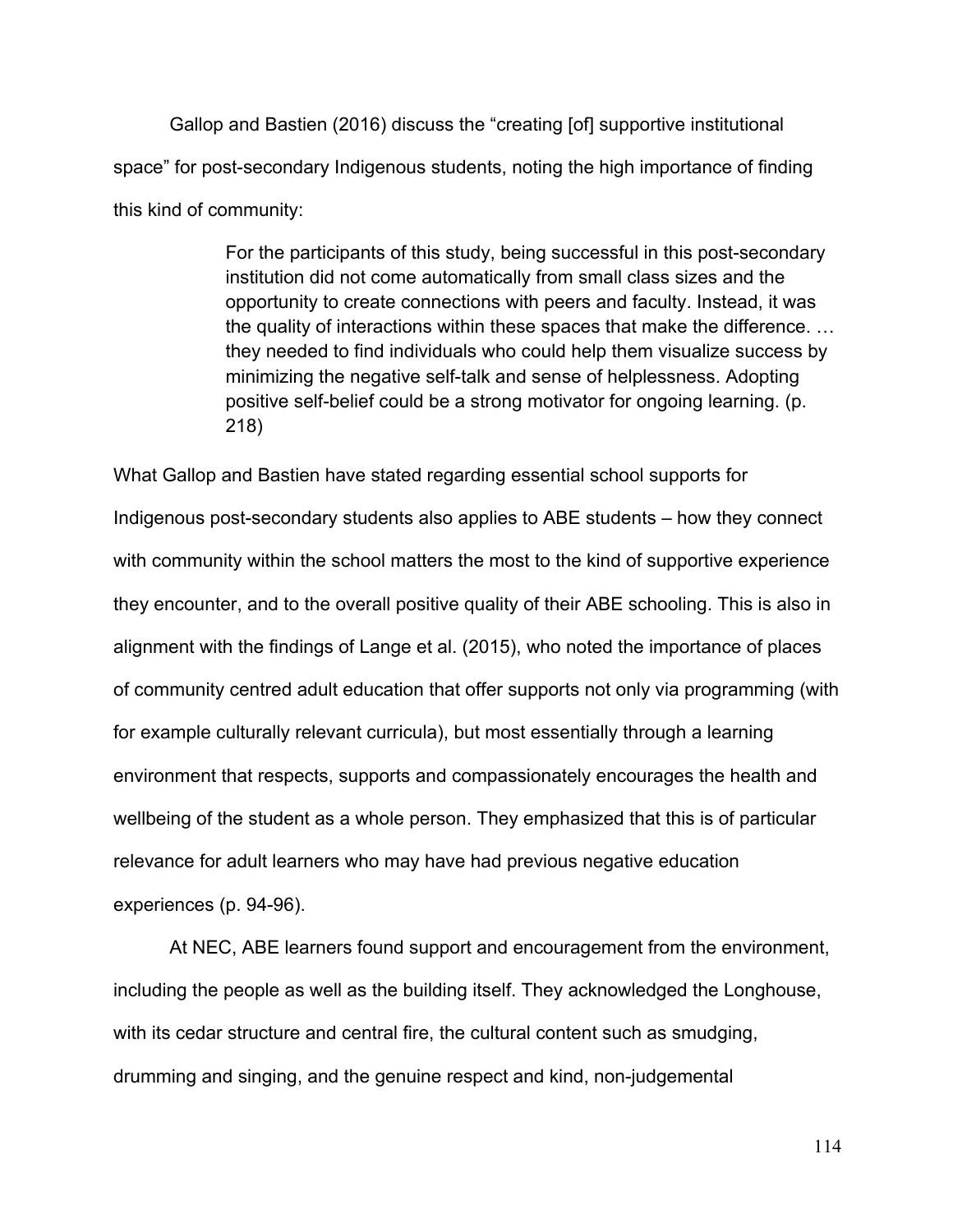Gallop and Bastien (2016) discuss the "creating [of] supportive institutional space" for post-secondary Indigenous students, noting the high importance of finding this kind of community:

> For the participants of this study, being successful in this post-secondary institution did not come automatically from small class sizes and the opportunity to create connections with peers and faculty. Instead, it was the quality of interactions within these spaces that make the difference. … they needed to find individuals who could help them visualize success by minimizing the negative self-talk and sense of helplessness. Adopting positive self-belief could be a strong motivator for ongoing learning. (p. 218)

What Gallop and Bastien have stated regarding essential school supports for Indigenous post-secondary students also applies to ABE students – how they connect with community within the school matters the most to the kind of supportive experience they encounter, and to the overall positive quality of their ABE schooling. This is also in alignment with the findings of Lange et al. (2015), who noted the importance of places of community centred adult education that offer supports not only via programming (with for example culturally relevant curricula), but most essentially through a learning environment that respects, supports and compassionately encourages the health and wellbeing of the student as a whole person. They emphasized that this is of particular relevance for adult learners who may have had previous negative education experiences (p. 94-96).

At NEC, ABE learners found support and encouragement from the environment, including the people as well as the building itself. They acknowledged the Longhouse, with its cedar structure and central fire, the cultural content such as smudging, drumming and singing, and the genuine respect and kind, non-judgemental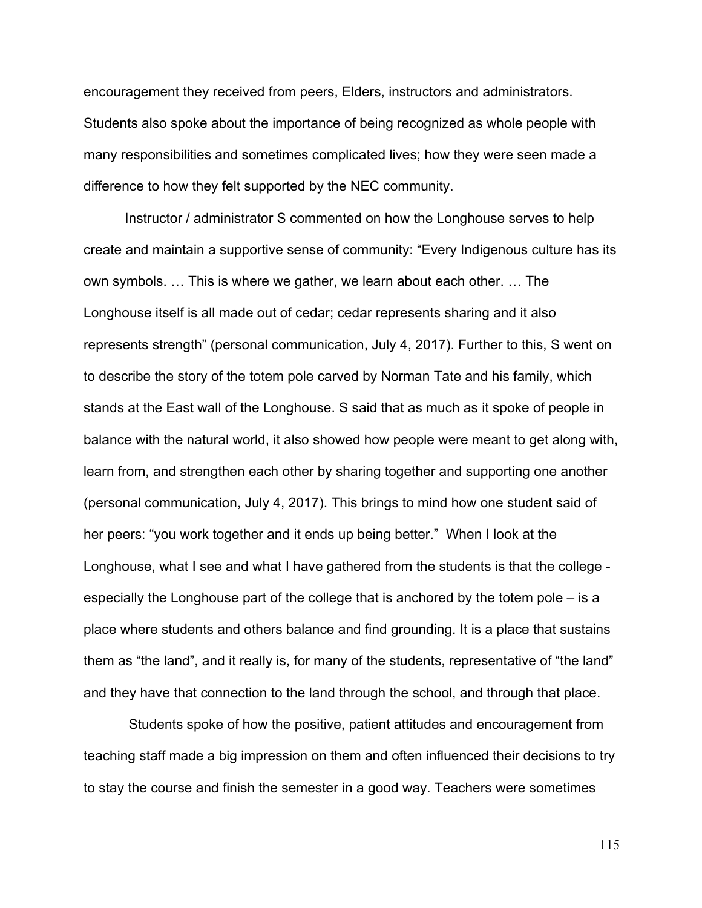encouragement they received from peers, Elders, instructors and administrators. Students also spoke about the importance of being recognized as whole people with many responsibilities and sometimes complicated lives; how they were seen made a difference to how they felt supported by the NEC community.

Instructor / administrator S commented on how the Longhouse serves to help create and maintain a supportive sense of community: "Every Indigenous culture has its own symbols. … This is where we gather, we learn about each other. … The Longhouse itself is all made out of cedar; cedar represents sharing and it also represents strength" (personal communication, July 4, 2017). Further to this, S went on to describe the story of the totem pole carved by Norman Tate and his family, which stands at the East wall of the Longhouse. S said that as much as it spoke of people in balance with the natural world, it also showed how people were meant to get along with, learn from, and strengthen each other by sharing together and supporting one another (personal communication, July 4, 2017). This brings to mind how one student said of her peers: "you work together and it ends up being better." When I look at the Longhouse, what I see and what I have gathered from the students is that the college - especially the Longhouse part of the college that is anchored by the totem pole – is a place where students and others balance and find grounding. It is a place that sustains them as "the land", and it really is, for many of the students, representative of "the land" and they have that connection to the land through the school, and through that place.

Students spoke of how the positive, patient attitudes and encouragement from teaching staff made a big impression on them and often influenced their decisions to try to stay the course and finish the semester in a good way. Teachers were sometimes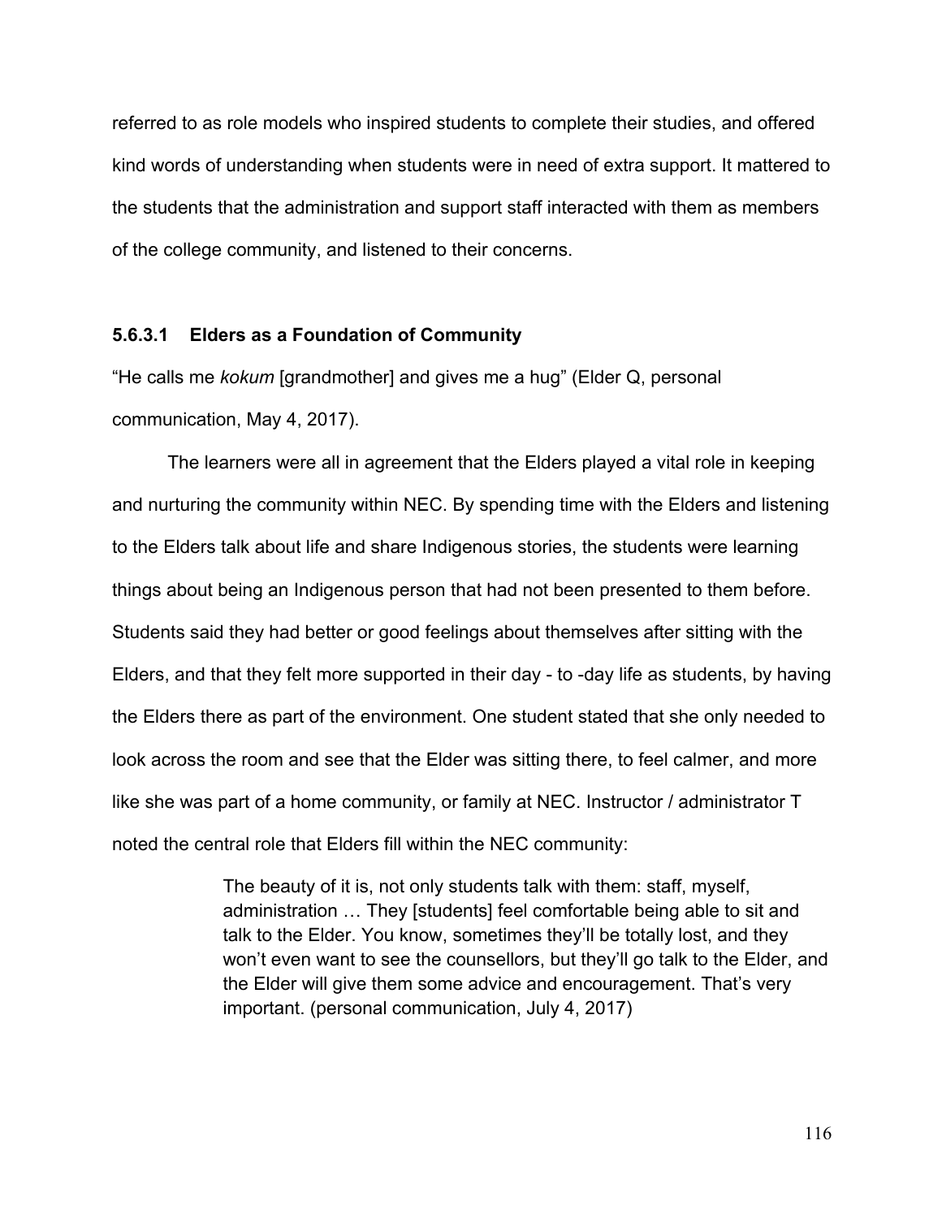referred to as role models who inspired students to complete their studies, and offered kind words of understanding when students were in need of extra support. It mattered to the students that the administration and support staff interacted with them as members of the college community, and listened to their concerns.

#### 5.6.3.1 Elders as a Foundation of Community

"He calls me *kokum* [grandmother] and gives me a hug" (Elder Q, personal communication, May 4, 2017).

The learners were all in agreement that the Elders played a vital role in keeping and nurturing the community within NEC. By spending time with the Elders and listening to the Elders talk about life and share Indigenous stories, the students were learning things about being an Indigenous person that had not been presented to them before. Students said they had better or good feelings about themselves after sitting with the Elders, and that they felt more supported in their day - to -day life as students, by having the Elders there as part of the environment. One student stated that she only needed to look across the room and see that the Elder was sitting there, to feel calmer, and more like she was part of a home community, or family at NEC. Instructor / administrator T noted the central role that Elders fill within the NEC community:

> The beauty of it is, not only students talk with them: staff, myself, administration … They [students] feel comfortable being able to sit and talk to the Elder. You know, sometimes they'll be totally lost, and they won't even want to see the counsellors, but they'll go talk to the Elder, and the Elder will give them some advice and encouragement. That's very important. (personal communication, July 4, 2017)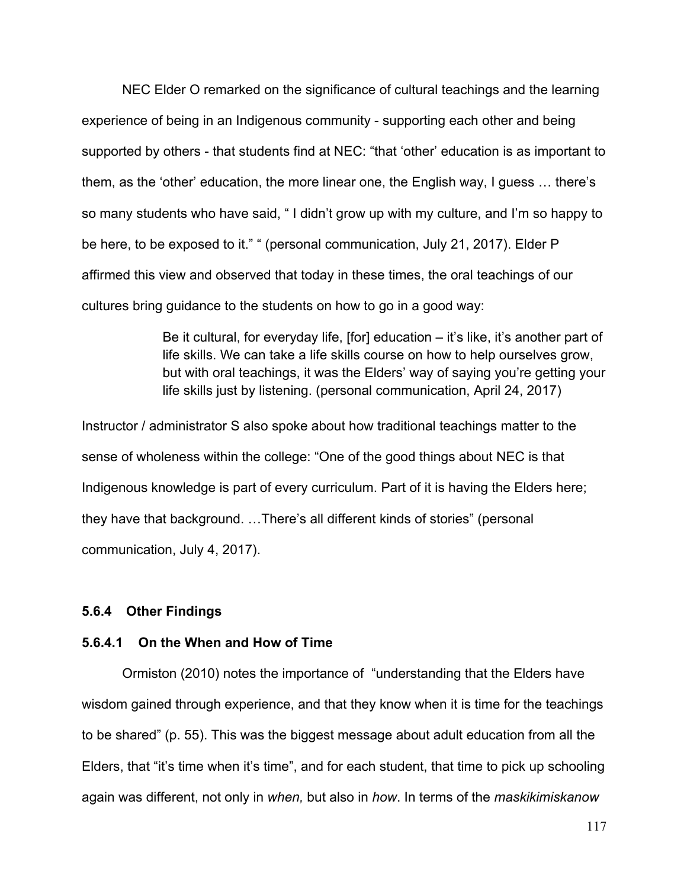NEC Elder O remarked on the significance of cultural teachings and the learning experience of being in an Indigenous community - supporting each other and being supported by others - that students find at NEC: “that ‘other’ education is as important to them, as the ‘other’ education, the more linear one, the English way, I guess … there’s so many students who have said, “ I didn’t grow up with my culture, and I’m so happy to be here, to be exposed to it.” “ (personal communication, July 21, 2017). Elder P affirmed this view and observed that today in these times, the oral teachings of our cultures bring guidance to the students on how to go in a good way:

> Be it cultural, for everyday life, [for] education – it’s like, it’s another part of life skills. We can take a life skills course on how to help ourselves grow, but with oral teachings, it was the Elders’ way of saying you’re getting your life skills just by listening. (personal communication, April 24, 2017)

Instructor / administrator S also spoke about how traditional teachings matter to the sense of wholeness within the college: “One of the good things about NEC is that Indigenous knowledge is part of every curriculum. Part of it is having the Elders here; they have that background. …There’s all different kinds of stories” (personal communication, July 4, 2017).

### 5.6.4 Other Findings

#### 5.6.4.1 On the When and How of Time

Ormiston (2010) notes the importance of “understanding that the Elders have wisdom gained through experience, and that they know when it is time for the teachings to be shared” (p. 55). This was the biggest message about adult education from all the Elders, that “it’s time when it’s time”, and for each student, that time to pick up schooling again was different, not only in *when,* but also in *how*. In terms of the *maskikimiskanow*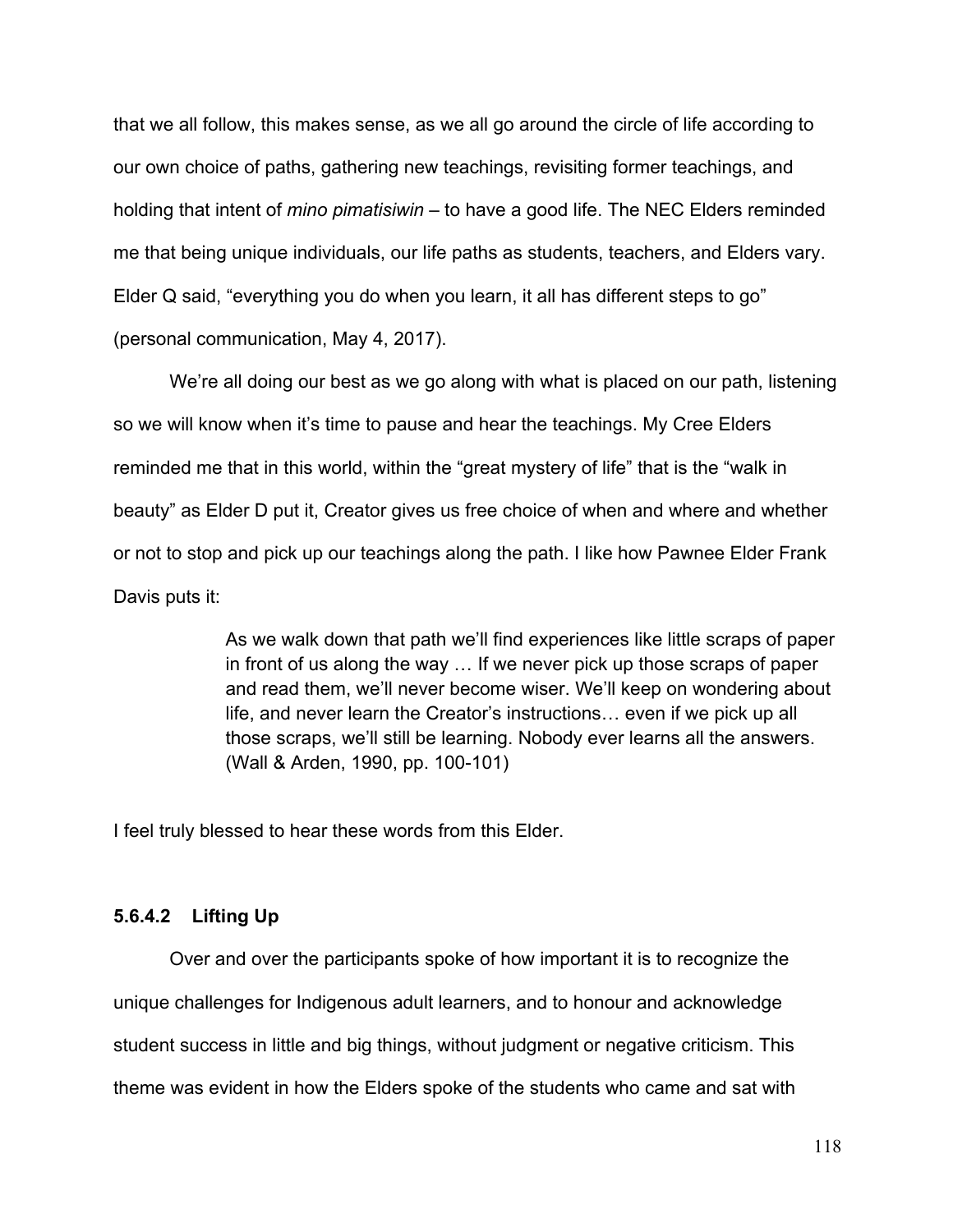that we all follow, this makes sense, as we all go around the circle of life according to our own choice of paths, gathering new teachings, revisiting former teachings, and holding that intent of *mino pimatisiwin* – to have a good life. The NEC Elders reminded me that being unique individuals, our life paths as students, teachers, and Elders vary. Elder Q said, “everything you do when you learn, it all has different steps to go” (personal communication, May 4, 2017).

We’re all doing our best as we go along with what is placed on our path, listening so we will know when it’s time to pause and hear the teachings. My Cree Elders reminded me that in this world, within the “great mystery of life” that is the “walk in beauty” as Elder D put it, Creator gives us free choice of when and where and whether or not to stop and pick up our teachings along the path. I like how Pawnee Elder Frank Davis puts it:

> As we walk down that path we’ll find experiences like little scraps of paper in front of us along the way … If we never pick up those scraps of paper and read them, we’ll never become wiser. We’ll keep on wondering about life, and never learn the Creator’s instructions… even if we pick up all those scraps, we’ll still be learning. Nobody ever learns all the answers. (Wall & Arden, 1990, pp. 100-101)

I feel truly blessed to hear these words from this Elder.

#### 5.6.4.2 Lifting Up

Over and over the participants spoke of how important it is to recognize the unique challenges for Indigenous adult learners, and to honour and acknowledge student success in little and big things, without judgment or negative criticism. This theme was evident in how the Elders spoke of the students who came and sat with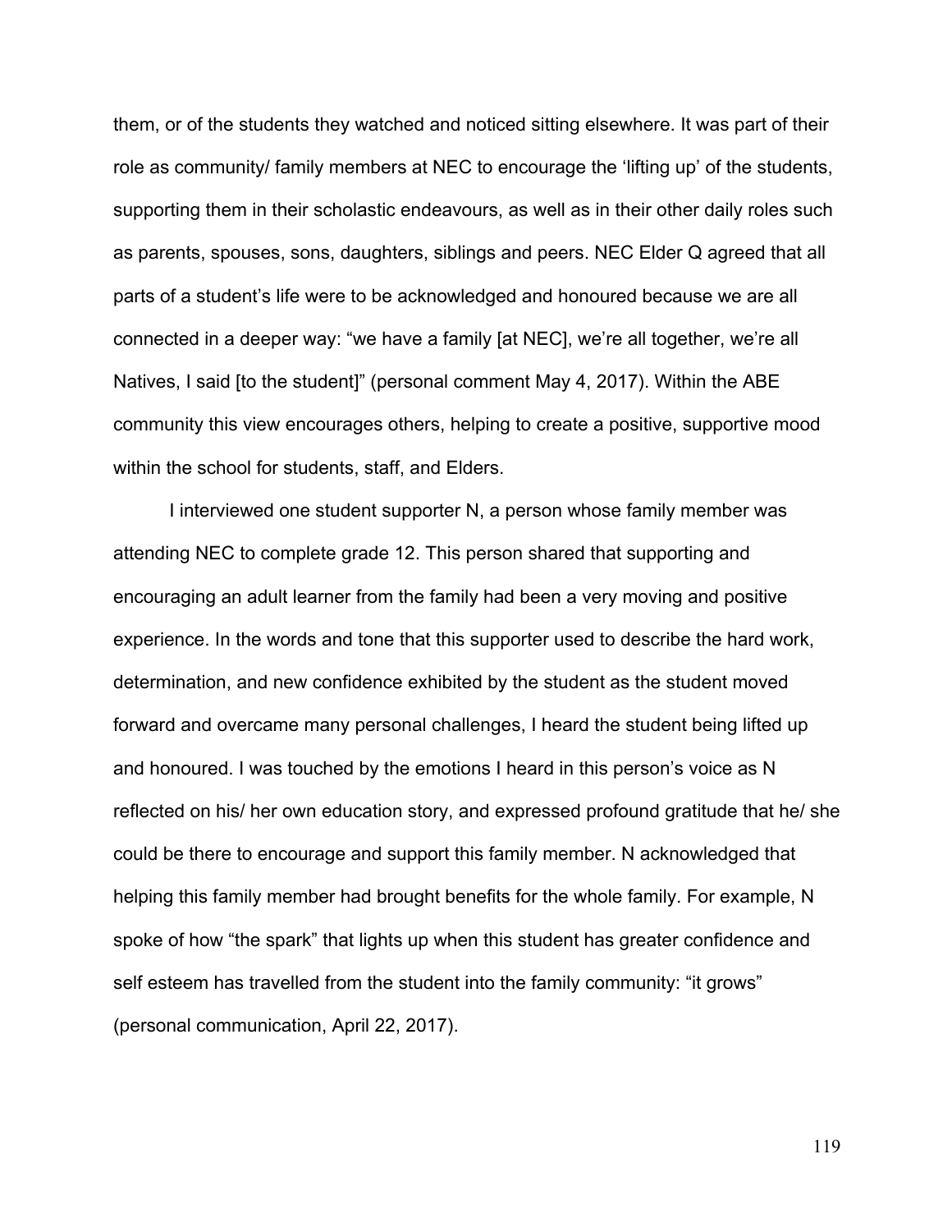them, or of the students they watched and noticed sitting elsewhere. It was part of their role as community/ family members at NEC to encourage the 'lifting up' of the students, supporting them in their scholastic endeavours, as well as in their other daily roles such as parents, spouses, sons, daughters, siblings and peers. NEC Elder Q agreed that all parts of a student's life were to be acknowledged and honoured because we are all connected in a deeper way: "we have a family [at NEC], we're all together, we're all Natives, I said [to the student]" (personal comment May 4, 2017). Within the ABE community this view encourages others, helping to create a positive, supportive mood within the school for students, staff, and Elders.

I interviewed one student supporter N, a person whose family member was attending NEC to complete grade 12. This person shared that supporting and encouraging an adult learner from the family had been a very moving and positive experience. In the words and tone that this supporter used to describe the hard work, determination, and new confidence exhibited by the student as the student moved forward and overcame many personal challenges, I heard the student being lifted up and honoured. I was touched by the emotions I heard in this person's voice as N reflected on his/ her own education story, and expressed profound gratitude that he/ she could be there to encourage and support this family member. N acknowledged that helping this family member had brought benefits for the whole family. For example, N spoke of how "the spark" that lights up when this student has greater confidence and self esteem has travelled from the student into the family community: "it grows" (personal communication, April 22, 2017).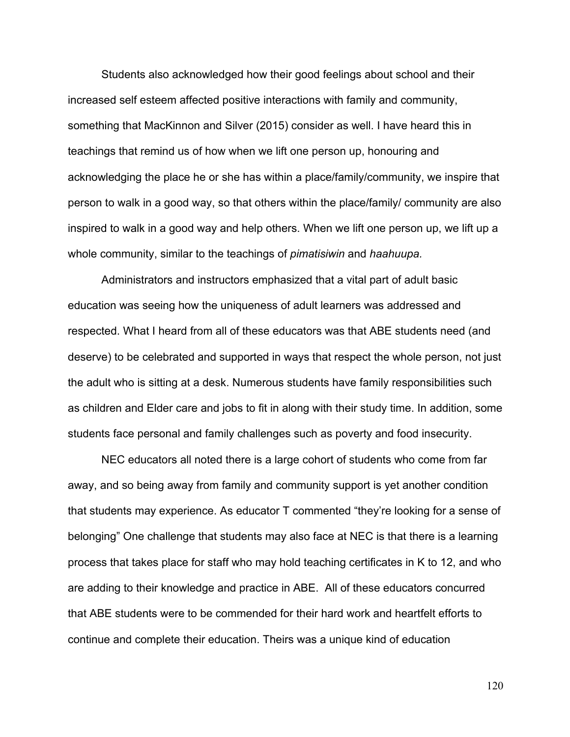Students also acknowledged how their good feelings about school and their increased self esteem affected positive interactions with family and community, something that MacKinnon and Silver (2015) consider as well. I have heard this in teachings that remind us of how when we lift one person up, honouring and acknowledging the place he or she has within a place/family/community, we inspire that person to walk in a good way, so that others within the place/family/ community are also inspired to walk in a good way and help others. When we lift one person up, we lift up a whole community, similar to the teachings of *pimatisiwin* and *haahuupa.*

Administrators and instructors emphasized that a vital part of adult basic education was seeing how the uniqueness of adult learners was addressed and respected. What I heard from all of these educators was that ABE students need (and deserve) to be celebrated and supported in ways that respect the whole person, not just the adult who is sitting at a desk. Numerous students have family responsibilities such as children and Elder care and jobs to fit in along with their study time. In addition, some students face personal and family challenges such as poverty and food insecurity.

NEC educators all noted there is a large cohort of students who come from far away, and so being away from family and community support is yet another condition that students may experience. As educator T commented "they're looking for a sense of belonging" One challenge that students may also face at NEC is that there is a learning process that takes place for staff who may hold teaching certificates in K to 12, and who are adding to their knowledge and practice in ABE. All of these educators concurred that ABE students were to be commended for their hard work and heartfelt efforts to continue and complete their education. Theirs was a unique kind of education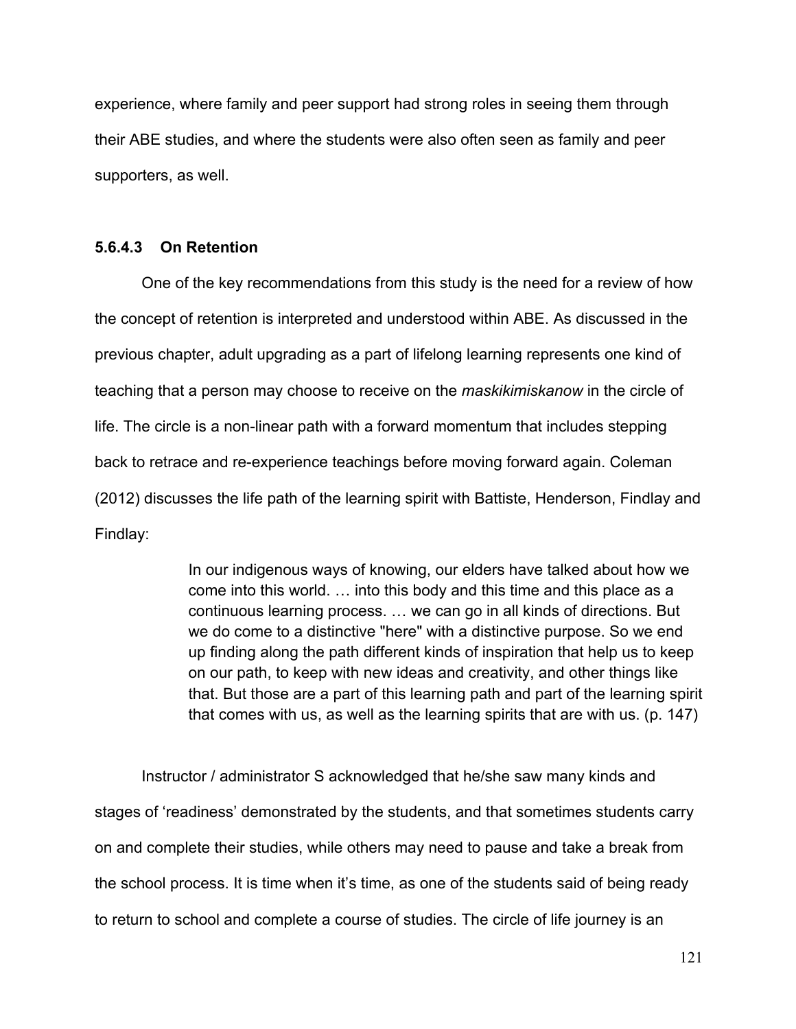experience, where family and peer support had strong roles in seeing them through their ABE studies, and where the students were also often seen as family and peer supporters, as well.

#### 5.6.4.3 On Retention

One of the key recommendations from this study is the need for a review of how the concept of retention is interpreted and understood within ABE. As discussed in the previous chapter, adult upgrading as a part of lifelong learning represents one kind of teaching that a person may choose to receive on the *maskikimiskanow* in the circle of life. The circle is a non-linear path with a forward momentum that includes stepping back to retrace and re-experience teachings before moving forward again. Coleman (2012) discusses the life path of the learning spirit with Battiste, Henderson, Findlay and Findlay:

> In our indigenous ways of knowing, our elders have talked about how we come into this world. … into this body and this time and this place as a continuous learning process. … we can go in all kinds of directions. But we do come to a distinctive "here" with a distinctive purpose. So we end up finding along the path different kinds of inspiration that help us to keep on our path, to keep with new ideas and creativity, and other things like that. But those are a part of this learning path and part of the learning spirit that comes with us, as well as the learning spirits that are with us. (p. 147)

Instructor / administrator S acknowledged that he/she saw many kinds and stages of 'readiness' demonstrated by the students, and that sometimes students carry on and complete their studies, while others may need to pause and take a break from the school process. It is time when it's time, as one of the students said of being ready to return to school and complete a course of studies. The circle of life journey is an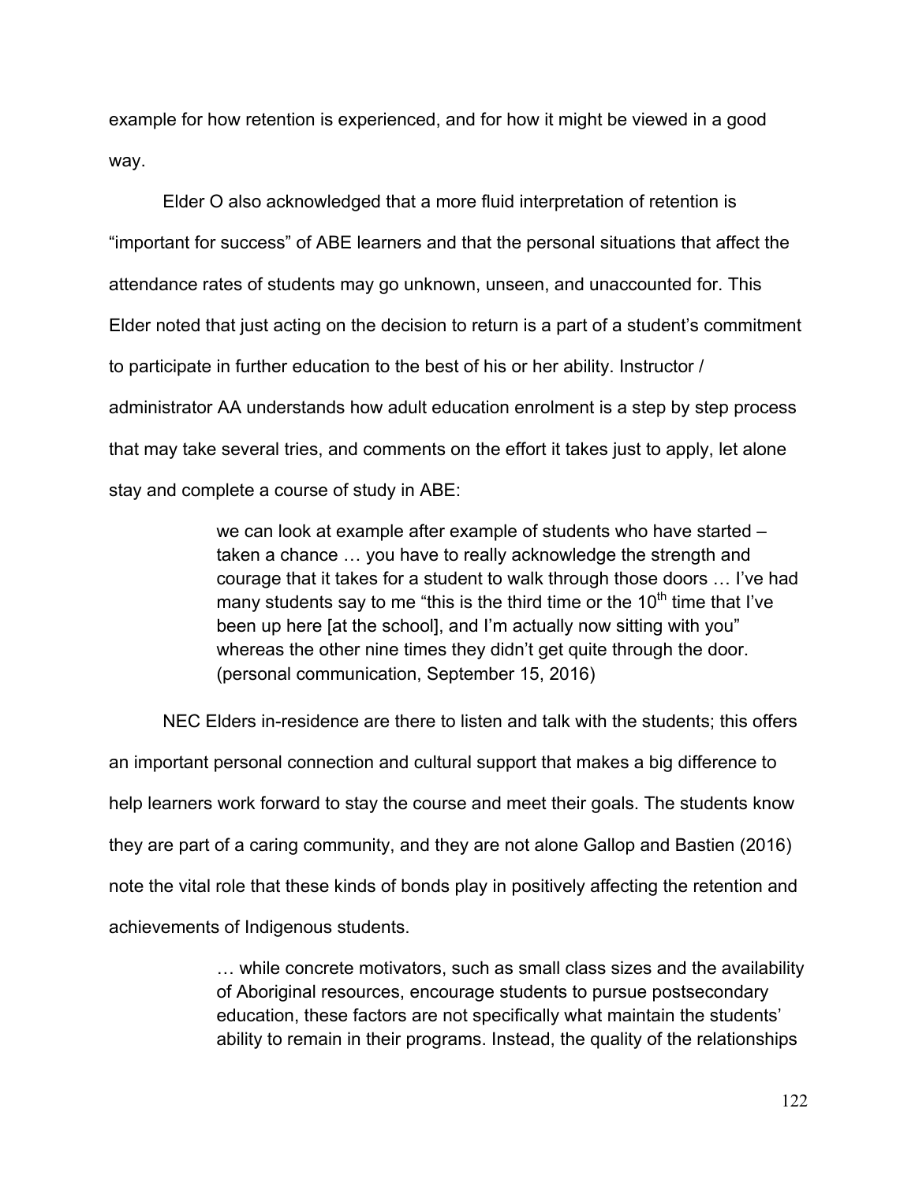example for how retention is experienced, and for how it might be viewed in a good way.

Elder O also acknowledged that a more fluid interpretation of retention is "important for success" of ABE learners and that the personal situations that affect the attendance rates of students may go unknown, unseen, and unaccounted for. This Elder noted that just acting on the decision to return is a part of a student's commitment to participate in further education to the best of his or her ability. Instructor / administrator AA understands how adult education enrolment is a step by step process that may take several tries, and comments on the effort it takes just to apply, let alone stay and complete a course of study in ABE:

> we can look at example after example of students who have started – taken a chance … you have to really acknowledge the strength and courage that it takes for a student to walk through those doors … I've had many students say to me "this is the third time or the 10th time that I've been up here [at the school], and I'm actually now sitting with you" whereas the other nine times they didn't get quite through the door. (personal communication, September 15, 2016)

NEC Elders in-residence are there to listen and talk with the students; this offers an important personal connection and cultural support that makes a big difference to help learners work forward to stay the course and meet their goals. The students know they are part of a caring community, and they are not alone Gallop and Bastien (2016) note the vital role that these kinds of bonds play in positively affecting the retention and achievements of Indigenous students.

> … while concrete motivators, such as small class sizes and the availability of Aboriginal resources, encourage students to pursue postsecondary education, these factors are not specifically what maintain the students' ability to remain in their programs. Instead, the quality of the relationships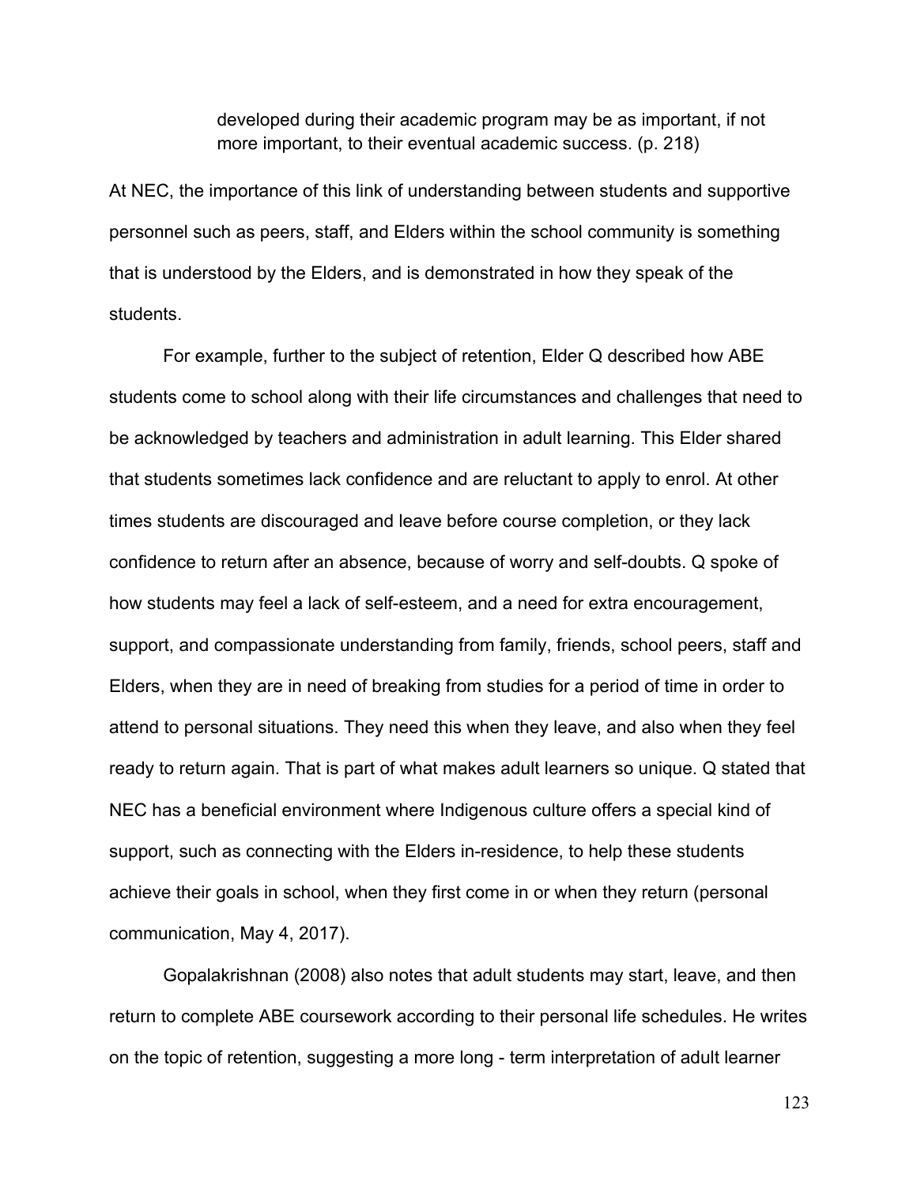> developed during their academic program may be as important, if not more important, to their eventual academic success. (p. 218)

At NEC, the importance of this link of understanding between students and supportive personnel such as peers, staff, and Elders within the school community is something that is understood by the Elders, and is demonstrated in how they speak of the students.

For example, further to the subject of retention, Elder Q described how ABE students come to school along with their life circumstances and challenges that need to be acknowledged by teachers and administration in adult learning. This Elder shared that students sometimes lack confidence and are reluctant to apply to enrol. At other times students are discouraged and leave before course completion, or they lack confidence to return after an absence, because of worry and self-doubts. Q spoke of how students may feel a lack of self-esteem, and a need for extra encouragement, support, and compassionate understanding from family, friends, school peers, staff and Elders, when they are in need of breaking from studies for a period of time in order to attend to personal situations. They need this when they leave, and also when they feel ready to return again. That is part of what makes adult learners so unique. Q stated that NEC has a beneficial environment where Indigenous culture offers a special kind of support, such as connecting with the Elders in-residence, to help these students achieve their goals in school, when they first come in or when they return (personal communication, May 4, 2017).

Gopalakrishnan (2008) also notes that adult students may start, leave, and then return to complete ABE coursework according to their personal life schedules. He writes on the topic of retention, suggesting a more long - term interpretation of adult learner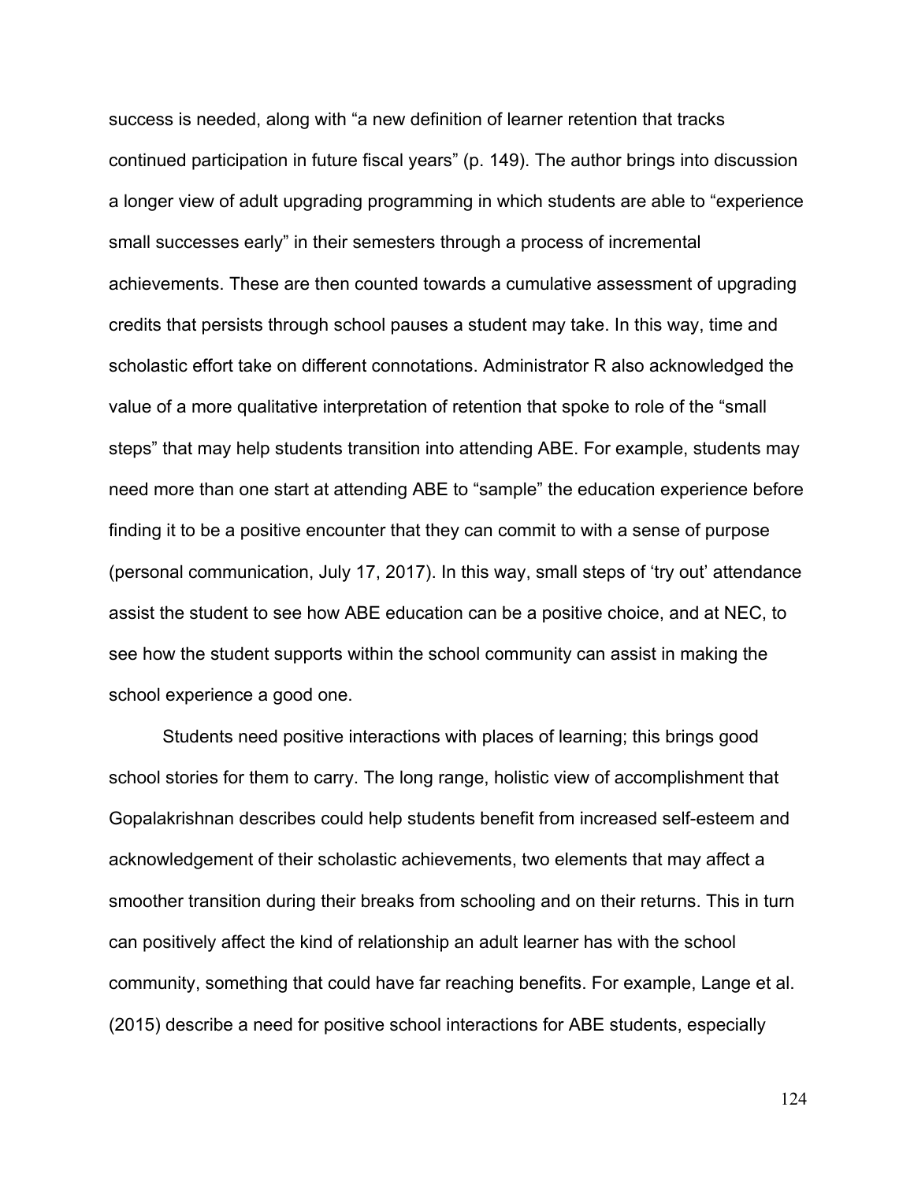success is needed, along with “a new definition of learner retention that tracks continued participation in future fiscal years” (p. 149). The author brings into discussion a longer view of adult upgrading programming in which students are able to “experience small successes early” in their semesters through a process of incremental achievements. These are then counted towards a cumulative assessment of upgrading credits that persists through school pauses a student may take. In this way, time and scholastic effort take on different connotations. Administrator R also acknowledged the value of a more qualitative interpretation of retention that spoke to role of the “small steps” that may help students transition into attending ABE. For example, students may need more than one start at attending ABE to “sample” the education experience before finding it to be a positive encounter that they can commit to with a sense of purpose (personal communication, July 17, 2017). In this way, small steps of ‘try out’ attendance assist the student to see how ABE education can be a positive choice, and at NEC, to see how the student supports within the school community can assist in making the school experience a good one.

Students need positive interactions with places of learning; this brings good school stories for them to carry. The long range, holistic view of accomplishment that Gopalakrishnan describes could help students benefit from increased self-esteem and acknowledgement of their scholastic achievements, two elements that may affect a smoother transition during their breaks from schooling and on their returns. This in turn can positively affect the kind of relationship an adult learner has with the school community, something that could have far reaching benefits. For example, Lange et al. (2015) describe a need for positive school interactions for ABE students, especially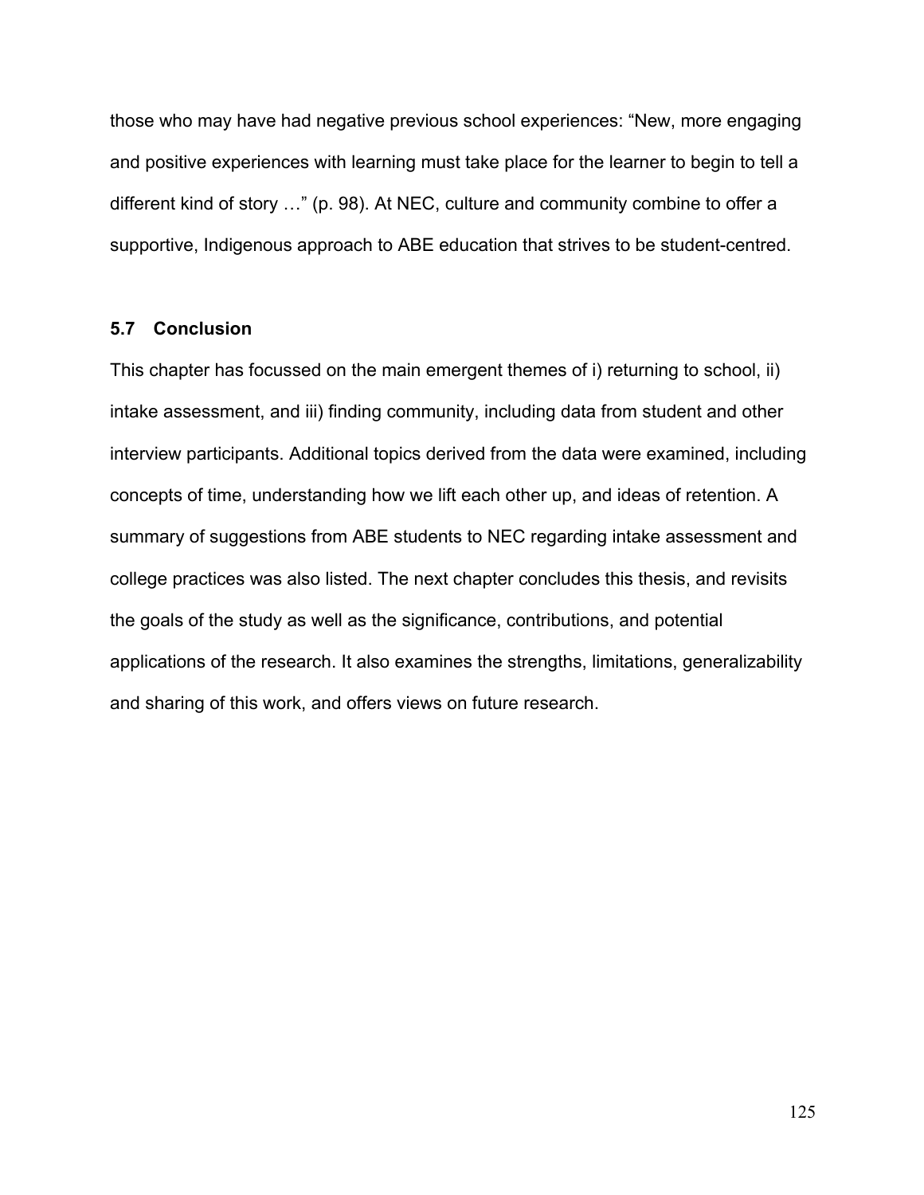those who may have had negative previous school experiences: “New, more engaging and positive experiences with learning must take place for the learner to begin to tell a different kind of story …” (p. 98). At NEC, culture and community combine to offer a supportive, Indigenous approach to ABE education that strives to be student-centred.

### 5.7 Conclusion

This chapter has focussed on the main emergent themes of i) returning to school, ii) intake assessment, and iii) finding community, including data from student and other interview participants. Additional topics derived from the data were examined, including concepts of time, understanding how we lift each other up, and ideas of retention. A summary of suggestions from ABE students to NEC regarding intake assessment and college practices was also listed. The next chapter concludes this thesis, and revisits the goals of the study as well as the significance, contributions, and potential applications of the research. It also examines the strengths, limitations, generalizability and sharing of this work, and offers views on future research.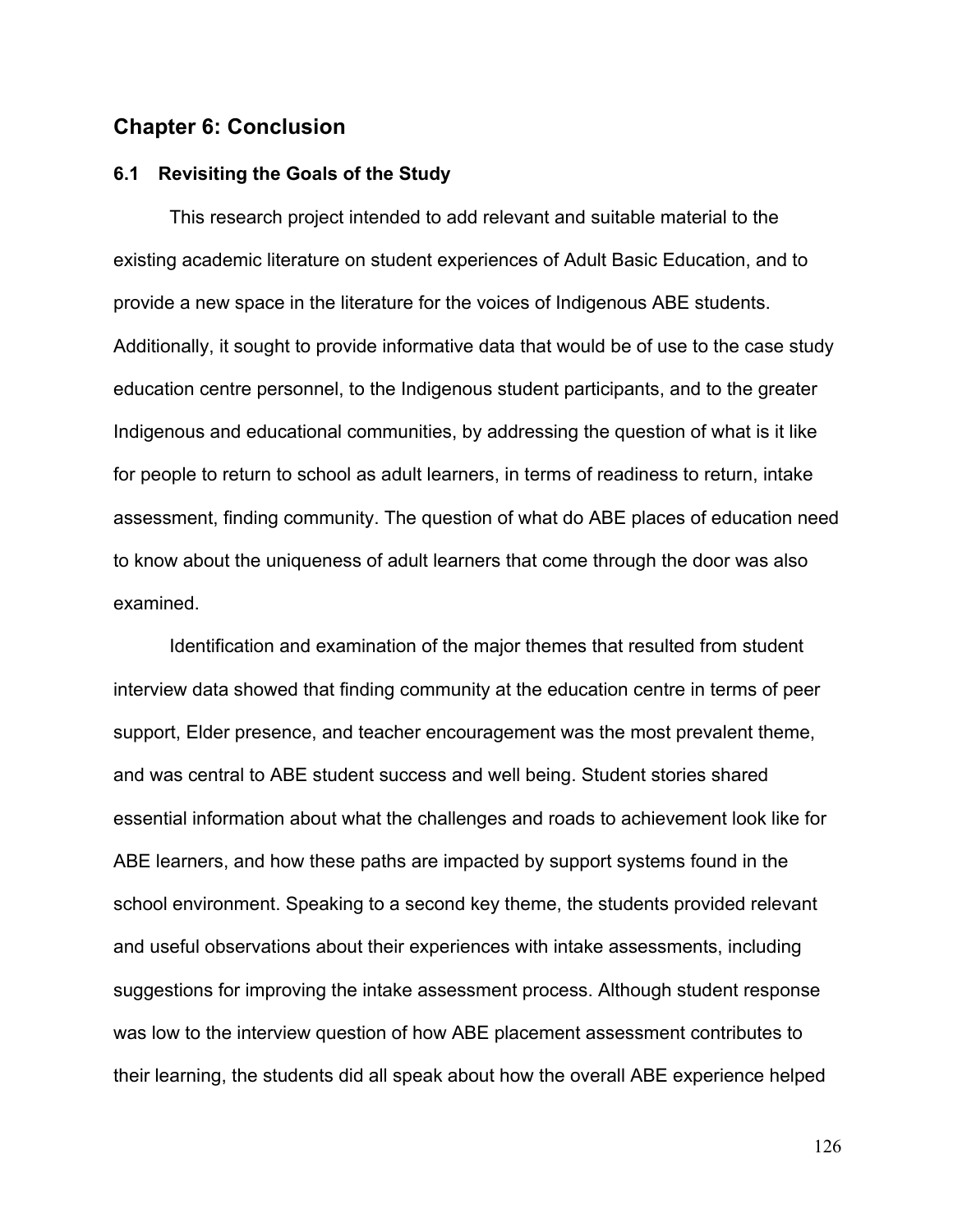## Chapter 6: Conclusion

### 6.1 Revisiting the Goals of the Study

This research project intended to add relevant and suitable material to the existing academic literature on student experiences of Adult Basic Education, and to provide a new space in the literature for the voices of Indigenous ABE students. Additionally, it sought to provide informative data that would be of use to the case study education centre personnel, to the Indigenous student participants, and to the greater Indigenous and educational communities, by addressing the question of what is it like for people to return to school as adult learners, in terms of readiness to return, intake assessment, finding community. The question of what do ABE places of education need to know about the uniqueness of adult learners that come through the door was also examined.

Identification and examination of the major themes that resulted from student interview data showed that finding community at the education centre in terms of peer support, Elder presence, and teacher encouragement was the most prevalent theme, and was central to ABE student success and well being. Student stories shared essential information about what the challenges and roads to achievement look like for ABE learners, and how these paths are impacted by support systems found in the school environment. Speaking to a second key theme, the students provided relevant and useful observations about their experiences with intake assessments, including suggestions for improving the intake assessment process. Although student response was low to the interview question of how ABE placement assessment contributes to their learning, the students did all speak about how the overall ABE experience helped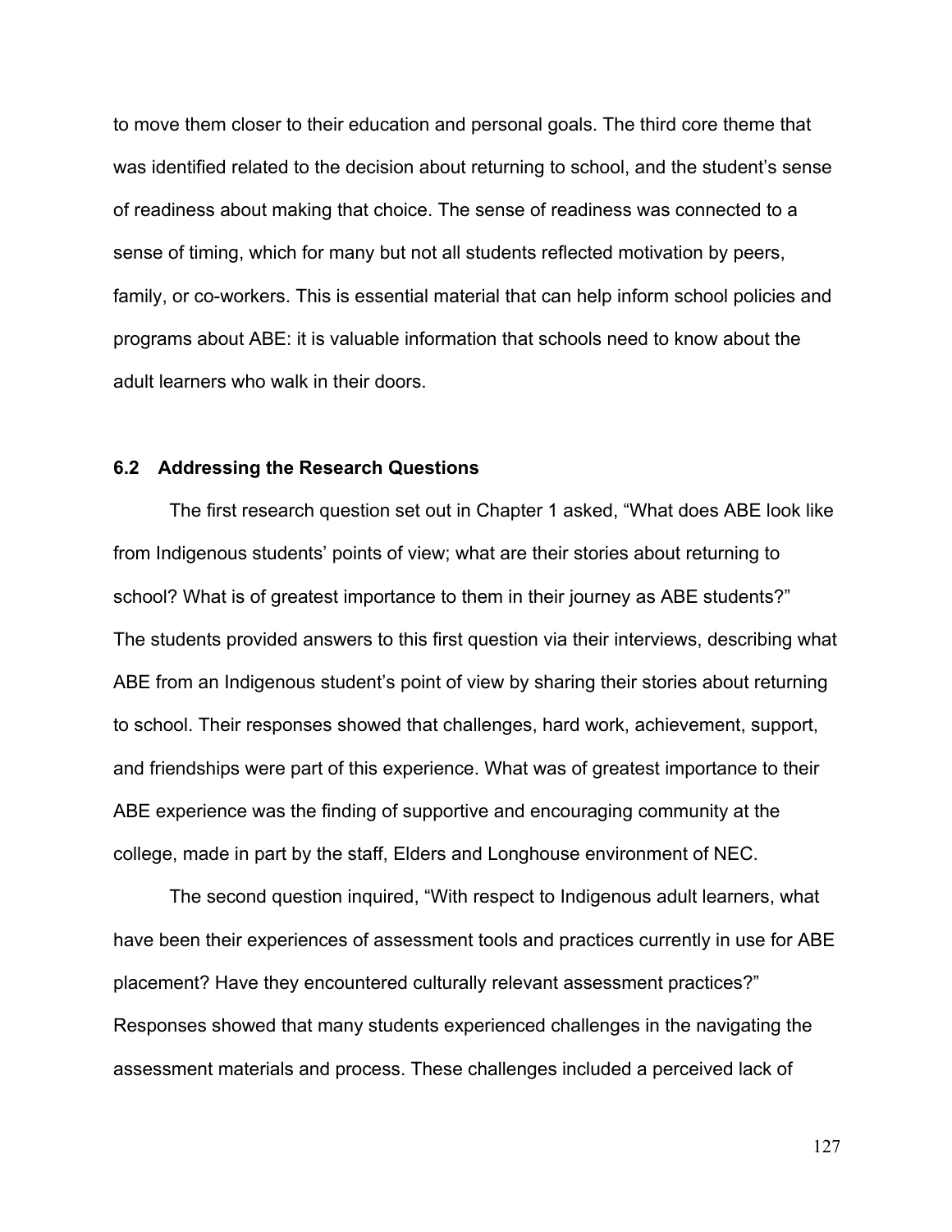to move them closer to their education and personal goals. The third core theme that was identified related to the decision about returning to school, and the student's sense of readiness about making that choice. The sense of readiness was connected to a sense of timing, which for many but not all students reflected motivation by peers, family, or co-workers. This is essential material that can help inform school policies and programs about ABE: it is valuable information that schools need to know about the adult learners who walk in their doors.

### 6.2 Addressing the Research Questions

The first research question set out in Chapter 1 asked, "What does ABE look like from Indigenous students' points of view; what are their stories about returning to school? What is of greatest importance to them in their journey as ABE students?" The students provided answers to this first question via their interviews, describing what ABE from an Indigenous student's point of view by sharing their stories about returning to school. Their responses showed that challenges, hard work, achievement, support, and friendships were part of this experience. What was of greatest importance to their ABE experience was the finding of supportive and encouraging community at the college, made in part by the staff, Elders and Longhouse environment of NEC.

The second question inquired, "With respect to Indigenous adult learners, what have been their experiences of assessment tools and practices currently in use for ABE placement? Have they encountered culturally relevant assessment practices?" Responses showed that many students experienced challenges in the navigating the assessment materials and process. These challenges included a perceived lack of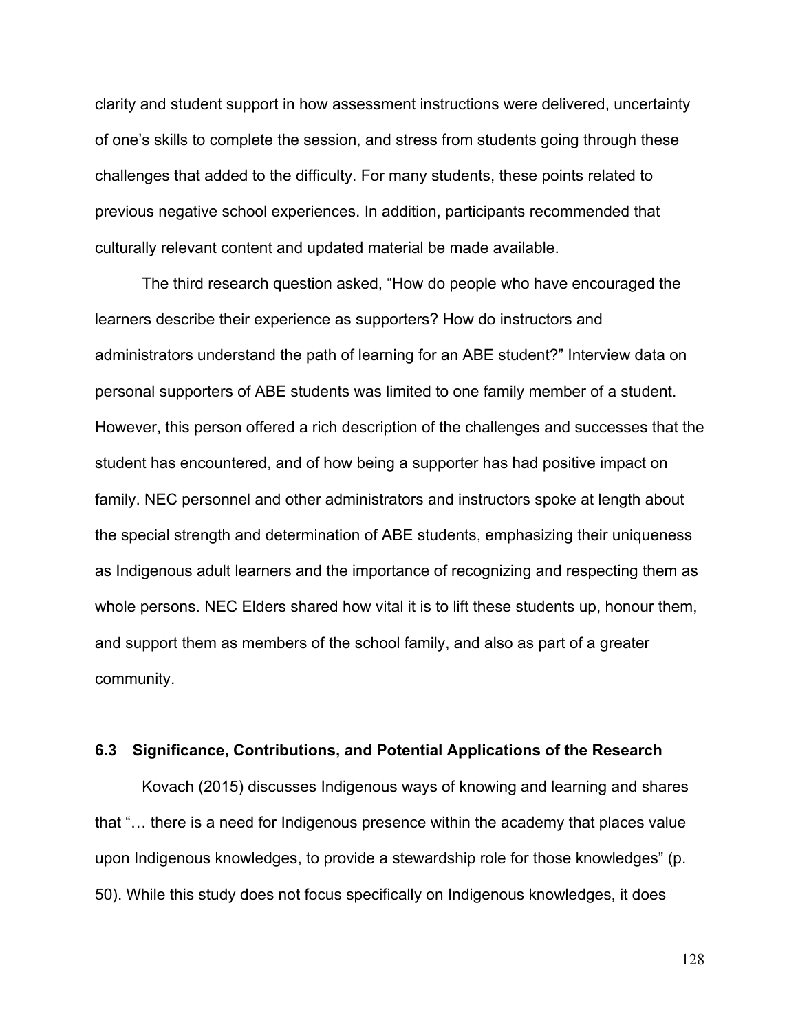clarity and student support in how assessment instructions were delivered, uncertainty of one's skills to complete the session, and stress from students going through these challenges that added to the difficulty. For many students, these points related to previous negative school experiences. In addition, participants recommended that culturally relevant content and updated material be made available.

The third research question asked, "How do people who have encouraged the learners describe their experience as supporters? How do instructors and administrators understand the path of learning for an ABE student?" Interview data on personal supporters of ABE students was limited to one family member of a student. However, this person offered a rich description of the challenges and successes that the student has encountered, and of how being a supporter has had positive impact on family. NEC personnel and other administrators and instructors spoke at length about the special strength and determination of ABE students, emphasizing their uniqueness as Indigenous adult learners and the importance of recognizing and respecting them as whole persons. NEC Elders shared how vital it is to lift these students up, honour them, and support them as members of the school family, and also as part of a greater community.

### 6.3 Significance, Contributions, and Potential Applications of the Research

Kovach (2015) discusses Indigenous ways of knowing and learning and shares that "… there is a need for Indigenous presence within the academy that places value upon Indigenous knowledges, to provide a stewardship role for those knowledges" (p. 50). While this study does not focus specifically on Indigenous knowledges, it does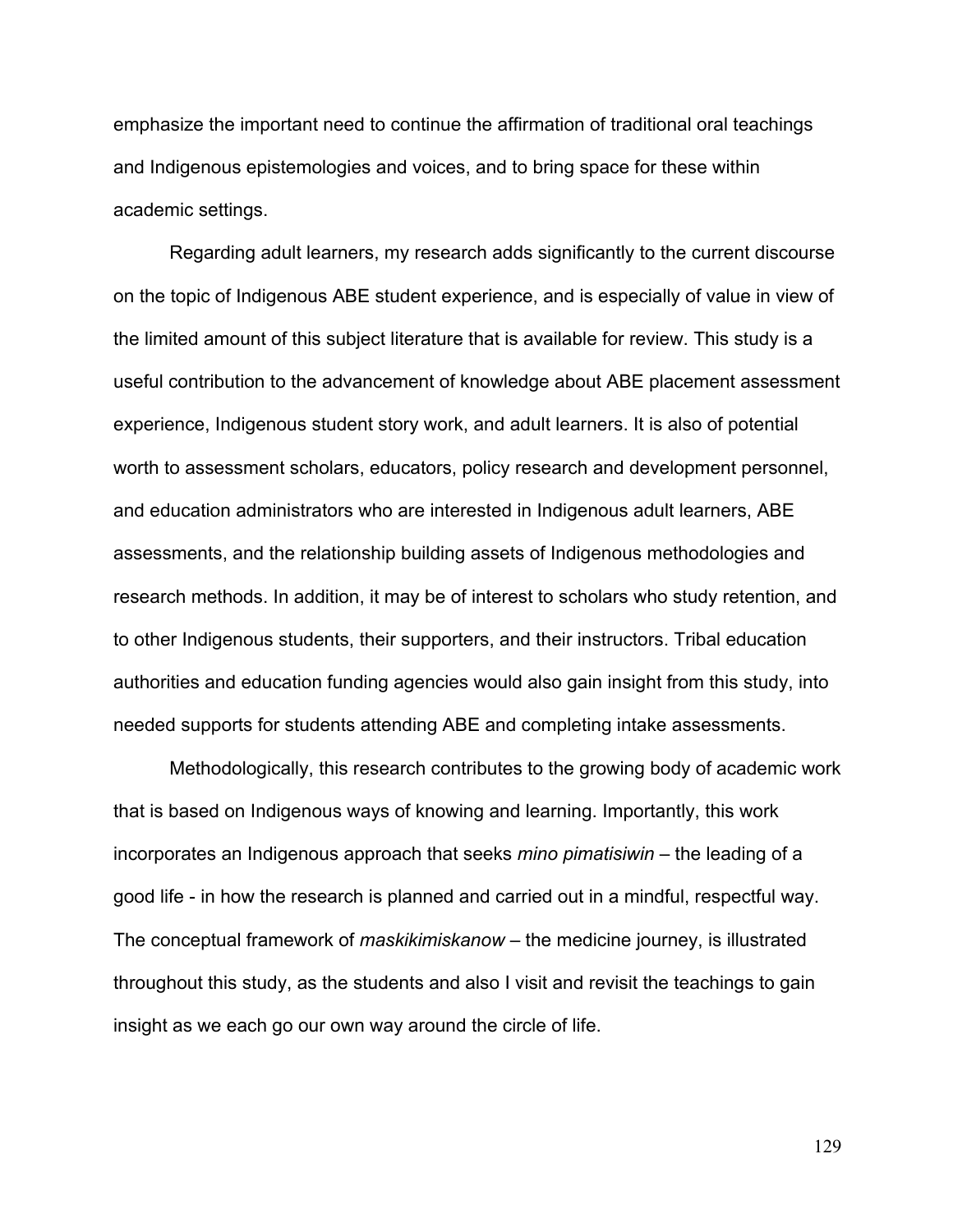emphasize the important need to continue the affirmation of traditional oral teachings and Indigenous epistemologies and voices, and to bring space for these within academic settings.

Regarding adult learners, my research adds significantly to the current discourse on the topic of Indigenous ABE student experience, and is especially of value in view of the limited amount of this subject literature that is available for review. This study is a useful contribution to the advancement of knowledge about ABE placement assessment experience, Indigenous student story work, and adult learners. It is also of potential worth to assessment scholars, educators, policy research and development personnel, and education administrators who are interested in Indigenous adult learners, ABE assessments, and the relationship building assets of Indigenous methodologies and research methods. In addition, it may be of interest to scholars who study retention, and to other Indigenous students, their supporters, and their instructors. Tribal education authorities and education funding agencies would also gain insight from this study, into needed supports for students attending ABE and completing intake assessments.

Methodologically, this research contributes to the growing body of academic work that is based on Indigenous ways of knowing and learning. Importantly, this work incorporates an Indigenous approach that seeks *mino pimatisiwin* – the leading of a good life - in how the research is planned and carried out in a mindful, respectful way. The conceptual framework of *maskikimiskanow* – the medicine journey, is illustrated throughout this study, as the students and also I visit and revisit the teachings to gain insight as we each go our own way around the circle of life.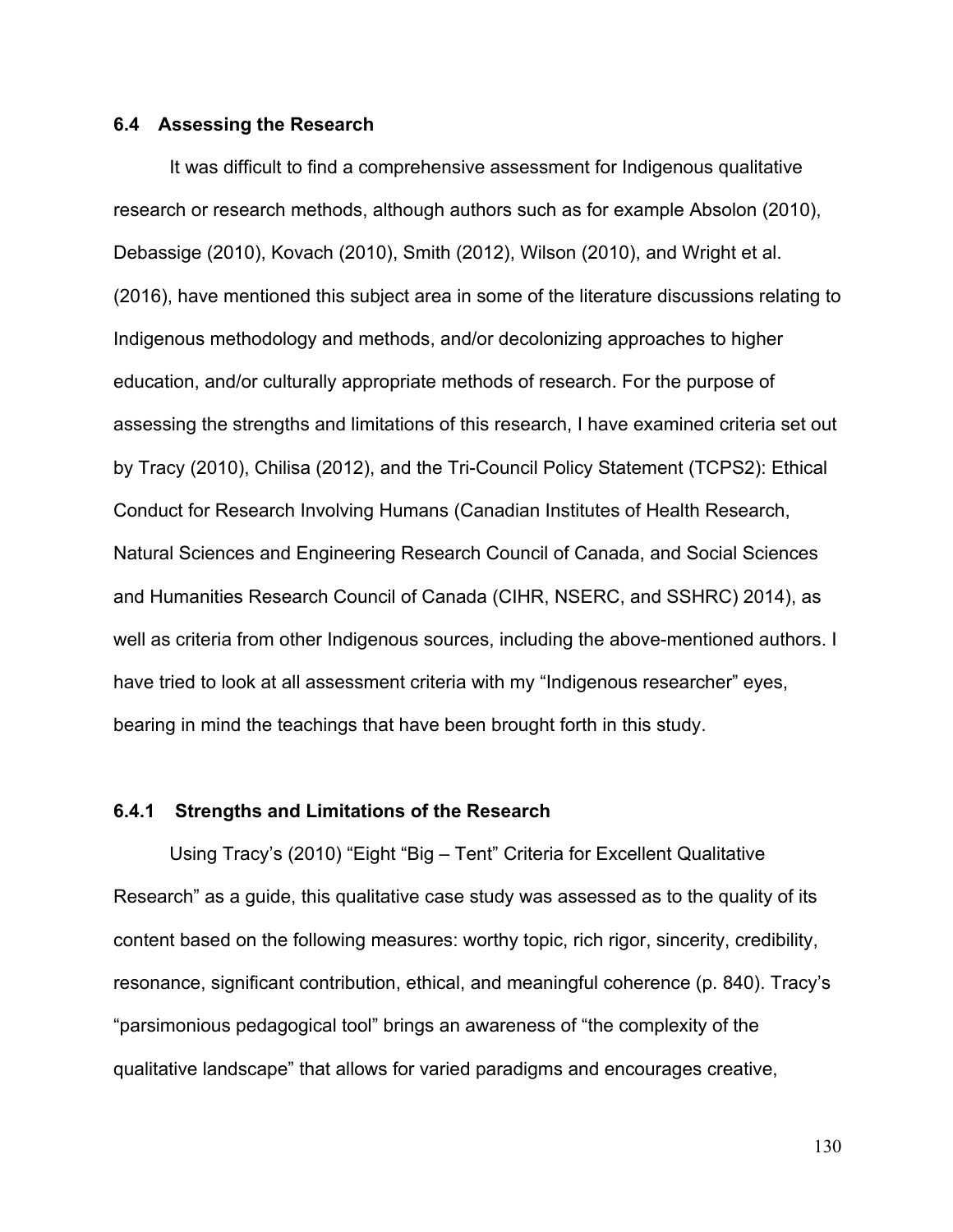## 6.4 Assessing the Research

It was difficult to find a comprehensive assessment for Indigenous qualitative research or research methods, although authors such as for example Absolon (2010), Debassige (2010), Kovach (2010), Smith (2012), Wilson (2010), and Wright et al. (2016), have mentioned this subject area in some of the literature discussions relating to Indigenous methodology and methods, and/or decolonizing approaches to higher education, and/or culturally appropriate methods of research. For the purpose of assessing the strengths and limitations of this research, I have examined criteria set out by Tracy (2010), Chilisa (2012), and the Tri-Council Policy Statement (TCPS2): Ethical Conduct for Research Involving Humans (Canadian Institutes of Health Research, Natural Sciences and Engineering Research Council of Canada, and Social Sciences and Humanities Research Council of Canada (CIHR, NSERC, and SSHRC) 2014), as well as criteria from other Indigenous sources, including the above-mentioned authors. I have tried to look at all assessment criteria with my "Indigenous researcher" eyes, bearing in mind the teachings that have been brought forth in this study.

### 6.4.1 Strengths and Limitations of the Research

Using Tracy's (2010) "Eight "Big – Tent" Criteria for Excellent Qualitative Research" as a guide, this qualitative case study was assessed as to the quality of its content based on the following measures: worthy topic, rich rigor, sincerity, credibility, resonance, significant contribution, ethical, and meaningful coherence (p. 840). Tracy's "parsimonious pedagogical tool" brings an awareness of "the complexity of the qualitative landscape" that allows for varied paradigms and encourages creative,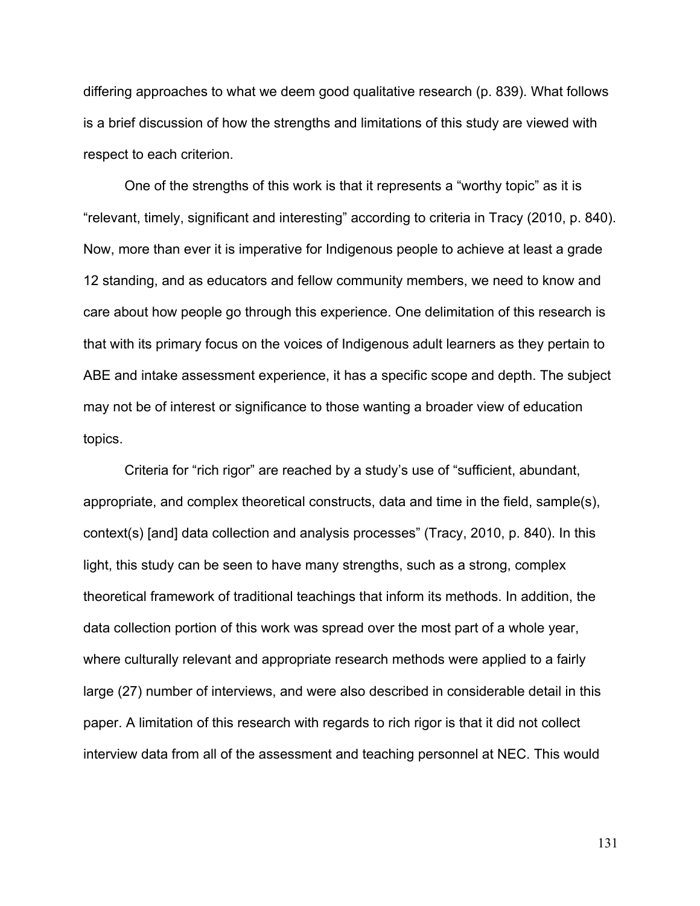differing approaches to what we deem good qualitative research (p. 839). What follows is a brief discussion of how the strengths and limitations of this study are viewed with respect to each criterion.

One of the strengths of this work is that it represents a "worthy topic" as it is "relevant, timely, significant and interesting" according to criteria in Tracy (2010, p. 840). Now, more than ever it is imperative for Indigenous people to achieve at least a grade 12 standing, and as educators and fellow community members, we need to know and care about how people go through this experience. One delimitation of this research is that with its primary focus on the voices of Indigenous adult learners as they pertain to ABE and intake assessment experience, it has a specific scope and depth. The subject may not be of interest or significance to those wanting a broader view of education topics.

Criteria for "rich rigor" are reached by a study's use of "sufficient, abundant, appropriate, and complex theoretical constructs, data and time in the field, sample(s), context(s) [and] data collection and analysis processes" (Tracy, 2010, p. 840). In this light, this study can be seen to have many strengths, such as a strong, complex theoretical framework of traditional teachings that inform its methods. In addition, the data collection portion of this work was spread over the most part of a whole year, where culturally relevant and appropriate research methods were applied to a fairly large (27) number of interviews, and were also described in considerable detail in this paper. A limitation of this research with regards to rich rigor is that it did not collect interview data from all of the assessment and teaching personnel at NEC. This would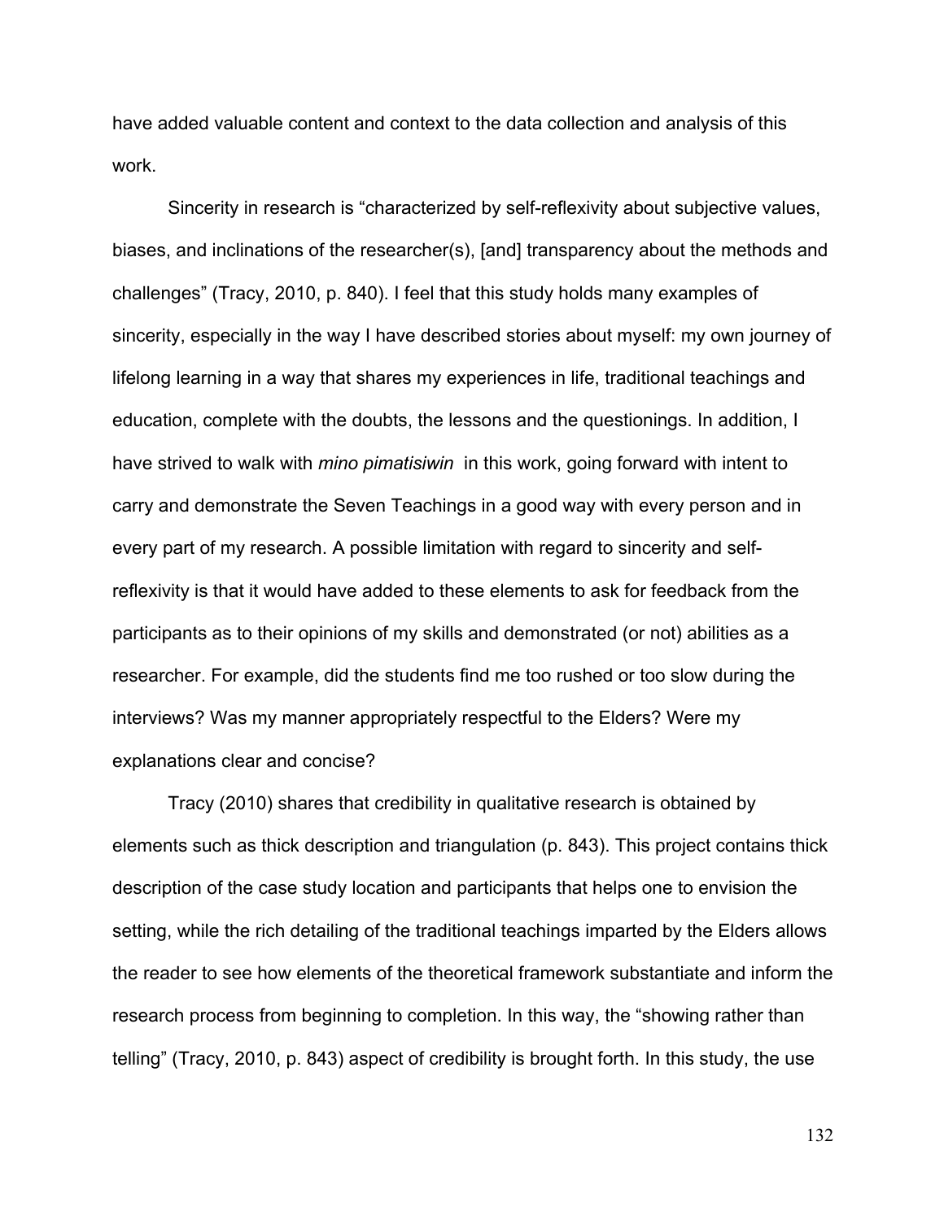have added valuable content and context to the data collection and analysis of this work.

Sincerity in research is "characterized by self-reflexivity about subjective values, biases, and inclinations of the researcher(s), [and] transparency about the methods and challenges" (Tracy, 2010, p. 840). I feel that this study holds many examples of sincerity, especially in the way I have described stories about myself: my own journey of lifelong learning in a way that shares my experiences in life, traditional teachings and education, complete with the doubts, the lessons and the questionings. In addition, I have strived to walk with *mino pimatisiwin* in this work, going forward with intent to carry and demonstrate the Seven Teachings in a good way with every person and in every part of my research. A possible limitation with regard to sincerity and self-reflexivity is that it would have added to these elements to ask for feedback from the participants as to their opinions of my skills and demonstrated (or not) abilities as a researcher. For example, did the students find me too rushed or too slow during the interviews? Was my manner appropriately respectful to the Elders? Were my explanations clear and concise?

Tracy (2010) shares that credibility in qualitative research is obtained by elements such as thick description and triangulation (p. 843). This project contains thick description of the case study location and participants that helps one to envision the setting, while the rich detailing of the traditional teachings imparted by the Elders allows the reader to see how elements of the theoretical framework substantiate and inform the research process from beginning to completion. In this way, the "showing rather than telling" (Tracy, 2010, p. 843) aspect of credibility is brought forth. In this study, the use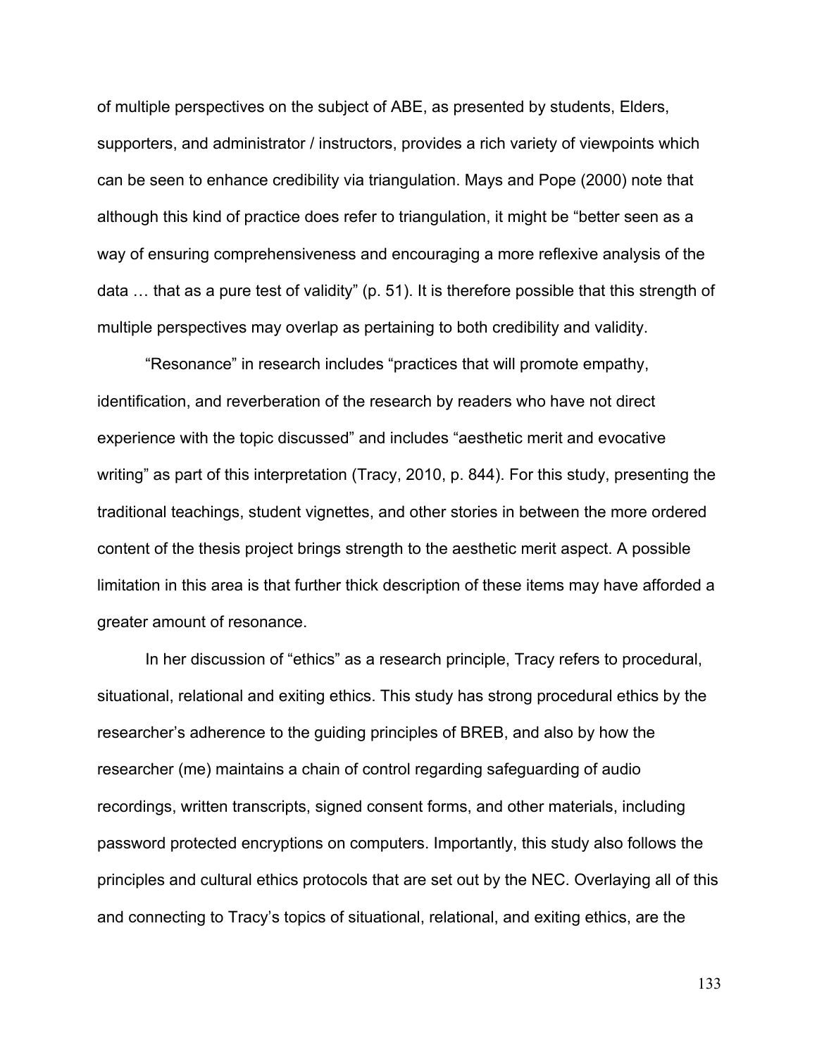of multiple perspectives on the subject of ABE, as presented by students, Elders, supporters, and administrator / instructors, provides a rich variety of viewpoints which can be seen to enhance credibility via triangulation. Mays and Pope (2000) note that although this kind of practice does refer to triangulation, it might be "better seen as a way of ensuring comprehensiveness and encouraging a more reflexive analysis of the data … that as a pure test of validity" (p. 51). It is therefore possible that this strength of multiple perspectives may overlap as pertaining to both credibility and validity.

"Resonance" in research includes "practices that will promote empathy, identification, and reverberation of the research by readers who have not direct experience with the topic discussed" and includes "aesthetic merit and evocative writing" as part of this interpretation (Tracy, 2010, p. 844). For this study, presenting the traditional teachings, student vignettes, and other stories in between the more ordered content of the thesis project brings strength to the aesthetic merit aspect. A possible limitation in this area is that further thick description of these items may have afforded a greater amount of resonance.

In her discussion of "ethics" as a research principle, Tracy refers to procedural, situational, relational and exiting ethics. This study has strong procedural ethics by the researcher's adherence to the guiding principles of BREB, and also by how the researcher (me) maintains a chain of control regarding safeguarding of audio recordings, written transcripts, signed consent forms, and other materials, including password protected encryptions on computers. Importantly, this study also follows the principles and cultural ethics protocols that are set out by the NEC. Overlaying all of this and connecting to Tracy's topics of situational, relational, and exiting ethics, are the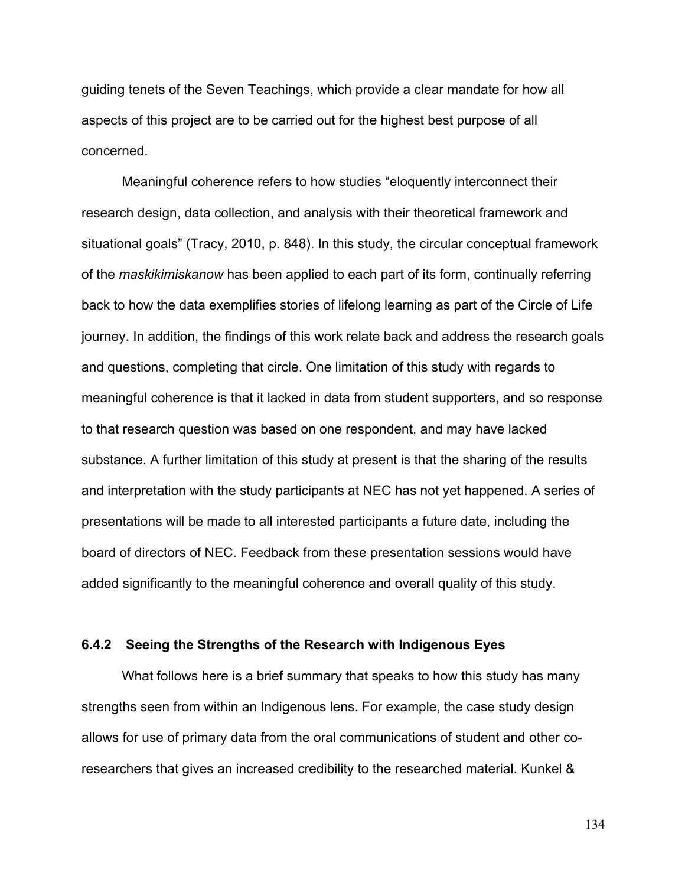guiding tenets of the Seven Teachings, which provide a clear mandate for how all aspects of this project are to be carried out for the highest best purpose of all concerned.

Meaningful coherence refers to how studies "eloquently interconnect their research design, data collection, and analysis with their theoretical framework and situational goals" (Tracy, 2010, p. 848). In this study, the circular conceptual framework of the *maskikimiskanow* has been applied to each part of its form, continually referring back to how the data exemplifies stories of lifelong learning as part of the Circle of Life journey. In addition, the findings of this work relate back and address the research goals and questions, completing that circle. One limitation of this study with regards to meaningful coherence is that it lacked in data from student supporters, and so response to that research question was based on one respondent, and may have lacked substance. A further limitation of this study at present is that the sharing of the results and interpretation with the study participants at NEC has not yet happened. A series of presentations will be made to all interested participants a future date, including the board of directors of NEC. Feedback from these presentation sessions would have added significantly to the meaningful coherence and overall quality of this study.

### 6.4.2 Seeing the Strengths of the Research with Indigenous Eyes

What follows here is a brief summary that speaks to how this study has many strengths seen from within an Indigenous lens. For example, the case study design allows for use of primary data from the oral communications of student and other co-researchers that gives an increased credibility to the researched material. Kunkel &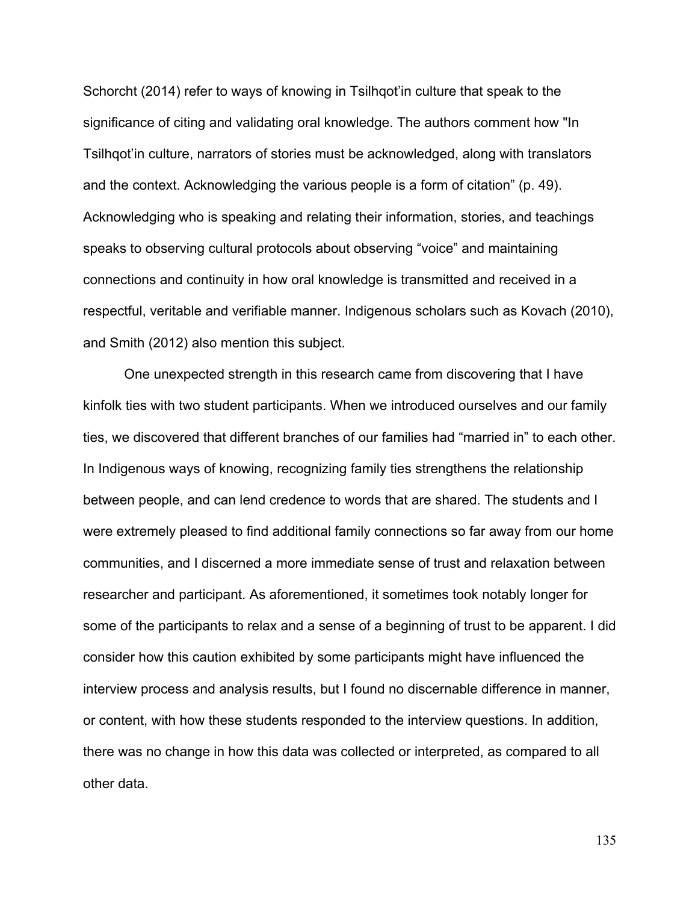Schorcht (2014) refer to ways of knowing in Tsilhqot'in culture that speak to the significance of citing and validating oral knowledge. The authors comment how "In Tsilhqot'in culture, narrators of stories must be acknowledged, along with translators and the context. Acknowledging the various people is a form of citation" (p. 49). Acknowledging who is speaking and relating their information, stories, and teachings speaks to observing cultural protocols about observing "voice" and maintaining connections and continuity in how oral knowledge is transmitted and received in a respectful, veritable and verifiable manner. Indigenous scholars such as Kovach (2010), and Smith (2012) also mention this subject.

One unexpected strength in this research came from discovering that I have kinfolk ties with two student participants. When we introduced ourselves and our family ties, we discovered that different branches of our families had "married in" to each other. In Indigenous ways of knowing, recognizing family ties strengthens the relationship between people, and can lend credence to words that are shared. The students and I were extremely pleased to find additional family connections so far away from our home communities, and I discerned a more immediate sense of trust and relaxation between researcher and participant. As aforementioned, it sometimes took notably longer for some of the participants to relax and a sense of a beginning of trust to be apparent. I did consider how this caution exhibited by some participants might have influenced the interview process and analysis results, but I found no discernable difference in manner, or content, with how these students responded to the interview questions. In addition, there was no change in how this data was collected or interpreted, as compared to all other data.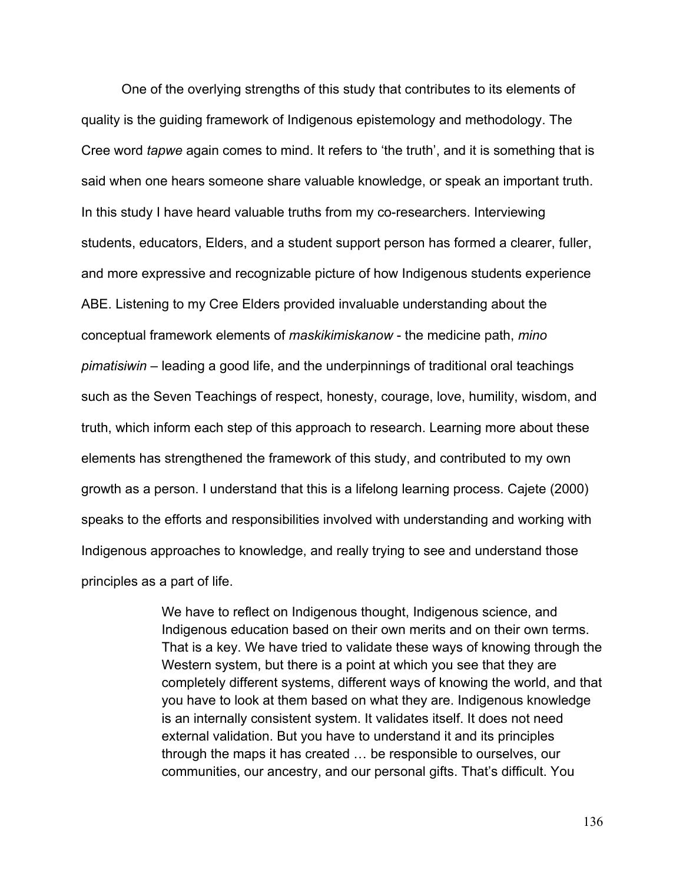One of the overlying strengths of this study that contributes to its elements of quality is the guiding framework of Indigenous epistemology and methodology. The Cree word *tapwe* again comes to mind. It refers to 'the truth', and it is something that is said when one hears someone share valuable knowledge, or speak an important truth. In this study I have heard valuable truths from my co-researchers. Interviewing students, educators, Elders, and a student support person has formed a clearer, fuller, and more expressive and recognizable picture of how Indigenous students experience ABE. Listening to my Cree Elders provided invaluable understanding about the conceptual framework elements of *maskikimiskanow* - the medicine path, *mino pimatisiwin* – leading a good life, and the underpinnings of traditional oral teachings such as the Seven Teachings of respect, honesty, courage, love, humility, wisdom, and truth, which inform each step of this approach to research. Learning more about these elements has strengthened the framework of this study, and contributed to my own growth as a person. I understand that this is a lifelong learning process. Cajete (2000) speaks to the efforts and responsibilities involved with understanding and working with Indigenous approaches to knowledge, and really trying to see and understand those principles as a part of life.

> We have to reflect on Indigenous thought, Indigenous science, and Indigenous education based on their own merits and on their own terms. That is a key. We have tried to validate these ways of knowing through the Western system, but there is a point at which you see that they are completely different systems, different ways of knowing the world, and that you have to look at them based on what they are. Indigenous knowledge is an internally consistent system. It validates itself. It does not need external validation. But you have to understand it and its principles through the maps it has created … be responsible to ourselves, our communities, our ancestry, and our personal gifts. That's difficult. You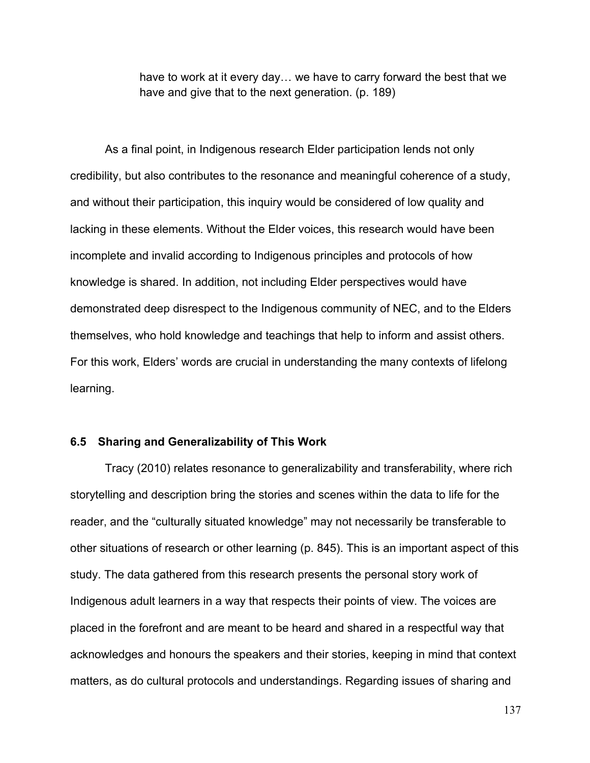> have to work at it every day… we have to carry forward the best that we have and give that to the next generation. (p. 189)

As a final point, in Indigenous research Elder participation lends not only credibility, but also contributes to the resonance and meaningful coherence of a study, and without their participation, this inquiry would be considered of low quality and lacking in these elements. Without the Elder voices, this research would have been incomplete and invalid according to Indigenous principles and protocols of how knowledge is shared. In addition, not including Elder perspectives would have demonstrated deep disrespect to the Indigenous community of NEC, and to the Elders themselves, who hold knowledge and teachings that help to inform and assist others. For this work, Elders' words are crucial in understanding the many contexts of lifelong learning.

### 6.5 Sharing and Generalizability of This Work

Tracy (2010) relates resonance to generalizability and transferability, where rich storytelling and description bring the stories and scenes within the data to life for the reader, and the "culturally situated knowledge" may not necessarily be transferable to other situations of research or other learning (p. 845). This is an important aspect of this study. The data gathered from this research presents the personal story work of Indigenous adult learners in a way that respects their points of view. The voices are placed in the forefront and are meant to be heard and shared in a respectful way that acknowledges and honours the speakers and their stories, keeping in mind that context matters, as do cultural protocols and understandings. Regarding issues of sharing and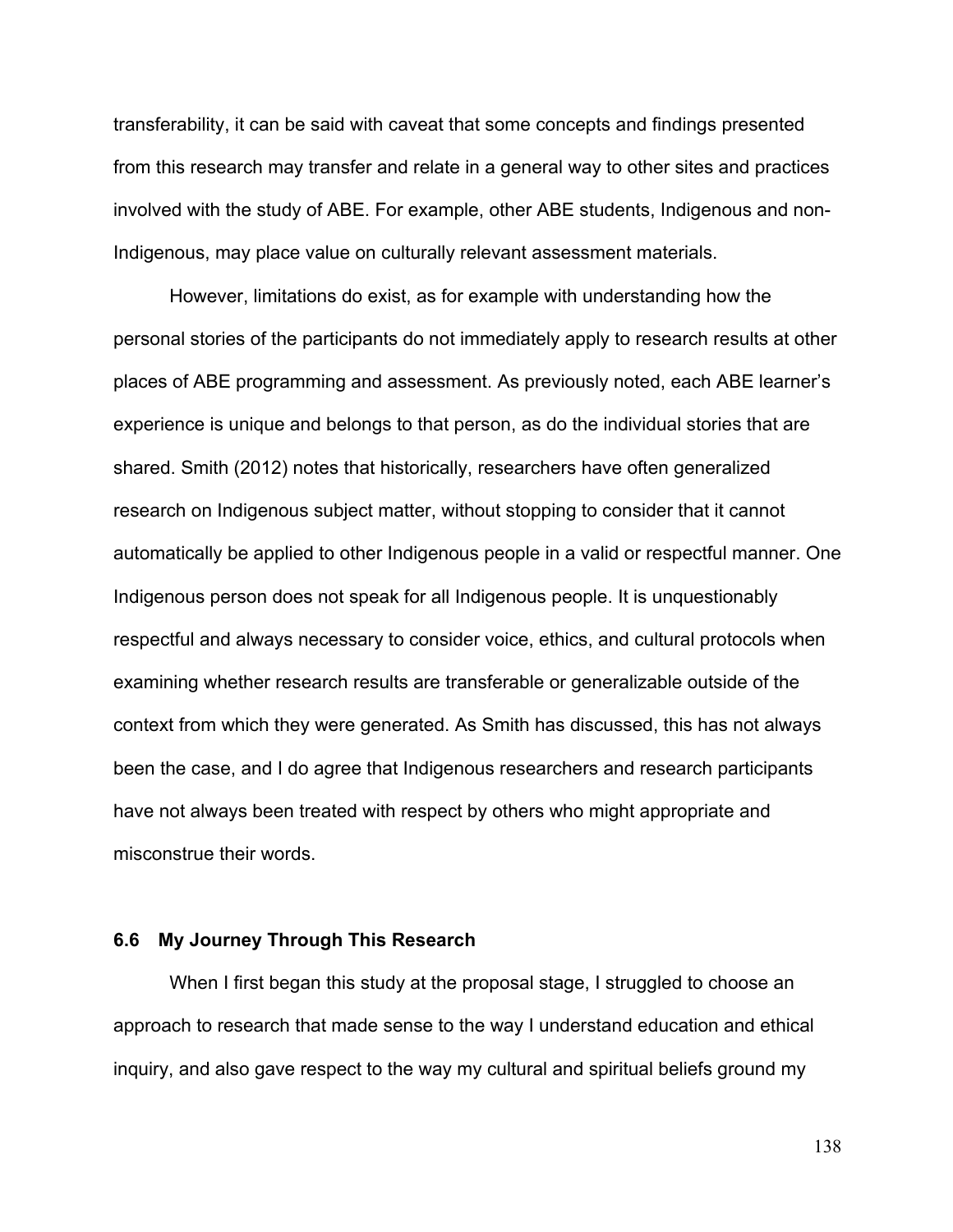transferability, it can be said with caveat that some concepts and findings presented from this research may transfer and relate in a general way to other sites and practices involved with the study of ABE. For example, other ABE students, Indigenous and non-Indigenous, may place value on culturally relevant assessment materials.

However, limitations do exist, as for example with understanding how the personal stories of the participants do not immediately apply to research results at other places of ABE programming and assessment. As previously noted, each ABE learner's experience is unique and belongs to that person, as do the individual stories that are shared. Smith (2012) notes that historically, researchers have often generalized research on Indigenous subject matter, without stopping to consider that it cannot automatically be applied to other Indigenous people in a valid or respectful manner. One Indigenous person does not speak for all Indigenous people. It is unquestionably respectful and always necessary to consider voice, ethics, and cultural protocols when examining whether research results are transferable or generalizable outside of the context from which they were generated. As Smith has discussed, this has not always been the case, and I do agree that Indigenous researchers and research participants have not always been treated with respect by others who might appropriate and misconstrue their words.

### 6.6 My Journey Through This Research

When I first began this study at the proposal stage, I struggled to choose an approach to research that made sense to the way I understand education and ethical inquiry, and also gave respect to the way my cultural and spiritual beliefs ground my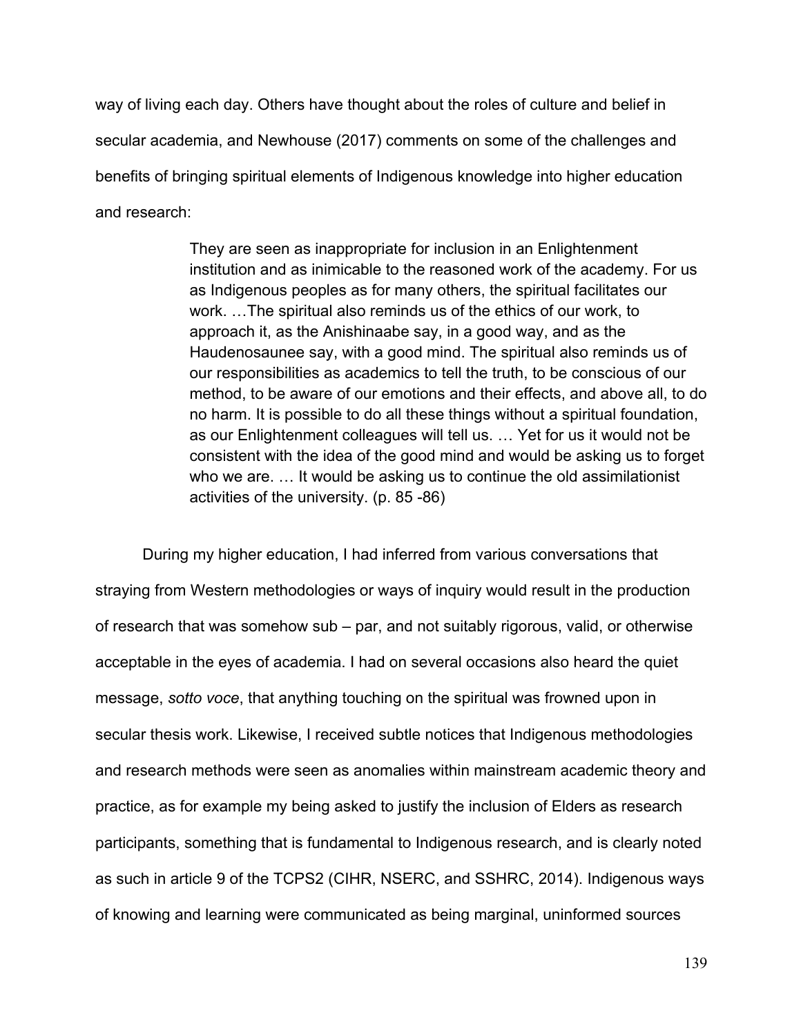way of living each day. Others have thought about the roles of culture and belief in secular academia, and Newhouse (2017) comments on some of the challenges and benefits of bringing spiritual elements of Indigenous knowledge into higher education and research:

> They are seen as inappropriate for inclusion in an Enlightenment institution and as inimicable to the reasoned work of the academy. For us as Indigenous peoples as for many others, the spiritual facilitates our work. …The spiritual also reminds us of the ethics of our work, to approach it, as the Anishinaabe say, in a good way, and as the Haudenosaunee say, with a good mind. The spiritual also reminds us of our responsibilities as academics to tell the truth, to be conscious of our method, to be aware of our emotions and their effects, and above all, to do no harm. It is possible to do all these things without a spiritual foundation, as our Enlightenment colleagues will tell us. … Yet for us it would not be consistent with the idea of the good mind and would be asking us to forget who we are. … It would be asking us to continue the old assimilationist activities of the university. (p. 85 -86)

During my higher education, I had inferred from various conversations that straying from Western methodologies or ways of inquiry would result in the production of research that was somehow sub – par, and not suitably rigorous, valid, or otherwise acceptable in the eyes of academia. I had on several occasions also heard the quiet message, *sotto voce*, that anything touching on the spiritual was frowned upon in secular thesis work. Likewise, I received subtle notices that Indigenous methodologies and research methods were seen as anomalies within mainstream academic theory and practice, as for example my being asked to justify the inclusion of Elders as research participants, something that is fundamental to Indigenous research, and is clearly noted as such in article 9 of the TCPS2 (CIHR, NSERC, and SSHRC, 2014). Indigenous ways of knowing and learning were communicated as being marginal, uninformed sources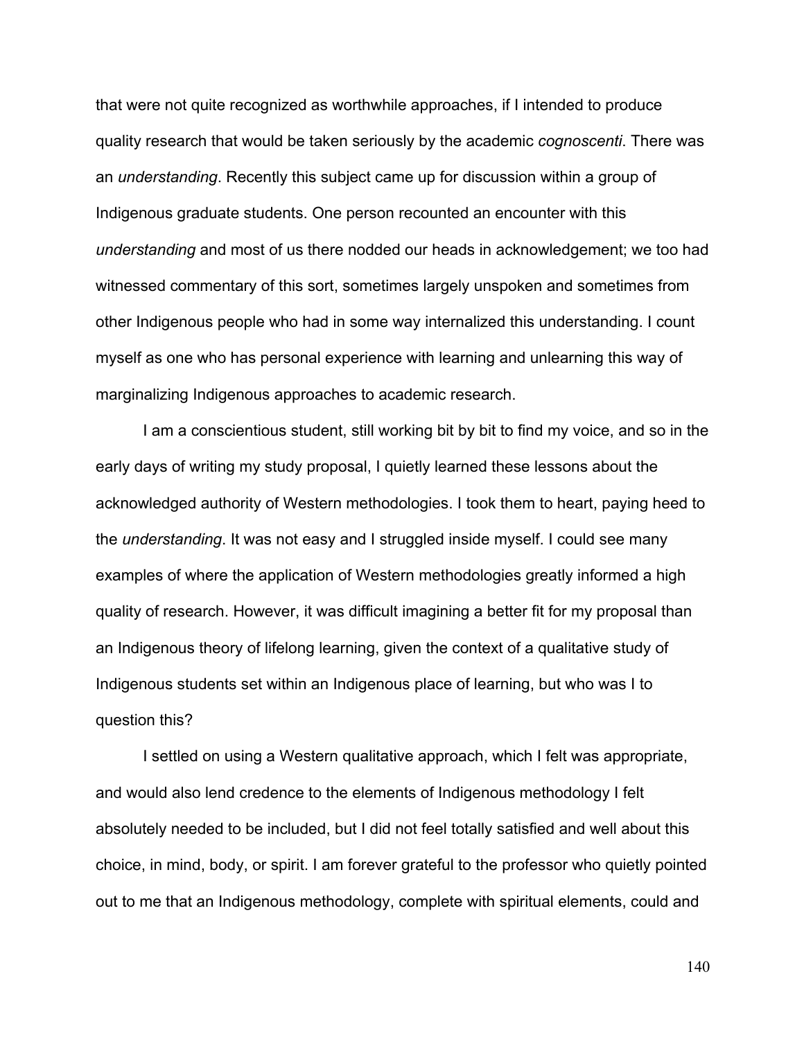that were not quite recognized as worthwhile approaches, if I intended to produce quality research that would be taken seriously by the academic *cognoscenti*. There was an *understanding*. Recently this subject came up for discussion within a group of Indigenous graduate students. One person recounted an encounter with this *understanding* and most of us there nodded our heads in acknowledgement; we too had witnessed commentary of this sort, sometimes largely unspoken and sometimes from other Indigenous people who had in some way internalized this understanding. I count myself as one who has personal experience with learning and unlearning this way of marginalizing Indigenous approaches to academic research.

I am a conscientious student, still working bit by bit to find my voice, and so in the early days of writing my study proposal, I quietly learned these lessons about the acknowledged authority of Western methodologies. I took them to heart, paying heed to the *understanding*. It was not easy and I struggled inside myself. I could see many examples of where the application of Western methodologies greatly informed a high quality of research. However, it was difficult imagining a better fit for my proposal than an Indigenous theory of lifelong learning, given the context of a qualitative study of Indigenous students set within an Indigenous place of learning, but who was I to question this?

I settled on using a Western qualitative approach, which I felt was appropriate, and would also lend credence to the elements of Indigenous methodology I felt absolutely needed to be included, but I did not feel totally satisfied and well about this choice, in mind, body, or spirit. I am forever grateful to the professor who quietly pointed out to me that an Indigenous methodology, complete with spiritual elements, could and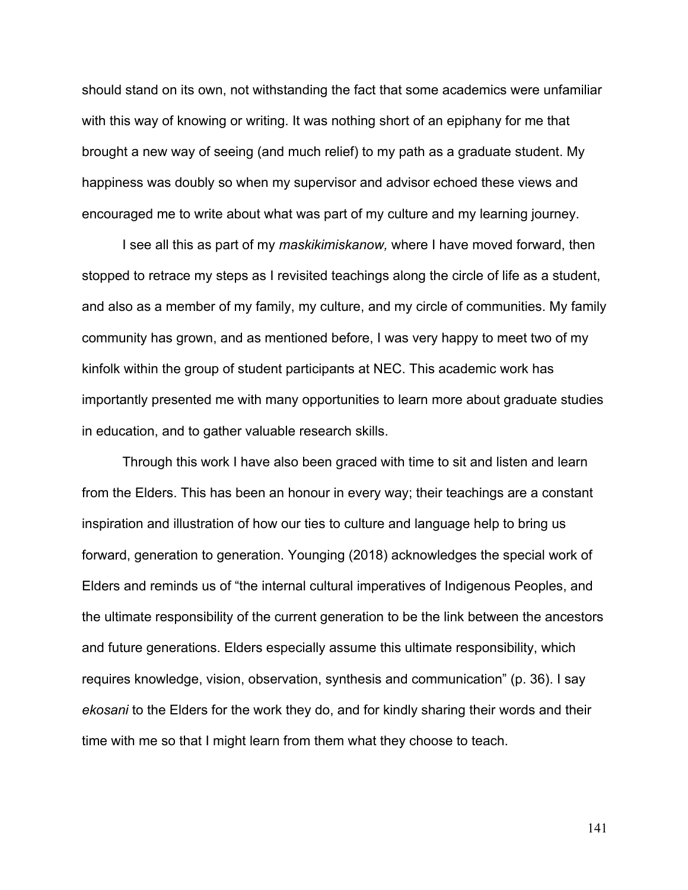should stand on its own, not withstanding the fact that some academics were unfamiliar with this way of knowing or writing. It was nothing short of an epiphany for me that brought a new way of seeing (and much relief) to my path as a graduate student. My happiness was doubly so when my supervisor and advisor echoed these views and encouraged me to write about what was part of my culture and my learning journey.

I see all this as part of my *maskikimiskanow,* where I have moved forward, then stopped to retrace my steps as I revisited teachings along the circle of life as a student, and also as a member of my family, my culture, and my circle of communities. My family community has grown, and as mentioned before, I was very happy to meet two of my kinfolk within the group of student participants at NEC. This academic work has importantly presented me with many opportunities to learn more about graduate studies in education, and to gather valuable research skills.

Through this work I have also been graced with time to sit and listen and learn from the Elders. This has been an honour in every way; their teachings are a constant inspiration and illustration of how our ties to culture and language help to bring us forward, generation to generation. Younging (2018) acknowledges the special work of Elders and reminds us of "the internal cultural imperatives of Indigenous Peoples, and the ultimate responsibility of the current generation to be the link between the ancestors and future generations. Elders especially assume this ultimate responsibility, which requires knowledge, vision, observation, synthesis and communication" (p. 36). I say *ekosani* to the Elders for the work they do, and for kindly sharing their words and their time with me so that I might learn from them what they choose to teach.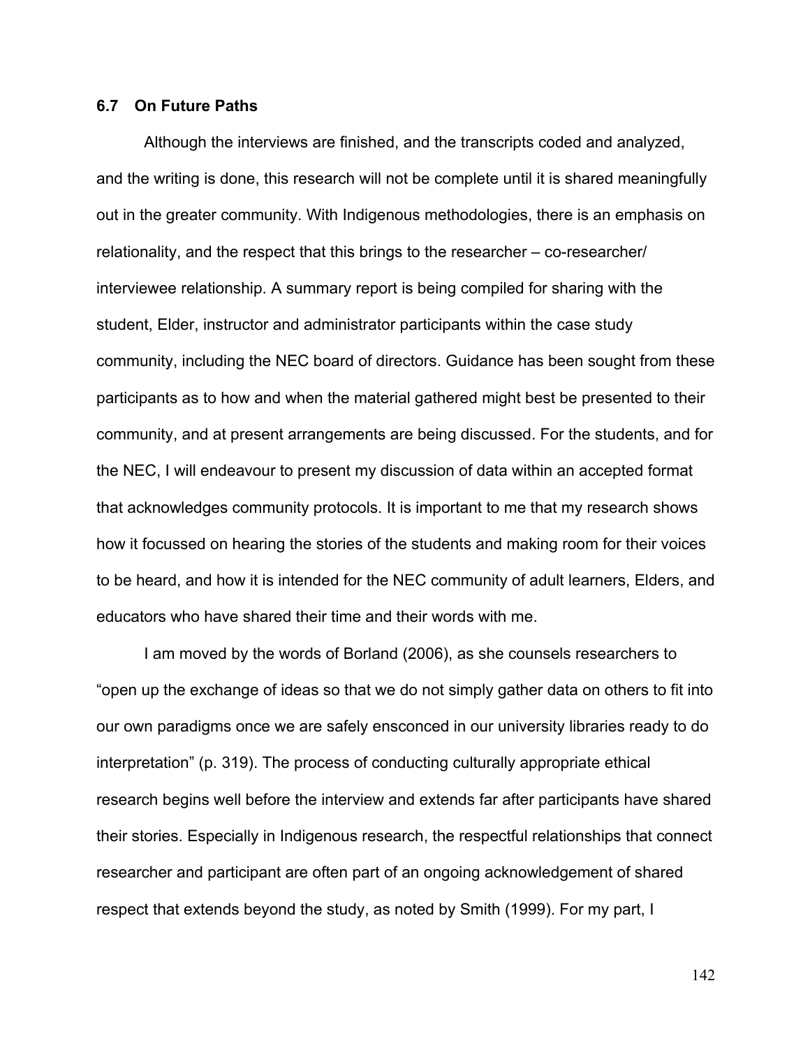### 6.7 On Future Paths

Although the interviews are finished, and the transcripts coded and analyzed, and the writing is done, this research will not be complete until it is shared meaningfully out in the greater community. With Indigenous methodologies, there is an emphasis on relationality, and the respect that this brings to the researcher – co-researcher/ interviewee relationship. A summary report is being compiled for sharing with the student, Elder, instructor and administrator participants within the case study community, including the NEC board of directors. Guidance has been sought from these participants as to how and when the material gathered might best be presented to their community, and at present arrangements are being discussed. For the students, and for the NEC, I will endeavour to present my discussion of data within an accepted format that acknowledges community protocols. It is important to me that my research shows how it focussed on hearing the stories of the students and making room for their voices to be heard, and how it is intended for the NEC community of adult learners, Elders, and educators who have shared their time and their words with me.

I am moved by the words of Borland (2006), as she counsels researchers to "open up the exchange of ideas so that we do not simply gather data on others to fit into our own paradigms once we are safely ensconced in our university libraries ready to do interpretation" (p. 319). The process of conducting culturally appropriate ethical research begins well before the interview and extends far after participants have shared their stories. Especially in Indigenous research, the respectful relationships that connect researcher and participant are often part of an ongoing acknowledgement of shared respect that extends beyond the study, as noted by Smith (1999). For my part, I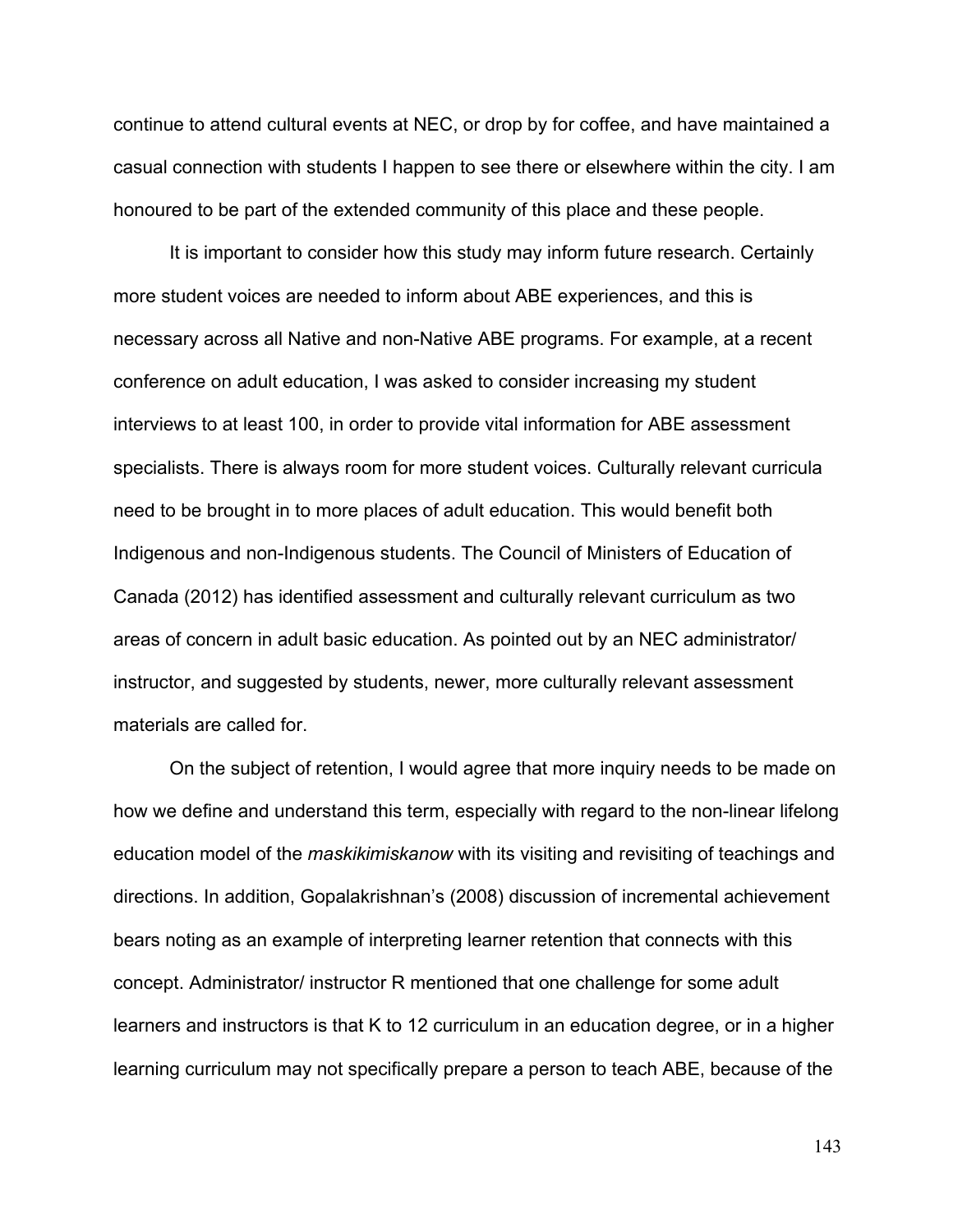continue to attend cultural events at NEC, or drop by for coffee, and have maintained a casual connection with students I happen to see there or elsewhere within the city. I am honoured to be part of the extended community of this place and these people.

It is important to consider how this study may inform future research. Certainly more student voices are needed to inform about ABE experiences, and this is necessary across all Native and non-Native ABE programs. For example, at a recent conference on adult education, I was asked to consider increasing my student interviews to at least 100, in order to provide vital information for ABE assessment specialists. There is always room for more student voices. Culturally relevant curricula need to be brought in to more places of adult education. This would benefit both Indigenous and non-Indigenous students. The Council of Ministers of Education of Canada (2012) has identified assessment and culturally relevant curriculum as two areas of concern in adult basic education. As pointed out by an NEC administrator/ instructor, and suggested by students, newer, more culturally relevant assessment materials are called for.

On the subject of retention, I would agree that more inquiry needs to be made on how we define and understand this term, especially with regard to the non-linear lifelong education model of the *maskikimiskanow* with its visiting and revisiting of teachings and directions. In addition, Gopalakrishnan's (2008) discussion of incremental achievement bears noting as an example of interpreting learner retention that connects with this concept. Administrator/ instructor R mentioned that one challenge for some adult learners and instructors is that K to 12 curriculum in an education degree, or in a higher learning curriculum may not specifically prepare a person to teach ABE, because of the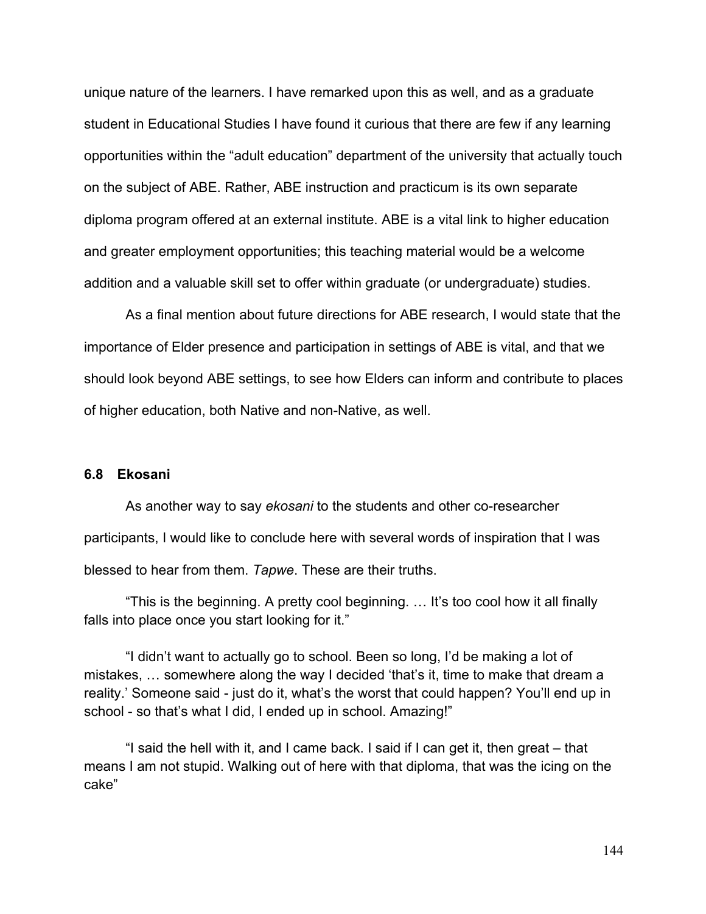unique nature of the learners. I have remarked upon this as well, and as a graduate student in Educational Studies I have found it curious that there are few if any learning opportunities within the “adult education” department of the university that actually touch on the subject of ABE. Rather, ABE instruction and practicum is its own separate diploma program offered at an external institute. ABE is a vital link to higher education and greater employment opportunities; this teaching material would be a welcome addition and a valuable skill set to offer within graduate (or undergraduate) studies.

As a final mention about future directions for ABE research, I would state that the importance of Elder presence and participation in settings of ABE is vital, and that we should look beyond ABE settings, to see how Elders can inform and contribute to places of higher education, both Native and non-Native, as well.

### 6.8 Ekosani

As another way to say *ekosani* to the students and other co-researcher participants, I would like to conclude here with several words of inspiration that I was blessed to hear from them. *Tapwe*. These are their truths.

“This is the beginning. A pretty cool beginning. … It’s too cool how it all finally falls into place once you start looking for it.”

“I didn’t want to actually go to school. Been so long, I’d be making a lot of mistakes, … somewhere along the way I decided ‘that’s it, time to make that dream a reality.’ Someone said - just do it, what’s the worst that could happen? You’ll end up in school - so that’s what I did, I ended up in school. Amazing!”

“I said the hell with it, and I came back. I said if I can get it, then great – that means I am not stupid. Walking out of here with that diploma, that was the icing on the cake”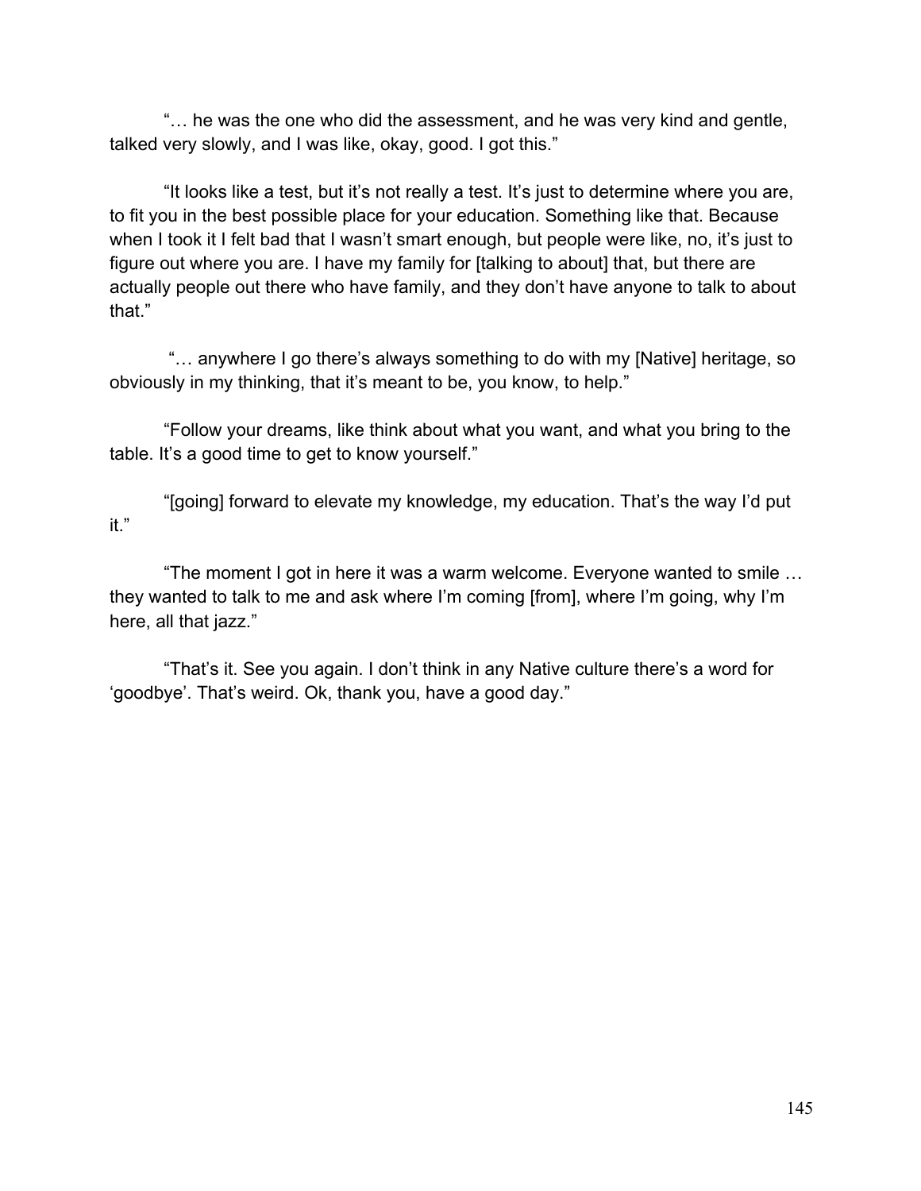"… he was the one who did the assessment, and he was very kind and gentle, talked very slowly, and I was like, okay, good. I got this."

"It looks like a test, but it's not really a test. It's just to determine where you are, to fit you in the best possible place for your education. Something like that. Because when I took it I felt bad that I wasn't smart enough, but people were like, no, it's just to figure out where you are. I have my family for [talking to about] that, but there are actually people out there who have family, and they don't have anyone to talk to about that."

"… anywhere I go there's always something to do with my [Native] heritage, so obviously in my thinking, that it's meant to be, you know, to help."

"Follow your dreams, like think about what you want, and what you bring to the table. It's a good time to get to know yourself."

"[going] forward to elevate my knowledge, my education. That's the way I'd put it."

"The moment I got in here it was a warm welcome. Everyone wanted to smile … they wanted to talk to me and ask where I'm coming [from], where I'm going, why I'm here, all that jazz."

"That's it. See you again. I don't think in any Native culture there's a word for 'goodbye'. That's weird. Ok, thank you, have a good day."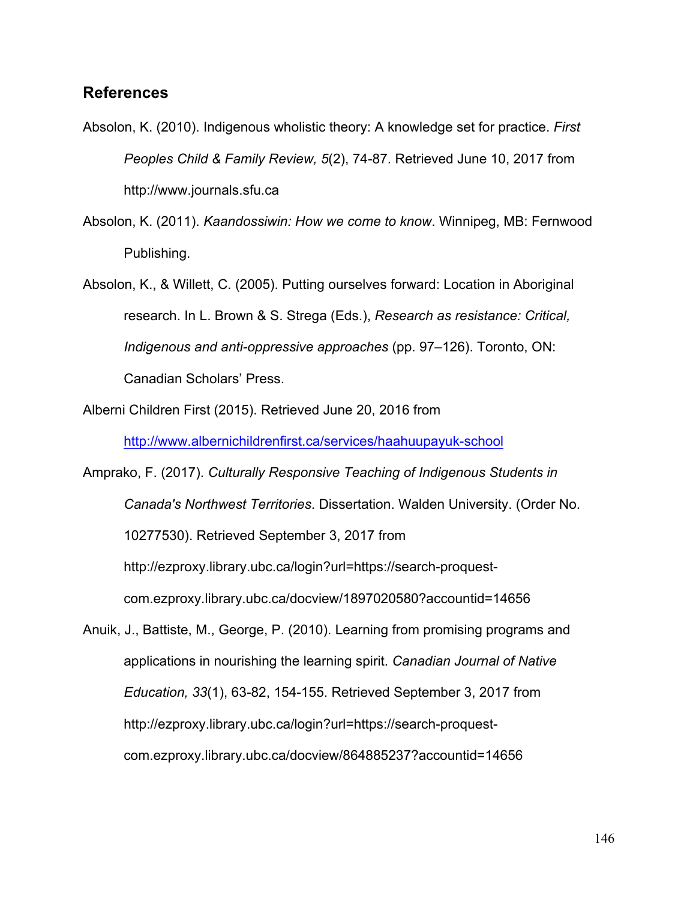## References

Absolon, K. (2010). Indigenous wholistic theory: A knowledge set for practice. *First Peoples Child & Family Review, 5*(2), 74-87. Retrieved June 10, 2017 from http://www.journals.sfu.ca

Absolon, K. (2011). *Kaandossiwin: How we come to know*. Winnipeg, MB: Fernwood Publishing.

Absolon, K., & Willett, C. (2005). Putting ourselves forward: Location in Aboriginal research. In L. Brown & S. Strega (Eds.), *Research as resistance: Critical, Indigenous and anti-oppressive approaches* (pp. 97–126). Toronto, ON: Canadian Scholars' Press.

Alberni Children First (2015). Retrieved June 20, 2016 from http://www.albernichildrenfirst.ca/services/haahuupayuk-school

Amprako, F. (2017). *Culturally Responsive Teaching of Indigenous Students in Canada's Northwest Territories*. Dissertation. Walden University. (Order No. 10277530). Retrieved September 3, 2017 from http://ezproxy.library.ubc.ca/login?url=https://search-proquest-com.ezproxy.library.ubc.ca/docview/1897020580?accountid=14656

Anuik, J., Battiste, M., George, P. (2010). Learning from promising programs and applications in nourishing the learning spirit. *Canadian Journal of Native Education, 33*(1), 63-82, 154-155. Retrieved September 3, 2017 from http://ezproxy.library.ubc.ca/login?url=https://search-proquest-com.ezproxy.library.ubc.ca/docview/864885237?accountid=14656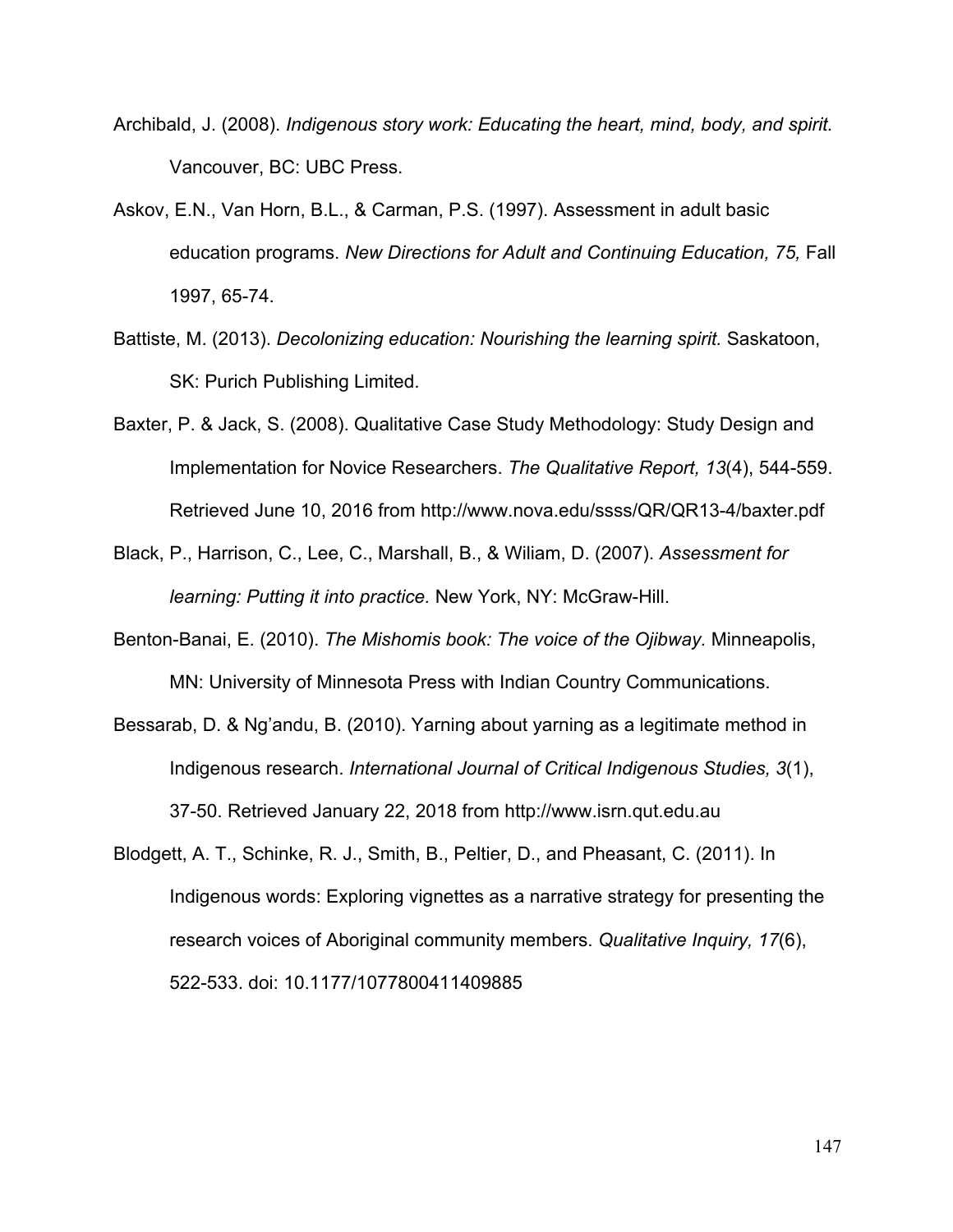Archibald, J. (2008). *Indigenous story work: Educating the heart, mind, body, and spirit.* Vancouver, BC: UBC Press.

Askov, E.N., Van Horn, B.L., & Carman, P.S. (1997). Assessment in adult basic education programs. *New Directions for Adult and Continuing Education, 75,* Fall 1997, 65-74.

Battiste, M. (2013). *Decolonizing education: Nourishing the learning spirit.* Saskatoon, SK: Purich Publishing Limited.

Baxter, P. & Jack, S. (2008). Qualitative Case Study Methodology: Study Design and Implementation for Novice Researchers. *The Qualitative Report, 13*(4), 544-559. Retrieved June 10, 2016 from http://www.nova.edu/ssss/QR/QR13-4/baxter.pdf

Black, P., Harrison, C., Lee, C., Marshall, B., & Wiliam, D. (2007). *Assessment for learning: Putting it into practice.* New York, NY: McGraw-Hill.

Benton-Banai, E. (2010). *The Mishomis book: The voice of the Ojibway.* Minneapolis, MN: University of Minnesota Press with Indian Country Communications.

Bessarab, D. & Ng'andu, B. (2010). Yarning about yarning as a legitimate method in Indigenous research. *International Journal of Critical Indigenous Studies, 3*(1), 37-50. Retrieved January 22, 2018 from http://www.isrn.qut.edu.au

Blodgett, A. T., Schinke, R. J., Smith, B., Peltier, D., and Pheasant, C. (2011). In Indigenous words: Exploring vignettes as a narrative strategy for presenting the research voices of Aboriginal community members. *Qualitative Inquiry, 17*(6), 522-533. doi: 10.1177/1077800411409885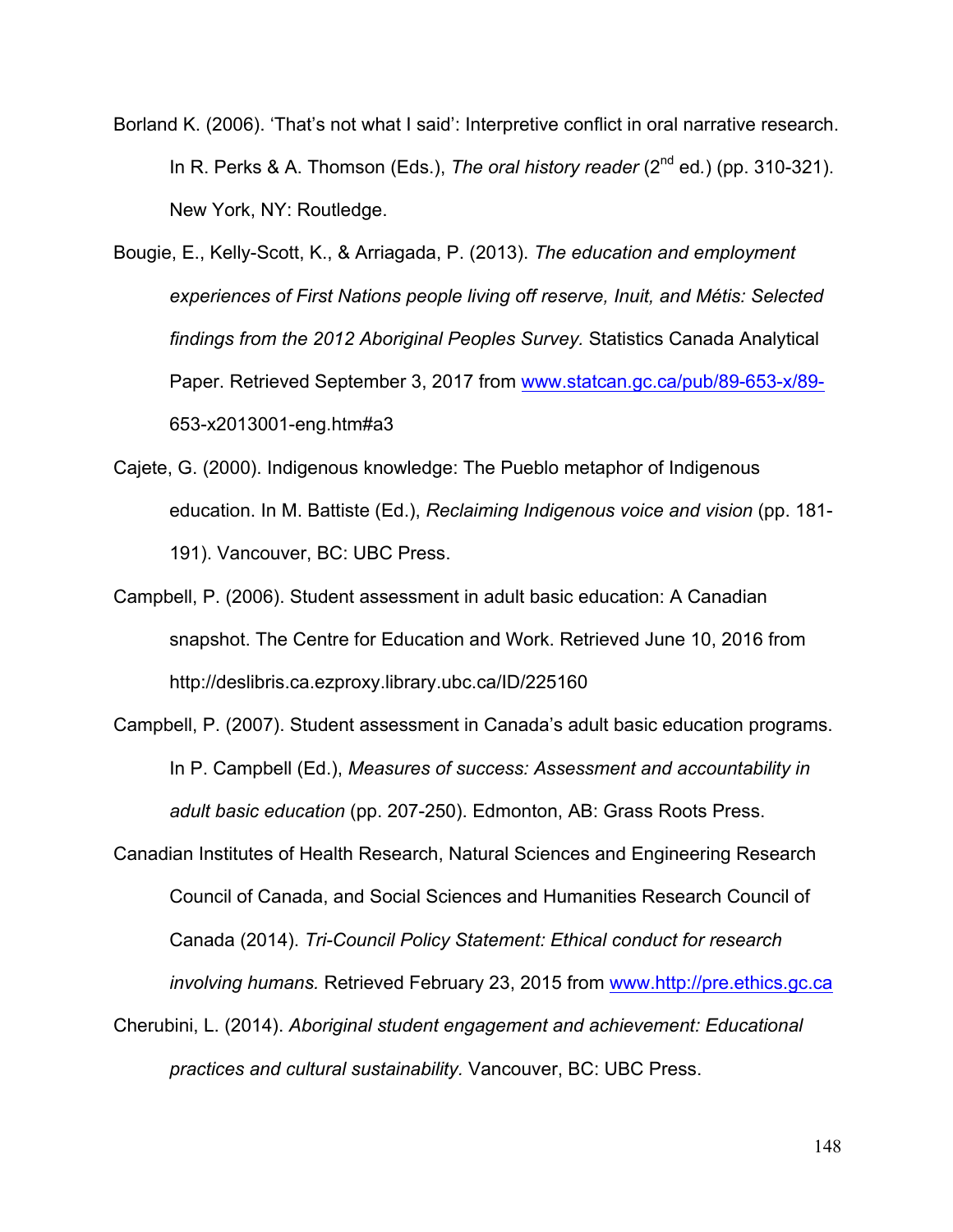Borland K. (2006). 'That's not what I said': Interpretive conflict in oral narrative research. In R. Perks & A. Thomson (Eds.), *The oral history reader* (2nd ed.) (pp. 310-321). New York, NY: Routledge.

Bougie, E., Kelly-Scott, K., & Arriagada, P. (2013). *The education and employment experiences of First Nations people living off reserve, Inuit, and Métis: Selected findings from the 2012 Aboriginal Peoples Survey.* Statistics Canada Analytical Paper. Retrieved September 3, 2017 from www.statcan.gc.ca/pub/89-653-x/89-653-x2013001-eng.htm#a3

Cajete, G. (2000). Indigenous knowledge: The Pueblo metaphor of Indigenous education. In M. Battiste (Ed.), *Reclaiming Indigenous voice and vision* (pp. 181-191). Vancouver, BC: UBC Press.

Campbell, P. (2006). Student assessment in adult basic education: A Canadian snapshot. The Centre for Education and Work. Retrieved June 10, 2016 from http://deslibris.ca.ezproxy.library.ubc.ca/ID/225160

Campbell, P. (2007). Student assessment in Canada's adult basic education programs. In P. Campbell (Ed.), *Measures of success: Assessment and accountability in adult basic education* (pp. 207-250). Edmonton, AB: Grass Roots Press.

Canadian Institutes of Health Research, Natural Sciences and Engineering Research Council of Canada, and Social Sciences and Humanities Research Council of Canada (2014). *Tri-Council Policy Statement: Ethical conduct for research involving humans.* Retrieved February 23, 2015 from www.http://pre.ethics.gc.ca

Cherubini, L. (2014). *Aboriginal student engagement and achievement: Educational practices and cultural sustainability.* Vancouver, BC: UBC Press.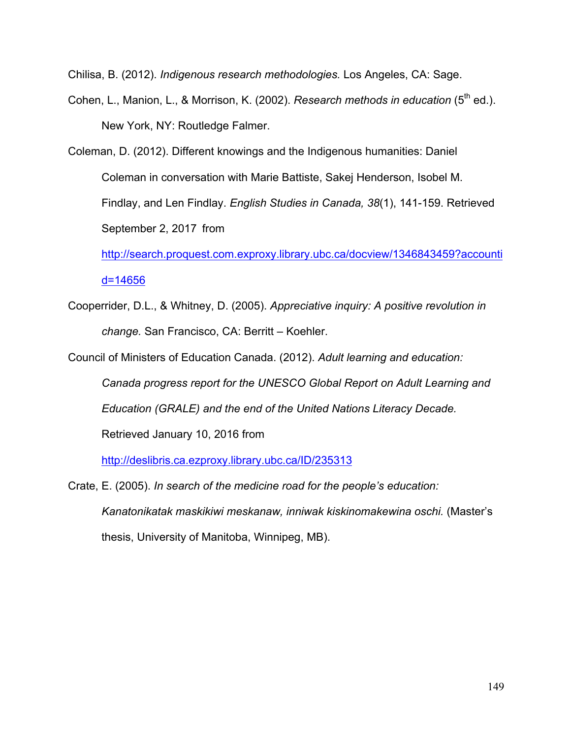Chilisa, B. (2012). *Indigenous research methodologies.* Los Angeles, CA: Sage.

Cohen, L., Manion, L., & Morrison, K. (2002). *Research methods in education* (5th ed.). New York, NY: Routledge Falmer.

Coleman, D. (2012). Different knowings and the Indigenous humanities: Daniel Coleman in conversation with Marie Battiste, Sakej Henderson, Isobel M. Findlay, and Len Findlay. *English Studies in Canada, 38*(1), 141-159. Retrieved September 2, 2017 from http://search.proquest.com.exproxy.library.ubc.ca/docview/1346843459?accountid=14656

Cooperrider, D.L., & Whitney, D. (2005). *Appreciative inquiry: A positive revolution in change.* San Francisco, CA: Berritt – Koehler.

Council of Ministers of Education Canada. (2012). *Adult learning and education: Canada progress report for the UNESCO Global Report on Adult Learning and Education (GRALE) and the end of the United Nations Literacy Decade.* Retrieved January 10, 2016 from http://deslibris.ca.ezproxy.library.ubc.ca/ID/235313

Crate, E. (2005). *In search of the medicine road for the people's education: Kanatonikatak maskikiwi meskanaw, inniwak kiskinomakewina oschi.* (Master's thesis, University of Manitoba, Winnipeg, MB).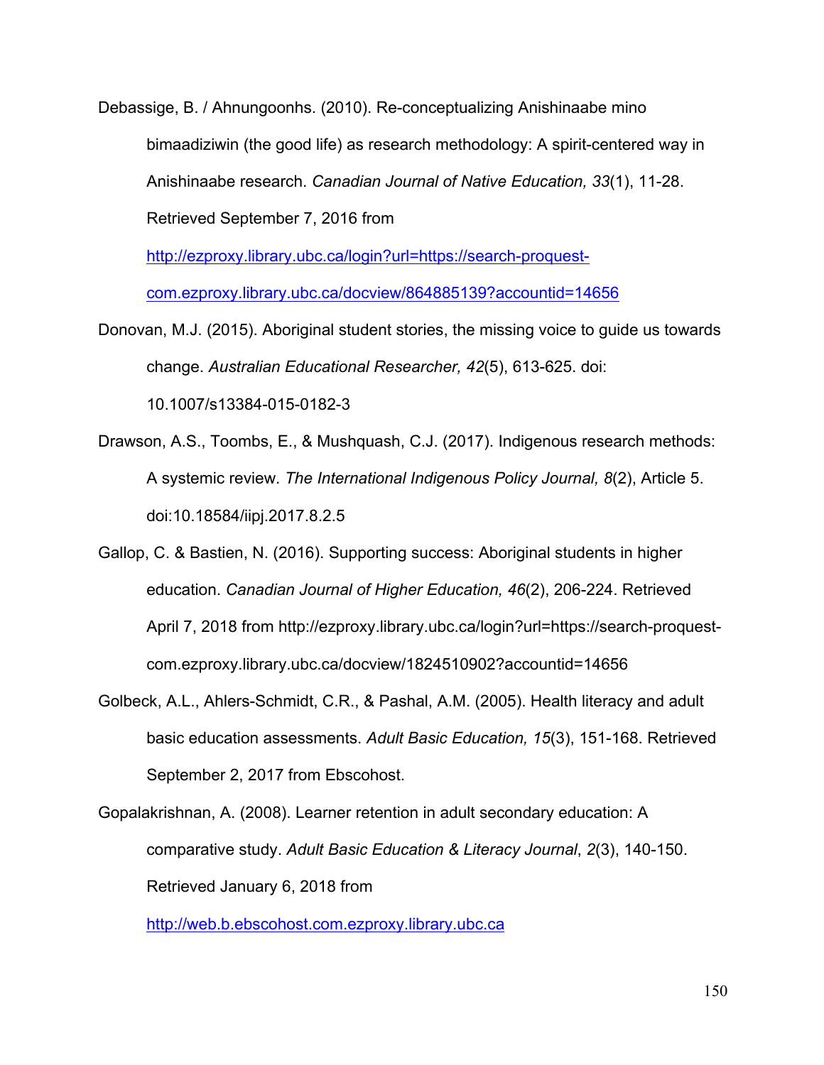Debassige, B. / Ahnungoonhs. (2010). Re-conceptualizing Anishinaabe mino bimaadiziwin (the good life) as research methodology: A spirit-centered way in Anishinaabe research. *Canadian Journal of Native Education, 33*(1), 11-28. Retrieved September 7, 2016 from http://ezproxy.library.ubc.ca/login?url=https://search-proquest-com.ezproxy.library.ubc.ca/docview/864885139?accountid=14656

Donovan, M.J. (2015). Aboriginal student stories, the missing voice to guide us towards change. *Australian Educational Researcher, 42*(5), 613-625. doi: 10.1007/s13384-015-0182-3

Drawson, A.S., Toombs, E., & Mushquash, C.J. (2017). Indigenous research methods: A systemic review. *The International Indigenous Policy Journal, 8*(2), Article 5. doi:10.18584/iipj.2017.8.2.5

Gallop, C. & Bastien, N. (2016). Supporting success: Aboriginal students in higher education. *Canadian Journal of Higher Education, 46*(2), 206-224. Retrieved April 7, 2018 from http://ezproxy.library.ubc.ca/login?url=https://search-proquest-com.ezproxy.library.ubc.ca/docview/1824510902?accountid=14656

Golbeck, A.L., Ahlers-Schmidt, C.R., & Pashal, A.M. (2005). Health literacy and adult basic education assessments. *Adult Basic Education, 15*(3), 151-168. Retrieved September 2, 2017 from Ebscohost.

Gopalakrishnan, A. (2008). Learner retention in adult secondary education: A comparative study. *Adult Basic Education & Literacy Journal*, *2*(3), 140-150. Retrieved January 6, 2018 from http://web.b.ebscohost.com.ezproxy.library.ubc.ca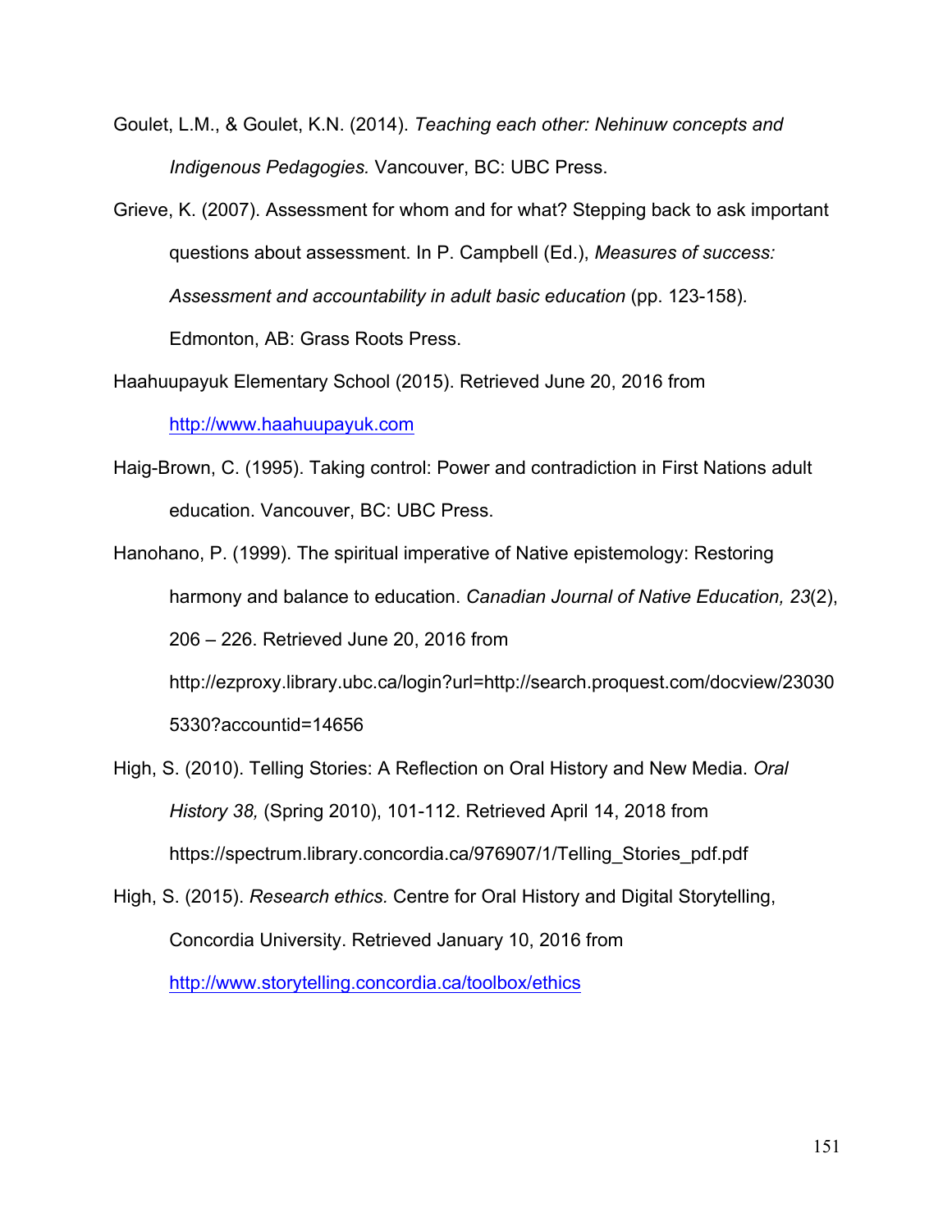Goulet, L.M., & Goulet, K.N. (2014). *Teaching each other: Nehinuw concepts and Indigenous Pedagogies.* Vancouver, BC: UBC Press.

Grieve, K. (2007). Assessment for whom and for what? Stepping back to ask important questions about assessment. In P. Campbell (Ed.), *Measures of success: Assessment and accountability in adult basic education* (pp. 123-158). Edmonton, AB: Grass Roots Press.

Haahuupayuk Elementary School (2015). Retrieved June 20, 2016 from http://www.haahuupayuk.com

Haig-Brown, C. (1995). Taking control: Power and contradiction in First Nations adult education. Vancouver, BC: UBC Press.

Hanohano, P. (1999). The spiritual imperative of Native epistemology: Restoring harmony and balance to education. *Canadian Journal of Native Education, 23*(2), 206 – 226. Retrieved June 20, 2016 from http://ezproxy.library.ubc.ca/login?url=http://search.proquest.com/docview/230305330?accountid=14656

High, S. (2010). Telling Stories: A Reflection on Oral History and New Media. *Oral History 38,* (Spring 2010), 101-112. Retrieved April 14, 2018 from https://spectrum.library.concordia.ca/976907/1/Telling_Stories_pdf.pdf

High, S. (2015). *Research ethics.* Centre for Oral History and Digital Storytelling, Concordia University. Retrieved January 10, 2016 from http://www.storytelling.concordia.ca/toolbox/ethics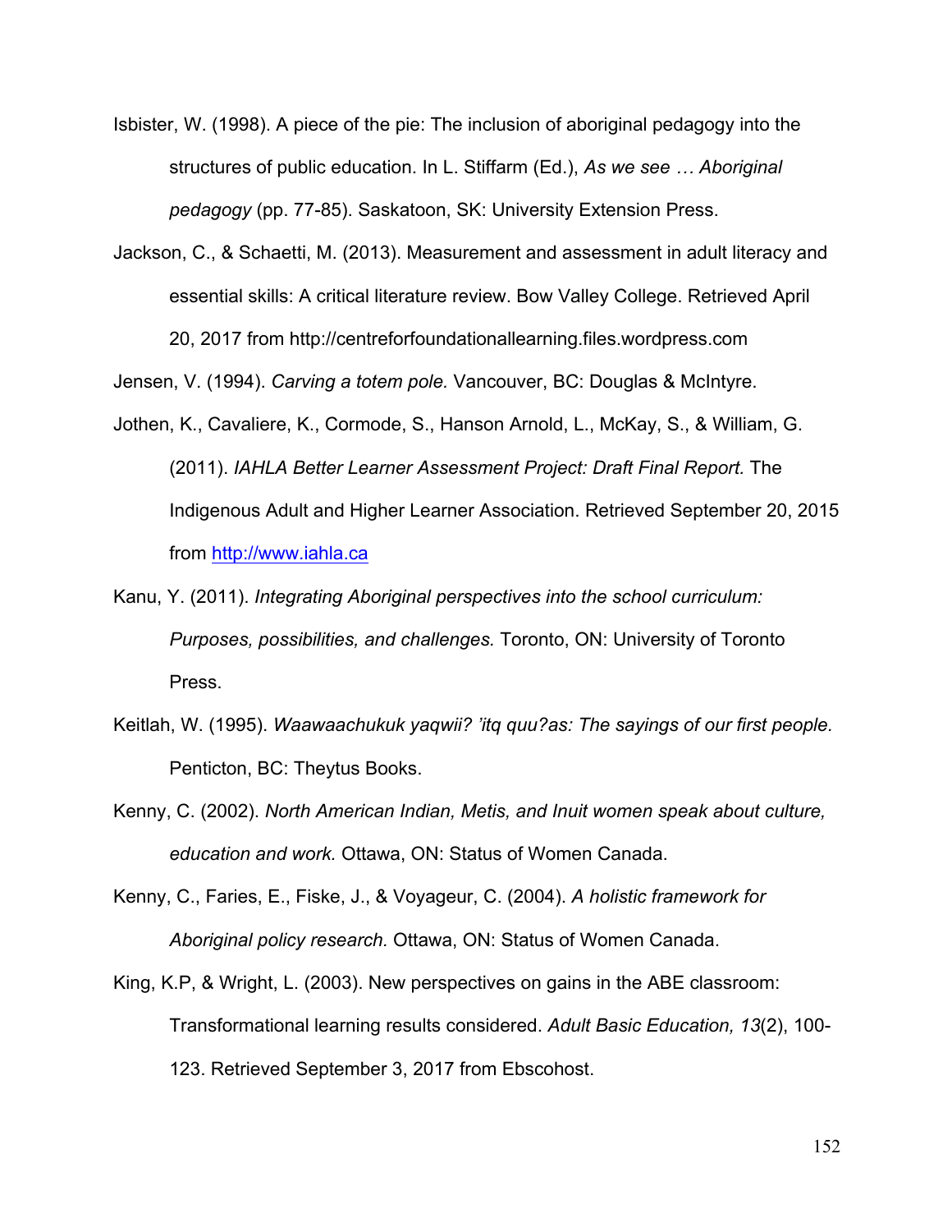Isbister, W. (1998). A piece of the pie: The inclusion of aboriginal pedagogy into the structures of public education. In L. Stiffarm (Ed.), *As we see … Aboriginal pedagogy* (pp. 77-85). Saskatoon, SK: University Extension Press.

Jackson, C., & Schaetti, M. (2013). Measurement and assessment in adult literacy and essential skills: A critical literature review. Bow Valley College. Retrieved April 20, 2017 from http://centreforfoundationallearning.files.wordpress.com

Jensen, V. (1994). *Carving a totem pole.* Vancouver, BC: Douglas & McIntyre.

Jothen, K., Cavaliere, K., Cormode, S., Hanson Arnold, L., McKay, S., & William, G. (2011). *IAHLA Better Learner Assessment Project: Draft Final Report.* The Indigenous Adult and Higher Learner Association. Retrieved September 20, 2015 from http://www.iahla.ca

Kanu, Y. (2011). *Integrating Aboriginal perspectives into the school curriculum: Purposes, possibilities, and challenges.* Toronto, ON: University of Toronto Press.

Keitlah, W. (1995). *Waawaachukuk yaqwii? 'itq quu?as: The sayings of our first people.* Penticton, BC: Theytus Books.

Kenny, C. (2002). *North American Indian, Metis, and Inuit women speak about culture, education and work.* Ottawa, ON: Status of Women Canada.

Kenny, C., Faries, E., Fiske, J., & Voyageur, C. (2004). *A holistic framework for Aboriginal policy research.* Ottawa, ON: Status of Women Canada.

King, K.P, & Wright, L. (2003). New perspectives on gains in the ABE classroom: Transformational learning results considered. *Adult Basic Education, 13*(2), 100-123. Retrieved September 3, 2017 from Ebscohost.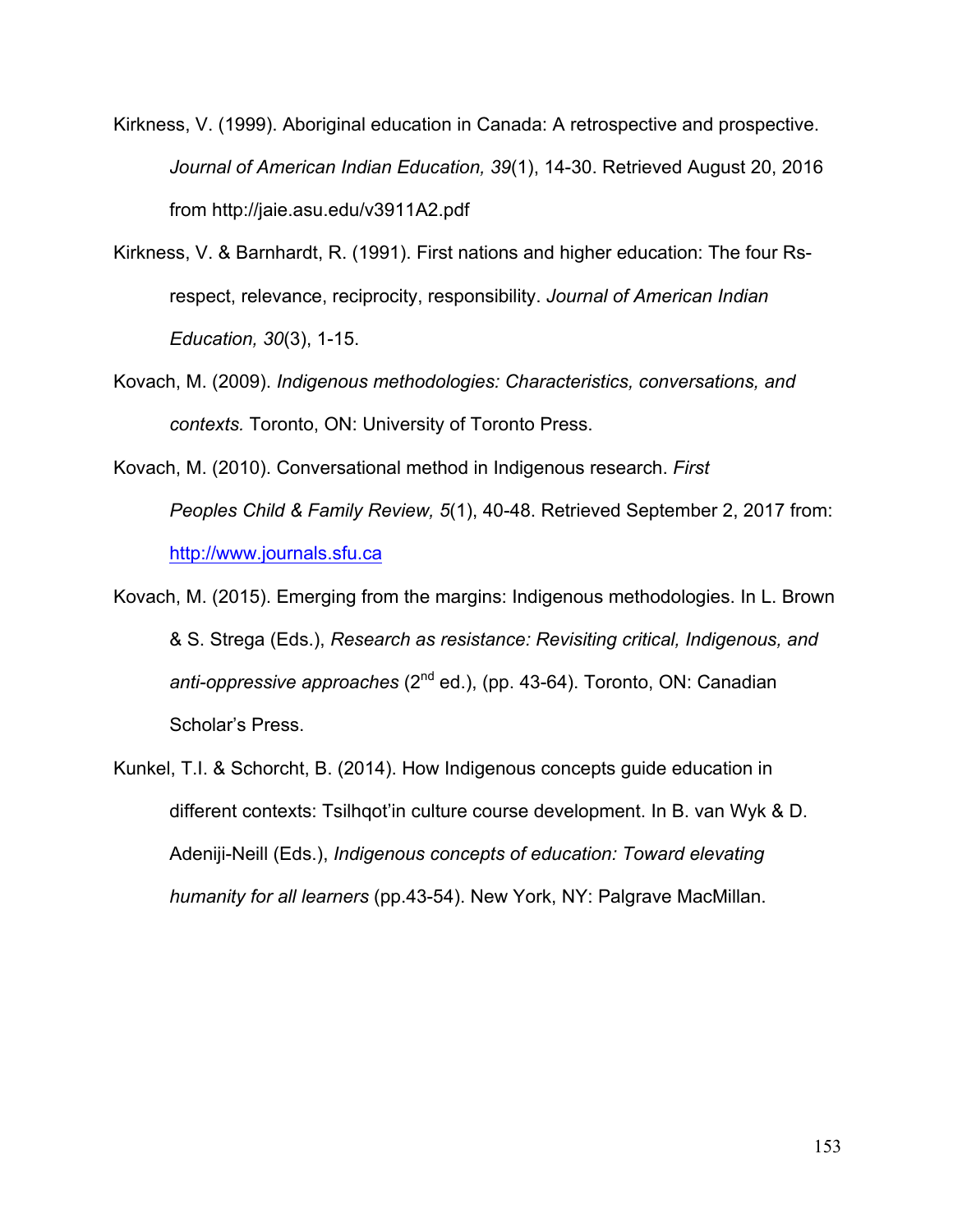Kirkness, V. (1999). Aboriginal education in Canada: A retrospective and prospective. *Journal of American Indian Education, 39*(1), 14-30. Retrieved August 20, 2016 from http://jaie.asu.edu/v3911A2.pdf

Kirkness, V. & Barnhardt, R. (1991). First nations and higher education: The four Rs- respect, relevance, reciprocity, responsibility. *Journal of American Indian Education, 30*(3), 1-15.

Kovach, M. (2009). *Indigenous methodologies: Characteristics, conversations, and contexts.* Toronto, ON: University of Toronto Press.

Kovach, M. (2010). Conversational method in Indigenous research. *First Peoples Child & Family Review, 5*(1), 40-48. Retrieved September 2, 2017 from: http://www.journals.sfu.ca

Kovach, M. (2015). Emerging from the margins: Indigenous methodologies. In L. Brown & S. Strega (Eds.), *Research as resistance: Revisiting critical, Indigenous, and anti-oppressive approaches* (2nd ed.), (pp. 43-64). Toronto, ON: Canadian Scholar's Press.

Kunkel, T.I. & Schorcht, B. (2014). How Indigenous concepts guide education in different contexts: Tsilhqot'in culture course development. In B. van Wyk & D. Adeniji-Neill (Eds.), *Indigenous concepts of education: Toward elevating humanity for all learners* (pp.43-54). New York, NY: Palgrave MacMillan.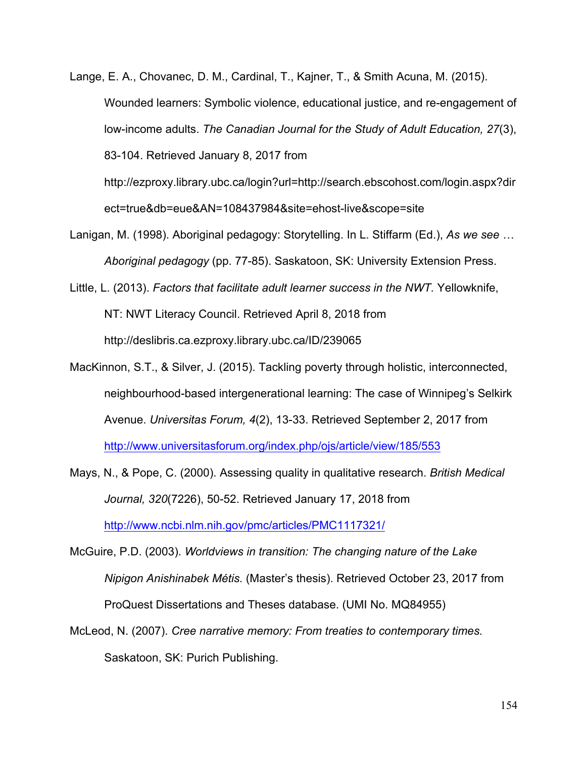Lange, E. A., Chovanec, D. M., Cardinal, T., Kajner, T., & Smith Acuna, M. (2015). Wounded learners: Symbolic violence, educational justice, and re-engagement of low-income adults. *The Canadian Journal for the Study of Adult Education, 27*(3), 83-104. Retrieved January 8, 2017 from http://ezproxy.library.ubc.ca/login?url=http://search.ebscohost.com/login.aspx?direct=true&db=eue&AN=108437984&site=ehost-live&scope=site

Lanigan, M. (1998). Aboriginal pedagogy: Storytelling. In L. Stiffarm (Ed.), *As we see … Aboriginal pedagogy* (pp. 77-85). Saskatoon, SK: University Extension Press.

Little, L. (2013). *Factors that facilitate adult learner success in the NWT.* Yellowknife, NT: NWT Literacy Council. Retrieved April 8, 2018 from http://deslibris.ca.ezproxy.library.ubc.ca/ID/239065

MacKinnon, S.T., & Silver, J. (2015). Tackling poverty through holistic, interconnected, neighbourhood-based intergenerational learning: The case of Winnipeg's Selkirk Avenue. *Universitas Forum, 4*(2), 13-33. Retrieved September 2, 2017 from http://www.universitasforum.org/index.php/ojs/article/view/185/553

Mays, N., & Pope, C. (2000). Assessing quality in qualitative research. *British Medical Journal, 320*(7226), 50-52. Retrieved January 17, 2018 from http://www.ncbi.nlm.nih.gov/pmc/articles/PMC1117321/

McGuire, P.D. (2003). *Worldviews in transition: The changing nature of the Lake Nipigon Anishinabek Métis.* (Master's thesis). Retrieved October 23, 2017 from ProQuest Dissertations and Theses database. (UMI No. MQ84955)

McLeod, N. (2007). *Cree narrative memory: From treaties to contemporary times.* Saskatoon, SK: Purich Publishing.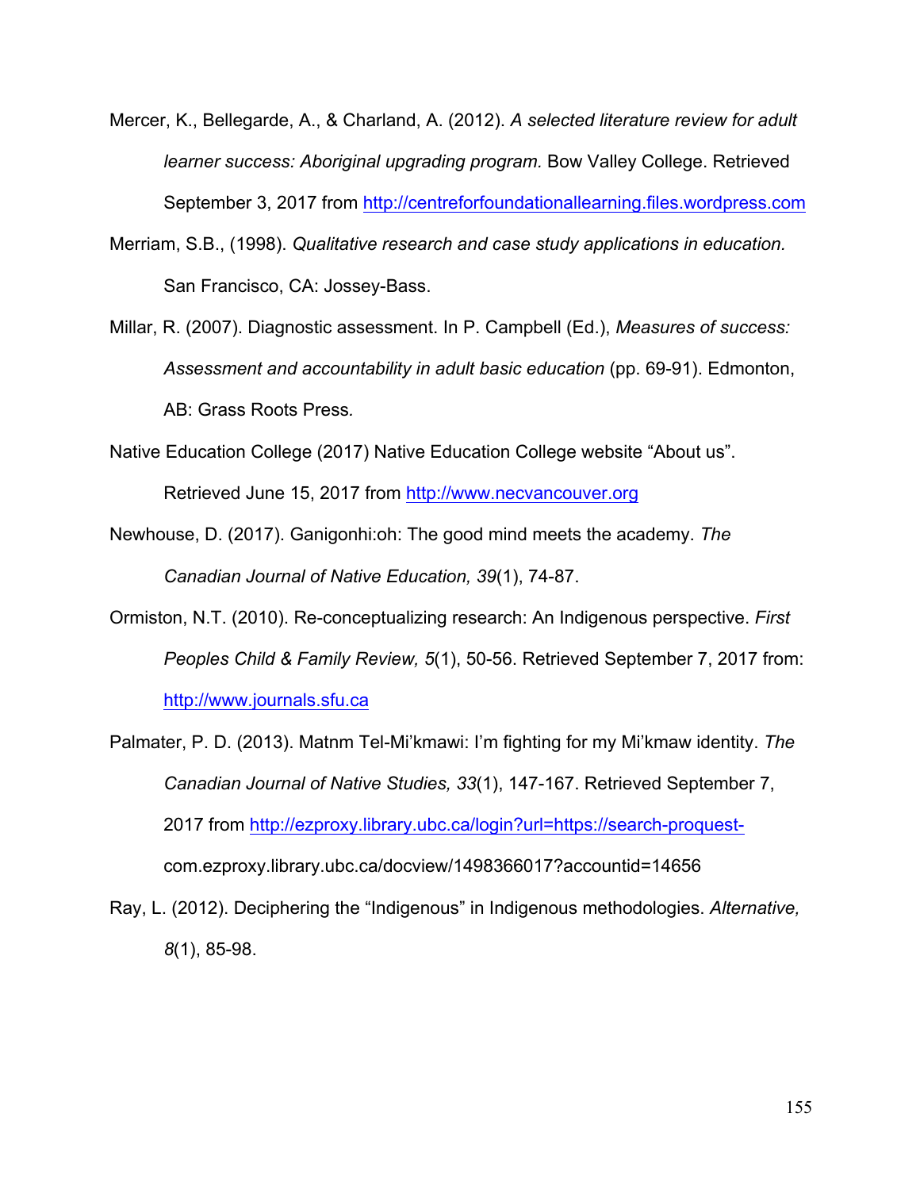Mercer, K., Bellegarde, A., & Charland, A. (2012). *A selected literature review for adult learner success: Aboriginal upgrading program.* Bow Valley College. Retrieved September 3, 2017 from http://centreforfoundationallearning.files.wordpress.com

Merriam, S.B., (1998). *Qualitative research and case study applications in education.* San Francisco, CA: Jossey-Bass.

Millar, R. (2007). Diagnostic assessment. In P. Campbell (Ed.), *Measures of success: Assessment and accountability in adult basic education* (pp. 69-91). Edmonton, AB: Grass Roots Press.

Native Education College (2017) Native Education College website "About us". Retrieved June 15, 2017 from http://www.necvancouver.org

Newhouse, D. (2017). Ganigonhi:oh: The good mind meets the academy. *The Canadian Journal of Native Education, 39*(1), 74-87.

Ormiston, N.T. (2010). Re-conceptualizing research: An Indigenous perspective. *First Peoples Child & Family Review, 5*(1), 50-56. Retrieved September 7, 2017 from: http://www.journals.sfu.ca

Palmater, P. D. (2013). Matnm Tel-Mi'kmawi: I'm fighting for my Mi'kmaw identity. *The Canadian Journal of Native Studies, 33*(1), 147-167. Retrieved September 7, 2017 from http://ezproxy.library.ubc.ca/login?url=https://search-proquest-com.ezproxy.library.ubc.ca/docview/1498366017?accountid=14656

Ray, L. (2012). Deciphering the "Indigenous" in Indigenous methodologies. *Alternative, 8*(1), 85-98.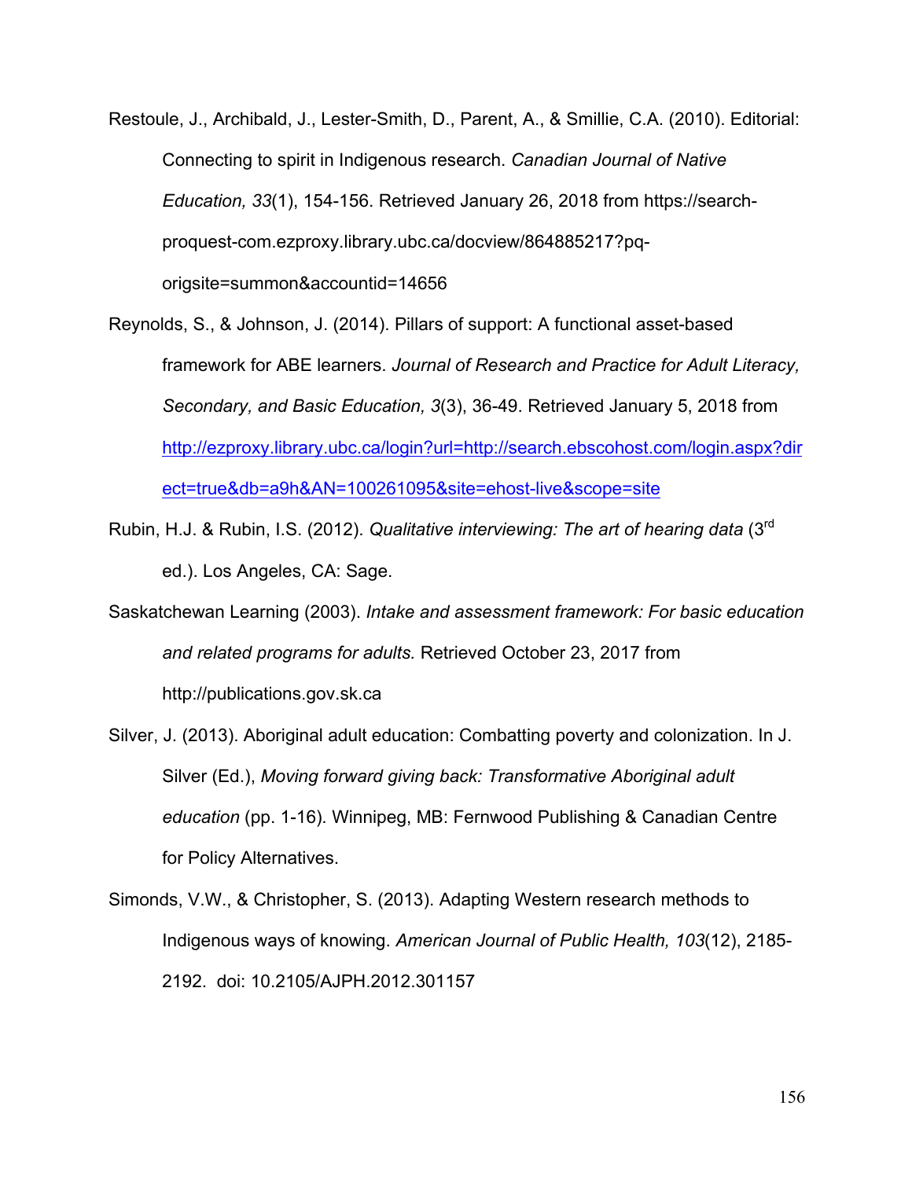Restoule, J., Archibald, J., Lester-Smith, D., Parent, A., & Smillie, C.A. (2010). Editorial: Connecting to spirit in Indigenous research. *Canadian Journal of Native Education, 33*(1), 154-156. Retrieved January 26, 2018 from https://search-proquest-com.ezproxy.library.ubc.ca/docview/864885217?pq-origsite=summon&accountid=14656

Reynolds, S., & Johnson, J. (2014). Pillars of support: A functional asset-based framework for ABE learners. *Journal of Research and Practice for Adult Literacy, Secondary, and Basic Education, 3*(3), 36-49. Retrieved January 5, 2018 from http://ezproxy.library.ubc.ca/login?url=http://search.ebscohost.com/login.aspx?direct=true&db=a9h&AN=100261095&site=ehost-live&scope=site

Rubin, H.J. & Rubin, I.S. (2012). *Qualitative interviewing: The art of hearing data* (3rd ed.). Los Angeles, CA: Sage.

Saskatchewan Learning (2003). *Intake and assessment framework: For basic education and related programs for adults.* Retrieved October 23, 2017 from http://publications.gov.sk.ca

Silver, J. (2013). Aboriginal adult education: Combatting poverty and colonization. In J. Silver (Ed.), *Moving forward giving back: Transformative Aboriginal adult education* (pp. 1-16). Winnipeg, MB: Fernwood Publishing & Canadian Centre for Policy Alternatives.

Simonds, V.W., & Christopher, S. (2013). Adapting Western research methods to Indigenous ways of knowing. *American Journal of Public Health, 103*(12), 2185-2192. doi: 10.2105/AJPH.2012.301157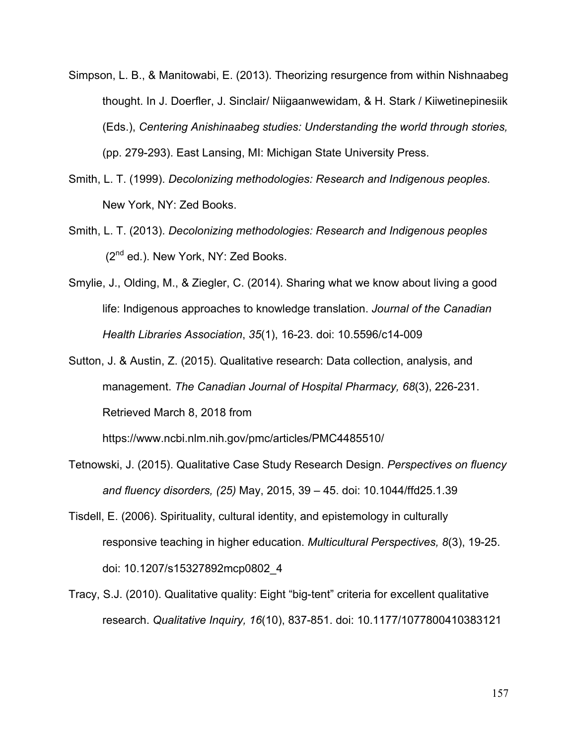Simpson, L. B., & Manitowabi, E. (2013). Theorizing resurgence from within Nishnaabeg thought. In J. Doerfler, J. Sinclair/ Niigaanwewidam, & H. Stark / Kiiwetinepinesiik (Eds.), *Centering Anishinaabeg studies: Understanding the world through stories,* (pp. 279-293). East Lansing, MI: Michigan State University Press.

Smith, L. T. (1999). *Decolonizing methodologies: Research and Indigenous peoples*. New York, NY: Zed Books.

Smith, L. T. (2013). *Decolonizing methodologies: Research and Indigenous peoples* (2nd ed.). New York, NY: Zed Books.

Smylie, J., Olding, M., & Ziegler, C. (2014). Sharing what we know about living a good life: Indigenous approaches to knowledge translation. *Journal of the Canadian Health Libraries Association*, *35*(1), 16-23. doi: 10.5596/c14-009

Sutton, J. & Austin, Z. (2015). Qualitative research: Data collection, analysis, and management. *The Canadian Journal of Hospital Pharmacy, 68*(3), 226-231. Retrieved March 8, 2018 from https://www.ncbi.nlm.nih.gov/pmc/articles/PMC4485510/

Tetnowski, J. (2015). Qualitative Case Study Research Design. *Perspectives on fluency and fluency disorders, (25)* May, 2015, 39 – 45. doi: 10.1044/ffd25.1.39

Tisdell, E. (2006). Spirituality, cultural identity, and epistemology in culturally responsive teaching in higher education. *Multicultural Perspectives, 8*(3), 19-25. doi: 10.1207/s15327892mcp0802_4

Tracy, S.J. (2010). Qualitative quality: Eight "big-tent" criteria for excellent qualitative research. *Qualitative Inquiry, 16*(10), 837-851. doi: 10.1177/1077800410383121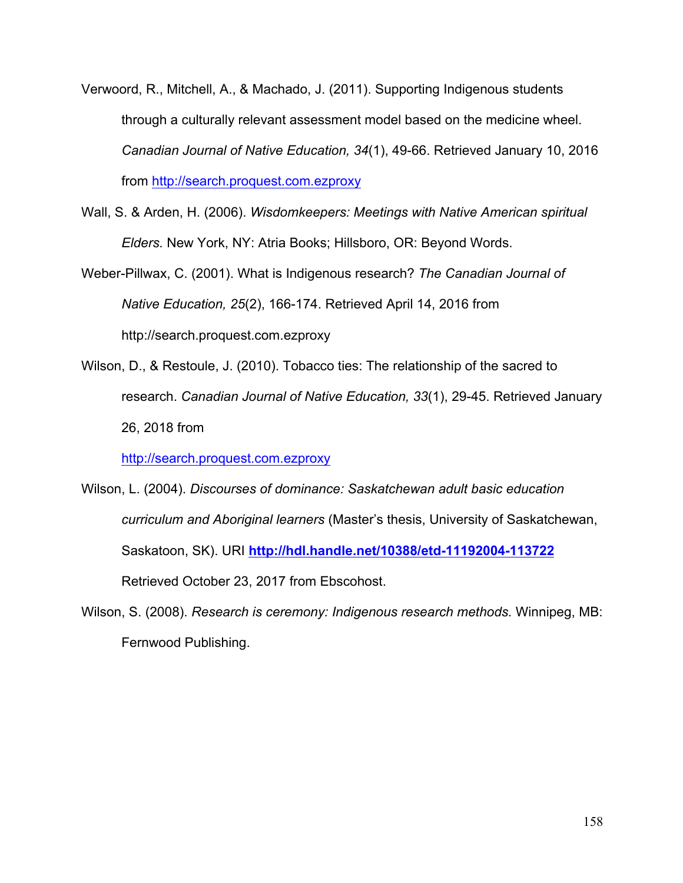Verwoord, R., Mitchell, A., & Machado, J. (2011). Supporting Indigenous students through a culturally relevant assessment model based on the medicine wheel. *Canadian Journal of Native Education, 34*(1), 49-66. Retrieved January 10, 2016 from http://search.proquest.com.ezproxy

Wall, S. & Arden, H. (2006). *Wisdomkeepers: Meetings with Native American spiritual Elders.* New York, NY: Atria Books; Hillsboro, OR: Beyond Words.

Weber-Pillwax, C. (2001). What is Indigenous research? *The Canadian Journal of Native Education, 25*(2), 166-174. Retrieved April 14, 2016 from http://search.proquest.com.ezproxy

Wilson, D., & Restoule, J. (2010). Tobacco ties: The relationship of the sacred to research. *Canadian Journal of Native Education, 33*(1), 29-45. Retrieved January 26, 2018 from http://search.proquest.com.ezproxy

Wilson, L. (2004). *Discourses of dominance: Saskatchewan adult basic education curriculum and Aboriginal learners* (Master's thesis, University of Saskatchewan, Saskatoon, SK). URI **http://hdl.handle.net/10388/etd-11192004-113722** Retrieved October 23, 2017 from Ebscohost.

Wilson, S. (2008). *Research is ceremony: Indigenous research methods.* Winnipeg, MB: Fernwood Publishing.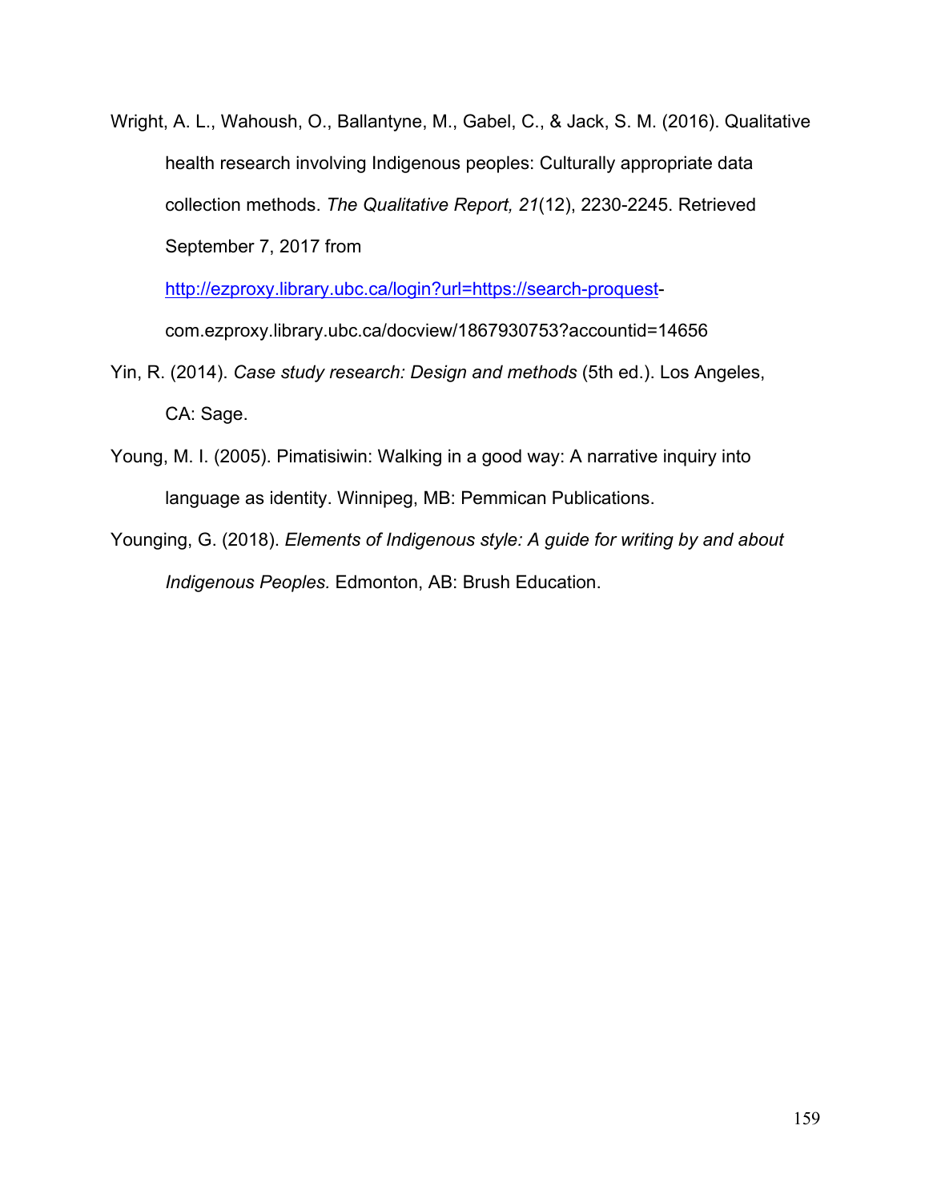Wright, A. L., Wahoush, O., Ballantyne, M., Gabel, C., & Jack, S. M. (2016). Qualitative health research involving Indigenous peoples: Culturally appropriate data collection methods. *The Qualitative Report, 21*(12), 2230-2245. Retrieved September 7, 2017 from http://ezproxy.library.ubc.ca/login?url=https://search-proquest-com.ezproxy.library.ubc.ca/docview/1867930753?accountid=14656

Yin, R. (2014). *Case study research: Design and methods* (5th ed.). Los Angeles, CA: Sage.

Young, M. I. (2005). Pimatisiwin: Walking in a good way: A narrative inquiry into language as identity. Winnipeg, MB: Pemmican Publications.

Younging, G. (2018). *Elements of Indigenous style: A guide for writing by and about Indigenous Peoples.* Edmonton, AB: Brush Education.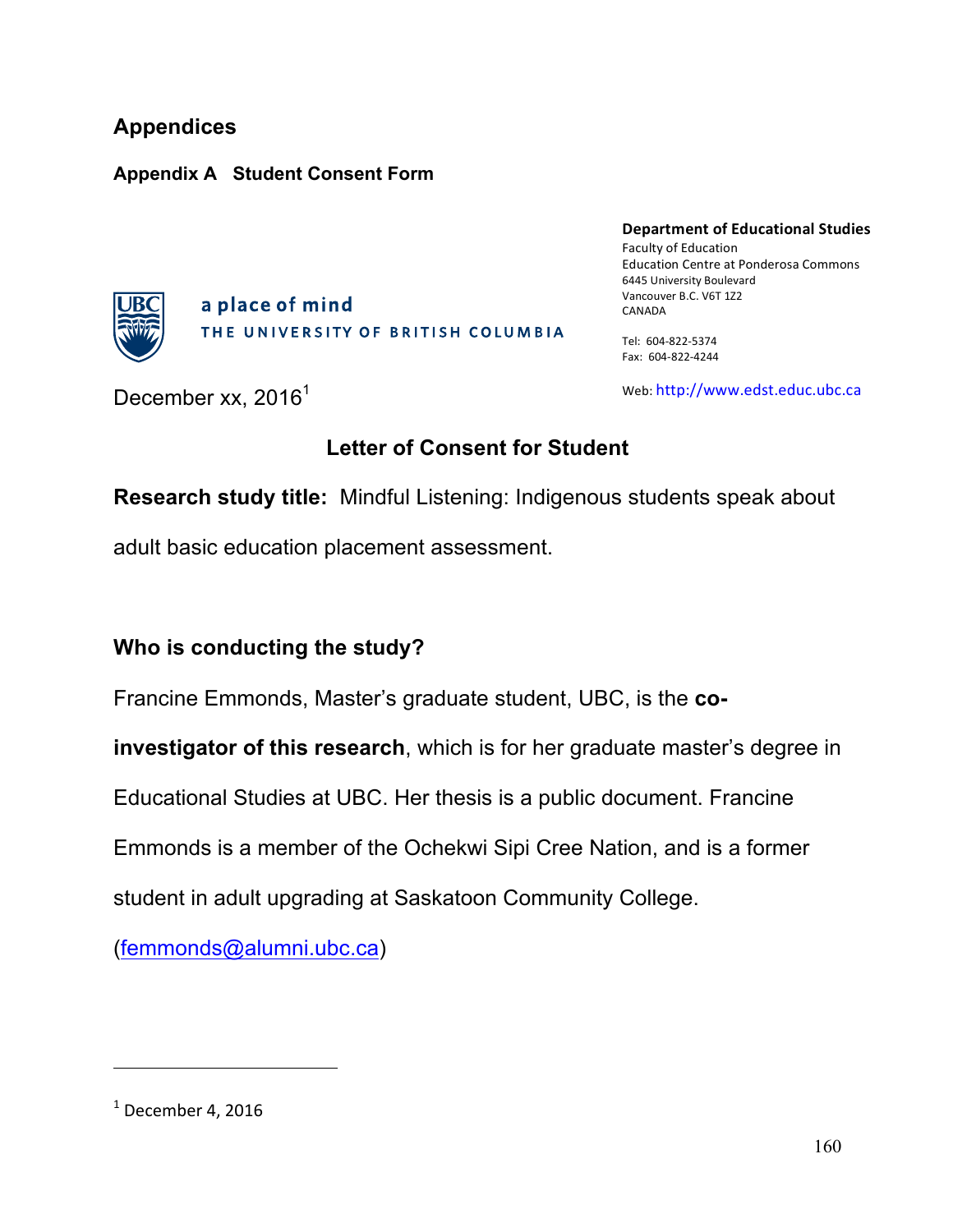# Appendices

## Appendix A Student Consent Form

a place of mind
THE UNIVERSITY OF BRITISH COLUMBIA

**Department of Educational Studies**
Faculty of Education
Education Centre at Ponderosa Commons
6445 University Boulevard
Vancouver B.C. V6T 1Z2
CANADA

Tel: 604-822-5374
Fax: 604-822-4244

Web: http://www.edst.educ.ubc.ca

December xx, 2016[1]

### Letter of Consent for Student

**Research study title:** Mindful Listening: Indigenous students speak about adult basic education placement assessment.

### Who is conducting the study?

Francine Emmonds, Master's graduate student, UBC, is the **co-investigator of this research**, which is for her graduate master's degree in Educational Studies at UBC. Her thesis is a public document. Francine Emmonds is a member of the Ochekwi Sipi Cree Nation, and is a former student in adult upgrading at Saskatoon Community College. (femmonds@alumni.ubc.ca)

---

[1] December 4, 2016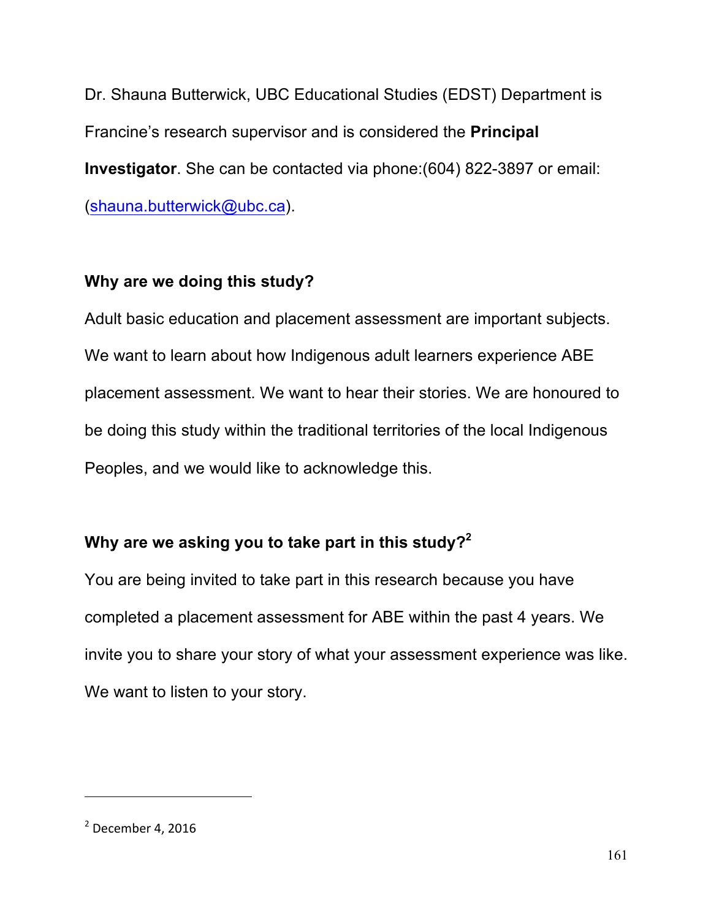Dr. Shauna Butterwick, UBC Educational Studies (EDST) Department is Francine's research supervisor and is considered the **Principal Investigator**. She can be contacted via phone:(604) 822-3897 or email: (shauna.butterwick@ubc.ca).

**Why are we doing this study?**

Adult basic education and placement assessment are important subjects. We want to learn about how Indigenous adult learners experience ABE placement assessment. We want to hear their stories. We are honoured to be doing this study within the traditional territories of the local Indigenous Peoples, and we would like to acknowledge this.

**Why are we asking you to take part in this study?**[2]

You are being invited to take part in this research because you have completed a placement assessment for ABE within the past 4 years. We invite you to share your story of what your assessment experience was like. We want to listen to your story.

---

[2] December 4, 2016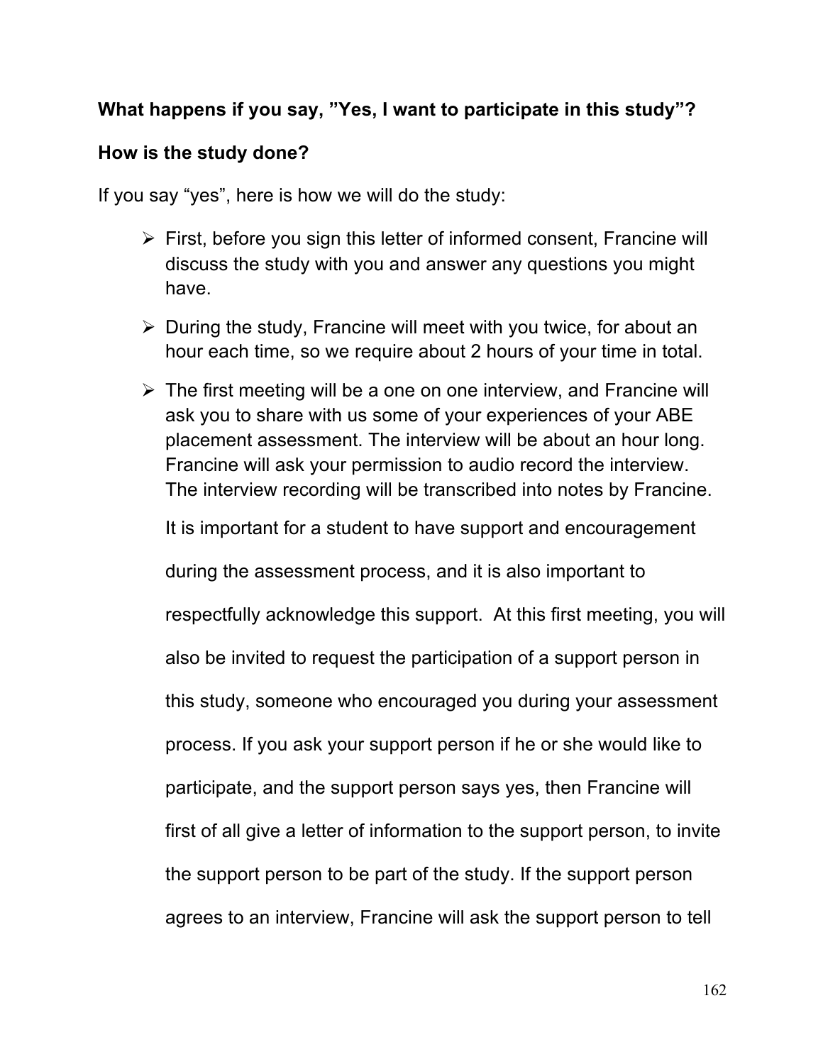**What happens if you say, ”Yes, I want to participate in this study”?**

**How is the study done?**

If you say “yes”, here is how we will do the study:

- First, before you sign this letter of informed consent, Francine will discuss the study with you and answer any questions you might have.
- During the study, Francine will meet with you twice, for about an hour each time, so we require about 2 hours of your time in total.
- The first meeting will be a one on one interview, and Francine will ask you to share with us some of your experiences of your ABE placement assessment. The interview will be about an hour long. Francine will ask your permission to audio record the interview. The interview recording will be transcribed into notes by Francine.

  It is important for a student to have support and encouragement during the assessment process, and it is also important to respectfully acknowledge this support. At this first meeting, you will also be invited to request the participation of a support person in this study, someone who encouraged you during your assessment process. If you ask your support person if he or she would like to participate, and the support person says yes, then Francine will first of all give a letter of information to the support person, to invite the support person to be part of the study. If the support person agrees to an interview, Francine will ask the support person to tell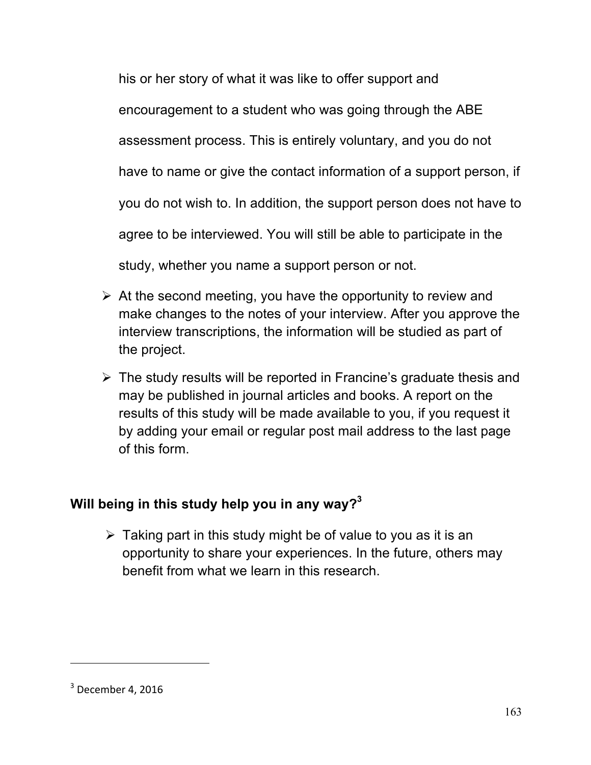his or her story of what it was like to offer support and encouragement to a student who was going through the ABE assessment process. This is entirely voluntary, and you do not have to name or give the contact information of a support person, if you do not wish to. In addition, the support person does not have to agree to be interviewed. You will still be able to participate in the study, whether you name a support person or not.

- At the second meeting, you have the opportunity to review and make changes to the notes of your interview. After you approve the interview transcriptions, the information will be studied as part of the project.
- The study results will be reported in Francine's graduate thesis and may be published in journal articles and books. A report on the results of this study will be made available to you, if you request it by adding your email or regular post mail address to the last page of this form.

### Will being in this study help you in any way?[3]

- Taking part in this study might be of value to you as it is an opportunity to share your experiences. In the future, others may benefit from what we learn in this research.

[3] December 4, 2016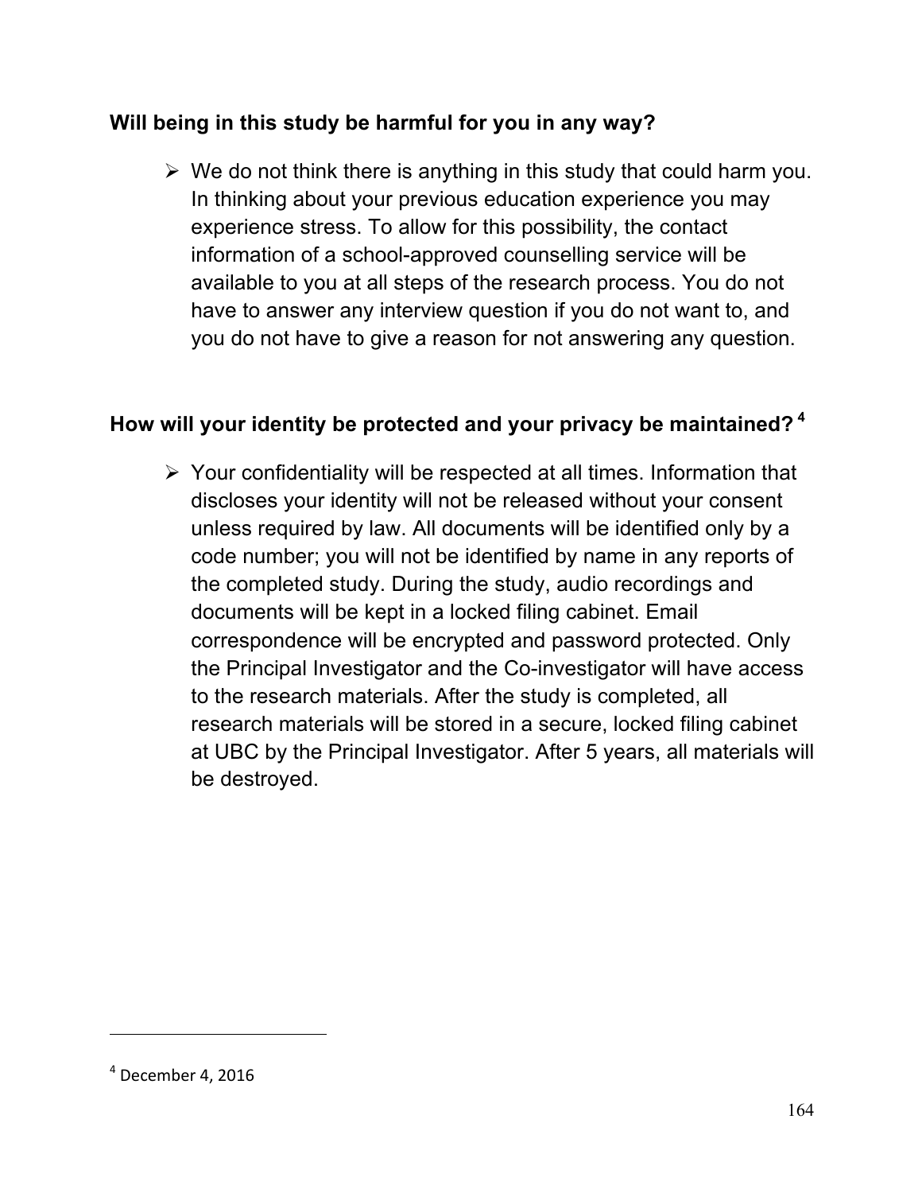**Will being in this study be harmful for you in any way?**

- We do not think there is anything in this study that could harm you. In thinking about your previous education experience you may experience stress. To allow for this possibility, the contact information of a school-approved counselling service will be available to you at all steps of the research process. You do not have to answer any interview question if you do not want to, and you do not have to give a reason for not answering any question.

**How will your identity be protected and your privacy be maintained?** [4]

- Your confidentiality will be respected at all times. Information that discloses your identity will not be released without your consent unless required by law. All documents will be identified only by a code number; you will not be identified by name in any reports of the completed study. During the study, audio recordings and documents will be kept in a locked filing cabinet. Email correspondence will be encrypted and password protected. Only the Principal Investigator and the Co-investigator will have access to the research materials. After the study is completed, all research materials will be stored in a secure, locked filing cabinet at UBC by the Principal Investigator. After 5 years, all materials will be destroyed.

---

[4] December 4, 2016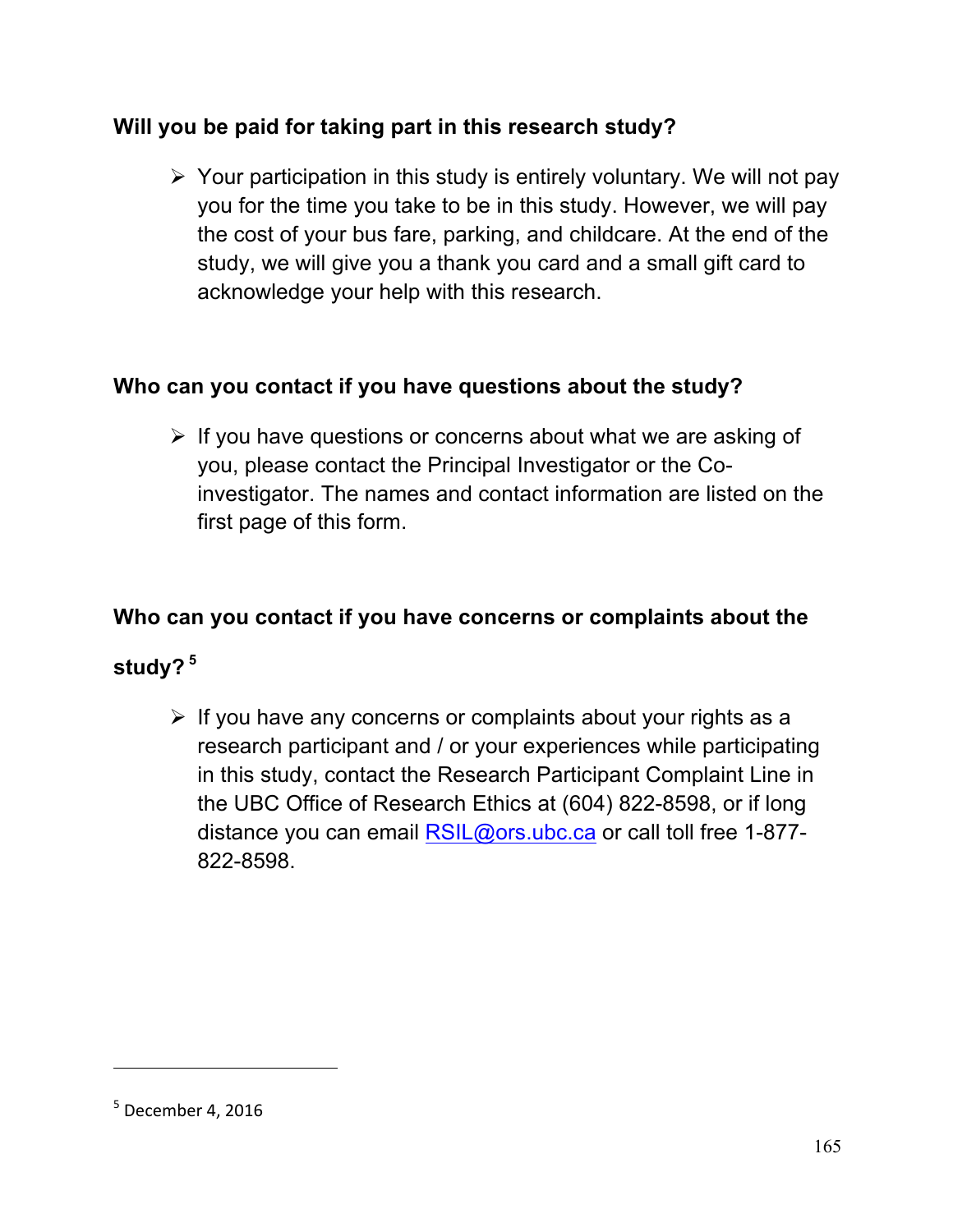**Will you be paid for taking part in this research study?**

- Your participation in this study is entirely voluntary. We will not pay you for the time you take to be in this study. However, we will pay the cost of your bus fare, parking, and childcare. At the end of the study, we will give you a thank you card and a small gift card to acknowledge your help with this research.

**Who can you contact if you have questions about the study?**

- If you have questions or concerns about what we are asking of you, please contact the Principal Investigator or the Co-investigator. The names and contact information are listed on the first page of this form.

**Who can you contact if you have concerns or complaints about the study?** [5]

- If you have any concerns or complaints about your rights as a research participant and / or your experiences while participating in this study, contact the Research Participant Complaint Line in the UBC Office of Research Ethics at (604) 822-8598, or if long distance you can email RSIL@ors.ubc.ca or call toll free 1-877-822-8598.

---

[5] December 4, 2016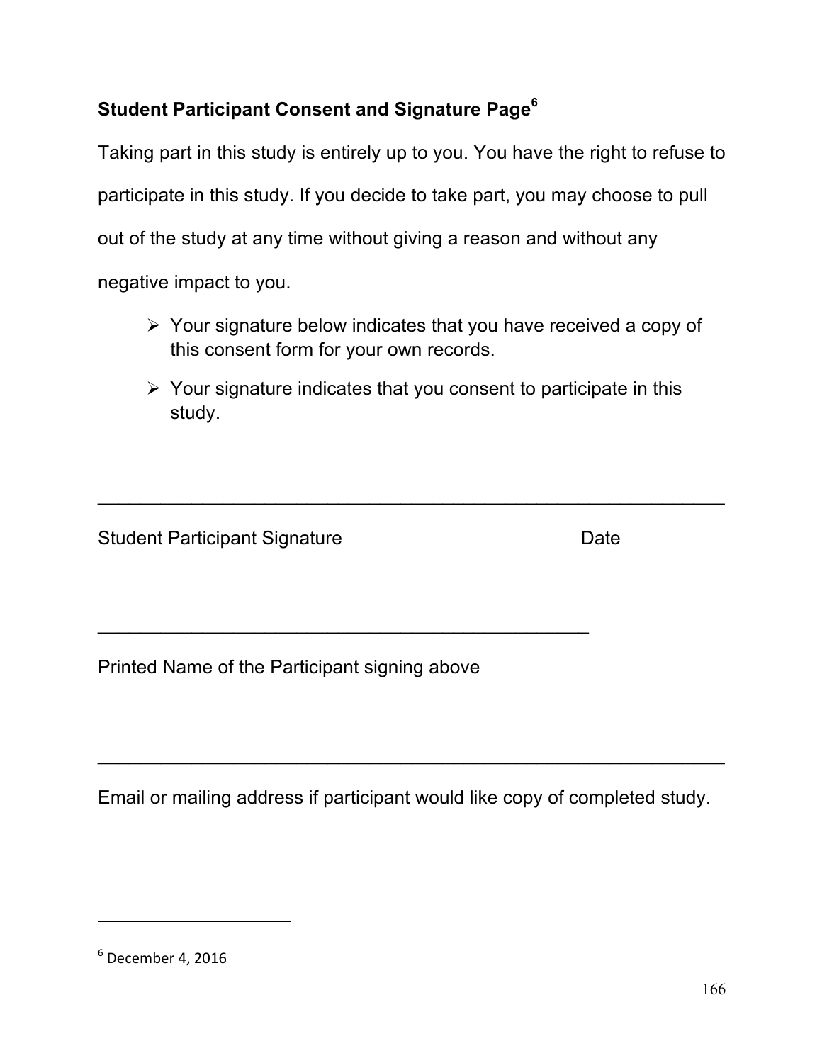**Student Participant Consent and Signature Page**[6]

Taking part in this study is entirely up to you. You have the right to refuse to participate in this study. If you decide to take part, you may choose to pull out of the study at any time without giving a reason and without any negative impact to you.

- Your signature below indicates that you have received a copy of this consent form for your own records.
- Your signature indicates that you consent to participate in this study.

\_\_\_\_\_\_\_\_\_\_\_\_\_\_\_\_\_\_\_\_\_\_\_\_\_\_\_\_\_\_\_\_\_\_\_\_\_\_\_\_\_\_\_\_\_\_\_\_\_\_\_\_\_\_\_\_\_\_\_\_

Student Participant Signature                                        Date

\_\_\_\_\_\_\_\_\_\_\_\_\_\_\_\_\_\_\_\_\_\_\_\_\_\_\_\_\_\_\_\_\_\_\_\_\_\_\_\_\_\_\_\_\_\_

Printed Name of the Participant signing above

\_\_\_\_\_\_\_\_\_\_\_\_\_\_\_\_\_\_\_\_\_\_\_\_\_\_\_\_\_\_\_\_\_\_\_\_\_\_\_\_\_\_\_\_\_\_\_\_\_\_\_\_\_\_\_\_\_\_\_\_

Email or mailing address if participant would like copy of completed study.

---

[6] December 4, 2016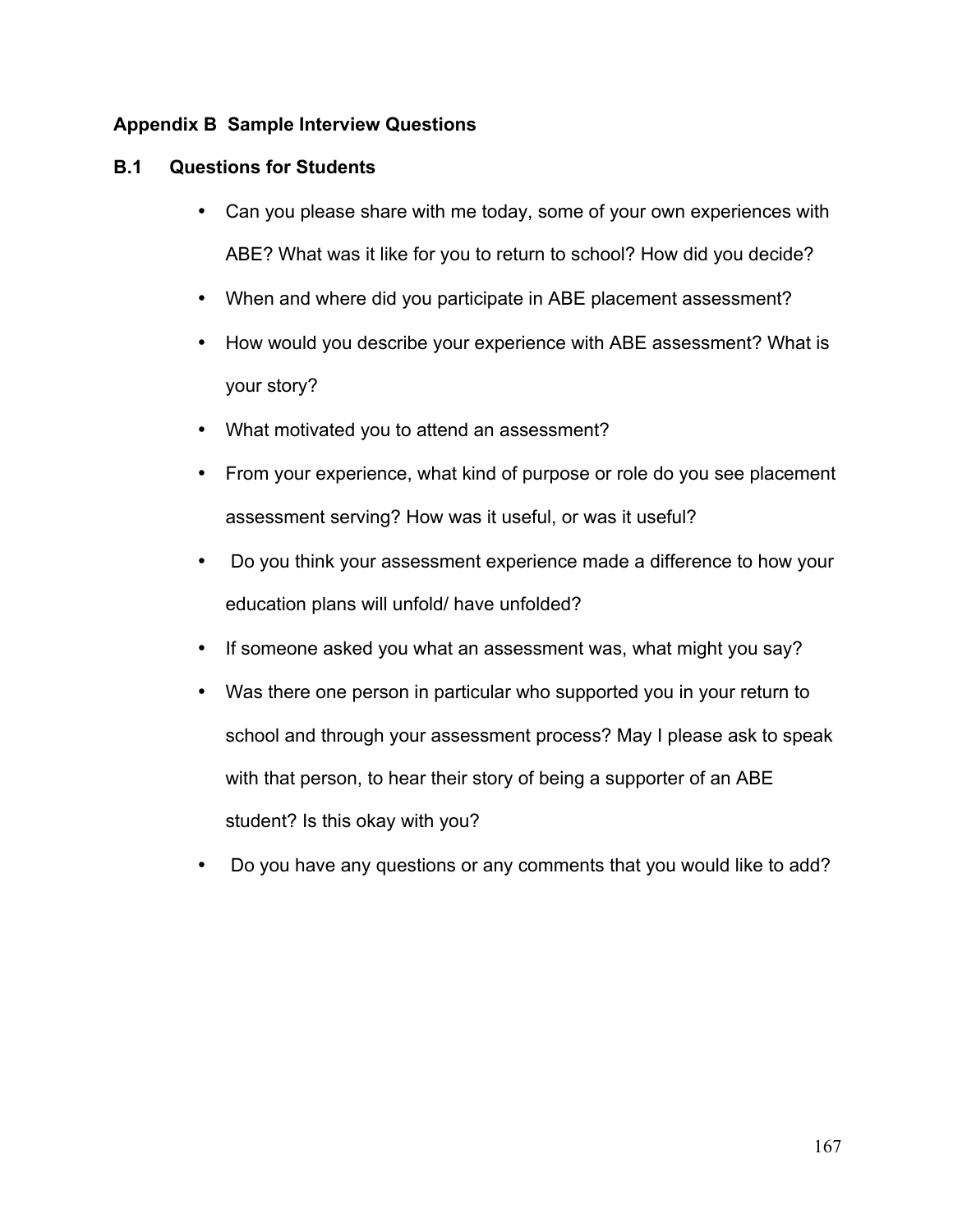# Appendix B  Sample Interview Questions

## B.1 Questions for Students

- Can you please share with me today, some of your own experiences with ABE? What was it like for you to return to school? How did you decide?
- When and where did you participate in ABE placement assessment?
- How would you describe your experience with ABE assessment? What is your story?
- What motivated you to attend an assessment?
- From your experience, what kind of purpose or role do you see placement assessment serving? How was it useful, or was it useful?
- Do you think your assessment experience made a difference to how your education plans will unfold/ have unfolded?
- If someone asked you what an assessment was, what might you say?
- Was there one person in particular who supported you in your return to school and through your assessment process? May I please ask to speak with that person, to hear their story of being a supporter of an ABE student? Is this okay with you?
- Do you have any questions or any comments that you would like to add?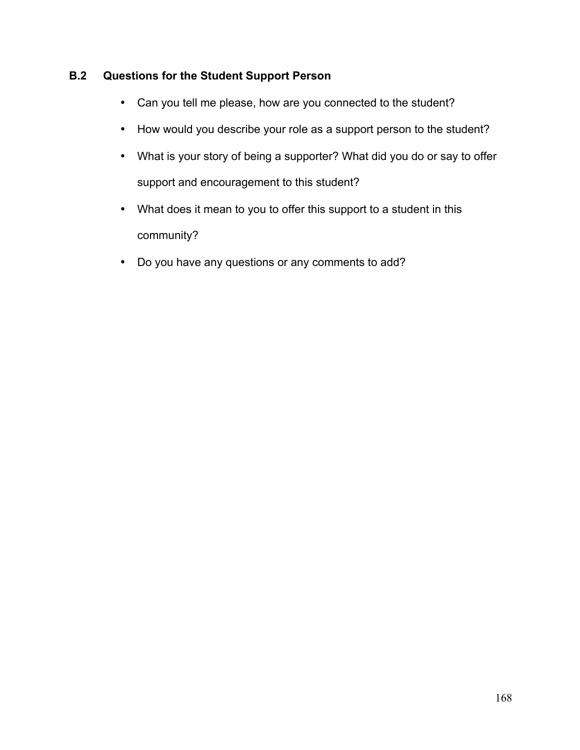### B.2 Questions for the Student Support Person

- Can you tell me please, how are you connected to the student?
- How would you describe your role as a support person to the student?
- What is your story of being a supporter? What did you do or say to offer support and encouragement to this student?
- What does it mean to you to offer this support to a student in this community?
- Do you have any questions or any comments to add?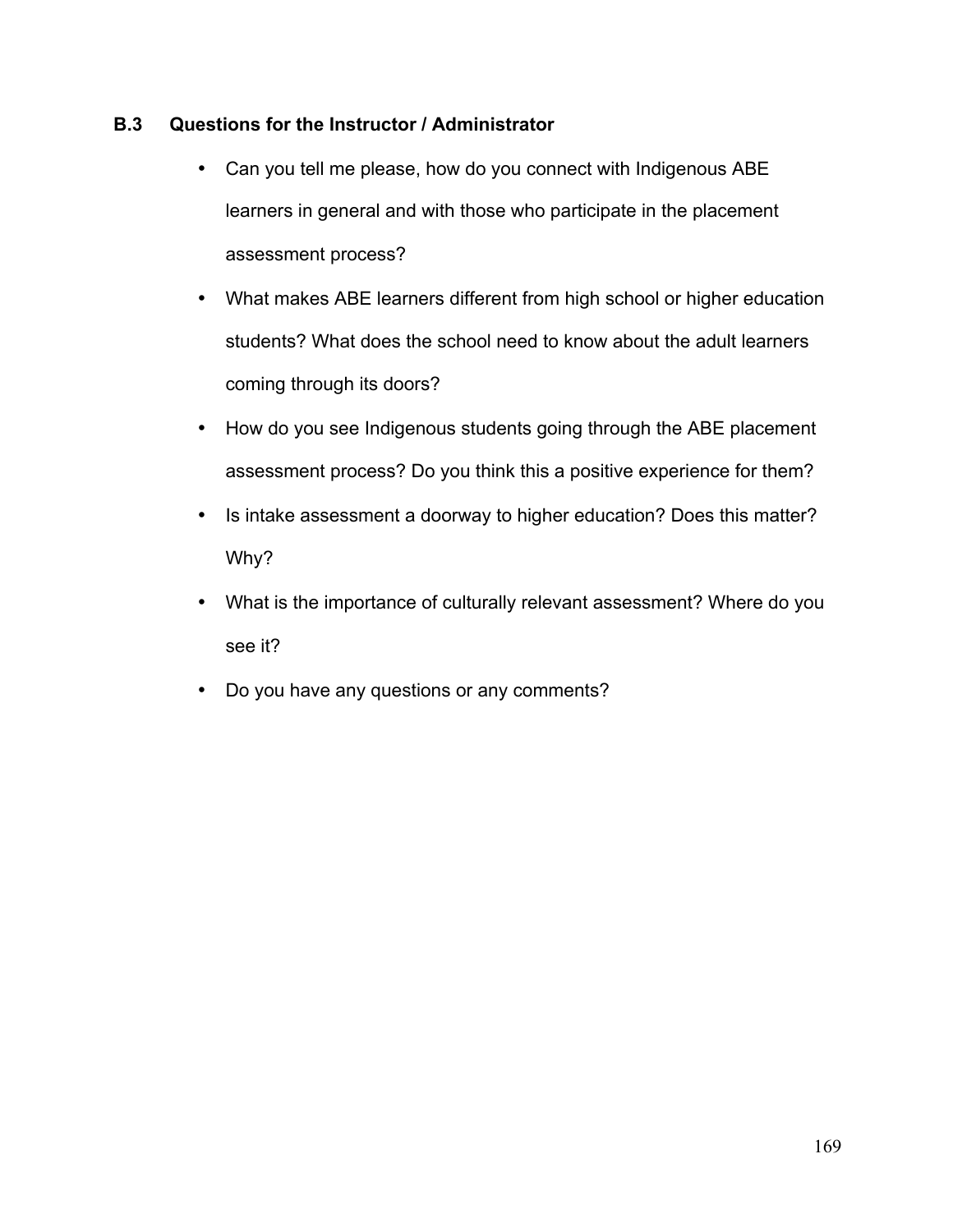### B.3 Questions for the Instructor / Administrator

- Can you tell me please, how do you connect with Indigenous ABE learners in general and with those who participate in the placement assessment process?
- What makes ABE learners different from high school or higher education students? What does the school need to know about the adult learners coming through its doors?
- How do you see Indigenous students going through the ABE placement assessment process? Do you think this a positive experience for them?
- Is intake assessment a doorway to higher education? Does this matter? Why?
- What is the importance of culturally relevant assessment? Where do you see it?
- Do you have any questions or any comments?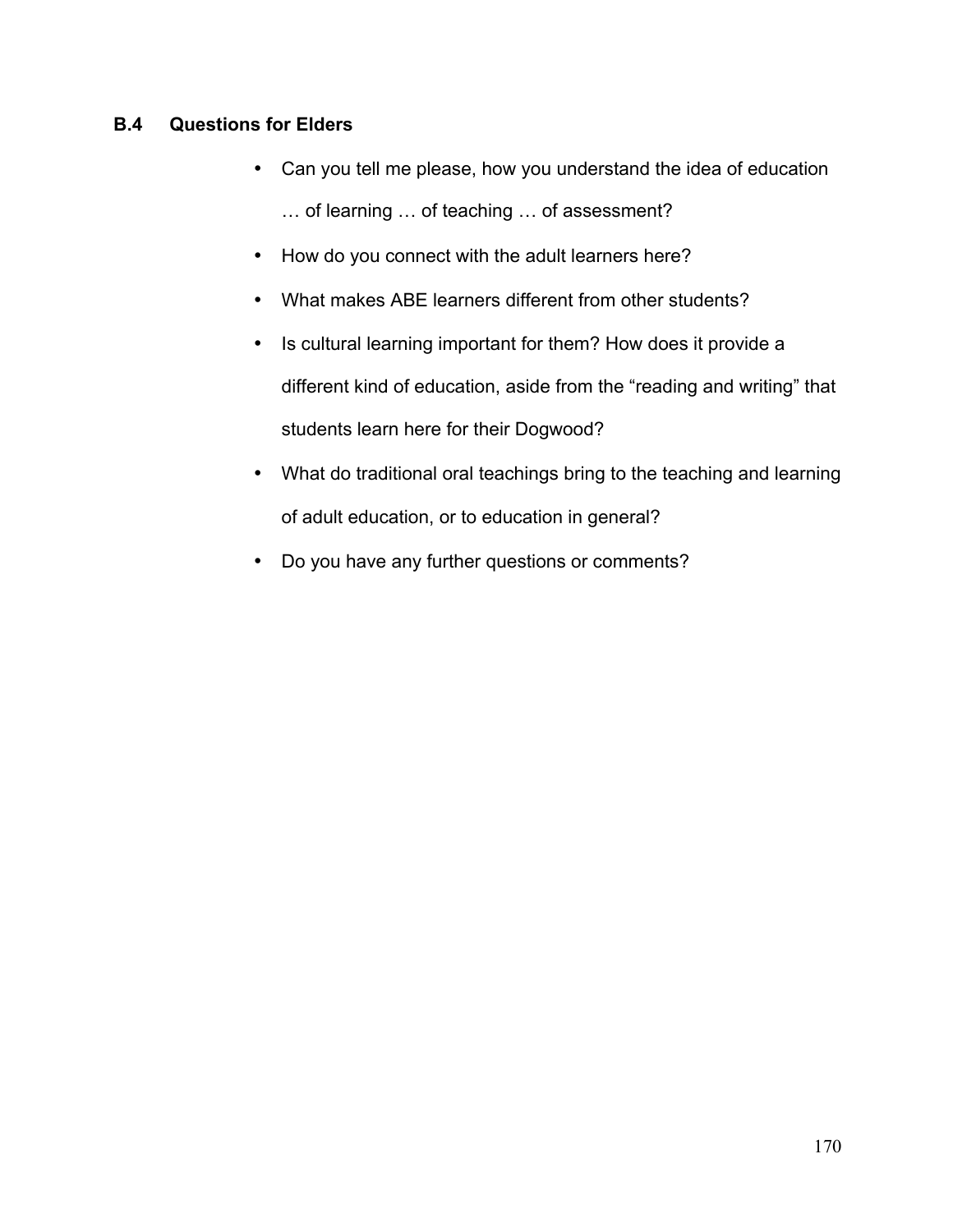### B.4 Questions for Elders

- Can you tell me please, how you understand the idea of education … of learning … of teaching … of assessment?
- How do you connect with the adult learners here?
- What makes ABE learners different from other students?
- Is cultural learning important for them? How does it provide a different kind of education, aside from the “reading and writing” that students learn here for their Dogwood?
- What do traditional oral teachings bring to the teaching and learning of adult education, or to education in general?
- Do you have any further questions or comments?